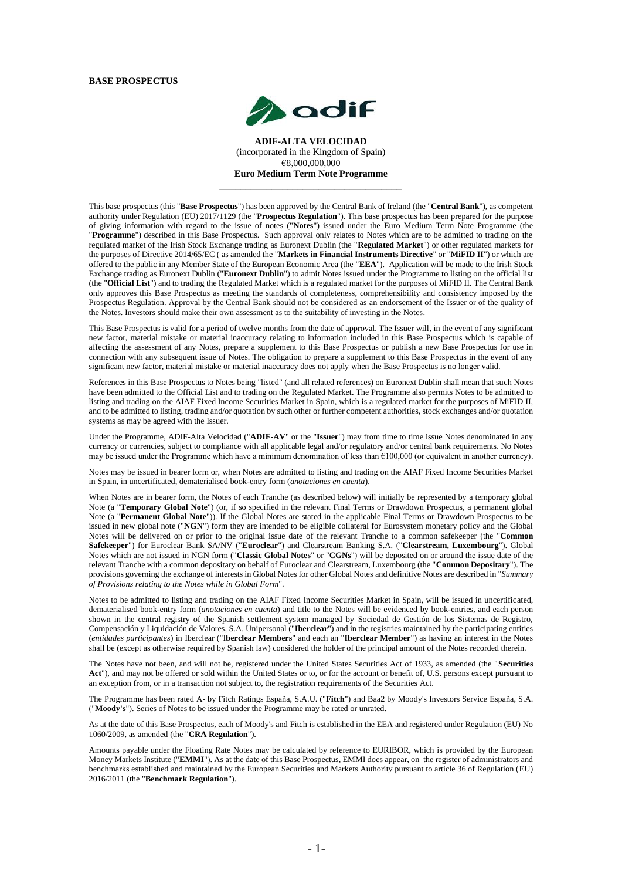**BASE PROSPECTUS**

**ADIF-ALTA VELOCIDAD**
(incorporated in the Kingdom of Spain)
€8,000,000,000
**Euro Medium Term Note Programme**

---

This base prospectus (this "**Base Prospectus**") has been approved by the Central Bank of Ireland (the "**Central Bank**"), as competent authority under Regulation (EU) 2017/1129 (the "**Prospectus Regulation**"). This base prospectus has been prepared for the purpose of giving information with regard to the issue of notes ("**Notes**") issued under the Euro Medium Term Note Programme (the "**Programme**") described in this Base Prospectus. Such approval only relates to Notes which are to be admitted to trading on the regulated market of the Irish Stock Exchange trading as Euronext Dublin (the "**Regulated Market**") or other regulated markets for the purposes of Directive 2014/65/EC ( as amended the "**Markets in Financial Instruments Directive**" or "**MiFID II**") or which are offered to the public in any Member State of the European Economic Area (the "**EEA**"). Application will be made to the Irish Stock Exchange trading as Euronext Dublin ("**Euronext Dublin**") to admit Notes issued under the Programme to listing on the official list (the "**Official List**") and to trading the Regulated Market which is a regulated market for the purposes of MiFID II. The Central Bank only approves this Base Prospectus as meeting the standards of completeness, comprehensibility and consistency imposed by the Prospectus Regulation. Approval by the Central Bank should not be considered as an endorsement of the Issuer or of the quality of the Notes. Investors should make their own assessment as to the suitability of investing in the Notes.

This Base Prospectus is valid for a period of twelve months from the date of approval. The Issuer will, in the event of any significant new factor, material mistake or material inaccuracy relating to information included in this Base Prospectus which is capable of affecting the assessment of any Notes, prepare a supplement to this Base Prospectus or publish a new Base Prospectus for use in connection with any subsequent issue of Notes. The obligation to prepare a supplement to this Base Prospectus in the event of any significant new factor, material mistake or material inaccuracy does not apply when the Base Prospectus is no longer valid.

References in this Base Prospectus to Notes being "listed" (and all related references) on Euronext Dublin shall mean that such Notes have been admitted to the Official List and to trading on the Regulated Market. The Programme also permits Notes to be admitted to listing and trading on the AIAF Fixed Income Securities Market in Spain, which is a regulated market for the purposes of MiFID II, and to be admitted to listing, trading and/or quotation by such other or further competent authorities, stock exchanges and/or quotation systems as may be agreed with the Issuer.

Under the Programme, ADIF-Alta Velocidad ("**ADIF-AV**" or the "**Issuer**") may from time to time issue Notes denominated in any currency or currencies, subject to compliance with all applicable legal and/or regulatory and/or central bank requirements. No Notes may be issued under the Programme which have a minimum denomination of less than €100,000 (or equivalent in another currency).

Notes may be issued in bearer form or, when Notes are admitted to listing and trading on the AIAF Fixed Income Securities Market in Spain, in uncertificated, dematerialised book-entry form (*anotaciones en cuenta*).

When Notes are in bearer form, the Notes of each Tranche (as described below) will initially be represented by a temporary global Note (a "**Temporary Global Note**") (or, if so specified in the relevant Final Terms or Drawdown Prospectus, a permanent global Note (a "**Permanent Global Note**")). If the Global Notes are stated in the applicable Final Terms or Drawdown Prospectus to be issued in new global note ("**NGN**") form they are intended to be eligible collateral for Eurosystem monetary policy and the Global Notes will be delivered on or prior to the original issue date of the relevant Tranche to a common safekeeper (the "**Common Safekeeper**") for Euroclear Bank SA/NV ("**Euroclear**") and Clearstream Banking S.A. ("**Clearstream, Luxembourg**"). Global Notes which are not issued in NGN form ("**Classic Global Notes**" or "**CGNs**") will be deposited on or around the issue date of the relevant Tranche with a common depositary on behalf of Euroclear and Clearstream, Luxembourg (the "**Common Depositary**"). The provisions governing the exchange of interests in Global Notes for other Global Notes and definitive Notes are described in "*Summary of Provisions relating to the Notes while in Global Form*".

Notes to be admitted to listing and trading on the AIAF Fixed Income Securities Market in Spain, will be issued in uncertificated, dematerialised book-entry form (*anotaciones en cuenta*) and title to the Notes will be evidenced by book-entries, and each person shown in the central registry of the Spanish settlement system managed by Sociedad de Gestión de los Sistemas de Registro, Compensación y Liquidación de Valores, S.A. Unipersonal ("**Iberclear**") and in the registries maintained by the participating entities (*entidades participantes*) in Iberclear ("I**berclear Members**" and each an "**Iberclear Member**") as having an interest in the Notes shall be (except as otherwise required by Spanish law) considered the holder of the principal amount of the Notes recorded therein.

The Notes have not been, and will not be, registered under the United States Securities Act of 1933, as amended (the "**Securities Act**"), and may not be offered or sold within the United States or to, or for the account or benefit of, U.S. persons except pursuant to an exception from, or in a transaction not subject to, the registration requirements of the Securities Act.

The Programme has been rated A- by Fitch Ratings España, S.A.U. ("**Fitch**") and Baa2 by Moody's Investors Service España, S.A. ("**Moody's**"). Series of Notes to be issued under the Programme may be rated or unrated.

As at the date of this Base Prospectus, each of Moody's and Fitch is established in the EEA and registered under Regulation (EU) No 1060/2009, as amended (the "**CRA Regulation**").

Amounts payable under the Floating Rate Notes may be calculated by reference to EURIBOR, which is provided by the European Money Markets Institute ("**EMMI**"). As at the date of this Base Prospectus, EMMI does appear, on the register of administrators and benchmarks established and maintained by the European Securities and Markets Authority pursuant to article 36 of Regulation (EU) 2016/2011 (the "**Benchmark Regulation**").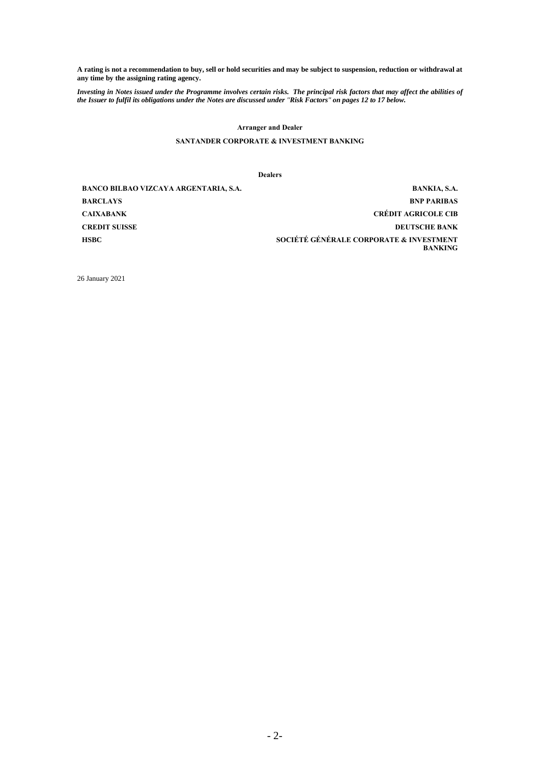**A rating is not a recommendation to buy, sell or hold securities and may be subject to suspension, reduction or withdrawal at any time by the assigning rating agency.**

***Investing in Notes issued under the Programme involves certain risks. The principal risk factors that may affect the abilities of the Issuer to fulfil its obligations under the Notes are discussed under "Risk Factors" on pages 12 to 17 below.***

**Arranger and Dealer**

**SANTANDER CORPORATE & INVESTMENT BANKING**

**Dealers**

**BANCO BILBAO VIZCAYA ARGENTARIA, S.A.**

**BANKIA, S.A.**

**BARCLAYS**

**BNP PARIBAS**

**CAIXABANK**

**CRÉDIT AGRICOLE CIB**

**CREDIT SUISSE**

**DEUTSCHE BANK**

**HSBC**

**SOCIÉTÉ GÉNÉRALE CORPORATE & INVESTMENT BANKING**

26 January 2021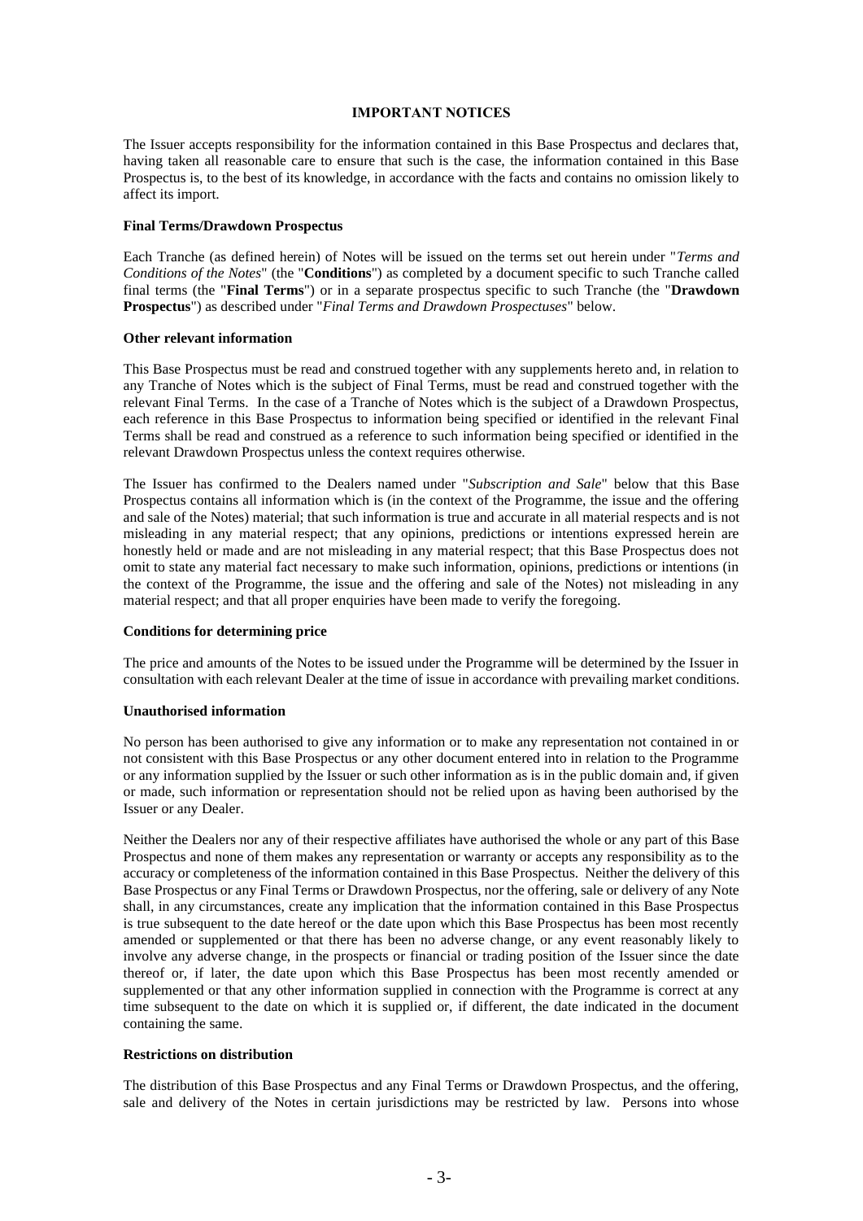## IMPORTANT NOTICES

The Issuer accepts responsibility for the information contained in this Base Prospectus and declares that, having taken all reasonable care to ensure that such is the case, the information contained in this Base Prospectus is, to the best of its knowledge, in accordance with the facts and contains no omission likely to affect its import.

### Final Terms/Drawdown Prospectus

Each Tranche (as defined herein) of Notes will be issued on the terms set out herein under "*Terms and Conditions of the Notes*" (the "**Conditions**") as completed by a document specific to such Tranche called final terms (the "**Final Terms**") or in a separate prospectus specific to such Tranche (the "**Drawdown Prospectus**") as described under "*Final Terms and Drawdown Prospectuses*" below.

### Other relevant information

This Base Prospectus must be read and construed together with any supplements hereto and, in relation to any Tranche of Notes which is the subject of Final Terms, must be read and construed together with the relevant Final Terms. In the case of a Tranche of Notes which is the subject of a Drawdown Prospectus, each reference in this Base Prospectus to information being specified or identified in the relevant Final Terms shall be read and construed as a reference to such information being specified or identified in the relevant Drawdown Prospectus unless the context requires otherwise.

The Issuer has confirmed to the Dealers named under "*Subscription and Sale*" below that this Base Prospectus contains all information which is (in the context of the Programme, the issue and the offering and sale of the Notes) material; that such information is true and accurate in all material respects and is not misleading in any material respect; that any opinions, predictions or intentions expressed herein are honestly held or made and are not misleading in any material respect; that this Base Prospectus does not omit to state any material fact necessary to make such information, opinions, predictions or intentions (in the context of the Programme, the issue and the offering and sale of the Notes) not misleading in any material respect; and that all proper enquiries have been made to verify the foregoing.

### Conditions for determining price

The price and amounts of the Notes to be issued under the Programme will be determined by the Issuer in consultation with each relevant Dealer at the time of issue in accordance with prevailing market conditions.

### Unauthorised information

No person has been authorised to give any information or to make any representation not contained in or not consistent with this Base Prospectus or any other document entered into in relation to the Programme or any information supplied by the Issuer or such other information as is in the public domain and, if given or made, such information or representation should not be relied upon as having been authorised by the Issuer or any Dealer.

Neither the Dealers nor any of their respective affiliates have authorised the whole or any part of this Base Prospectus and none of them makes any representation or warranty or accepts any responsibility as to the accuracy or completeness of the information contained in this Base Prospectus. Neither the delivery of this Base Prospectus or any Final Terms or Drawdown Prospectus, nor the offering, sale or delivery of any Note shall, in any circumstances, create any implication that the information contained in this Base Prospectus is true subsequent to the date hereof or the date upon which this Base Prospectus has been most recently amended or supplemented or that there has been no adverse change, or any event reasonably likely to involve any adverse change, in the prospects or financial or trading position of the Issuer since the date thereof or, if later, the date upon which this Base Prospectus has been most recently amended or supplemented or that any other information supplied in connection with the Programme is correct at any time subsequent to the date on which it is supplied or, if different, the date indicated in the document containing the same.

### Restrictions on distribution

The distribution of this Base Prospectus and any Final Terms or Drawdown Prospectus, and the offering, sale and delivery of the Notes in certain jurisdictions may be restricted by law. Persons into whose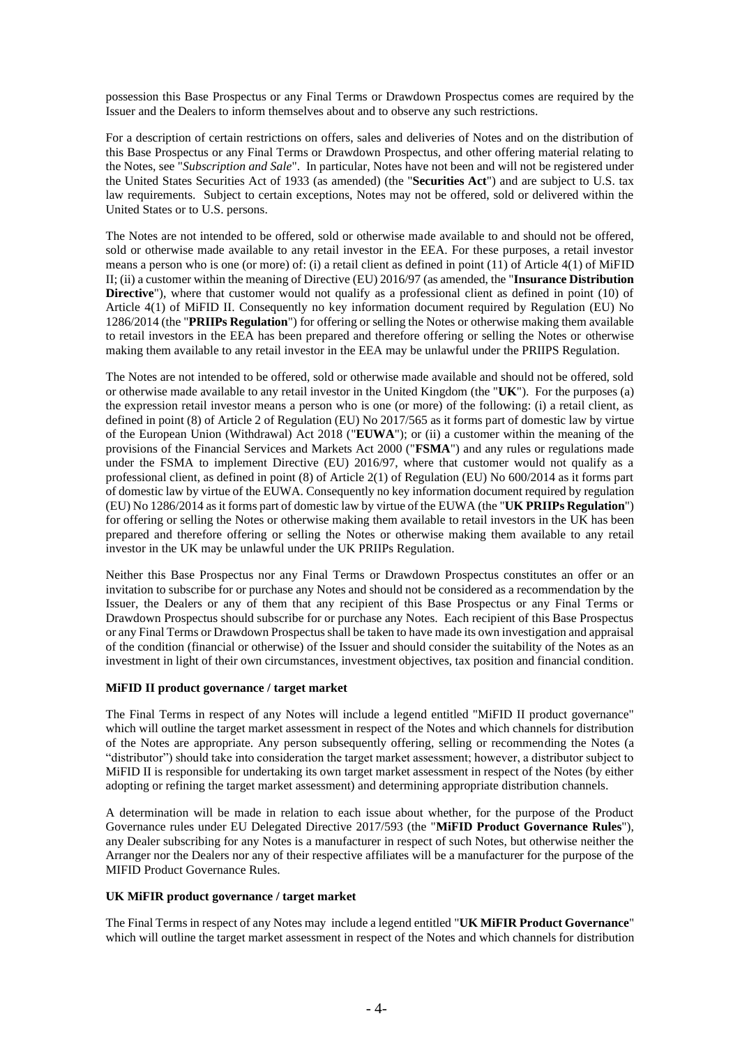possession this Base Prospectus or any Final Terms or Drawdown Prospectus comes are required by the Issuer and the Dealers to inform themselves about and to observe any such restrictions.

For a description of certain restrictions on offers, sales and deliveries of Notes and on the distribution of this Base Prospectus or any Final Terms or Drawdown Prospectus, and other offering material relating to the Notes, see "*Subscription and Sale*". In particular, Notes have not been and will not be registered under the United States Securities Act of 1933 (as amended) (the "**Securities Act**") and are subject to U.S. tax law requirements. Subject to certain exceptions, Notes may not be offered, sold or delivered within the United States or to U.S. persons.

The Notes are not intended to be offered, sold or otherwise made available to and should not be offered, sold or otherwise made available to any retail investor in the EEA. For these purposes, a retail investor means a person who is one (or more) of: (i) a retail client as defined in point (11) of Article 4(1) of MiFID II; (ii) a customer within the meaning of Directive (EU) 2016/97 (as amended, the "**Insurance Distribution Directive**"), where that customer would not qualify as a professional client as defined in point (10) of Article 4(1) of MiFID II. Consequently no key information document required by Regulation (EU) No 1286/2014 (the "**PRIIPs Regulation**") for offering or selling the Notes or otherwise making them available to retail investors in the EEA has been prepared and therefore offering or selling the Notes or otherwise making them available to any retail investor in the EEA may be unlawful under the PRIIPS Regulation.

The Notes are not intended to be offered, sold or otherwise made available and should not be offered, sold or otherwise made available to any retail investor in the United Kingdom (the "**UK**"). For the purposes (a) the expression retail investor means a person who is one (or more) of the following: (i) a retail client, as defined in point (8) of Article 2 of Regulation (EU) No 2017/565 as it forms part of domestic law by virtue of the European Union (Withdrawal) Act 2018 ("**EUWA**"); or (ii) a customer within the meaning of the provisions of the Financial Services and Markets Act 2000 ("**FSMA**") and any rules or regulations made under the FSMA to implement Directive (EU) 2016/97, where that customer would not qualify as a professional client, as defined in point (8) of Article 2(1) of Regulation (EU) No 600/2014 as it forms part of domestic law by virtue of the EUWA. Consequently no key information document required by regulation (EU) No 1286/2014 as it forms part of domestic law by virtue of the EUWA (the "**UK PRIIPs Regulation**") for offering or selling the Notes or otherwise making them available to retail investors in the UK has been prepared and therefore offering or selling the Notes or otherwise making them available to any retail investor in the UK may be unlawful under the UK PRIIPs Regulation.

Neither this Base Prospectus nor any Final Terms or Drawdown Prospectus constitutes an offer or an invitation to subscribe for or purchase any Notes and should not be considered as a recommendation by the Issuer, the Dealers or any of them that any recipient of this Base Prospectus or any Final Terms or Drawdown Prospectus should subscribe for or purchase any Notes. Each recipient of this Base Prospectus or any Final Terms or Drawdown Prospectus shall be taken to have made its own investigation and appraisal of the condition (financial or otherwise) of the Issuer and should consider the suitability of the Notes as an investment in light of their own circumstances, investment objectives, tax position and financial condition.

**MiFID II product governance / target market**

The Final Terms in respect of any Notes will include a legend entitled "MiFID II product governance" which will outline the target market assessment in respect of the Notes and which channels for distribution of the Notes are appropriate. Any person subsequently offering, selling or recommending the Notes (a "distributor") should take into consideration the target market assessment; however, a distributor subject to MiFID II is responsible for undertaking its own target market assessment in respect of the Notes (by either adopting or refining the target market assessment) and determining appropriate distribution channels.

A determination will be made in relation to each issue about whether, for the purpose of the Product Governance rules under EU Delegated Directive 2017/593 (the "**MiFID Product Governance Rules**"), any Dealer subscribing for any Notes is a manufacturer in respect of such Notes, but otherwise neither the Arranger nor the Dealers nor any of their respective affiliates will be a manufacturer for the purpose of the MIFID Product Governance Rules.

**UK MiFIR product governance / target market**

The Final Terms in respect of any Notes may include a legend entitled "**UK MiFIR Product Governance**" which will outline the target market assessment in respect of the Notes and which channels for distribution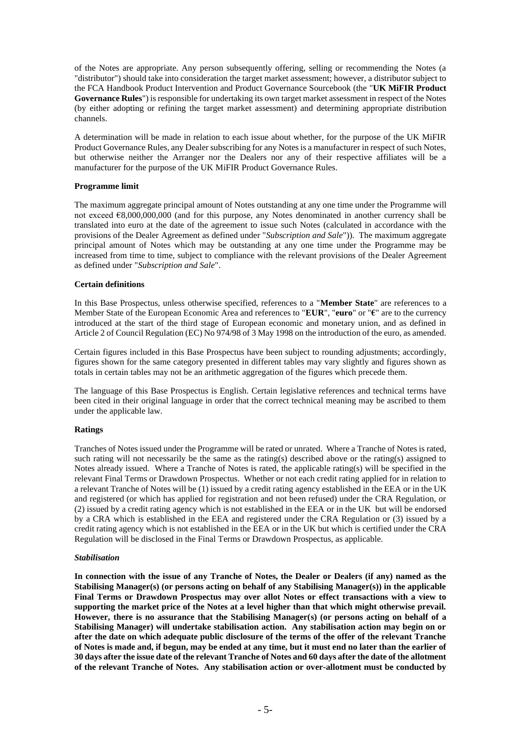of the Notes are appropriate. Any person subsequently offering, selling or recommending the Notes (a "distributor") should take into consideration the target market assessment; however, a distributor subject to the FCA Handbook Product Intervention and Product Governance Sourcebook (the "**UK MiFIR Product Governance Rules**") is responsible for undertaking its own target market assessment in respect of the Notes (by either adopting or refining the target market assessment) and determining appropriate distribution channels.

A determination will be made in relation to each issue about whether, for the purpose of the UK MiFIR Product Governance Rules, any Dealer subscribing for any Notes is a manufacturer in respect of such Notes, but otherwise neither the Arranger nor the Dealers nor any of their respective affiliates will be a manufacturer for the purpose of the UK MiFIR Product Governance Rules.

**Programme limit**

The maximum aggregate principal amount of Notes outstanding at any one time under the Programme will not exceed €8,000,000,000 (and for this purpose, any Notes denominated in another currency shall be translated into euro at the date of the agreement to issue such Notes (calculated in accordance with the provisions of the Dealer Agreement as defined under "*Subscription and Sale*")). The maximum aggregate principal amount of Notes which may be outstanding at any one time under the Programme may be increased from time to time, subject to compliance with the relevant provisions of the Dealer Agreement as defined under "*Subscription and Sale*".

**Certain definitions**

In this Base Prospectus, unless otherwise specified, references to a "**Member State**" are references to a Member State of the European Economic Area and references to "**EUR**", "**euro**" or "**€**" are to the currency introduced at the start of the third stage of European economic and monetary union, and as defined in Article 2 of Council Regulation (EC) No 974/98 of 3 May 1998 on the introduction of the euro, as amended.

Certain figures included in this Base Prospectus have been subject to rounding adjustments; accordingly, figures shown for the same category presented in different tables may vary slightly and figures shown as totals in certain tables may not be an arithmetic aggregation of the figures which precede them.

The language of this Base Prospectus is English. Certain legislative references and technical terms have been cited in their original language in order that the correct technical meaning may be ascribed to them under the applicable law.

**Ratings**

Tranches of Notes issued under the Programme will be rated or unrated. Where a Tranche of Notes is rated, such rating will not necessarily be the same as the rating(s) described above or the rating(s) assigned to Notes already issued. Where a Tranche of Notes is rated, the applicable rating(s) will be specified in the relevant Final Terms or Drawdown Prospectus. Whether or not each credit rating applied for in relation to a relevant Tranche of Notes will be (1) issued by a credit rating agency established in the EEA or in the UK and registered (or which has applied for registration and not been refused) under the CRA Regulation, or (2) issued by a credit rating agency which is not established in the EEA or in the UK but will be endorsed by a CRA which is established in the EEA and registered under the CRA Regulation or (3) issued by a credit rating agency which is not established in the EEA or in the UK but which is certified under the CRA Regulation will be disclosed in the Final Terms or Drawdown Prospectus, as applicable.

***Stabilisation***

**In connection with the issue of any Tranche of Notes, the Dealer or Dealers (if any) named as the Stabilising Manager(s) (or persons acting on behalf of any Stabilising Manager(s)) in the applicable Final Terms or Drawdown Prospectus may over allot Notes or effect transactions with a view to supporting the market price of the Notes at a level higher than that which might otherwise prevail. However, there is no assurance that the Stabilising Manager(s) (or persons acting on behalf of a Stabilising Manager) will undertake stabilisation action. Any stabilisation action may begin on or after the date on which adequate public disclosure of the terms of the offer of the relevant Tranche of Notes is made and, if begun, may be ended at any time, but it must end no later than the earlier of 30 days after the issue date of the relevant Tranche of Notes and 60 days after the date of the allotment of the relevant Tranche of Notes. Any stabilisation action or over-allotment must be conducted by**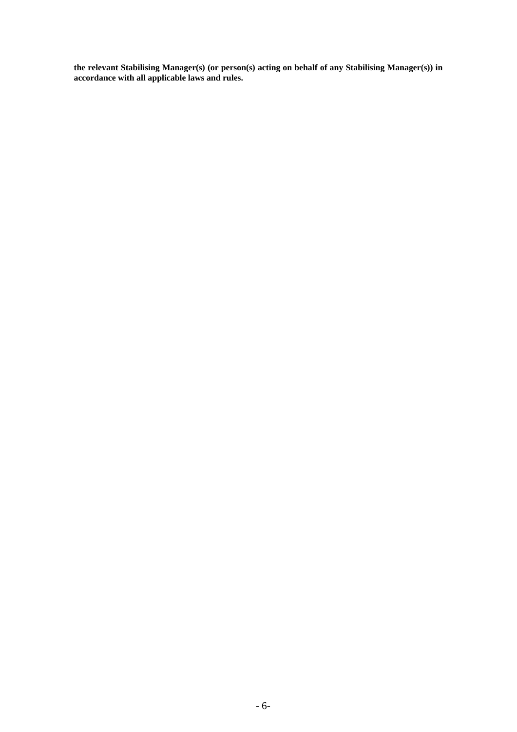**the relevant Stabilising Manager(s) (or person(s) acting on behalf of any Stabilising Manager(s)) in accordance with all applicable laws and rules.**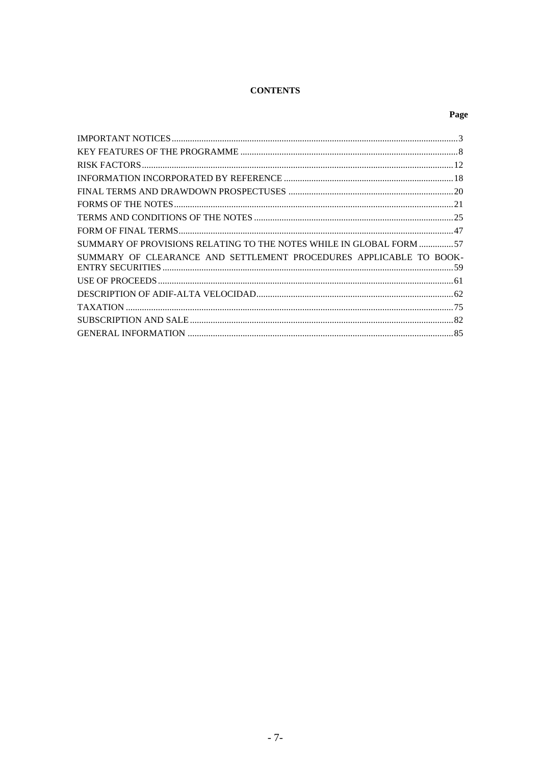# CONTENTS

| | Page |
|---|---|
| IMPORTANT NOTICES | 3 |
| KEY FEATURES OF THE PROGRAMME | 8 |
| RISK FACTORS | 12 |
| INFORMATION INCORPORATED BY REFERENCE | 18 |
| FINAL TERMS AND DRAWDOWN PROSPECTUSES | 20 |
| FORMS OF THE NOTES | 21 |
| TERMS AND CONDITIONS OF THE NOTES | 25 |
| FORM OF FINAL TERMS | 47 |
| SUMMARY OF PROVISIONS RELATING TO THE NOTES WHILE IN GLOBAL FORM | 57 |
| SUMMARY OF CLEARANCE AND SETTLEMENT PROCEDURES APPLICABLE TO BOOK-ENTRY SECURITIES | 59 |
| USE OF PROCEEDS | 61 |
| DESCRIPTION OF ADIF-ALTA VELOCIDAD | 62 |
| TAXATION | 75 |
| SUBSCRIPTION AND SALE | 82 |
| GENERAL INFORMATION | 85 |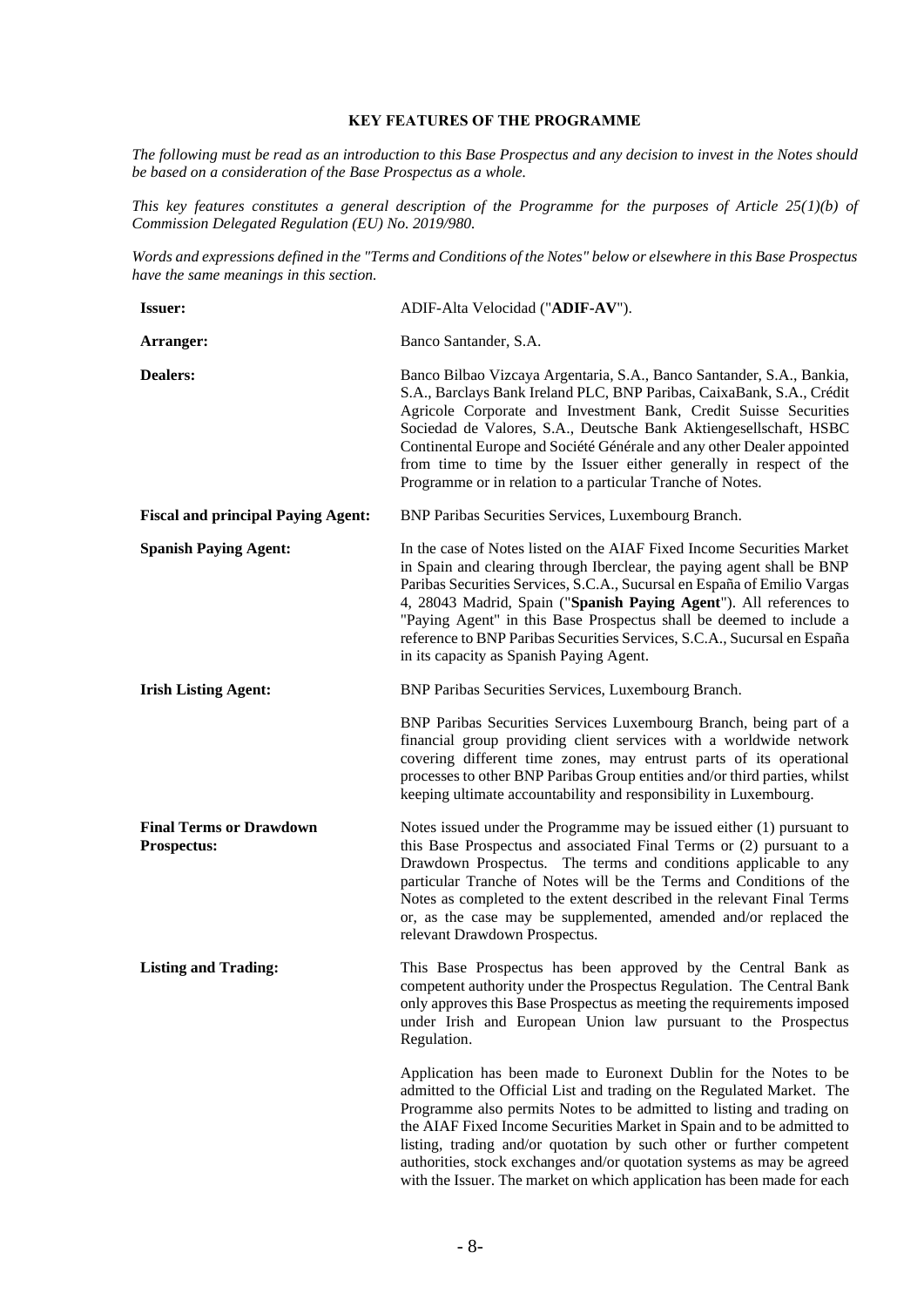## KEY FEATURES OF THE PROGRAMME

*The following must be read as an introduction to this Base Prospectus and any decision to invest in the Notes should be based on a consideration of the Base Prospectus as a whole.*

*This key features constitutes a general description of the Programme for the purposes of Article 25(1)(b) of Commission Delegated Regulation (EU) No. 2019/980.*

*Words and expressions defined in the "Terms and Conditions of the Notes" below or elsewhere in this Base Prospectus have the same meanings in this section.*

| | |
|---|---|
| **Issuer:** | ADIF-Alta Velocidad ("**ADIF-AV**"). |
| **Arranger:** | Banco Santander, S.A. |
| **Dealers:** | Banco Bilbao Vizcaya Argentaria, S.A., Banco Santander, S.A., Bankia, S.A., Barclays Bank Ireland PLC, BNP Paribas, CaixaBank, S.A., Crédit Agricole Corporate and Investment Bank, Credit Suisse Securities Sociedad de Valores, S.A., Deutsche Bank Aktiengesellschaft, HSBC Continental Europe and Société Générale and any other Dealer appointed from time to time by the Issuer either generally in respect of the Programme or in relation to a particular Tranche of Notes. |
| **Fiscal and principal Paying Agent:** | BNP Paribas Securities Services, Luxembourg Branch. |
| **Spanish Paying Agent:** | In the case of Notes listed on the AIAF Fixed Income Securities Market in Spain and clearing through Iberclear, the paying agent shall be BNP Paribas Securities Services, S.C.A., Sucursal en España of Emilio Vargas 4, 28043 Madrid, Spain ("**Spanish Paying Agent**"). All references to "Paying Agent" in this Base Prospectus shall be deemed to include a reference to BNP Paribas Securities Services, S.C.A., Sucursal en España in its capacity as Spanish Paying Agent. |
| **Irish Listing Agent:** | BNP Paribas Securities Services, Luxembourg Branch.<br><br>BNP Paribas Securities Services Luxembourg Branch, being part of a financial group providing client services with a worldwide network covering different time zones, may entrust parts of its operational processes to other BNP Paribas Group entities and/or third parties, whilst keeping ultimate accountability and responsibility in Luxembourg. |
| **Final Terms or Drawdown Prospectus:** | Notes issued under the Programme may be issued either (1) pursuant to this Base Prospectus and associated Final Terms or (2) pursuant to a Drawdown Prospectus. The terms and conditions applicable to any particular Tranche of Notes will be the Terms and Conditions of the Notes as completed to the extent described in the relevant Final Terms or, as the case may be supplemented, amended and/or replaced the relevant Drawdown Prospectus. |
| **Listing and Trading:** | This Base Prospectus has been approved by the Central Bank as competent authority under the Prospectus Regulation. The Central Bank only approves this Base Prospectus as meeting the requirements imposed under Irish and European Union law pursuant to the Prospectus Regulation.<br><br>Application has been made to Euronext Dublin for the Notes to be admitted to the Official List and trading on the Regulated Market. The Programme also permits Notes to be admitted to listing and trading on the AIAF Fixed Income Securities Market in Spain and to be admitted to listing, trading and/or quotation by such other or further competent authorities, stock exchanges and/or quotation systems as may be agreed with the Issuer. The market on which application has been made for each |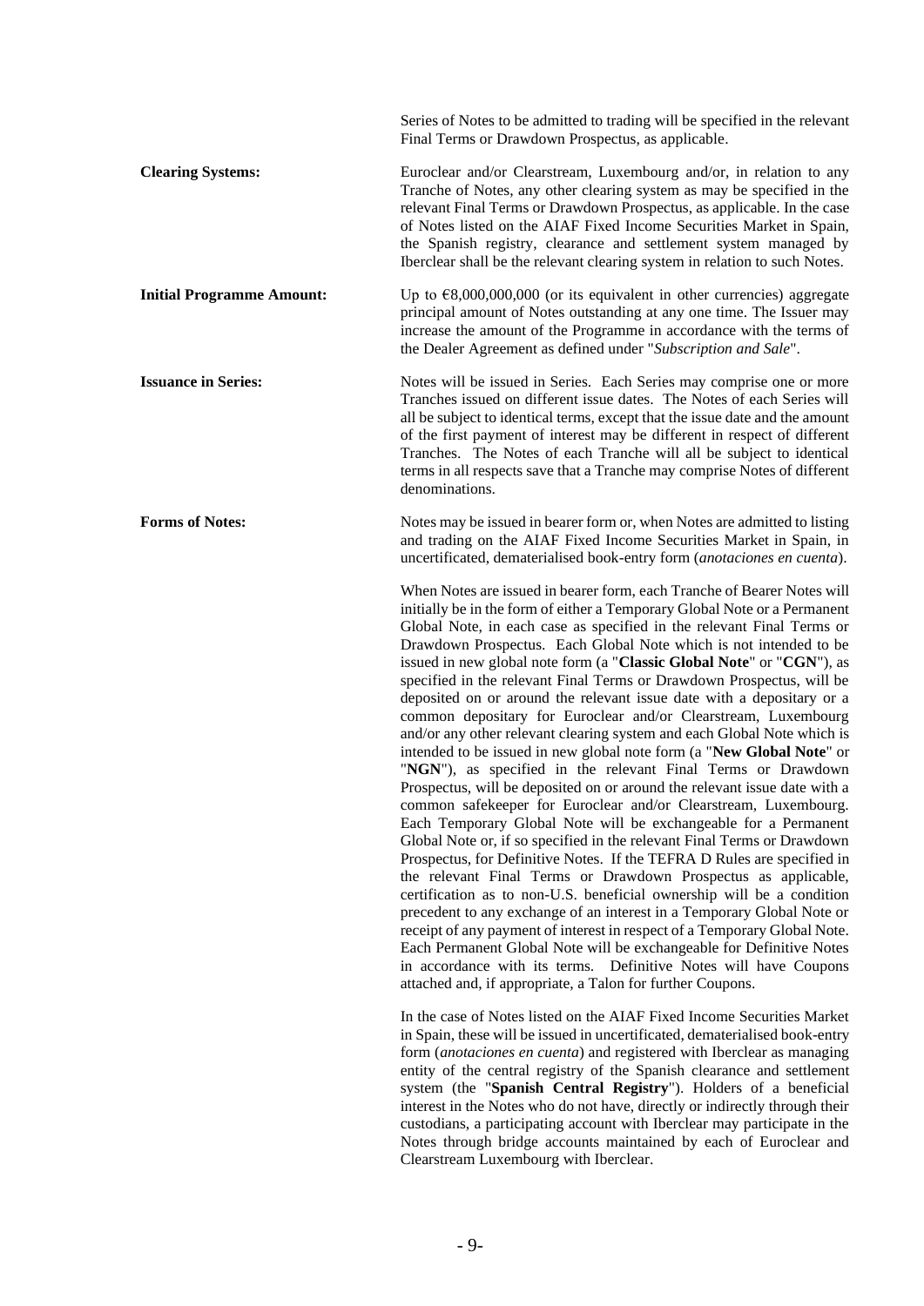Series of Notes to be admitted to trading will be specified in the relevant Final Terms or Drawdown Prospectus, as applicable.

**Clearing Systems:** Euroclear and/or Clearstream, Luxembourg and/or, in relation to any Tranche of Notes, any other clearing system as may be specified in the relevant Final Terms or Drawdown Prospectus, as applicable. In the case of Notes listed on the AIAF Fixed Income Securities Market in Spain, the Spanish registry, clearance and settlement system managed by Iberclear shall be the relevant clearing system in relation to such Notes.

**Initial Programme Amount:** Up to €8,000,000,000 (or its equivalent in other currencies) aggregate principal amount of Notes outstanding at any one time. The Issuer may increase the amount of the Programme in accordance with the terms of the Dealer Agreement as defined under "*Subscription and Sale*".

**Issuance in Series:** Notes will be issued in Series. Each Series may comprise one or more Tranches issued on different issue dates. The Notes of each Series will all be subject to identical terms, except that the issue date and the amount of the first payment of interest may be different in respect of different Tranches. The Notes of each Tranche will all be subject to identical terms in all respects save that a Tranche may comprise Notes of different denominations.

**Forms of Notes:** Notes may be issued in bearer form or, when Notes are admitted to listing and trading on the AIAF Fixed Income Securities Market in Spain, in uncertificated, dematerialised book-entry form (*anotaciones en cuenta*).

When Notes are issued in bearer form, each Tranche of Bearer Notes will initially be in the form of either a Temporary Global Note or a Permanent Global Note, in each case as specified in the relevant Final Terms or Drawdown Prospectus. Each Global Note which is not intended to be issued in new global note form (a "**Classic Global Note**" or "**CGN**"), as specified in the relevant Final Terms or Drawdown Prospectus, will be deposited on or around the relevant issue date with a depositary or a common depositary for Euroclear and/or Clearstream, Luxembourg and/or any other relevant clearing system and each Global Note which is intended to be issued in new global note form (a "**New Global Note**" or "**NGN**"), as specified in the relevant Final Terms or Drawdown Prospectus, will be deposited on or around the relevant issue date with a common safekeeper for Euroclear and/or Clearstream, Luxembourg. Each Temporary Global Note will be exchangeable for a Permanent Global Note or, if so specified in the relevant Final Terms or Drawdown Prospectus, for Definitive Notes. If the TEFRA D Rules are specified in the relevant Final Terms or Drawdown Prospectus as applicable, certification as to non-U.S. beneficial ownership will be a condition precedent to any exchange of an interest in a Temporary Global Note or receipt of any payment of interest in respect of a Temporary Global Note. Each Permanent Global Note will be exchangeable for Definitive Notes in accordance with its terms. Definitive Notes will have Coupons attached and, if appropriate, a Talon for further Coupons.

In the case of Notes listed on the AIAF Fixed Income Securities Market in Spain, these will be issued in uncertificated, dematerialised book-entry form (*anotaciones en cuenta*) and registered with Iberclear as managing entity of the central registry of the Spanish clearance and settlement system (the "**Spanish Central Registry**"). Holders of a beneficial interest in the Notes who do not have, directly or indirectly through their custodians, a participating account with Iberclear may participate in the Notes through bridge accounts maintained by each of Euroclear and Clearstream Luxembourg with Iberclear.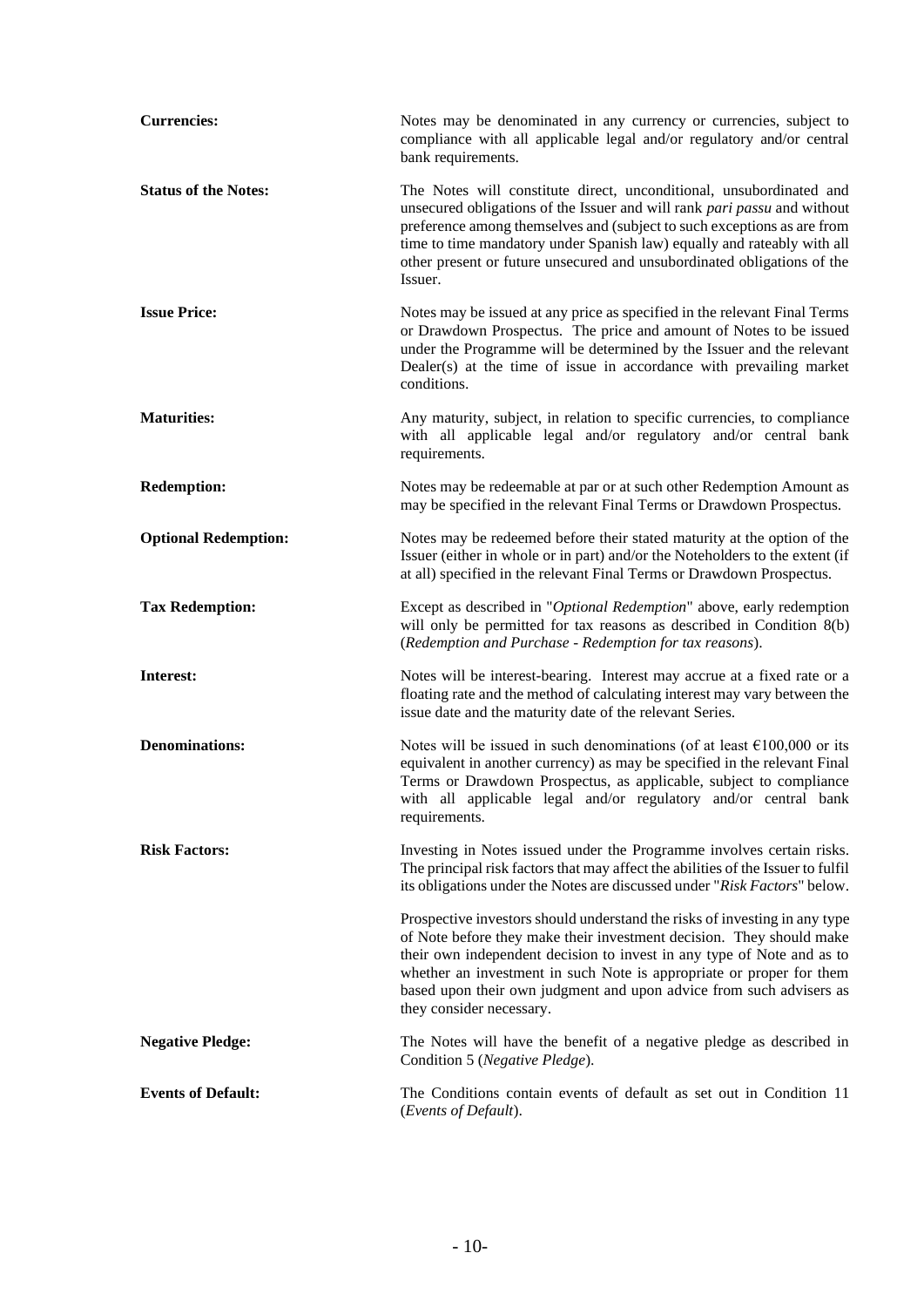| | |
|---|---|
| **Currencies:** | Notes may be denominated in any currency or currencies, subject to compliance with all applicable legal and/or regulatory and/or central bank requirements. |
| **Status of the Notes:** | The Notes will constitute direct, unconditional, unsubordinated and unsecured obligations of the Issuer and will rank *pari passu* and without preference among themselves and (subject to such exceptions as are from time to time mandatory under Spanish law) equally and rateably with all other present or future unsecured and unsubordinated obligations of the Issuer. |
| **Issue Price:** | Notes may be issued at any price as specified in the relevant Final Terms or Drawdown Prospectus. The price and amount of Notes to be issued under the Programme will be determined by the Issuer and the relevant Dealer(s) at the time of issue in accordance with prevailing market conditions. |
| **Maturities:** | Any maturity, subject, in relation to specific currencies, to compliance with all applicable legal and/or regulatory and/or central bank requirements. |
| **Redemption:** | Notes may be redeemable at par or at such other Redemption Amount as may be specified in the relevant Final Terms or Drawdown Prospectus. |
| **Optional Redemption:** | Notes may be redeemed before their stated maturity at the option of the Issuer (either in whole or in part) and/or the Noteholders to the extent (if at all) specified in the relevant Final Terms or Drawdown Prospectus. |
| **Tax Redemption:** | Except as described in "*Optional Redemption*" above, early redemption will only be permitted for tax reasons as described in Condition 8(b) (*Redemption and Purchase - Redemption for tax reasons*). |
| **Interest:** | Notes will be interest-bearing. Interest may accrue at a fixed rate or a floating rate and the method of calculating interest may vary between the issue date and the maturity date of the relevant Series. |
| **Denominations:** | Notes will be issued in such denominations (of at least €100,000 or its equivalent in another currency) as may be specified in the relevant Final Terms or Drawdown Prospectus, as applicable, subject to compliance with all applicable legal and/or regulatory and/or central bank requirements. |
| **Risk Factors:** | Investing in Notes issued under the Programme involves certain risks. The principal risk factors that may affect the abilities of the Issuer to fulfil its obligations under the Notes are discussed under "*Risk Factors*" below.<br><br>Prospective investors should understand the risks of investing in any type of Note before they make their investment decision. They should make their own independent decision to invest in any type of Note and as to whether an investment in such Note is appropriate or proper for them based upon their own judgment and upon advice from such advisers as they consider necessary. |
| **Negative Pledge:** | The Notes will have the benefit of a negative pledge as described in Condition 5 (*Negative Pledge*). |
| **Events of Default:** | The Conditions contain events of default as set out in Condition 11 (*Events of Default*). |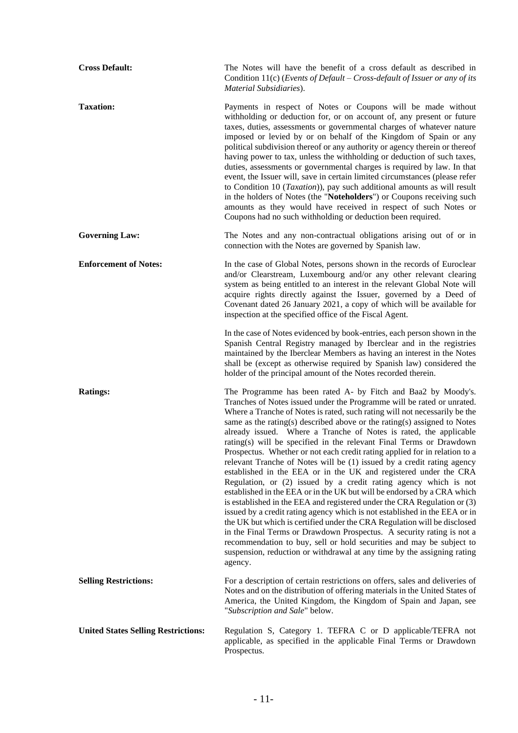**Cross Default:** The Notes will have the benefit of a cross default as described in Condition 11(c) (*Events of Default – Cross-default of Issuer or any of its Material Subsidiaries*).

**Taxation:** Payments in respect of Notes or Coupons will be made without withholding or deduction for, or on account of, any present or future taxes, duties, assessments or governmental charges of whatever nature imposed or levied by or on behalf of the Kingdom of Spain or any political subdivision thereof or any authority or agency therein or thereof having power to tax, unless the withholding or deduction of such taxes, duties, assessments or governmental charges is required by law. In that event, the Issuer will, save in certain limited circumstances (please refer to Condition 10 (*Taxation*)), pay such additional amounts as will result in the holders of Notes (the "**Noteholders**") or Coupons receiving such amounts as they would have received in respect of such Notes or Coupons had no such withholding or deduction been required.

**Governing Law:** The Notes and any non-contractual obligations arising out of or in connection with the Notes are governed by Spanish law.

**Enforcement of Notes:** In the case of Global Notes, persons shown in the records of Euroclear and/or Clearstream, Luxembourg and/or any other relevant clearing system as being entitled to an interest in the relevant Global Note will acquire rights directly against the Issuer, governed by a Deed of Covenant dated 26 January 2021, a copy of which will be available for inspection at the specified office of the Fiscal Agent.

In the case of Notes evidenced by book-entries, each person shown in the Spanish Central Registry managed by Iberclear and in the registries maintained by the Iberclear Members as having an interest in the Notes shall be (except as otherwise required by Spanish law) considered the holder of the principal amount of the Notes recorded therein.

**Ratings:** The Programme has been rated A- by Fitch and Baa2 by Moody's. Tranches of Notes issued under the Programme will be rated or unrated. Where a Tranche of Notes is rated, such rating will not necessarily be the same as the rating(s) described above or the rating(s) assigned to Notes already issued. Where a Tranche of Notes is rated, the applicable rating(s) will be specified in the relevant Final Terms or Drawdown Prospectus. Whether or not each credit rating applied for in relation to a relevant Tranche of Notes will be (1) issued by a credit rating agency established in the EEA or in the UK and registered under the CRA Regulation, or (2) issued by a credit rating agency which is not established in the EEA or in the UK but will be endorsed by a CRA which is established in the EEA and registered under the CRA Regulation or (3) issued by a credit rating agency which is not established in the EEA or in the UK but which is certified under the CRA Regulation will be disclosed in the Final Terms or Drawdown Prospectus. A security rating is not a recommendation to buy, sell or hold securities and may be subject to suspension, reduction or withdrawal at any time by the assigning rating agency.

**Selling Restrictions:** For a description of certain restrictions on offers, sales and deliveries of Notes and on the distribution of offering materials in the United States of America, the United Kingdom, the Kingdom of Spain and Japan, see "*Subscription and Sale*" below.

**United States Selling Restrictions:** Regulation S, Category 1. TEFRA C or D applicable/TEFRA not applicable, as specified in the applicable Final Terms or Drawdown Prospectus.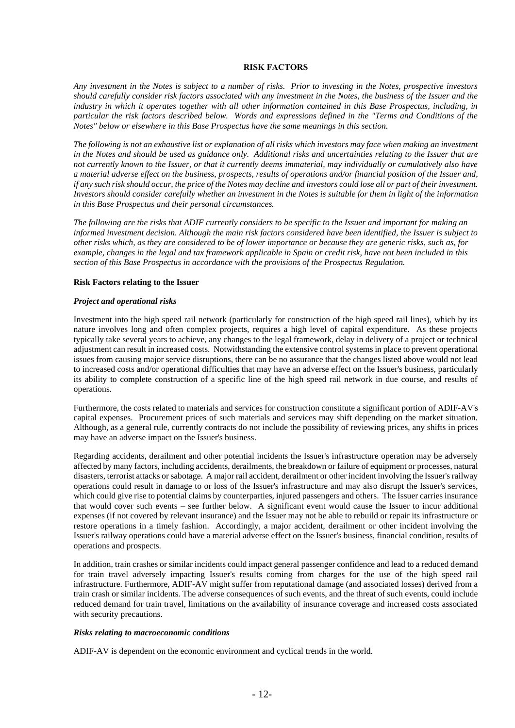# RISK FACTORS

*Any investment in the Notes is subject to a number of risks. Prior to investing in the Notes, prospective investors should carefully consider risk factors associated with any investment in the Notes, the business of the Issuer and the industry in which it operates together with all other information contained in this Base Prospectus, including, in particular the risk factors described below. Words and expressions defined in the "Terms and Conditions of the Notes" below or elsewhere in this Base Prospectus have the same meanings in this section.*

*The following is not an exhaustive list or explanation of all risks which investors may face when making an investment in the Notes and should be used as guidance only. Additional risks and uncertainties relating to the Issuer that are not currently known to the Issuer, or that it currently deems immaterial, may individually or cumulatively also have a material adverse effect on the business, prospects, results of operations and/or financial position of the Issuer and, if any such risk should occur, the price of the Notes may decline and investors could lose all or part of their investment. Investors should consider carefully whether an investment in the Notes is suitable for them in light of the information in this Base Prospectus and their personal circumstances.*

*The following are the risks that ADIF currently considers to be specific to the Issuer and important for making an informed investment decision. Although the main risk factors considered have been identified, the Issuer is subject to other risks which, as they are considered to be of lower importance or because they are generic risks, such as, for example, changes in the legal and tax framework applicable in Spain or credit risk, have not been included in this section of this Base Prospectus in accordance with the provisions of the Prospectus Regulation.*

## Risk Factors relating to the Issuer

### *Project and operational risks*

Investment into the high speed rail network (particularly for construction of the high speed rail lines), which by its nature involves long and often complex projects, requires a high level of capital expenditure. As these projects typically take several years to achieve, any changes to the legal framework, delay in delivery of a project or technical adjustment can result in increased costs. Notwithstanding the extensive control systems in place to prevent operational issues from causing major service disruptions, there can be no assurance that the changes listed above would not lead to increased costs and/or operational difficulties that may have an adverse effect on the Issuer's business, particularly its ability to complete construction of a specific line of the high speed rail network in due course, and results of operations.

Furthermore, the costs related to materials and services for construction constitute a significant portion of ADIF-AV's capital expenses. Procurement prices of such materials and services may shift depending on the market situation. Although, as a general rule, currently contracts do not include the possibility of reviewing prices, any shifts in prices may have an adverse impact on the Issuer's business.

Regarding accidents, derailment and other potential incidents the Issuer's infrastructure operation may be adversely affected by many factors, including accidents, derailments, the breakdown or failure of equipment or processes, natural disasters, terrorist attacks or sabotage. A major rail accident, derailment or other incident involving the Issuer's railway operations could result in damage to or loss of the Issuer's infrastructure and may also disrupt the Issuer's services, which could give rise to potential claims by counterparties, injured passengers and others. The Issuer carries insurance that would cover such events – see further below. A significant event would cause the Issuer to incur additional expenses (if not covered by relevant insurance) and the Issuer may not be able to rebuild or repair its infrastructure or restore operations in a timely fashion. Accordingly, a major accident, derailment or other incident involving the Issuer's railway operations could have a material adverse effect on the Issuer's business, financial condition, results of operations and prospects.

In addition, train crashes or similar incidents could impact general passenger confidence and lead to a reduced demand for train travel adversely impacting Issuer's results coming from charges for the use of the high speed rail infrastructure. Furthermore, ADIF-AV might suffer from reputational damage (and associated losses) derived from a train crash or similar incidents. The adverse consequences of such events, and the threat of such events, could include reduced demand for train travel, limitations on the availability of insurance coverage and increased costs associated with security precautions.

### *Risks relating to macroeconomic conditions*

ADIF-AV is dependent on the economic environment and cyclical trends in the world.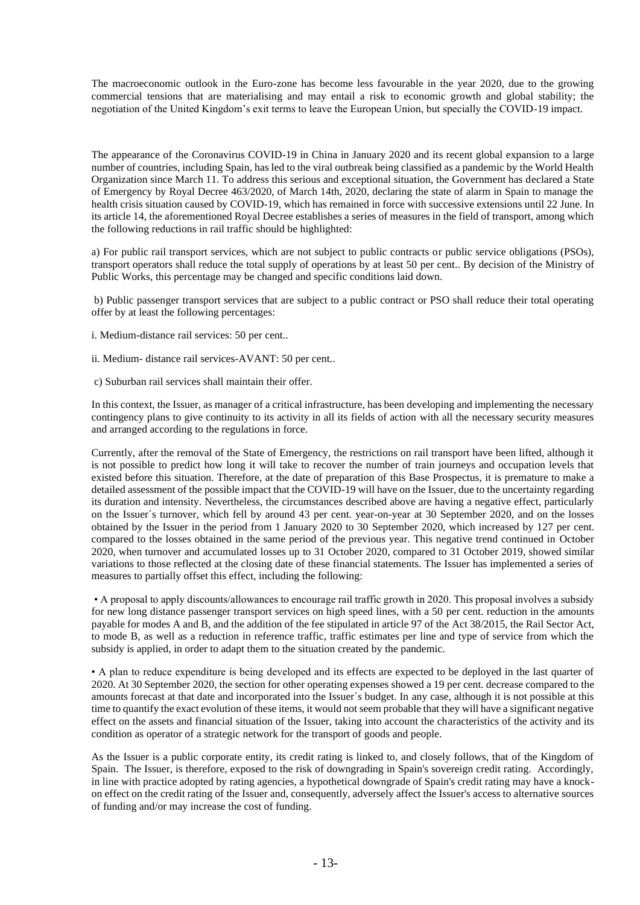The macroeconomic outlook in the Euro-zone has become less favourable in the year 2020, due to the growing commercial tensions that are materialising and may entail a risk to economic growth and global stability; the negotiation of the United Kingdom's exit terms to leave the European Union, but specially the COVID-19 impact.

The appearance of the Coronavirus COVID-19 in China in January 2020 and its recent global expansion to a large number of countries, including Spain, has led to the viral outbreak being classified as a pandemic by the World Health Organization since March 11. To address this serious and exceptional situation, the Government has declared a State of Emergency by Royal Decree 463/2020, of March 14th, 2020, declaring the state of alarm in Spain to manage the health crisis situation caused by COVID-19, which has remained in force with successive extensions until 22 June. In its article 14, the aforementioned Royal Decree establishes a series of measures in the field of transport, among which the following reductions in rail traffic should be highlighted:

a) For public rail transport services, which are not subject to public contracts or public service obligations (PSOs), transport operators shall reduce the total supply of operations by at least 50 per cent.. By decision of the Ministry of Public Works, this percentage may be changed and specific conditions laid down.

b) Public passenger transport services that are subject to a public contract or PSO shall reduce their total operating offer by at least the following percentages:

i. Medium-distance rail services: 50 per cent..

ii. Medium- distance rail services-AVANT: 50 per cent..

c) Suburban rail services shall maintain their offer.

In this context, the Issuer, as manager of a critical infrastructure, has been developing and implementing the necessary contingency plans to give continuity to its activity in all its fields of action with all the necessary security measures and arranged according to the regulations in force.

Currently, after the removal of the State of Emergency, the restrictions on rail transport have been lifted, although it is not possible to predict how long it will take to recover the number of train journeys and occupation levels that existed before this situation. Therefore, at the date of preparation of this Base Prospectus, it is premature to make a detailed assessment of the possible impact that the COVID-19 will have on the Issuer, due to the uncertainty regarding its duration and intensity. Nevertheless, the circumstances described above are having a negative effect, particularly on the Issuer´s turnover, which fell by around 43 per cent. year-on-year at 30 September 2020, and on the losses obtained by the Issuer in the period from 1 January 2020 to 30 September 2020, which increased by 127 per cent. compared to the losses obtained in the same period of the previous year. This negative trend continued in October 2020, when turnover and accumulated losses up to 31 October 2020, compared to 31 October 2019, showed similar variations to those reflected at the closing date of these financial statements. The Issuer has implemented a series of measures to partially offset this effect, including the following:

- A proposal to apply discounts/allowances to encourage rail traffic growth in 2020. This proposal involves a subsidy for new long distance passenger transport services on high speed lines, with a 50 per cent. reduction in the amounts payable for modes A and B, and the addition of the fee stipulated in article 97 of the Act 38/2015, the Rail Sector Act, to mode B, as well as a reduction in reference traffic, traffic estimates per line and type of service from which the subsidy is applied, in order to adapt them to the situation created by the pandemic.

- A plan to reduce expenditure is being developed and its effects are expected to be deployed in the last quarter of 2020. At 30 September 2020, the section for other operating expenses showed a 19 per cent. decrease compared to the amounts forecast at that date and incorporated into the Issuer´s budget. In any case, although it is not possible at this time to quantify the exact evolution of these items, it would not seem probable that they will have a significant negative effect on the assets and financial situation of the Issuer, taking into account the characteristics of the activity and its condition as operator of a strategic network for the transport of goods and people.

As the Issuer is a public corporate entity, its credit rating is linked to, and closely follows, that of the Kingdom of Spain. The Issuer, is therefore, exposed to the risk of downgrading in Spain's sovereign credit rating. Accordingly, in line with practice adopted by rating agencies, a hypothetical downgrade of Spain's credit rating may have a knock-on effect on the credit rating of the Issuer and, consequently, adversely affect the Issuer's access to alternative sources of funding and/or may increase the cost of funding.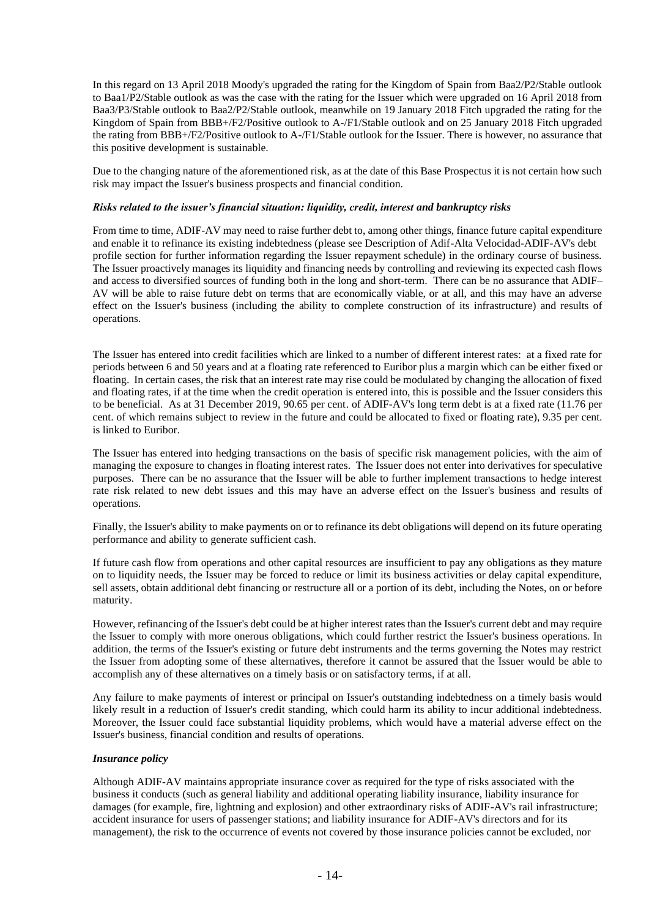In this regard on 13 April 2018 Moody's upgraded the rating for the Kingdom of Spain from Baa2/P2/Stable outlook to Baa1/P2/Stable outlook as was the case with the rating for the Issuer which were upgraded on 16 April 2018 from Baa3/P3/Stable outlook to Baa2/P2/Stable outlook, meanwhile on 19 January 2018 Fitch upgraded the rating for the Kingdom of Spain from BBB+/F2/Positive outlook to A-/F1/Stable outlook and on 25 January 2018 Fitch upgraded the rating from BBB+/F2/Positive outlook to A-/F1/Stable outlook for the Issuer. There is however, no assurance that this positive development is sustainable.

Due to the changing nature of the aforementioned risk, as at the date of this Base Prospectus it is not certain how such risk may impact the Issuer's business prospects and financial condition.

***Risks related to the issuer's financial situation: liquidity, credit, interest and bankruptcy risks***

From time to time, ADIF-AV may need to raise further debt to, among other things, finance future capital expenditure and enable it to refinance its existing indebtedness (please see Description of Adif-Alta Velocidad-ADIF-AV's debt profile section for further information regarding the Issuer repayment schedule) in the ordinary course of business. The Issuer proactively manages its liquidity and financing needs by controlling and reviewing its expected cash flows and access to diversified sources of funding both in the long and short-term. There can be no assurance that ADIF–AV will be able to raise future debt on terms that are economically viable, or at all, and this may have an adverse effect on the Issuer's business (including the ability to complete construction of its infrastructure) and results of operations.

The Issuer has entered into credit facilities which are linked to a number of different interest rates: at a fixed rate for periods between 6 and 50 years and at a floating rate referenced to Euribor plus a margin which can be either fixed or floating. In certain cases, the risk that an interest rate may rise could be modulated by changing the allocation of fixed and floating rates, if at the time when the credit operation is entered into, this is possible and the Issuer considers this to be beneficial. As at 31 December 2019, 90.65 per cent. of ADIF-AV's long term debt is at a fixed rate (11.76 per cent. of which remains subject to review in the future and could be allocated to fixed or floating rate), 9.35 per cent. is linked to Euribor.

The Issuer has entered into hedging transactions on the basis of specific risk management policies, with the aim of managing the exposure to changes in floating interest rates. The Issuer does not enter into derivatives for speculative purposes. There can be no assurance that the Issuer will be able to further implement transactions to hedge interest rate risk related to new debt issues and this may have an adverse effect on the Issuer's business and results of operations.

Finally, the Issuer's ability to make payments on or to refinance its debt obligations will depend on its future operating performance and ability to generate sufficient cash.

If future cash flow from operations and other capital resources are insufficient to pay any obligations as they mature on to liquidity needs, the Issuer may be forced to reduce or limit its business activities or delay capital expenditure, sell assets, obtain additional debt financing or restructure all or a portion of its debt, including the Notes, on or before maturity.

However, refinancing of the Issuer's debt could be at higher interest rates than the Issuer's current debt and may require the Issuer to comply with more onerous obligations, which could further restrict the Issuer's business operations. In addition, the terms of the Issuer's existing or future debt instruments and the terms governing the Notes may restrict the Issuer from adopting some of these alternatives, therefore it cannot be assured that the Issuer would be able to accomplish any of these alternatives on a timely basis or on satisfactory terms, if at all.

Any failure to make payments of interest or principal on Issuer's outstanding indebtedness on a timely basis would likely result in a reduction of Issuer's credit standing, which could harm its ability to incur additional indebtedness. Moreover, the Issuer could face substantial liquidity problems, which would have a material adverse effect on the Issuer's business, financial condition and results of operations.

***Insurance policy***

Although ADIF-AV maintains appropriate insurance cover as required for the type of risks associated with the business it conducts (such as general liability and additional operating liability insurance, liability insurance for damages (for example, fire, lightning and explosion) and other extraordinary risks of ADIF-AV's rail infrastructure; accident insurance for users of passenger stations; and liability insurance for ADIF-AV's directors and for its management), the risk to the occurrence of events not covered by those insurance policies cannot be excluded, nor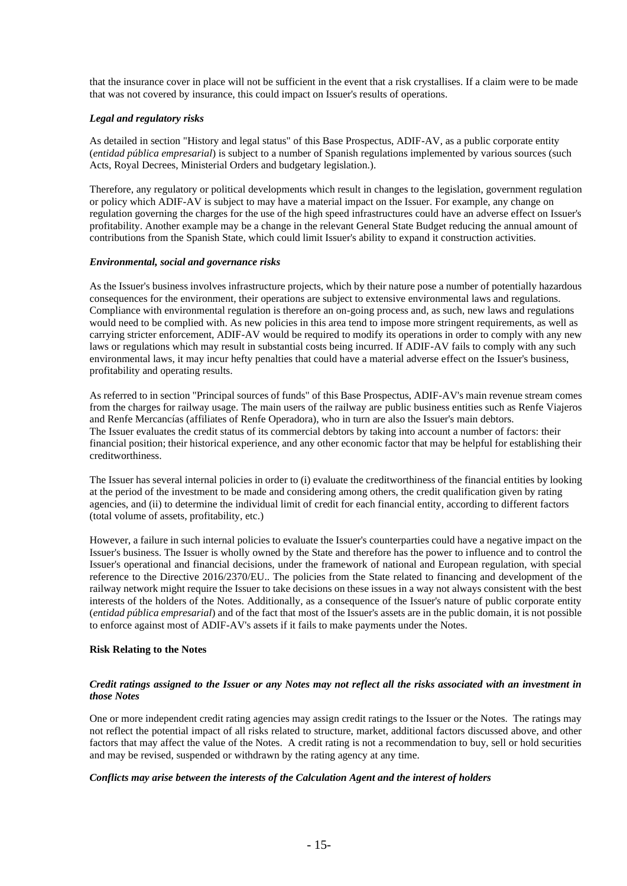that the insurance cover in place will not be sufficient in the event that a risk crystallises. If a claim were to be made that was not covered by insurance, this could impact on Issuer's results of operations.

***Legal and regulatory risks***

As detailed in section "History and legal status" of this Base Prospectus, ADIF-AV, as a public corporate entity (*entidad pública empresarial*) is subject to a number of Spanish regulations implemented by various sources (such Acts, Royal Decrees, Ministerial Orders and budgetary legislation.).

Therefore, any regulatory or political developments which result in changes to the legislation, government regulation or policy which ADIF-AV is subject to may have a material impact on the Issuer. For example, any change on regulation governing the charges for the use of the high speed infrastructures could have an adverse effect on Issuer's profitability. Another example may be a change in the relevant General State Budget reducing the annual amount of contributions from the Spanish State, which could limit Issuer's ability to expand it construction activities.

***Environmental, social and governance risks***

As the Issuer's business involves infrastructure projects, which by their nature pose a number of potentially hazardous consequences for the environment, their operations are subject to extensive environmental laws and regulations. Compliance with environmental regulation is therefore an on-going process and, as such, new laws and regulations would need to be complied with. As new policies in this area tend to impose more stringent requirements, as well as carrying stricter enforcement, ADIF-AV would be required to modify its operations in order to comply with any new laws or regulations which may result in substantial costs being incurred. If ADIF-AV fails to comply with any such environmental laws, it may incur hefty penalties that could have a material adverse effect on the Issuer's business, profitability and operating results.

As referred to in section "Principal sources of funds" of this Base Prospectus, ADIF-AV's main revenue stream comes from the charges for railway usage. The main users of the railway are public business entities such as Renfe Viajeros and Renfe Mercancías (affiliates of Renfe Operadora), who in turn are also the Issuer's main debtors.
The Issuer evaluates the credit status of its commercial debtors by taking into account a number of factors: their financial position; their historical experience, and any other economic factor that may be helpful for establishing their creditworthiness.

The Issuer has several internal policies in order to (i) evaluate the creditworthiness of the financial entities by looking at the period of the investment to be made and considering among others, the credit qualification given by rating agencies, and (ii) to determine the individual limit of credit for each financial entity, according to different factors (total volume of assets, profitability, etc.)

However, a failure in such internal policies to evaluate the Issuer's counterparties could have a negative impact on the Issuer's business. The Issuer is wholly owned by the State and therefore has the power to influence and to control the Issuer's operational and financial decisions, under the framework of national and European regulation, with special reference to the Directive 2016/2370/EU.. The policies from the State related to financing and development of the railway network might require the Issuer to take decisions on these issues in a way not always consistent with the best interests of the holders of the Notes. Additionally, as a consequence of the Issuer's nature of public corporate entity (*entidad pública empresarial*) and of the fact that most of the Issuer's assets are in the public domain, it is not possible to enforce against most of ADIF-AV's assets if it fails to make payments under the Notes.

**Risk Relating to the Notes**

***Credit ratings assigned to the Issuer or any Notes may not reflect all the risks associated with an investment in those Notes***

One or more independent credit rating agencies may assign credit ratings to the Issuer or the Notes. The ratings may not reflect the potential impact of all risks related to structure, market, additional factors discussed above, and other factors that may affect the value of the Notes. A credit rating is not a recommendation to buy, sell or hold securities and may be revised, suspended or withdrawn by the rating agency at any time.

***Conflicts may arise between the interests of the Calculation Agent and the interest of holders***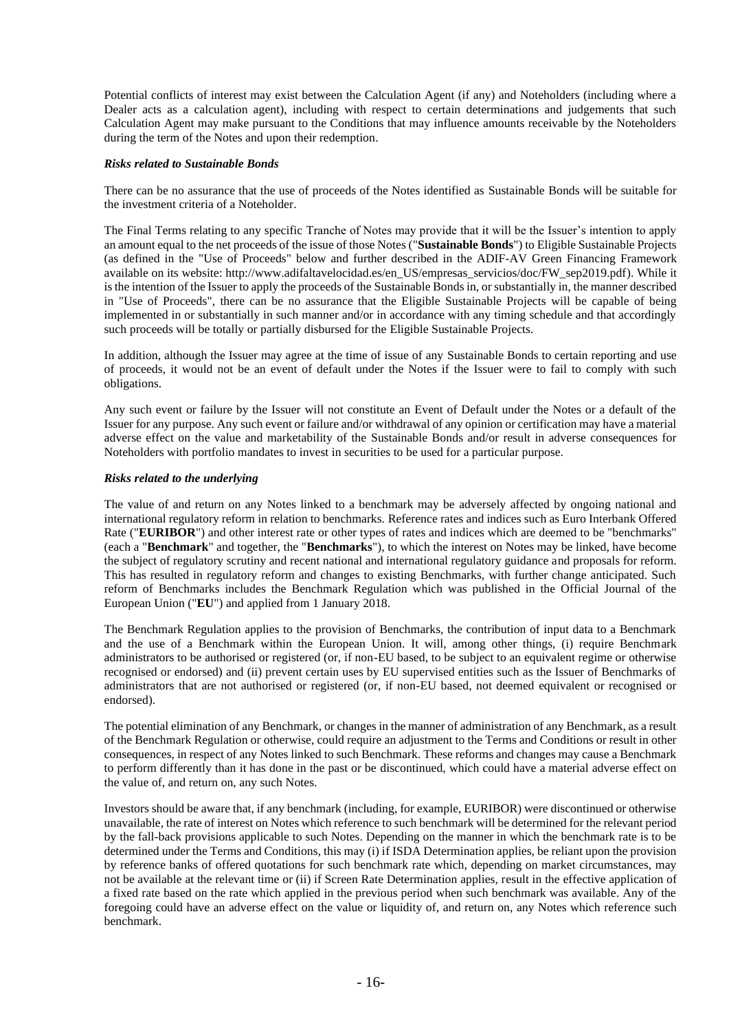Potential conflicts of interest may exist between the Calculation Agent (if any) and Noteholders (including where a Dealer acts as a calculation agent), including with respect to certain determinations and judgements that such Calculation Agent may make pursuant to the Conditions that may influence amounts receivable by the Noteholders during the term of the Notes and upon their redemption.

***Risks related to Sustainable Bonds***

There can be no assurance that the use of proceeds of the Notes identified as Sustainable Bonds will be suitable for the investment criteria of a Noteholder.

The Final Terms relating to any specific Tranche of Notes may provide that it will be the Issuer's intention to apply an amount equal to the net proceeds of the issue of those Notes ("**Sustainable Bonds**") to Eligible Sustainable Projects (as defined in the "Use of Proceeds" below and further described in the ADIF-AV Green Financing Framework available on its website: http://www.adifaltavelocidad.es/en_US/empresas_servicios/doc/FW_sep2019.pdf). While it is the intention of the Issuer to apply the proceeds of the Sustainable Bonds in, or substantially in, the manner described in "Use of Proceeds", there can be no assurance that the Eligible Sustainable Projects will be capable of being implemented in or substantially in such manner and/or in accordance with any timing schedule and that accordingly such proceeds will be totally or partially disbursed for the Eligible Sustainable Projects.

In addition, although the Issuer may agree at the time of issue of any Sustainable Bonds to certain reporting and use of proceeds, it would not be an event of default under the Notes if the Issuer were to fail to comply with such obligations.

Any such event or failure by the Issuer will not constitute an Event of Default under the Notes or a default of the Issuer for any purpose. Any such event or failure and/or withdrawal of any opinion or certification may have a material adverse effect on the value and marketability of the Sustainable Bonds and/or result in adverse consequences for Noteholders with portfolio mandates to invest in securities to be used for a particular purpose.

***Risks related to the underlying***

The value of and return on any Notes linked to a benchmark may be adversely affected by ongoing national and international regulatory reform in relation to benchmarks. Reference rates and indices such as Euro Interbank Offered Rate ("**EURIBOR**") and other interest rate or other types of rates and indices which are deemed to be "benchmarks" (each a "**Benchmark**" and together, the "**Benchmarks**"), to which the interest on Notes may be linked, have become the subject of regulatory scrutiny and recent national and international regulatory guidance and proposals for reform. This has resulted in regulatory reform and changes to existing Benchmarks, with further change anticipated. Such reform of Benchmarks includes the Benchmark Regulation which was published in the Official Journal of the European Union ("**EU**") and applied from 1 January 2018.

The Benchmark Regulation applies to the provision of Benchmarks, the contribution of input data to a Benchmark and the use of a Benchmark within the European Union. It will, among other things, (i) require Benchmark administrators to be authorised or registered (or, if non-EU based, to be subject to an equivalent regime or otherwise recognised or endorsed) and (ii) prevent certain uses by EU supervised entities such as the Issuer of Benchmarks of administrators that are not authorised or registered (or, if non-EU based, not deemed equivalent or recognised or endorsed).

The potential elimination of any Benchmark, or changes in the manner of administration of any Benchmark, as a result of the Benchmark Regulation or otherwise, could require an adjustment to the Terms and Conditions or result in other consequences, in respect of any Notes linked to such Benchmark. These reforms and changes may cause a Benchmark to perform differently than it has done in the past or be discontinued, which could have a material adverse effect on the value of, and return on, any such Notes.

Investors should be aware that, if any benchmark (including, for example, EURIBOR) were discontinued or otherwise unavailable, the rate of interest on Notes which reference to such benchmark will be determined for the relevant period by the fall-back provisions applicable to such Notes. Depending on the manner in which the benchmark rate is to be determined under the Terms and Conditions, this may (i) if ISDA Determination applies, be reliant upon the provision by reference banks of offered quotations for such benchmark rate which, depending on market circumstances, may not be available at the relevant time or (ii) if Screen Rate Determination applies, result in the effective application of a fixed rate based on the rate which applied in the previous period when such benchmark was available. Any of the foregoing could have an adverse effect on the value or liquidity of, and return on, any Notes which reference such benchmark.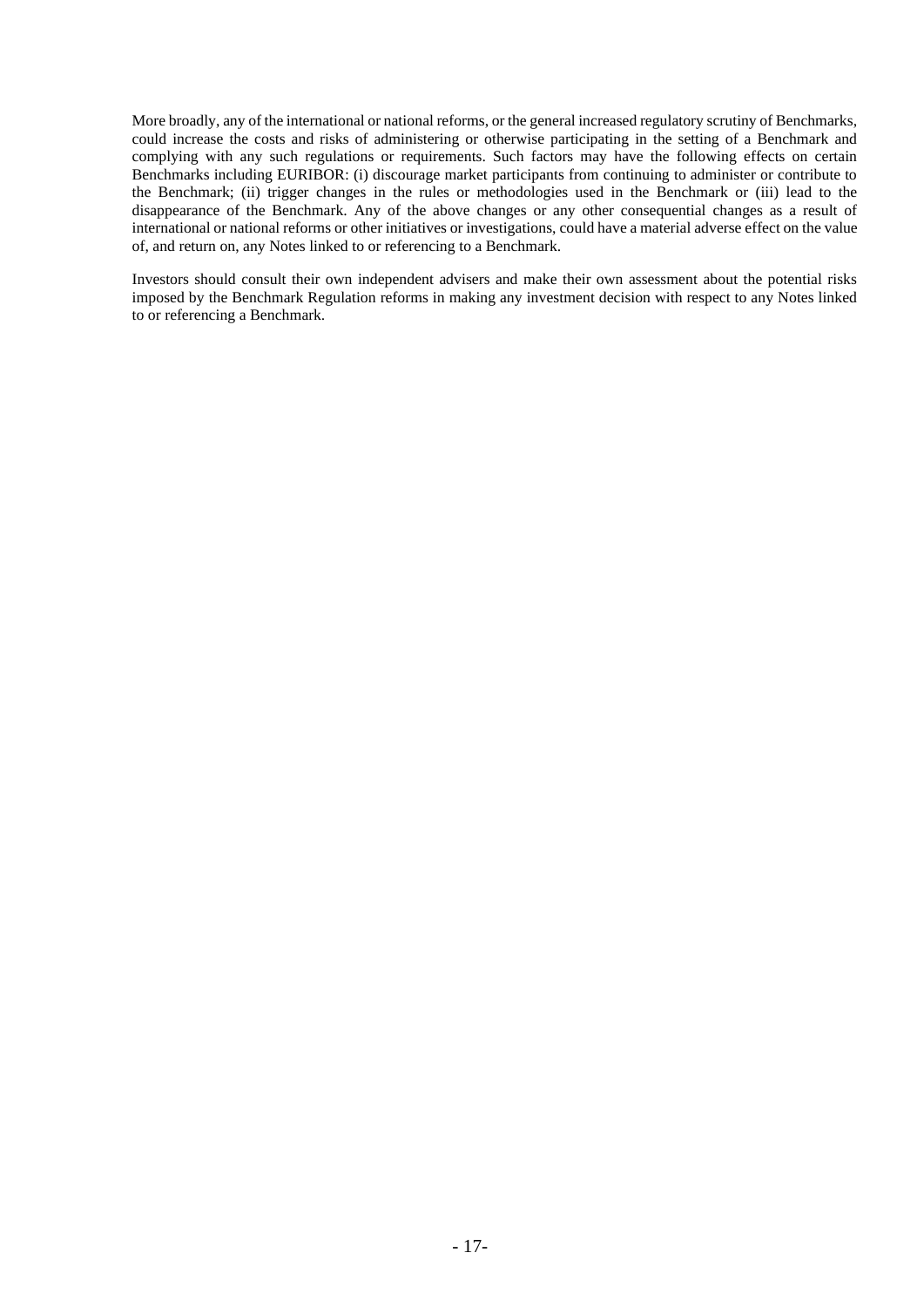More broadly, any of the international or national reforms, or the general increased regulatory scrutiny of Benchmarks, could increase the costs and risks of administering or otherwise participating in the setting of a Benchmark and complying with any such regulations or requirements. Such factors may have the following effects on certain Benchmarks including EURIBOR: (i) discourage market participants from continuing to administer or contribute to the Benchmark; (ii) trigger changes in the rules or methodologies used in the Benchmark or (iii) lead to the disappearance of the Benchmark. Any of the above changes or any other consequential changes as a result of international or national reforms or other initiatives or investigations, could have a material adverse effect on the value of, and return on, any Notes linked to or referencing to a Benchmark.

Investors should consult their own independent advisers and make their own assessment about the potential risks imposed by the Benchmark Regulation reforms in making any investment decision with respect to any Notes linked to or referencing a Benchmark.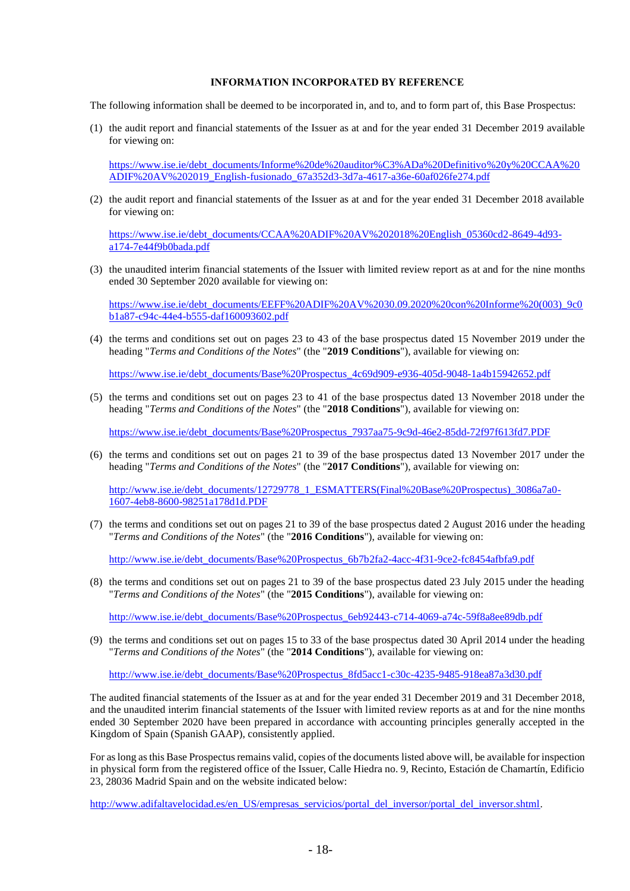## INFORMATION INCORPORATED BY REFERENCE

The following information shall be deemed to be incorporated in, and to, and to form part of, this Base Prospectus:

(1) the audit report and financial statements of the Issuer as at and for the year ended 31 December 2019 available for viewing on:

https://www.ise.ie/debt_documents/Informe%20de%20auditor%C3%ADa%20Definitivo%20y%20CCAA%20ADIF%20AV%202019_English-fusionado_67a352d3-3d7a-4617-a36e-60af026fe274.pdf

(2) the audit report and financial statements of the Issuer as at and for the year ended 31 December 2018 available for viewing on:

https://www.ise.ie/debt_documents/CCAA%20ADIF%20AV%202018%20English_05360cd2-8649-4d93-a174-7e44f9b0bada.pdf

(3) the unaudited interim financial statements of the Issuer with limited review report as at and for the nine months ended 30 September 2020 available for viewing on:

https://www.ise.ie/debt_documents/EEFF%20ADIF%20AV%2030.09.2020%20con%20Informe%20(003)_9c0b1a87-c94c-44e4-b555-daf160093602.pdf

(4) the terms and conditions set out on pages 23 to 43 of the base prospectus dated 15 November 2019 under the heading "*Terms and Conditions of the Notes*" (the "**2019 Conditions**"), available for viewing on:

https://www.ise.ie/debt_documents/Base%20Prospectus_4c69d909-e936-405d-9048-1a4b15942652.pdf

(5) the terms and conditions set out on pages 23 to 41 of the base prospectus dated 13 November 2018 under the heading "*Terms and Conditions of the Notes*" (the "**2018 Conditions**"), available for viewing on:

https://www.ise.ie/debt_documents/Base%20Prospectus_7937aa75-9c9d-46e2-85dd-72f97f613fd7.PDF

(6) the terms and conditions set out on pages 21 to 39 of the base prospectus dated 13 November 2017 under the heading "*Terms and Conditions of the Notes*" (the "**2017 Conditions**"), available for viewing on:

http://www.ise.ie/debt_documents/12729778_1_ESMATTERS(Final%20Base%20Prospectus)_3086a7a0-1607-4eb8-8600-98251a178d1d.PDF

(7) the terms and conditions set out on pages 21 to 39 of the base prospectus dated 2 August 2016 under the heading "*Terms and Conditions of the Notes*" (the "**2016 Conditions**"), available for viewing on:

http://www.ise.ie/debt_documents/Base%20Prospectus_6b7b2fa2-4acc-4f31-9ce2-fc8454afbfa9.pdf

(8) the terms and conditions set out on pages 21 to 39 of the base prospectus dated 23 July 2015 under the heading "*Terms and Conditions of the Notes*" (the "**2015 Conditions**"), available for viewing on:

http://www.ise.ie/debt_documents/Base%20Prospectus_6eb92443-c714-4069-a74c-59f8a8ee89db.pdf

(9) the terms and conditions set out on pages 15 to 33 of the base prospectus dated 30 April 2014 under the heading "*Terms and Conditions of the Notes*" (the "**2014 Conditions**"), available for viewing on:

http://www.ise.ie/debt_documents/Base%20Prospectus_8fd5acc1-c30c-4235-9485-918ea87a3d30.pdf

The audited financial statements of the Issuer as at and for the year ended 31 December 2019 and 31 December 2018, and the unaudited interim financial statements of the Issuer with limited review reports as at and for the nine months ended 30 September 2020 have been prepared in accordance with accounting principles generally accepted in the Kingdom of Spain (Spanish GAAP), consistently applied.

For as long as this Base Prospectus remains valid, copies of the documents listed above will, be available for inspection in physical form from the registered office of the Issuer, Calle Hiedra no. 9, Recinto, Estación de Chamartín, Edificio 23, 28036 Madrid Spain and on the website indicated below:

http://www.adifaltavelocidad.es/en_US/empresas_servicios/portal_del_inversor/portal_del_inversor.shtml.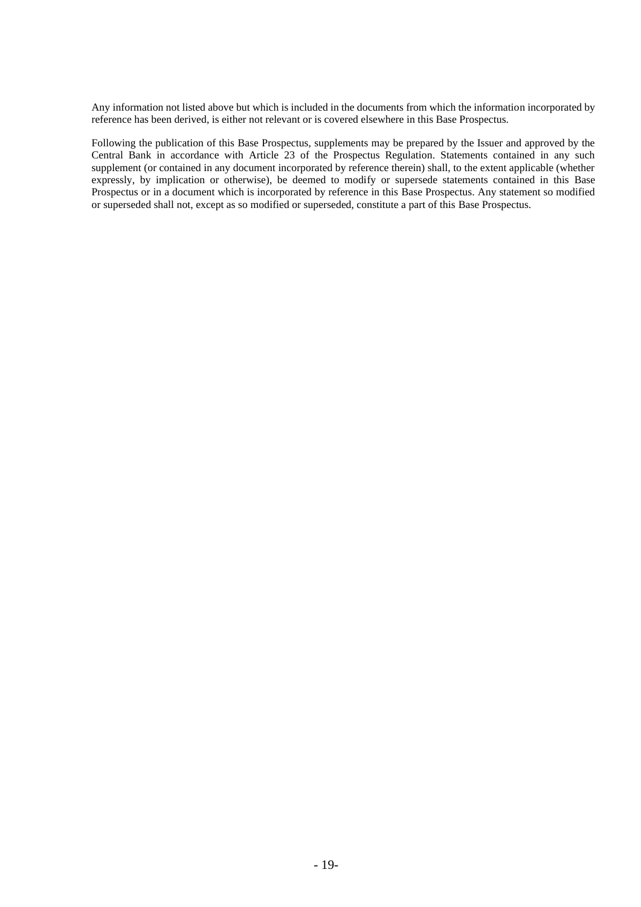Any information not listed above but which is included in the documents from which the information incorporated by reference has been derived, is either not relevant or is covered elsewhere in this Base Prospectus.

Following the publication of this Base Prospectus, supplements may be prepared by the Issuer and approved by the Central Bank in accordance with Article 23 of the Prospectus Regulation. Statements contained in any such supplement (or contained in any document incorporated by reference therein) shall, to the extent applicable (whether expressly, by implication or otherwise), be deemed to modify or supersede statements contained in this Base Prospectus or in a document which is incorporated by reference in this Base Prospectus. Any statement so modified or superseded shall not, except as so modified or superseded, constitute a part of this Base Prospectus.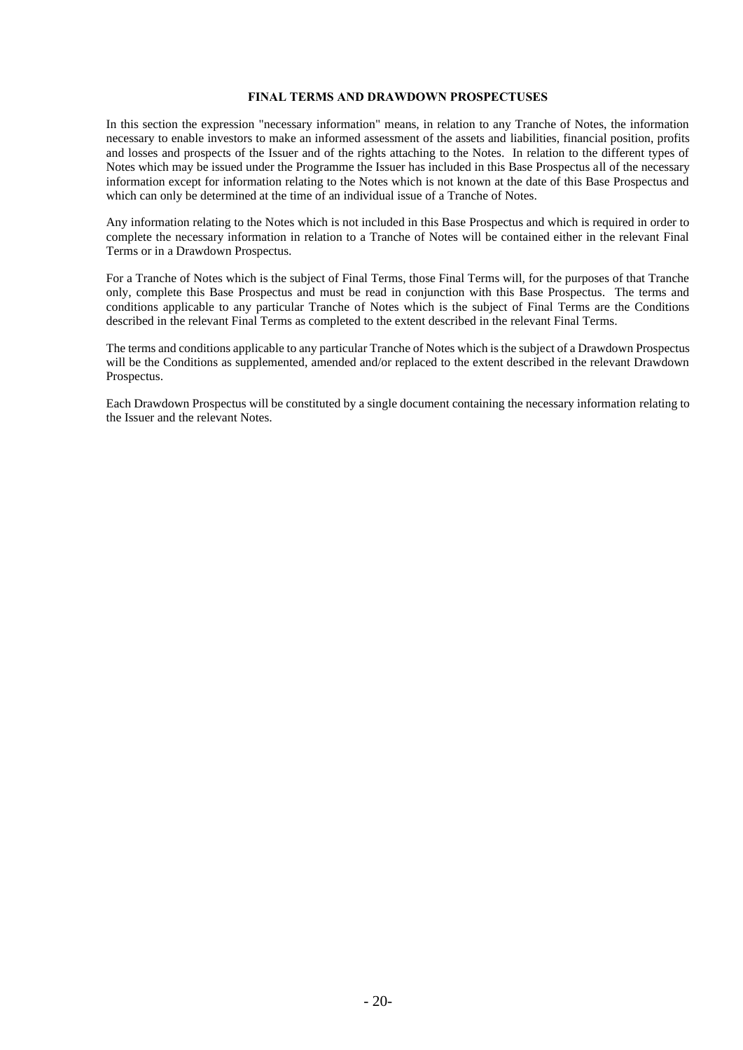## FINAL TERMS AND DRAWDOWN PROSPECTUSES

In this section the expression "necessary information" means, in relation to any Tranche of Notes, the information necessary to enable investors to make an informed assessment of the assets and liabilities, financial position, profits and losses and prospects of the Issuer and of the rights attaching to the Notes. In relation to the different types of Notes which may be issued under the Programme the Issuer has included in this Base Prospectus all of the necessary information except for information relating to the Notes which is not known at the date of this Base Prospectus and which can only be determined at the time of an individual issue of a Tranche of Notes.

Any information relating to the Notes which is not included in this Base Prospectus and which is required in order to complete the necessary information in relation to a Tranche of Notes will be contained either in the relevant Final Terms or in a Drawdown Prospectus.

For a Tranche of Notes which is the subject of Final Terms, those Final Terms will, for the purposes of that Tranche only, complete this Base Prospectus and must be read in conjunction with this Base Prospectus. The terms and conditions applicable to any particular Tranche of Notes which is the subject of Final Terms are the Conditions described in the relevant Final Terms as completed to the extent described in the relevant Final Terms.

The terms and conditions applicable to any particular Tranche of Notes which is the subject of a Drawdown Prospectus will be the Conditions as supplemented, amended and/or replaced to the extent described in the relevant Drawdown Prospectus.

Each Drawdown Prospectus will be constituted by a single document containing the necessary information relating to the Issuer and the relevant Notes.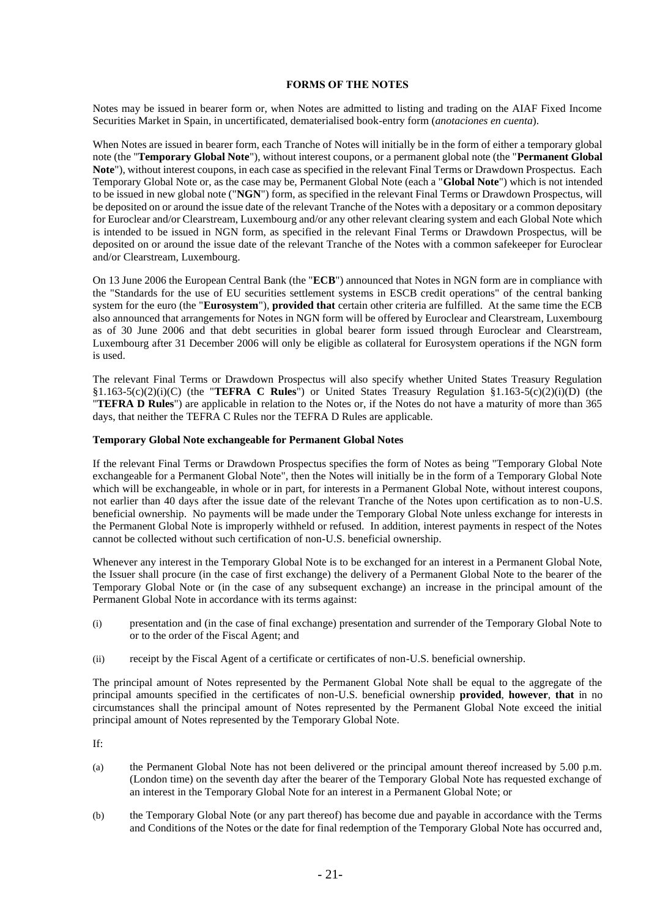## FORMS OF THE NOTES

Notes may be issued in bearer form or, when Notes are admitted to listing and trading on the AIAF Fixed Income Securities Market in Spain, in uncertificated, dematerialised book-entry form (*anotaciones en cuenta*).

When Notes are issued in bearer form, each Tranche of Notes will initially be in the form of either a temporary global note (the "**Temporary Global Note**"), without interest coupons, or a permanent global note (the "**Permanent Global Note**"), without interest coupons, in each case as specified in the relevant Final Terms or Drawdown Prospectus. Each Temporary Global Note or, as the case may be, Permanent Global Note (each a "**Global Note**") which is not intended to be issued in new global note ("**NGN**") form, as specified in the relevant Final Terms or Drawdown Prospectus, will be deposited on or around the issue date of the relevant Tranche of the Notes with a depositary or a common depositary for Euroclear and/or Clearstream, Luxembourg and/or any other relevant clearing system and each Global Note which is intended to be issued in NGN form, as specified in the relevant Final Terms or Drawdown Prospectus, will be deposited on or around the issue date of the relevant Tranche of the Notes with a common safekeeper for Euroclear and/or Clearstream, Luxembourg.

On 13 June 2006 the European Central Bank (the "**ECB**") announced that Notes in NGN form are in compliance with the "Standards for the use of EU securities settlement systems in ESCB credit operations" of the central banking system for the euro (the "**Eurosystem**"), **provided that** certain other criteria are fulfilled. At the same time the ECB also announced that arrangements for Notes in NGN form will be offered by Euroclear and Clearstream, Luxembourg as of 30 June 2006 and that debt securities in global bearer form issued through Euroclear and Clearstream, Luxembourg after 31 December 2006 will only be eligible as collateral for Eurosystem operations if the NGN form is used.

The relevant Final Terms or Drawdown Prospectus will also specify whether United States Treasury Regulation §1.163-5(c)(2)(i)(C) (the "**TEFRA C Rules**") or United States Treasury Regulation §1.163-5(c)(2)(i)(D) (the "**TEFRA D Rules**") are applicable in relation to the Notes or, if the Notes do not have a maturity of more than 365 days, that neither the TEFRA C Rules nor the TEFRA D Rules are applicable.

### Temporary Global Note exchangeable for Permanent Global Notes

If the relevant Final Terms or Drawdown Prospectus specifies the form of Notes as being "Temporary Global Note exchangeable for a Permanent Global Note", then the Notes will initially be in the form of a Temporary Global Note which will be exchangeable, in whole or in part, for interests in a Permanent Global Note, without interest coupons, not earlier than 40 days after the issue date of the relevant Tranche of the Notes upon certification as to non-U.S. beneficial ownership. No payments will be made under the Temporary Global Note unless exchange for interests in the Permanent Global Note is improperly withheld or refused. In addition, interest payments in respect of the Notes cannot be collected without such certification of non-U.S. beneficial ownership.

Whenever any interest in the Temporary Global Note is to be exchanged for an interest in a Permanent Global Note, the Issuer shall procure (in the case of first exchange) the delivery of a Permanent Global Note to the bearer of the Temporary Global Note or (in the case of any subsequent exchange) an increase in the principal amount of the Permanent Global Note in accordance with its terms against:

(i) presentation and (in the case of final exchange) presentation and surrender of the Temporary Global Note to or to the order of the Fiscal Agent; and

(ii) receipt by the Fiscal Agent of a certificate or certificates of non-U.S. beneficial ownership.

The principal amount of Notes represented by the Permanent Global Note shall be equal to the aggregate of the principal amounts specified in the certificates of non-U.S. beneficial ownership **provided**, **however**, **that** in no circumstances shall the principal amount of Notes represented by the Permanent Global Note exceed the initial principal amount of Notes represented by the Temporary Global Note.

If:

(a) the Permanent Global Note has not been delivered or the principal amount thereof increased by 5.00 p.m. (London time) on the seventh day after the bearer of the Temporary Global Note has requested exchange of an interest in the Temporary Global Note for an interest in a Permanent Global Note; or

(b) the Temporary Global Note (or any part thereof) has become due and payable in accordance with the Terms and Conditions of the Notes or the date for final redemption of the Temporary Global Note has occurred and,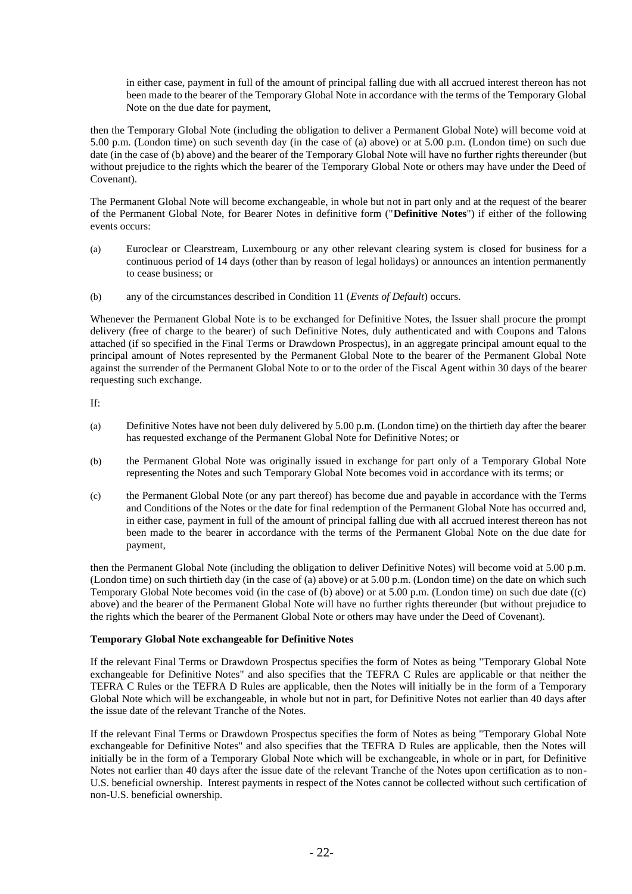in either case, payment in full of the amount of principal falling due with all accrued interest thereon has not been made to the bearer of the Temporary Global Note in accordance with the terms of the Temporary Global Note on the due date for payment,

then the Temporary Global Note (including the obligation to deliver a Permanent Global Note) will become void at 5.00 p.m. (London time) on such seventh day (in the case of (a) above) or at 5.00 p.m. (London time) on such due date (in the case of (b) above) and the bearer of the Temporary Global Note will have no further rights thereunder (but without prejudice to the rights which the bearer of the Temporary Global Note or others may have under the Deed of Covenant).

The Permanent Global Note will become exchangeable, in whole but not in part only and at the request of the bearer of the Permanent Global Note, for Bearer Notes in definitive form ("**Definitive Notes**") if either of the following events occurs:

(a) Euroclear or Clearstream, Luxembourg or any other relevant clearing system is closed for business for a continuous period of 14 days (other than by reason of legal holidays) or announces an intention permanently to cease business; or

(b) any of the circumstances described in Condition 11 (*Events of Default*) occurs.

Whenever the Permanent Global Note is to be exchanged for Definitive Notes, the Issuer shall procure the prompt delivery (free of charge to the bearer) of such Definitive Notes, duly authenticated and with Coupons and Talons attached (if so specified in the Final Terms or Drawdown Prospectus), in an aggregate principal amount equal to the principal amount of Notes represented by the Permanent Global Note to the bearer of the Permanent Global Note against the surrender of the Permanent Global Note to or to the order of the Fiscal Agent within 30 days of the bearer requesting such exchange.

If:

(a) Definitive Notes have not been duly delivered by 5.00 p.m. (London time) on the thirtieth day after the bearer has requested exchange of the Permanent Global Note for Definitive Notes; or

(b) the Permanent Global Note was originally issued in exchange for part only of a Temporary Global Note representing the Notes and such Temporary Global Note becomes void in accordance with its terms; or

(c) the Permanent Global Note (or any part thereof) has become due and payable in accordance with the Terms and Conditions of the Notes or the date for final redemption of the Permanent Global Note has occurred and, in either case, payment in full of the amount of principal falling due with all accrued interest thereon has not been made to the bearer in accordance with the terms of the Permanent Global Note on the due date for payment,

then the Permanent Global Note (including the obligation to deliver Definitive Notes) will become void at 5.00 p.m. (London time) on such thirtieth day (in the case of (a) above) or at 5.00 p.m. (London time) on the date on which such Temporary Global Note becomes void (in the case of (b) above) or at 5.00 p.m. (London time) on such due date ((c) above) and the bearer of the Permanent Global Note will have no further rights thereunder (but without prejudice to the rights which the bearer of the Permanent Global Note or others may have under the Deed of Covenant).

**Temporary Global Note exchangeable for Definitive Notes**

If the relevant Final Terms or Drawdown Prospectus specifies the form of Notes as being "Temporary Global Note exchangeable for Definitive Notes" and also specifies that the TEFRA C Rules are applicable or that neither the TEFRA C Rules or the TEFRA D Rules are applicable, then the Notes will initially be in the form of a Temporary Global Note which will be exchangeable, in whole but not in part, for Definitive Notes not earlier than 40 days after the issue date of the relevant Tranche of the Notes.

If the relevant Final Terms or Drawdown Prospectus specifies the form of Notes as being "Temporary Global Note exchangeable for Definitive Notes" and also specifies that the TEFRA D Rules are applicable, then the Notes will initially be in the form of a Temporary Global Note which will be exchangeable, in whole or in part, for Definitive Notes not earlier than 40 days after the issue date of the relevant Tranche of the Notes upon certification as to non-U.S. beneficial ownership. Interest payments in respect of the Notes cannot be collected without such certification of non-U.S. beneficial ownership.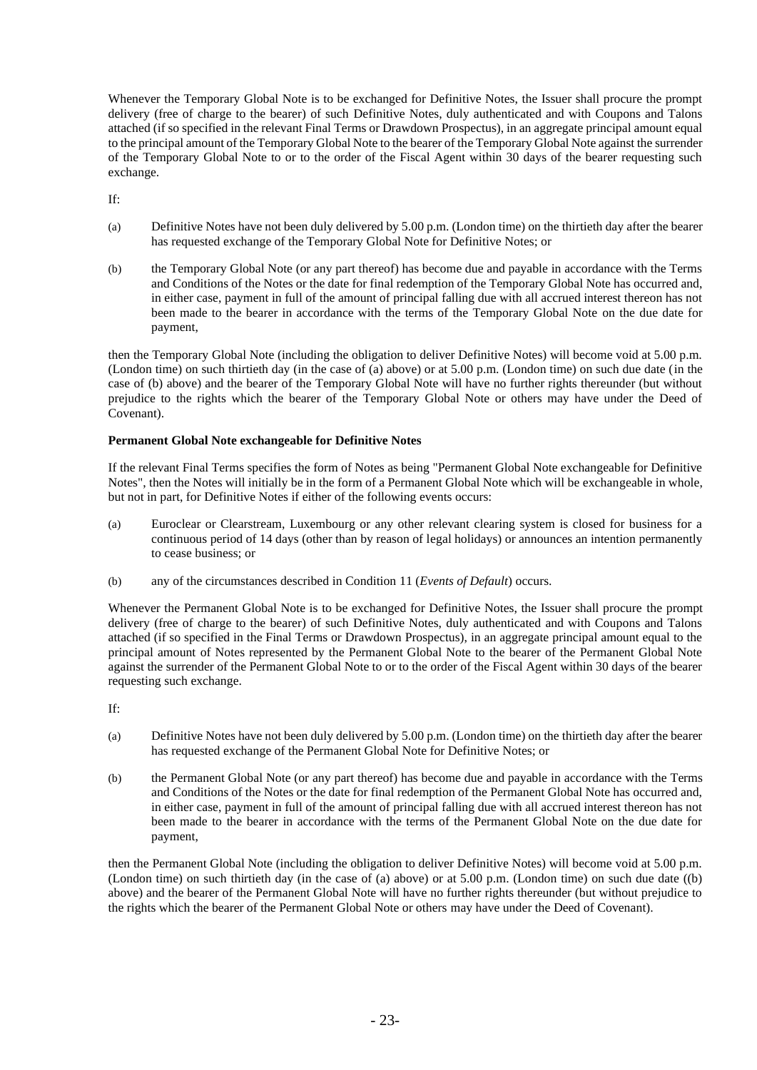Whenever the Temporary Global Note is to be exchanged for Definitive Notes, the Issuer shall procure the prompt delivery (free of charge to the bearer) of such Definitive Notes, duly authenticated and with Coupons and Talons attached (if so specified in the relevant Final Terms or Drawdown Prospectus), in an aggregate principal amount equal to the principal amount of the Temporary Global Note to the bearer of the Temporary Global Note against the surrender of the Temporary Global Note to or to the order of the Fiscal Agent within 30 days of the bearer requesting such exchange.

If:

(a) Definitive Notes have not been duly delivered by 5.00 p.m. (London time) on the thirtieth day after the bearer has requested exchange of the Temporary Global Note for Definitive Notes; or

(b) the Temporary Global Note (or any part thereof) has become due and payable in accordance with the Terms and Conditions of the Notes or the date for final redemption of the Temporary Global Note has occurred and, in either case, payment in full of the amount of principal falling due with all accrued interest thereon has not been made to the bearer in accordance with the terms of the Temporary Global Note on the due date for payment,

then the Temporary Global Note (including the obligation to deliver Definitive Notes) will become void at 5.00 p.m. (London time) on such thirtieth day (in the case of (a) above) or at 5.00 p.m. (London time) on such due date (in the case of (b) above) and the bearer of the Temporary Global Note will have no further rights thereunder (but without prejudice to the rights which the bearer of the Temporary Global Note or others may have under the Deed of Covenant).

**Permanent Global Note exchangeable for Definitive Notes**

If the relevant Final Terms specifies the form of Notes as being "Permanent Global Note exchangeable for Definitive Notes", then the Notes will initially be in the form of a Permanent Global Note which will be exchangeable in whole, but not in part, for Definitive Notes if either of the following events occurs:

(a) Euroclear or Clearstream, Luxembourg or any other relevant clearing system is closed for business for a continuous period of 14 days (other than by reason of legal holidays) or announces an intention permanently to cease business; or

(b) any of the circumstances described in Condition 11 (*Events of Default*) occurs.

Whenever the Permanent Global Note is to be exchanged for Definitive Notes, the Issuer shall procure the prompt delivery (free of charge to the bearer) of such Definitive Notes, duly authenticated and with Coupons and Talons attached (if so specified in the Final Terms or Drawdown Prospectus), in an aggregate principal amount equal to the principal amount of Notes represented by the Permanent Global Note to the bearer of the Permanent Global Note against the surrender of the Permanent Global Note to or to the order of the Fiscal Agent within 30 days of the bearer requesting such exchange.

If:

(a) Definitive Notes have not been duly delivered by 5.00 p.m. (London time) on the thirtieth day after the bearer has requested exchange of the Permanent Global Note for Definitive Notes; or

(b) the Permanent Global Note (or any part thereof) has become due and payable in accordance with the Terms and Conditions of the Notes or the date for final redemption of the Permanent Global Note has occurred and, in either case, payment in full of the amount of principal falling due with all accrued interest thereon has not been made to the bearer in accordance with the terms of the Permanent Global Note on the due date for payment,

then the Permanent Global Note (including the obligation to deliver Definitive Notes) will become void at 5.00 p.m. (London time) on such thirtieth day (in the case of (a) above) or at 5.00 p.m. (London time) on such due date ((b) above) and the bearer of the Permanent Global Note will have no further rights thereunder (but without prejudice to the rights which the bearer of the Permanent Global Note or others may have under the Deed of Covenant).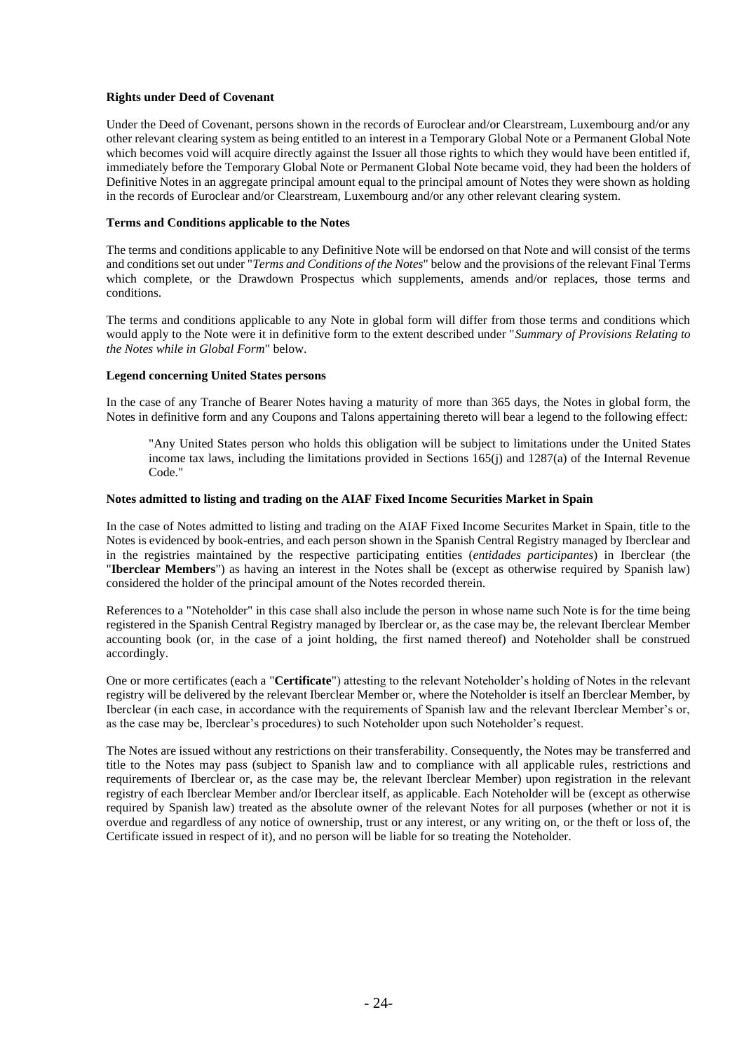**Rights under Deed of Covenant**

Under the Deed of Covenant, persons shown in the records of Euroclear and/or Clearstream, Luxembourg and/or any other relevant clearing system as being entitled to an interest in a Temporary Global Note or a Permanent Global Note which becomes void will acquire directly against the Issuer all those rights to which they would have been entitled if, immediately before the Temporary Global Note or Permanent Global Note became void, they had been the holders of Definitive Notes in an aggregate principal amount equal to the principal amount of Notes they were shown as holding in the records of Euroclear and/or Clearstream, Luxembourg and/or any other relevant clearing system.

**Terms and Conditions applicable to the Notes**

The terms and conditions applicable to any Definitive Note will be endorsed on that Note and will consist of the terms and conditions set out under "*Terms and Conditions of the Notes*" below and the provisions of the relevant Final Terms which complete, or the Drawdown Prospectus which supplements, amends and/or replaces, those terms and conditions.

The terms and conditions applicable to any Note in global form will differ from those terms and conditions which would apply to the Note were it in definitive form to the extent described under "*Summary of Provisions Relating to the Notes while in Global Form*" below.

**Legend concerning United States persons**

In the case of any Tranche of Bearer Notes having a maturity of more than 365 days, the Notes in global form, the Notes in definitive form and any Coupons and Talons appertaining thereto will bear a legend to the following effect:

> "Any United States person who holds this obligation will be subject to limitations under the United States income tax laws, including the limitations provided in Sections 165(j) and 1287(a) of the Internal Revenue Code."

**Notes admitted to listing and trading on the AIAF Fixed Income Securities Market in Spain**

In the case of Notes admitted to listing and trading on the AIAF Fixed Income Securites Market in Spain, title to the Notes is evidenced by book-entries, and each person shown in the Spanish Central Registry managed by Iberclear and in the registries maintained by the respective participating entities (*entidades participantes*) in Iberclear (the "**Iberclear Members**") as having an interest in the Notes shall be (except as otherwise required by Spanish law) considered the holder of the principal amount of the Notes recorded therein.

References to a "Noteholder" in this case shall also include the person in whose name such Note is for the time being registered in the Spanish Central Registry managed by Iberclear or, as the case may be, the relevant Iberclear Member accounting book (or, in the case of a joint holding, the first named thereof) and Noteholder shall be construed accordingly.

One or more certificates (each a "**Certificate**") attesting to the relevant Noteholder's holding of Notes in the relevant registry will be delivered by the relevant Iberclear Member or, where the Noteholder is itself an Iberclear Member, by Iberclear (in each case, in accordance with the requirements of Spanish law and the relevant Iberclear Member's or, as the case may be, Iberclear's procedures) to such Noteholder upon such Noteholder's request.

The Notes are issued without any restrictions on their transferability. Consequently, the Notes may be transferred and title to the Notes may pass (subject to Spanish law and to compliance with all applicable rules, restrictions and requirements of Iberclear or, as the case may be, the relevant Iberclear Member) upon registration in the relevant registry of each Iberclear Member and/or Iberclear itself, as applicable. Each Noteholder will be (except as otherwise required by Spanish law) treated as the absolute owner of the relevant Notes for all purposes (whether or not it is overdue and regardless of any notice of ownership, trust or any interest, or any writing on, or the theft or loss of, the Certificate issued in respect of it), and no person will be liable for so treating the Noteholder.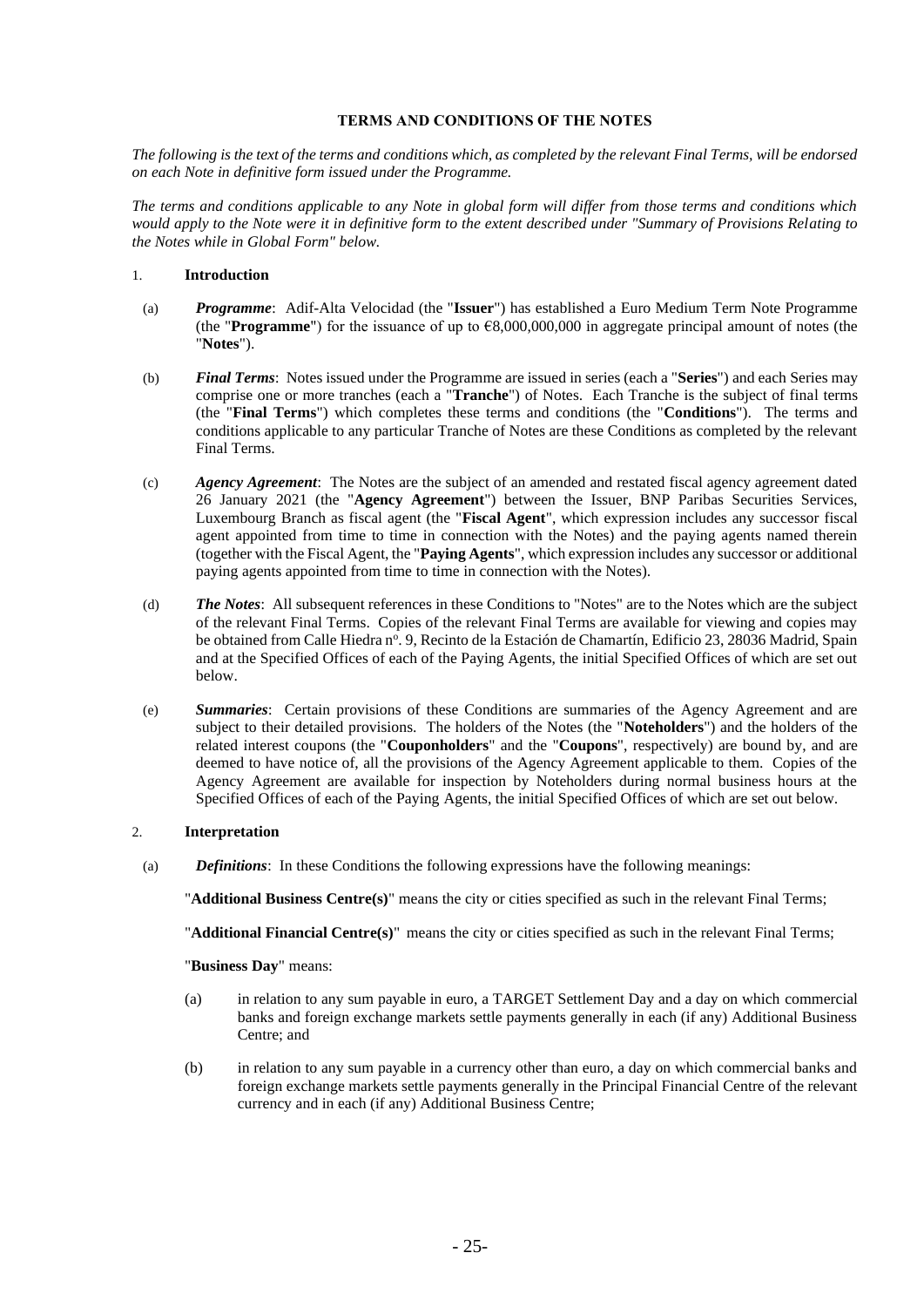## TERMS AND CONDITIONS OF THE NOTES

*The following is the text of the terms and conditions which, as completed by the relevant Final Terms, will be endorsed on each Note in definitive form issued under the Programme.*

*The terms and conditions applicable to any Note in global form will differ from those terms and conditions which would apply to the Note were it in definitive form to the extent described under "Summary of Provisions Relating to the Notes while in Global Form" below.*

### 1. Introduction

(a) ***Programme***: Adif-Alta Velocidad (the "**Issuer**") has established a Euro Medium Term Note Programme (the "**Programme**") for the issuance of up to €8,000,000,000 in aggregate principal amount of notes (the "**Notes**").

(b) ***Final Terms***: Notes issued under the Programme are issued in series (each a "**Series**") and each Series may comprise one or more tranches (each a "**Tranche**") of Notes. Each Tranche is the subject of final terms (the "**Final Terms**") which completes these terms and conditions (the "**Conditions**"). The terms and conditions applicable to any particular Tranche of Notes are these Conditions as completed by the relevant Final Terms.

(c) ***Agency Agreement***: The Notes are the subject of an amended and restated fiscal agency agreement dated 26 January 2021 (the "**Agency Agreement**") between the Issuer, BNP Paribas Securities Services, Luxembourg Branch as fiscal agent (the "**Fiscal Agent**", which expression includes any successor fiscal agent appointed from time to time in connection with the Notes) and the paying agents named therein (together with the Fiscal Agent, the "**Paying Agents**", which expression includes any successor or additional paying agents appointed from time to time in connection with the Notes).

(d) ***The Notes***: All subsequent references in these Conditions to "Notes" are to the Notes which are the subject of the relevant Final Terms. Copies of the relevant Final Terms are available for viewing and copies may be obtained from Calle Hiedra nº. 9, Recinto de la Estación de Chamartín, Edificio 23, 28036 Madrid, Spain and at the Specified Offices of each of the Paying Agents, the initial Specified Offices of which are set out below.

(e) ***Summaries***: Certain provisions of these Conditions are summaries of the Agency Agreement and are subject to their detailed provisions. The holders of the Notes (the "**Noteholders**") and the holders of the related interest coupons (the "**Couponholders**" and the "**Coupons**", respectively) are bound by, and are deemed to have notice of, all the provisions of the Agency Agreement applicable to them. Copies of the Agency Agreement are available for inspection by Noteholders during normal business hours at the Specified Offices of each of the Paying Agents, the initial Specified Offices of which are set out below.

### 2. Interpretation

(a) ***Definitions***: In these Conditions the following expressions have the following meanings:

"**Additional Business Centre(s)**" means the city or cities specified as such in the relevant Final Terms;

"**Additional Financial Centre(s)**" means the city or cities specified as such in the relevant Final Terms;

"**Business Day**" means:

(a) in relation to any sum payable in euro, a TARGET Settlement Day and a day on which commercial banks and foreign exchange markets settle payments generally in each (if any) Additional Business Centre; and

(b) in relation to any sum payable in a currency other than euro, a day on which commercial banks and foreign exchange markets settle payments generally in the Principal Financial Centre of the relevant currency and in each (if any) Additional Business Centre;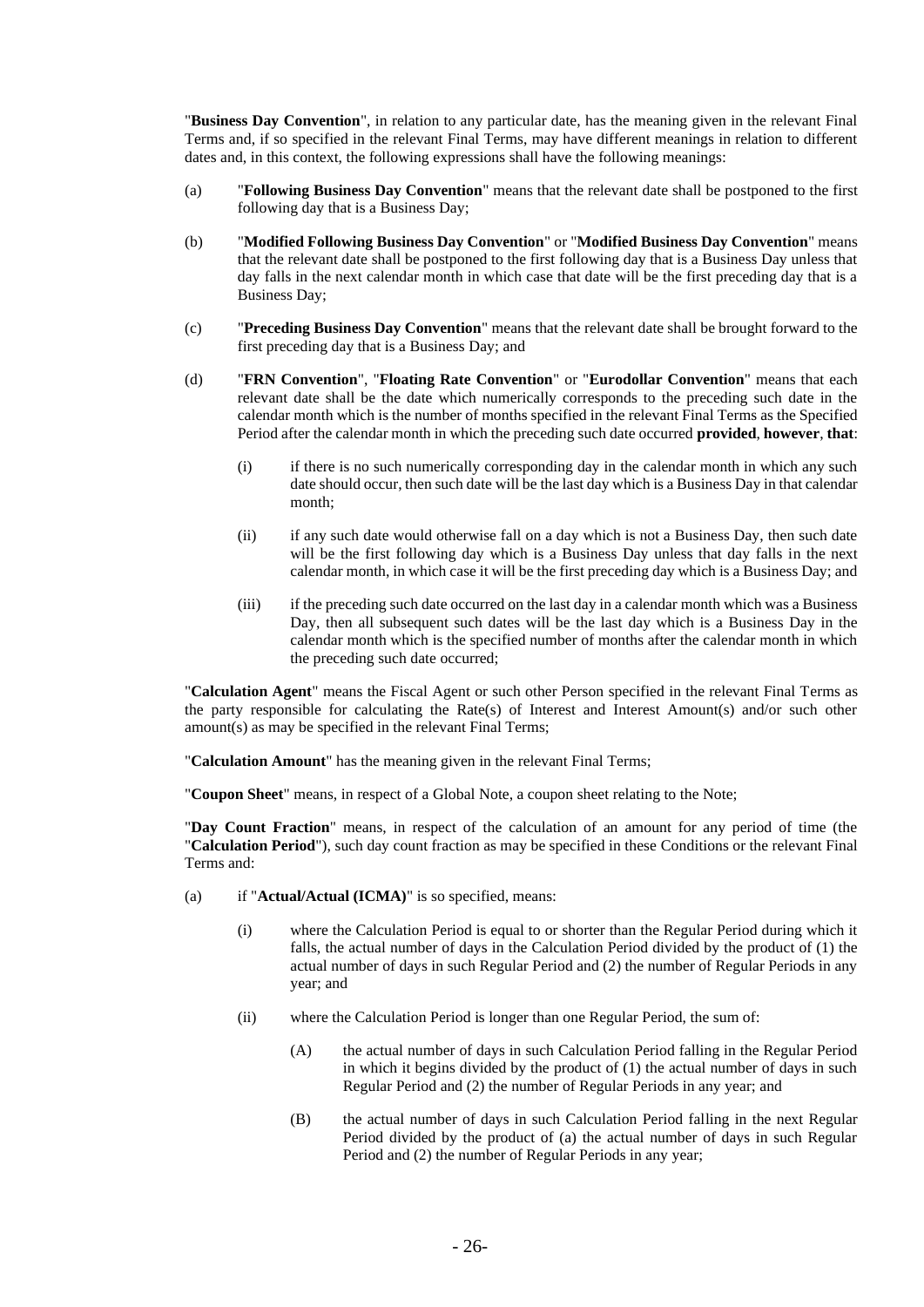"**Business Day Convention**", in relation to any particular date, has the meaning given in the relevant Final Terms and, if so specified in the relevant Final Terms, may have different meanings in relation to different dates and, in this context, the following expressions shall have the following meanings:

(a) "**Following Business Day Convention**" means that the relevant date shall be postponed to the first following day that is a Business Day;

(b) "**Modified Following Business Day Convention**" or "**Modified Business Day Convention**" means that the relevant date shall be postponed to the first following day that is a Business Day unless that day falls in the next calendar month in which case that date will be the first preceding day that is a Business Day;

(c) "**Preceding Business Day Convention**" means that the relevant date shall be brought forward to the first preceding day that is a Business Day; and

(d) "**FRN Convention**", "**Floating Rate Convention**" or "**Eurodollar Convention**" means that each relevant date shall be the date which numerically corresponds to the preceding such date in the calendar month which is the number of months specified in the relevant Final Terms as the Specified Period after the calendar month in which the preceding such date occurred **provided**, **however**, **that**:

  (i) if there is no such numerically corresponding day in the calendar month in which any such date should occur, then such date will be the last day which is a Business Day in that calendar month;

  (ii) if any such date would otherwise fall on a day which is not a Business Day, then such date will be the first following day which is a Business Day unless that day falls in the next calendar month, in which case it will be the first preceding day which is a Business Day; and

  (iii) if the preceding such date occurred on the last day in a calendar month which was a Business Day, then all subsequent such dates will be the last day which is a Business Day in the calendar month which is the specified number of months after the calendar month in which the preceding such date occurred;

"**Calculation Agent**" means the Fiscal Agent or such other Person specified in the relevant Final Terms as the party responsible for calculating the Rate(s) of Interest and Interest Amount(s) and/or such other amount(s) as may be specified in the relevant Final Terms;

"**Calculation Amount**" has the meaning given in the relevant Final Terms;

"**Coupon Sheet**" means, in respect of a Global Note, a coupon sheet relating to the Note;

"**Day Count Fraction**" means, in respect of the calculation of an amount for any period of time (the "**Calculation Period**"), such day count fraction as may be specified in these Conditions or the relevant Final Terms and:

(a) if "**Actual/Actual (ICMA)**" is so specified, means:

  (i) where the Calculation Period is equal to or shorter than the Regular Period during which it falls, the actual number of days in the Calculation Period divided by the product of (1) the actual number of days in such Regular Period and (2) the number of Regular Periods in any year; and

  (ii) where the Calculation Period is longer than one Regular Period, the sum of:

    (A) the actual number of days in such Calculation Period falling in the Regular Period in which it begins divided by the product of (1) the actual number of days in such Regular Period and (2) the number of Regular Periods in any year; and

    (B) the actual number of days in such Calculation Period falling in the next Regular Period divided by the product of (a) the actual number of days in such Regular Period and (2) the number of Regular Periods in any year;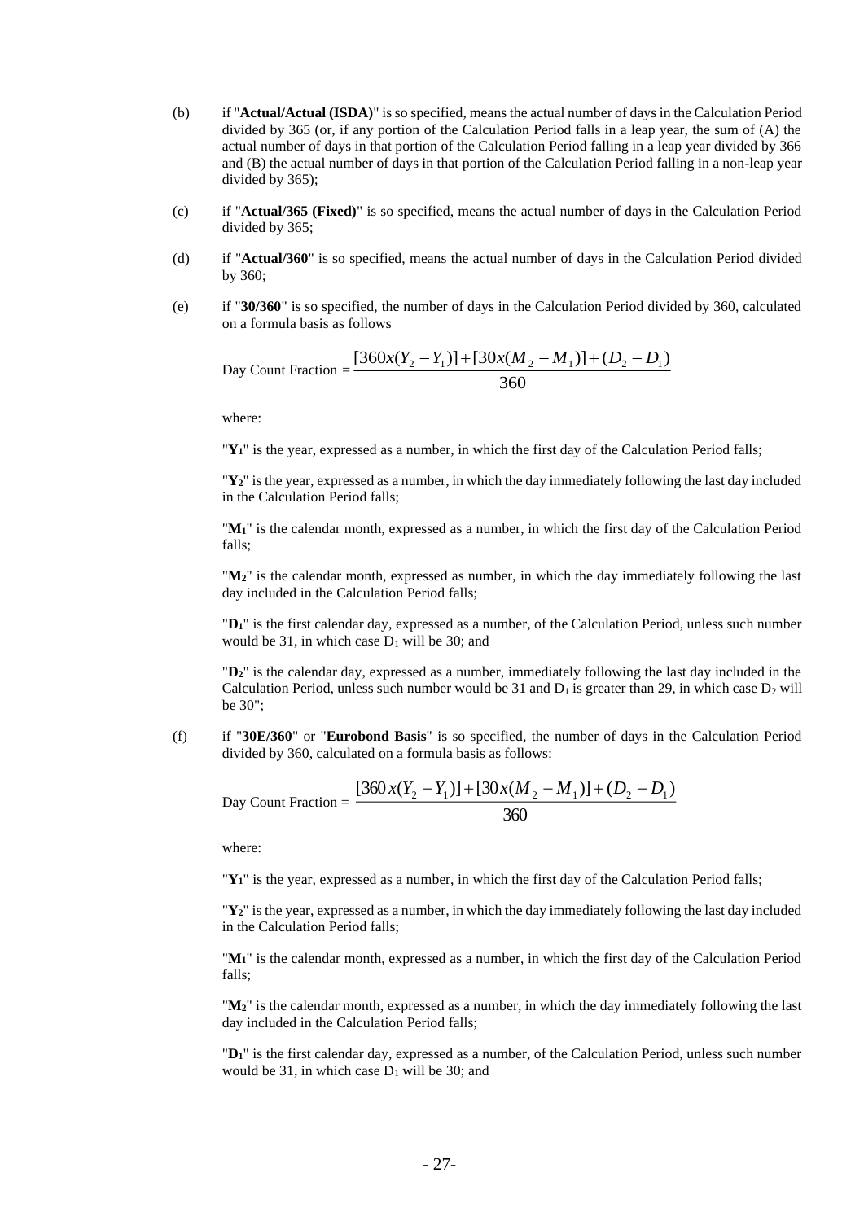(b) if "**Actual/Actual (ISDA)**" is so specified, means the actual number of days in the Calculation Period divided by 365 (or, if any portion of the Calculation Period falls in a leap year, the sum of (A) the actual number of days in that portion of the Calculation Period falling in a leap year divided by 366 and (B) the actual number of days in that portion of the Calculation Period falling in a non-leap year divided by 365);

(c) if "**Actual/365 (Fixed)**" is so specified, means the actual number of days in the Calculation Period divided by 365;

(d) if "**Actual/360**" is so specified, means the actual number of days in the Calculation Period divided by 360;

(e) if "**30/360**" is so specified, the number of days in the Calculation Period divided by 360, calculated on a formula basis as follows

$$\text{Day Count Fraction} = \frac{[360x(Y_2 - Y_1)] + [30x(M_2 - M_1)] + (D_2 - D_1)}{360}$$

where:

"$\mathbf{Y_1}$" is the year, expressed as a number, in which the first day of the Calculation Period falls;

"$\mathbf{Y_2}$" is the year, expressed as a number, in which the day immediately following the last day included in the Calculation Period falls;

"$\mathbf{M_1}$" is the calendar month, expressed as a number, in which the first day of the Calculation Period falls;

"$\mathbf{M_2}$" is the calendar month, expressed as number, in which the day immediately following the last day included in the Calculation Period falls;

"$\mathbf{D_1}$" is the first calendar day, expressed as a number, of the Calculation Period, unless such number would be 31, in which case $D_1$ will be 30; and

"$\mathbf{D_2}$" is the calendar day, expressed as a number, immediately following the last day included in the Calculation Period, unless such number would be 31 and $D_1$ is greater than 29, in which case $D_2$ will be 30";

(f) if "**30E/360**" or "**Eurobond Basis**" is so specified, the number of days in the Calculation Period divided by 360, calculated on a formula basis as follows:

$$\text{Day Count Fraction} = \frac{[360\,x(Y_2 - Y_1)] + [30x(M_2 - M_1)] + (D_2 - D_1)}{360}$$

where:

"$\mathbf{Y_1}$" is the year, expressed as a number, in which the first day of the Calculation Period falls;

"$\mathbf{Y_2}$" is the year, expressed as a number, in which the day immediately following the last day included in the Calculation Period falls;

"$\mathbf{M_1}$" is the calendar month, expressed as a number, in which the first day of the Calculation Period falls;

"$\mathbf{M_2}$" is the calendar month, expressed as a number, in which the day immediately following the last day included in the Calculation Period falls;

"$\mathbf{D_1}$" is the first calendar day, expressed as a number, of the Calculation Period, unless such number would be 31, in which case $D_1$ will be 30; and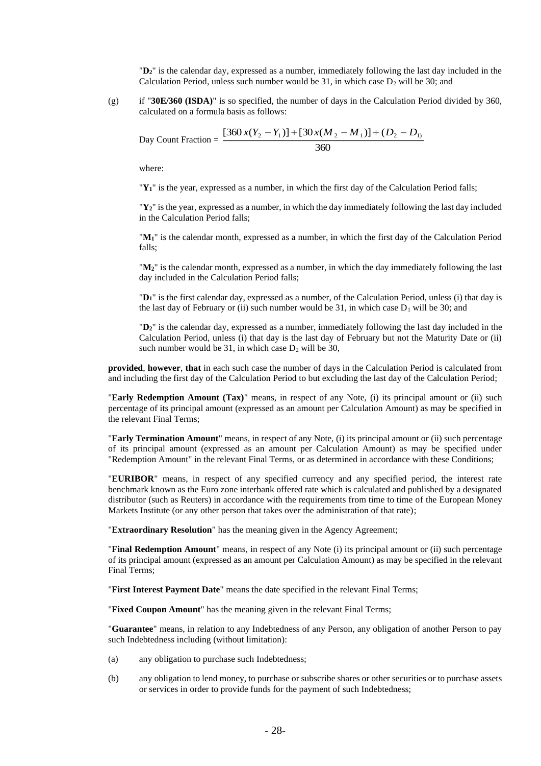"$D_2$" is the calendar day, expressed as a number, immediately following the last day included in the Calculation Period, unless such number would be 31, in which case $D_2$ will be 30; and

(g) if "**30E/360 (ISDA)**" is so specified, the number of days in the Calculation Period divided by 360, calculated on a formula basis as follows:

$$\text{Day Count Fraction} = \frac{[360 x(Y_2 - Y_1)] + [30 x(M_2 - M_1)] + (D_2 - D_1)}{360}$$

where:

"$\mathbf{Y_1}$" is the year, expressed as a number, in which the first day of the Calculation Period falls;

"$\mathbf{Y_2}$" is the year, expressed as a number, in which the day immediately following the last day included in the Calculation Period falls;

"$\mathbf{M_1}$" is the calendar month, expressed as a number, in which the first day of the Calculation Period falls;

"$\mathbf{M_2}$" is the calendar month, expressed as a number, in which the day immediately following the last day included in the Calculation Period falls;

"$\mathbf{D_1}$" is the first calendar day, expressed as a number, of the Calculation Period, unless (i) that day is the last day of February or (ii) such number would be 31, in which case $D_1$ will be 30; and

"$\mathbf{D_2}$" is the calendar day, expressed as a number, immediately following the last day included in the Calculation Period, unless (i) that day is the last day of February but not the Maturity Date or (ii) such number would be 31, in which case $D_2$ will be 30,

**provided**, **however**, **that** in each such case the number of days in the Calculation Period is calculated from and including the first day of the Calculation Period to but excluding the last day of the Calculation Period;

"**Early Redemption Amount (Tax)**" means, in respect of any Note, (i) its principal amount or (ii) such percentage of its principal amount (expressed as an amount per Calculation Amount) as may be specified in the relevant Final Terms;

"**Early Termination Amount**" means, in respect of any Note, (i) its principal amount or (ii) such percentage of its principal amount (expressed as an amount per Calculation Amount) as may be specified under "Redemption Amount" in the relevant Final Terms, or as determined in accordance with these Conditions;

"**EURIBOR**" means, in respect of any specified currency and any specified period, the interest rate benchmark known as the Euro zone interbank offered rate which is calculated and published by a designated distributor (such as Reuters) in accordance with the requirements from time to time of the European Money Markets Institute (or any other person that takes over the administration of that rate);

"**Extraordinary Resolution**" has the meaning given in the Agency Agreement;

"**Final Redemption Amount**" means, in respect of any Note (i) its principal amount or (ii) such percentage of its principal amount (expressed as an amount per Calculation Amount) as may be specified in the relevant Final Terms;

"**First Interest Payment Date**" means the date specified in the relevant Final Terms;

"**Fixed Coupon Amount**" has the meaning given in the relevant Final Terms;

"**Guarantee**" means, in relation to any Indebtedness of any Person, any obligation of another Person to pay such Indebtedness including (without limitation):

(a) any obligation to purchase such Indebtedness;

(b) any obligation to lend money, to purchase or subscribe shares or other securities or to purchase assets or services in order to provide funds for the payment of such Indebtedness;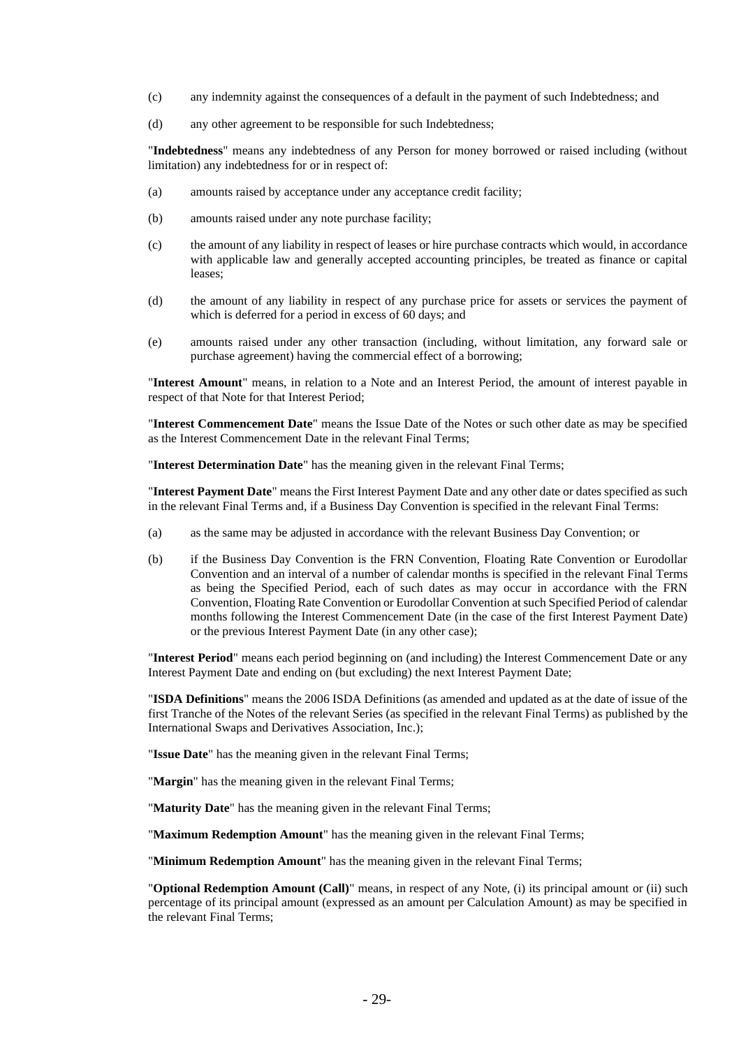(c) any indemnity against the consequences of a default in the payment of such Indebtedness; and

(d) any other agreement to be responsible for such Indebtedness;

"**Indebtedness**" means any indebtedness of any Person for money borrowed or raised including (without limitation) any indebtedness for or in respect of:

(a) amounts raised by acceptance under any acceptance credit facility;

(b) amounts raised under any note purchase facility;

(c) the amount of any liability in respect of leases or hire purchase contracts which would, in accordance with applicable law and generally accepted accounting principles, be treated as finance or capital leases;

(d) the amount of any liability in respect of any purchase price for assets or services the payment of which is deferred for a period in excess of 60 days; and

(e) amounts raised under any other transaction (including, without limitation, any forward sale or purchase agreement) having the commercial effect of a borrowing;

"**Interest Amount**" means, in relation to a Note and an Interest Period, the amount of interest payable in respect of that Note for that Interest Period;

"**Interest Commencement Date**" means the Issue Date of the Notes or such other date as may be specified as the Interest Commencement Date in the relevant Final Terms;

"**Interest Determination Date**" has the meaning given in the relevant Final Terms;

"**Interest Payment Date**" means the First Interest Payment Date and any other date or dates specified as such in the relevant Final Terms and, if a Business Day Convention is specified in the relevant Final Terms:

(a) as the same may be adjusted in accordance with the relevant Business Day Convention; or

(b) if the Business Day Convention is the FRN Convention, Floating Rate Convention or Eurodollar Convention and an interval of a number of calendar months is specified in the relevant Final Terms as being the Specified Period, each of such dates as may occur in accordance with the FRN Convention, Floating Rate Convention or Eurodollar Convention at such Specified Period of calendar months following the Interest Commencement Date (in the case of the first Interest Payment Date) or the previous Interest Payment Date (in any other case);

"**Interest Period**" means each period beginning on (and including) the Interest Commencement Date or any Interest Payment Date and ending on (but excluding) the next Interest Payment Date;

"**ISDA Definitions**" means the 2006 ISDA Definitions (as amended and updated as at the date of issue of the first Tranche of the Notes of the relevant Series (as specified in the relevant Final Terms) as published by the International Swaps and Derivatives Association, Inc.);

"**Issue Date**" has the meaning given in the relevant Final Terms;

"**Margin**" has the meaning given in the relevant Final Terms;

"**Maturity Date**" has the meaning given in the relevant Final Terms;

"**Maximum Redemption Amount**" has the meaning given in the relevant Final Terms;

"**Minimum Redemption Amount**" has the meaning given in the relevant Final Terms;

"**Optional Redemption Amount (Call)**" means, in respect of any Note, (i) its principal amount or (ii) such percentage of its principal amount (expressed as an amount per Calculation Amount) as may be specified in the relevant Final Terms;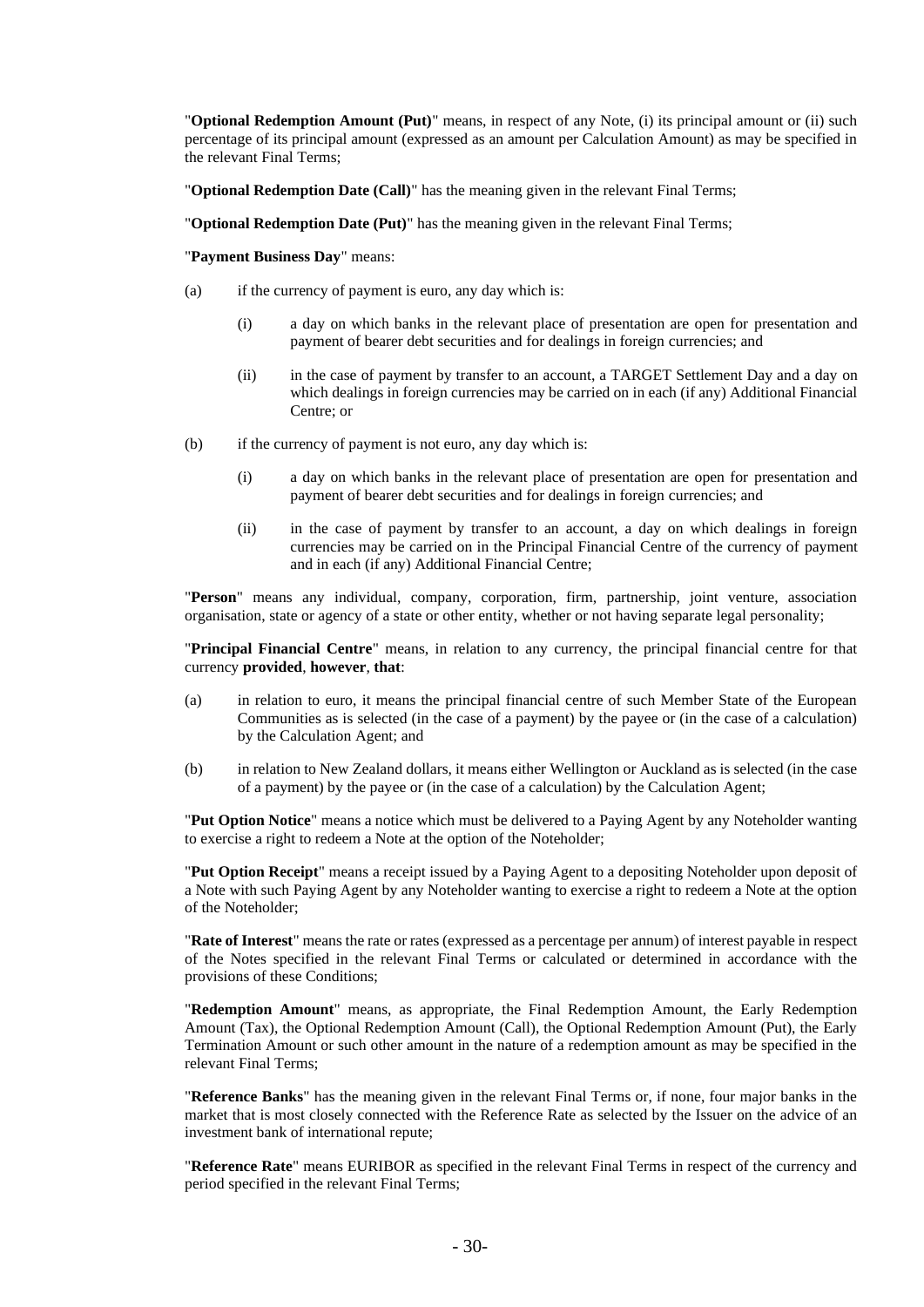"**Optional Redemption Amount (Put)**" means, in respect of any Note, (i) its principal amount or (ii) such percentage of its principal amount (expressed as an amount per Calculation Amount) as may be specified in the relevant Final Terms;

"**Optional Redemption Date (Call)**" has the meaning given in the relevant Final Terms;

"**Optional Redemption Date (Put)**" has the meaning given in the relevant Final Terms;

"**Payment Business Day**" means:

(a) if the currency of payment is euro, any day which is:

 (i) a day on which banks in the relevant place of presentation are open for presentation and payment of bearer debt securities and for dealings in foreign currencies; and

 (ii) in the case of payment by transfer to an account, a TARGET Settlement Day and a day on which dealings in foreign currencies may be carried on in each (if any) Additional Financial Centre; or

(b) if the currency of payment is not euro, any day which is:

 (i) a day on which banks in the relevant place of presentation are open for presentation and payment of bearer debt securities and for dealings in foreign currencies; and

 (ii) in the case of payment by transfer to an account, a day on which dealings in foreign currencies may be carried on in the Principal Financial Centre of the currency of payment and in each (if any) Additional Financial Centre;

"**Person**" means any individual, company, corporation, firm, partnership, joint venture, association organisation, state or agency of a state or other entity, whether or not having separate legal personality;

"**Principal Financial Centre**" means, in relation to any currency, the principal financial centre for that currency **provided**, **however**, **that**:

(a) in relation to euro, it means the principal financial centre of such Member State of the European Communities as is selected (in the case of a payment) by the payee or (in the case of a calculation) by the Calculation Agent; and

(b) in relation to New Zealand dollars, it means either Wellington or Auckland as is selected (in the case of a payment) by the payee or (in the case of a calculation) by the Calculation Agent;

"**Put Option Notice**" means a notice which must be delivered to a Paying Agent by any Noteholder wanting to exercise a right to redeem a Note at the option of the Noteholder;

"**Put Option Receipt**" means a receipt issued by a Paying Agent to a depositing Noteholder upon deposit of a Note with such Paying Agent by any Noteholder wanting to exercise a right to redeem a Note at the option of the Noteholder;

"**Rate of Interest**" means the rate or rates (expressed as a percentage per annum) of interest payable in respect of the Notes specified in the relevant Final Terms or calculated or determined in accordance with the provisions of these Conditions;

"**Redemption Amount**" means, as appropriate, the Final Redemption Amount, the Early Redemption Amount (Tax), the Optional Redemption Amount (Call), the Optional Redemption Amount (Put), the Early Termination Amount or such other amount in the nature of a redemption amount as may be specified in the relevant Final Terms;

"**Reference Banks**" has the meaning given in the relevant Final Terms or, if none, four major banks in the market that is most closely connected with the Reference Rate as selected by the Issuer on the advice of an investment bank of international repute;

"**Reference Rate**" means EURIBOR as specified in the relevant Final Terms in respect of the currency and period specified in the relevant Final Terms;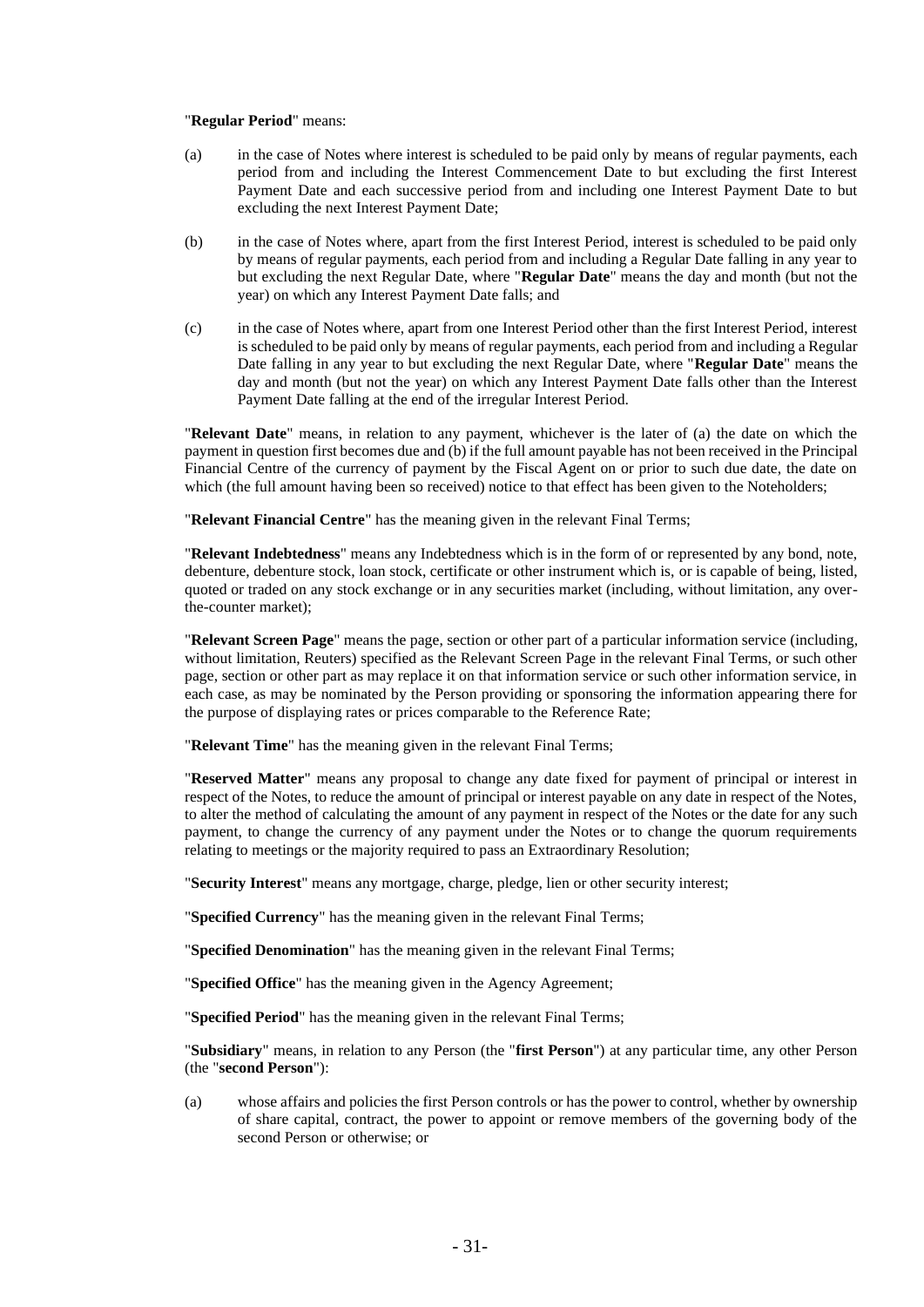"**Regular Period**" means:

(a) in the case of Notes where interest is scheduled to be paid only by means of regular payments, each period from and including the Interest Commencement Date to but excluding the first Interest Payment Date and each successive period from and including one Interest Payment Date to but excluding the next Interest Payment Date;

(b) in the case of Notes where, apart from the first Interest Period, interest is scheduled to be paid only by means of regular payments, each period from and including a Regular Date falling in any year to but excluding the next Regular Date, where "**Regular Date**" means the day and month (but not the year) on which any Interest Payment Date falls; and

(c) in the case of Notes where, apart from one Interest Period other than the first Interest Period, interest is scheduled to be paid only by means of regular payments, each period from and including a Regular Date falling in any year to but excluding the next Regular Date, where "**Regular Date**" means the day and month (but not the year) on which any Interest Payment Date falls other than the Interest Payment Date falling at the end of the irregular Interest Period.

"**Relevant Date**" means, in relation to any payment, whichever is the later of (a) the date on which the payment in question first becomes due and (b) if the full amount payable has not been received in the Principal Financial Centre of the currency of payment by the Fiscal Agent on or prior to such due date, the date on which (the full amount having been so received) notice to that effect has been given to the Noteholders;

"**Relevant Financial Centre**" has the meaning given in the relevant Final Terms;

"**Relevant Indebtedness**" means any Indebtedness which is in the form of or represented by any bond, note, debenture, debenture stock, loan stock, certificate or other instrument which is, or is capable of being, listed, quoted or traded on any stock exchange or in any securities market (including, without limitation, any over-the-counter market);

"**Relevant Screen Page**" means the page, section or other part of a particular information service (including, without limitation, Reuters) specified as the Relevant Screen Page in the relevant Final Terms, or such other page, section or other part as may replace it on that information service or such other information service, in each case, as may be nominated by the Person providing or sponsoring the information appearing there for the purpose of displaying rates or prices comparable to the Reference Rate;

"**Relevant Time**" has the meaning given in the relevant Final Terms;

"**Reserved Matter**" means any proposal to change any date fixed for payment of principal or interest in respect of the Notes, to reduce the amount of principal or interest payable on any date in respect of the Notes, to alter the method of calculating the amount of any payment in respect of the Notes or the date for any such payment, to change the currency of any payment under the Notes or to change the quorum requirements relating to meetings or the majority required to pass an Extraordinary Resolution;

"**Security Interest**" means any mortgage, charge, pledge, lien or other security interest;

"**Specified Currency**" has the meaning given in the relevant Final Terms;

"**Specified Denomination**" has the meaning given in the relevant Final Terms;

"**Specified Office**" has the meaning given in the Agency Agreement;

"**Specified Period**" has the meaning given in the relevant Final Terms;

"**Subsidiary**" means, in relation to any Person (the "**first Person**") at any particular time, any other Person (the "**second Person**"):

(a) whose affairs and policies the first Person controls or has the power to control, whether by ownership of share capital, contract, the power to appoint or remove members of the governing body of the second Person or otherwise; or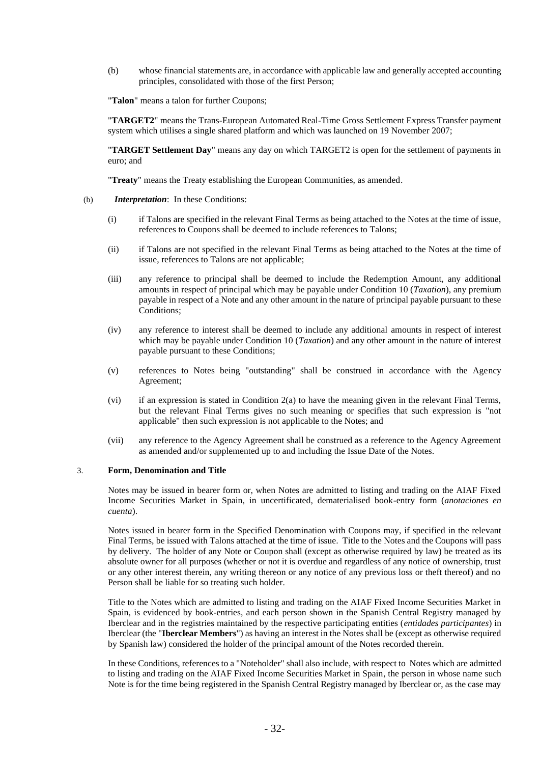(b) whose financial statements are, in accordance with applicable law and generally accepted accounting principles, consolidated with those of the first Person;

"**Talon**" means a talon for further Coupons;

"**TARGET2**" means the Trans-European Automated Real-Time Gross Settlement Express Transfer payment system which utilises a single shared platform and which was launched on 19 November 2007;

"**TARGET Settlement Day**" means any day on which TARGET2 is open for the settlement of payments in euro; and

"**Treaty**" means the Treaty establishing the European Communities, as amended.

(b) ***Interpretation***: In these Conditions:

(i) if Talons are specified in the relevant Final Terms as being attached to the Notes at the time of issue, references to Coupons shall be deemed to include references to Talons;

(ii) if Talons are not specified in the relevant Final Terms as being attached to the Notes at the time of issue, references to Talons are not applicable;

(iii) any reference to principal shall be deemed to include the Redemption Amount, any additional amounts in respect of principal which may be payable under Condition 10 (*Taxation*), any premium payable in respect of a Note and any other amount in the nature of principal payable pursuant to these Conditions;

(iv) any reference to interest shall be deemed to include any additional amounts in respect of interest which may be payable under Condition 10 (*Taxation*) and any other amount in the nature of interest payable pursuant to these Conditions;

(v) references to Notes being "outstanding" shall be construed in accordance with the Agency Agreement;

(vi) if an expression is stated in Condition 2(a) to have the meaning given in the relevant Final Terms, but the relevant Final Terms gives no such meaning or specifies that such expression is "not applicable" then such expression is not applicable to the Notes; and

(vii) any reference to the Agency Agreement shall be construed as a reference to the Agency Agreement as amended and/or supplemented up to and including the Issue Date of the Notes.

## 3. Form, Denomination and Title

Notes may be issued in bearer form or, when Notes are admitted to listing and trading on the AIAF Fixed Income Securities Market in Spain, in uncertificated, dematerialised book-entry form (*anotaciones en cuenta*).

Notes issued in bearer form in the Specified Denomination with Coupons may, if specified in the relevant Final Terms, be issued with Talons attached at the time of issue. Title to the Notes and the Coupons will pass by delivery. The holder of any Note or Coupon shall (except as otherwise required by law) be treated as its absolute owner for all purposes (whether or not it is overdue and regardless of any notice of ownership, trust or any other interest therein, any writing thereon or any notice of any previous loss or theft thereof) and no Person shall be liable for so treating such holder.

Title to the Notes which are admitted to listing and trading on the AIAF Fixed Income Securities Market in Spain, is evidenced by book-entries, and each person shown in the Spanish Central Registry managed by Iberclear and in the registries maintained by the respective participating entities (*entidades participantes*) in Iberclear (the "**Iberclear Members**") as having an interest in the Notes shall be (except as otherwise required by Spanish law) considered the holder of the principal amount of the Notes recorded therein.

In these Conditions, references to a "Noteholder" shall also include, with respect to Notes which are admitted to listing and trading on the AIAF Fixed Income Securities Market in Spain, the person in whose name such Note is for the time being registered in the Spanish Central Registry managed by Iberclear or, as the case may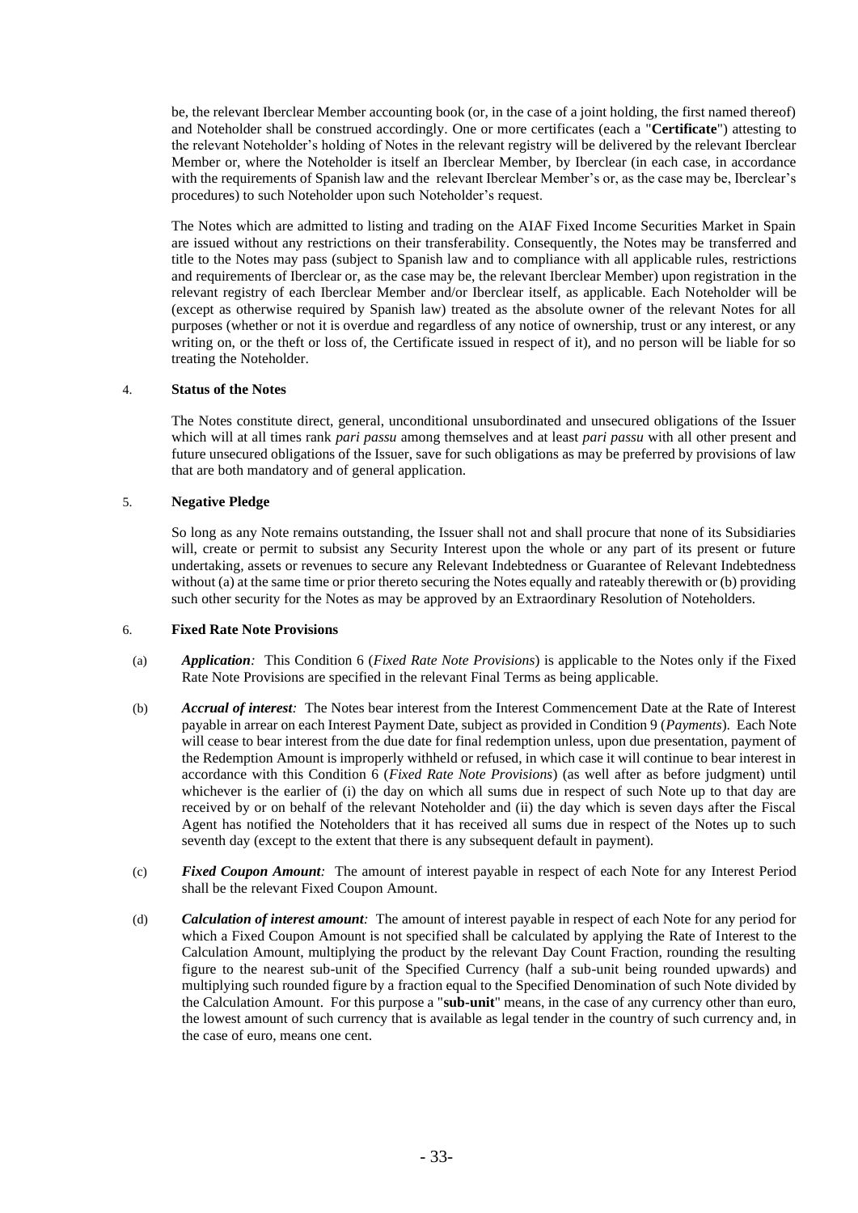be, the relevant Iberclear Member accounting book (or, in the case of a joint holding, the first named thereof) and Noteholder shall be construed accordingly. One or more certificates (each a "**Certificate**") attesting to the relevant Noteholder's holding of Notes in the relevant registry will be delivered by the relevant Iberclear Member or, where the Noteholder is itself an Iberclear Member, by Iberclear (in each case, in accordance with the requirements of Spanish law and the relevant Iberclear Member's or, as the case may be, Iberclear's procedures) to such Noteholder upon such Noteholder's request.

The Notes which are admitted to listing and trading on the AIAF Fixed Income Securities Market in Spain are issued without any restrictions on their transferability. Consequently, the Notes may be transferred and title to the Notes may pass (subject to Spanish law and to compliance with all applicable rules, restrictions and requirements of Iberclear or, as the case may be, the relevant Iberclear Member) upon registration in the relevant registry of each Iberclear Member and/or Iberclear itself, as applicable. Each Noteholder will be (except as otherwise required by Spanish law) treated as the absolute owner of the relevant Notes for all purposes (whether or not it is overdue and regardless of any notice of ownership, trust or any interest, or any writing on, or the theft or loss of, the Certificate issued in respect of it), and no person will be liable for so treating the Noteholder.

## 4. Status of the Notes

The Notes constitute direct, general, unconditional unsubordinated and unsecured obligations of the Issuer which will at all times rank *pari passu* among themselves and at least *pari passu* with all other present and future unsecured obligations of the Issuer, save for such obligations as may be preferred by provisions of law that are both mandatory and of general application.

## 5. Negative Pledge

So long as any Note remains outstanding, the Issuer shall not and shall procure that none of its Subsidiaries will, create or permit to subsist any Security Interest upon the whole or any part of its present or future undertaking, assets or revenues to secure any Relevant Indebtedness or Guarantee of Relevant Indebtedness without (a) at the same time or prior thereto securing the Notes equally and rateably therewith or (b) providing such other security for the Notes as may be approved by an Extraordinary Resolution of Noteholders.

## 6. Fixed Rate Note Provisions

(a) ***Application:*** This Condition 6 (*Fixed Rate Note Provisions*) is applicable to the Notes only if the Fixed Rate Note Provisions are specified in the relevant Final Terms as being applicable.

(b) ***Accrual of interest:*** The Notes bear interest from the Interest Commencement Date at the Rate of Interest payable in arrear on each Interest Payment Date, subject as provided in Condition 9 (*Payments*). Each Note will cease to bear interest from the due date for final redemption unless, upon due presentation, payment of the Redemption Amount is improperly withheld or refused, in which case it will continue to bear interest in accordance with this Condition 6 (*Fixed Rate Note Provisions*) (as well after as before judgment) until whichever is the earlier of (i) the day on which all sums due in respect of such Note up to that day are received by or on behalf of the relevant Noteholder and (ii) the day which is seven days after the Fiscal Agent has notified the Noteholders that it has received all sums due in respect of the Notes up to such seventh day (except to the extent that there is any subsequent default in payment).

(c) ***Fixed Coupon Amount:*** The amount of interest payable in respect of each Note for any Interest Period shall be the relevant Fixed Coupon Amount.

(d) ***Calculation of interest amount:*** The amount of interest payable in respect of each Note for any period for which a Fixed Coupon Amount is not specified shall be calculated by applying the Rate of Interest to the Calculation Amount, multiplying the product by the relevant Day Count Fraction, rounding the resulting figure to the nearest sub-unit of the Specified Currency (half a sub-unit being rounded upwards) and multiplying such rounded figure by a fraction equal to the Specified Denomination of such Note divided by the Calculation Amount. For this purpose a "**sub-unit**" means, in the case of any currency other than euro, the lowest amount of such currency that is available as legal tender in the country of such currency and, in the case of euro, means one cent.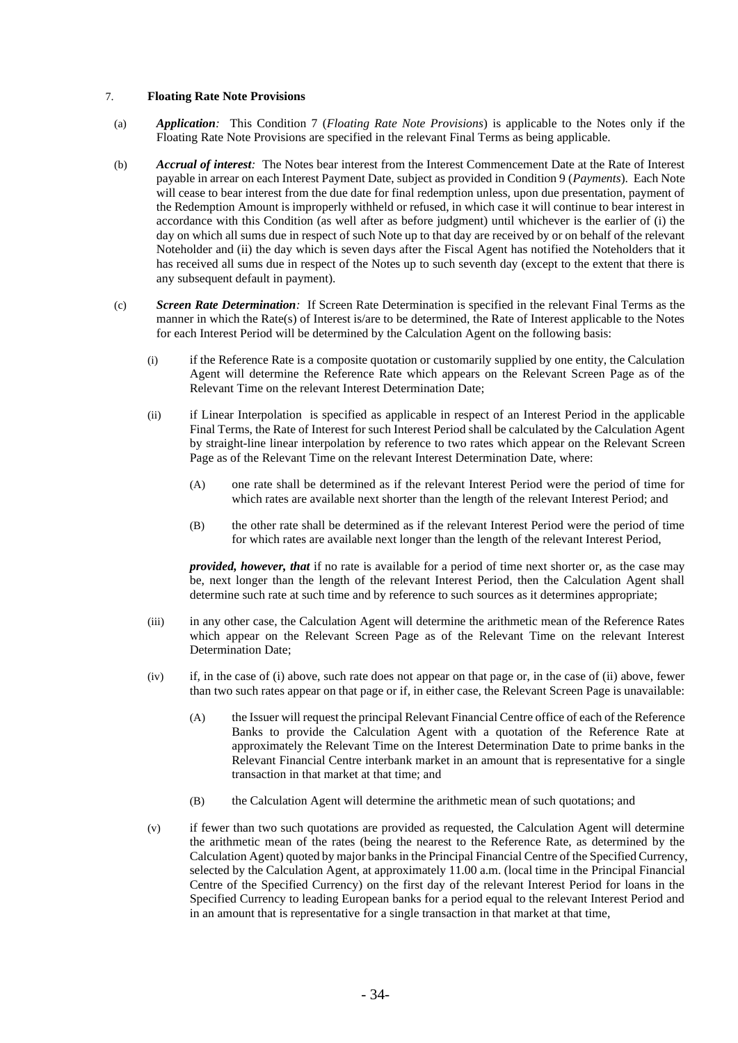7. **Floating Rate Note Provisions**

(a) ***Application:*** This Condition 7 (*Floating Rate Note Provisions*) is applicable to the Notes only if the Floating Rate Note Provisions are specified in the relevant Final Terms as being applicable.

(b) ***Accrual of interest:*** The Notes bear interest from the Interest Commencement Date at the Rate of Interest payable in arrear on each Interest Payment Date, subject as provided in Condition 9 (*Payments*). Each Note will cease to bear interest from the due date for final redemption unless, upon due presentation, payment of the Redemption Amount is improperly withheld or refused, in which case it will continue to bear interest in accordance with this Condition (as well after as before judgment) until whichever is the earlier of (i) the day on which all sums due in respect of such Note up to that day are received by or on behalf of the relevant Noteholder and (ii) the day which is seven days after the Fiscal Agent has notified the Noteholders that it has received all sums due in respect of the Notes up to such seventh day (except to the extent that there is any subsequent default in payment).

(c) ***Screen Rate Determination:*** If Screen Rate Determination is specified in the relevant Final Terms as the manner in which the Rate(s) of Interest is/are to be determined, the Rate of Interest applicable to the Notes for each Interest Period will be determined by the Calculation Agent on the following basis:

(i) if the Reference Rate is a composite quotation or customarily supplied by one entity, the Calculation Agent will determine the Reference Rate which appears on the Relevant Screen Page as of the Relevant Time on the relevant Interest Determination Date;

(ii) if Linear Interpolation is specified as applicable in respect of an Interest Period in the applicable Final Terms, the Rate of Interest for such Interest Period shall be calculated by the Calculation Agent by straight-line linear interpolation by reference to two rates which appear on the Relevant Screen Page as of the Relevant Time on the relevant Interest Determination Date, where:

(A) one rate shall be determined as if the relevant Interest Period were the period of time for which rates are available next shorter than the length of the relevant Interest Period; and

(B) the other rate shall be determined as if the relevant Interest Period were the period of time for which rates are available next longer than the length of the relevant Interest Period,

***provided, however, that*** if no rate is available for a period of time next shorter or, as the case may be, next longer than the length of the relevant Interest Period, then the Calculation Agent shall determine such rate at such time and by reference to such sources as it determines appropriate;

(iii) in any other case, the Calculation Agent will determine the arithmetic mean of the Reference Rates which appear on the Relevant Screen Page as of the Relevant Time on the relevant Interest Determination Date;

(iv) if, in the case of (i) above, such rate does not appear on that page or, in the case of (ii) above, fewer than two such rates appear on that page or if, in either case, the Relevant Screen Page is unavailable:

(A) the Issuer will request the principal Relevant Financial Centre office of each of the Reference Banks to provide the Calculation Agent with a quotation of the Reference Rate at approximately the Relevant Time on the Interest Determination Date to prime banks in the Relevant Financial Centre interbank market in an amount that is representative for a single transaction in that market at that time; and

(B) the Calculation Agent will determine the arithmetic mean of such quotations; and

(v) if fewer than two such quotations are provided as requested, the Calculation Agent will determine the arithmetic mean of the rates (being the nearest to the Reference Rate, as determined by the Calculation Agent) quoted by major banks in the Principal Financial Centre of the Specified Currency, selected by the Calculation Agent, at approximately 11.00 a.m. (local time in the Principal Financial Centre of the Specified Currency) on the first day of the relevant Interest Period for loans in the Specified Currency to leading European banks for a period equal to the relevant Interest Period and in an amount that is representative for a single transaction in that market at that time,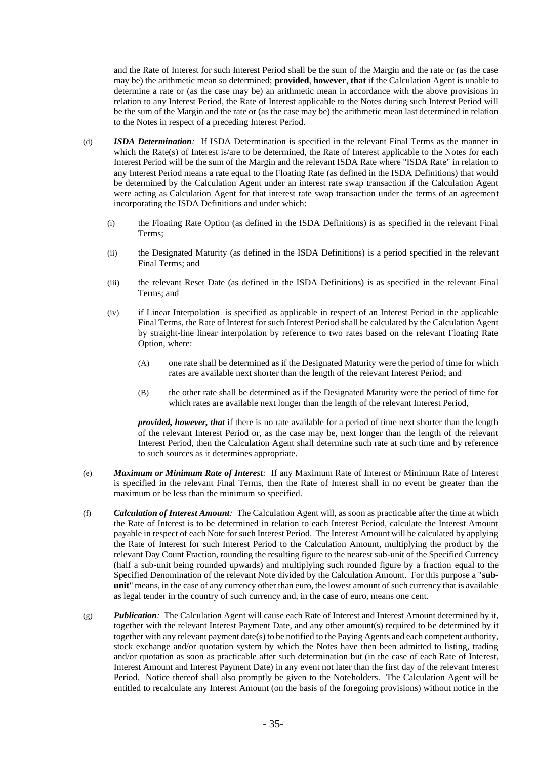and the Rate of Interest for such Interest Period shall be the sum of the Margin and the rate or (as the case may be) the arithmetic mean so determined; **provided**, **however**, **that** if the Calculation Agent is unable to determine a rate or (as the case may be) an arithmetic mean in accordance with the above provisions in relation to any Interest Period, the Rate of Interest applicable to the Notes during such Interest Period will be the sum of the Margin and the rate or (as the case may be) the arithmetic mean last determined in relation to the Notes in respect of a preceding Interest Period.

(d) ***ISDA Determination****:* If ISDA Determination is specified in the relevant Final Terms as the manner in which the Rate(s) of Interest is/are to be determined, the Rate of Interest applicable to the Notes for each Interest Period will be the sum of the Margin and the relevant ISDA Rate where "ISDA Rate" in relation to any Interest Period means a rate equal to the Floating Rate (as defined in the ISDA Definitions) that would be determined by the Calculation Agent under an interest rate swap transaction if the Calculation Agent were acting as Calculation Agent for that interest rate swap transaction under the terms of an agreement incorporating the ISDA Definitions and under which:

(i) the Floating Rate Option (as defined in the ISDA Definitions) is as specified in the relevant Final Terms;

(ii) the Designated Maturity (as defined in the ISDA Definitions) is a period specified in the relevant Final Terms; and

(iii) the relevant Reset Date (as defined in the ISDA Definitions) is as specified in the relevant Final Terms; and

(iv) if Linear Interpolation is specified as applicable in respect of an Interest Period in the applicable Final Terms, the Rate of Interest for such Interest Period shall be calculated by the Calculation Agent by straight-line linear interpolation by reference to two rates based on the relevant Floating Rate Option, where:

(A) one rate shall be determined as if the Designated Maturity were the period of time for which rates are available next shorter than the length of the relevant Interest Period; and

(B) the other rate shall be determined as if the Designated Maturity were the period of time for which rates are available next longer than the length of the relevant Interest Period,

***provided, however, that*** if there is no rate available for a period of time next shorter than the length of the relevant Interest Period or, as the case may be, next longer than the length of the relevant Interest Period, then the Calculation Agent shall determine such rate at such time and by reference to such sources as it determines appropriate.

(e) ***Maximum or Minimum Rate of Interest****:* If any Maximum Rate of Interest or Minimum Rate of Interest is specified in the relevant Final Terms, then the Rate of Interest shall in no event be greater than the maximum or be less than the minimum so specified.

(f) ***Calculation of Interest Amount****:* The Calculation Agent will, as soon as practicable after the time at which the Rate of Interest is to be determined in relation to each Interest Period, calculate the Interest Amount payable in respect of each Note for such Interest Period. The Interest Amount will be calculated by applying the Rate of Interest for such Interest Period to the Calculation Amount, multiplying the product by the relevant Day Count Fraction, rounding the resulting figure to the nearest sub-unit of the Specified Currency (half a sub-unit being rounded upwards) and multiplying such rounded figure by a fraction equal to the Specified Denomination of the relevant Note divided by the Calculation Amount. For this purpose a "**sub-unit**" means, in the case of any currency other than euro, the lowest amount of such currency that is available as legal tender in the country of such currency and, in the case of euro, means one cent.

(g) ***Publication****:* The Calculation Agent will cause each Rate of Interest and Interest Amount determined by it, together with the relevant Interest Payment Date, and any other amount(s) required to be determined by it together with any relevant payment date(s) to be notified to the Paying Agents and each competent authority, stock exchange and/or quotation system by which the Notes have then been admitted to listing, trading and/or quotation as soon as practicable after such determination but (in the case of each Rate of Interest, Interest Amount and Interest Payment Date) in any event not later than the first day of the relevant Interest Period. Notice thereof shall also promptly be given to the Noteholders. The Calculation Agent will be entitled to recalculate any Interest Amount (on the basis of the foregoing provisions) without notice in the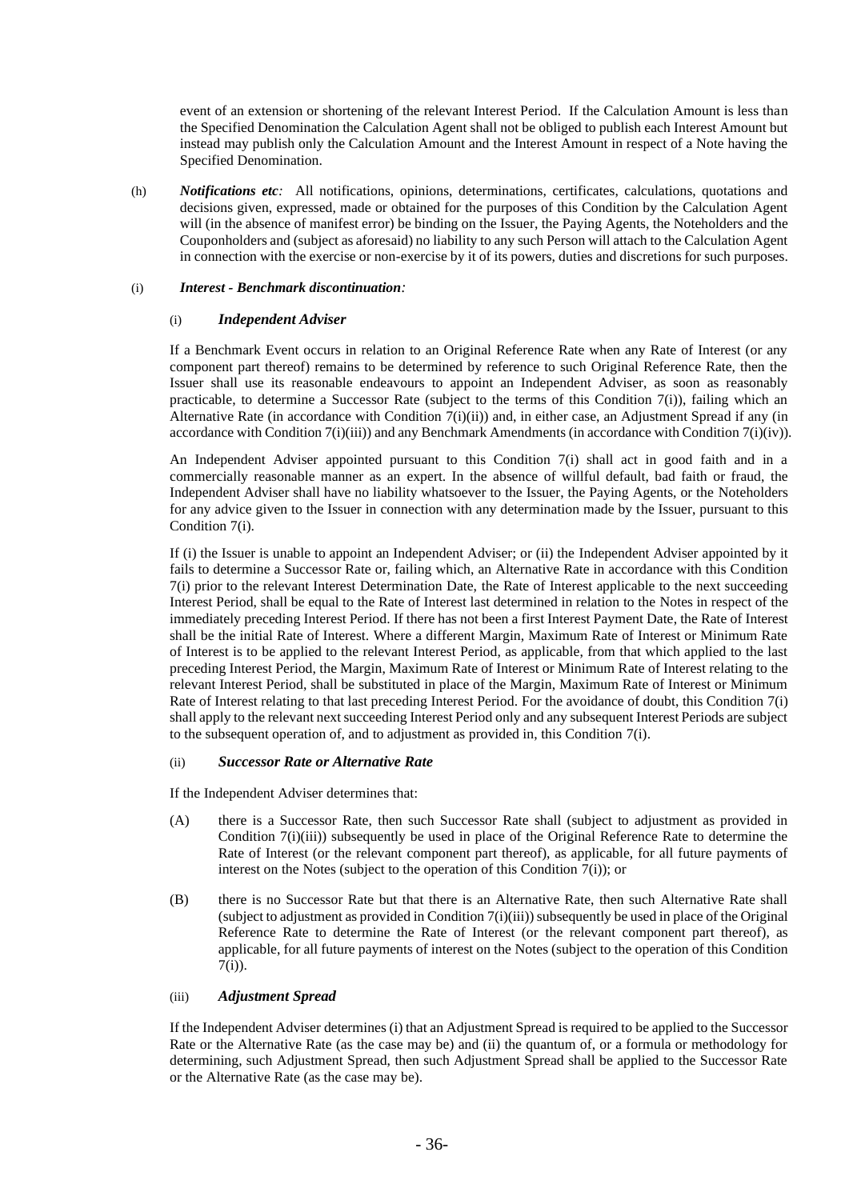event of an extension or shortening of the relevant Interest Period. If the Calculation Amount is less than the Specified Denomination the Calculation Agent shall not be obliged to publish each Interest Amount but instead may publish only the Calculation Amount and the Interest Amount in respect of a Note having the Specified Denomination.

(h) ***Notifications etc:*** All notifications, opinions, determinations, certificates, calculations, quotations and decisions given, expressed, made or obtained for the purposes of this Condition by the Calculation Agent will (in the absence of manifest error) be binding on the Issuer, the Paying Agents, the Noteholders and the Couponholders and (subject as aforesaid) no liability to any such Person will attach to the Calculation Agent in connection with the exercise or non-exercise by it of its powers, duties and discretions for such purposes.

(i) ***Interest - Benchmark discontinuation:***

(i) ***Independent Adviser***

If a Benchmark Event occurs in relation to an Original Reference Rate when any Rate of Interest (or any component part thereof) remains to be determined by reference to such Original Reference Rate, then the Issuer shall use its reasonable endeavours to appoint an Independent Adviser, as soon as reasonably practicable, to determine a Successor Rate (subject to the terms of this Condition 7(i)), failing which an Alternative Rate (in accordance with Condition 7(i)(ii)) and, in either case, an Adjustment Spread if any (in accordance with Condition 7(i)(iii)) and any Benchmark Amendments (in accordance with Condition 7(i)(iv)).

An Independent Adviser appointed pursuant to this Condition 7(i) shall act in good faith and in a commercially reasonable manner as an expert. In the absence of willful default, bad faith or fraud, the Independent Adviser shall have no liability whatsoever to the Issuer, the Paying Agents, or the Noteholders for any advice given to the Issuer in connection with any determination made by the Issuer, pursuant to this Condition 7(i).

If (i) the Issuer is unable to appoint an Independent Adviser; or (ii) the Independent Adviser appointed by it fails to determine a Successor Rate or, failing which, an Alternative Rate in accordance with this Condition 7(i) prior to the relevant Interest Determination Date, the Rate of Interest applicable to the next succeeding Interest Period, shall be equal to the Rate of Interest last determined in relation to the Notes in respect of the immediately preceding Interest Period. If there has not been a first Interest Payment Date, the Rate of Interest shall be the initial Rate of Interest. Where a different Margin, Maximum Rate of Interest or Minimum Rate of Interest is to be applied to the relevant Interest Period, as applicable, from that which applied to the last preceding Interest Period, the Margin, Maximum Rate of Interest or Minimum Rate of Interest relating to the relevant Interest Period, shall be substituted in place of the Margin, Maximum Rate of Interest or Minimum Rate of Interest relating to that last preceding Interest Period. For the avoidance of doubt, this Condition 7(i) shall apply to the relevant next succeeding Interest Period only and any subsequent Interest Periods are subject to the subsequent operation of, and to adjustment as provided in, this Condition 7(i).

(ii) ***Successor Rate or Alternative Rate***

If the Independent Adviser determines that:

(A) there is a Successor Rate, then such Successor Rate shall (subject to adjustment as provided in Condition 7(i)(iii)) subsequently be used in place of the Original Reference Rate to determine the Rate of Interest (or the relevant component part thereof), as applicable, for all future payments of interest on the Notes (subject to the operation of this Condition 7(i)); or

(B) there is no Successor Rate but that there is an Alternative Rate, then such Alternative Rate shall (subject to adjustment as provided in Condition 7(i)(iii)) subsequently be used in place of the Original Reference Rate to determine the Rate of Interest (or the relevant component part thereof), as applicable, for all future payments of interest on the Notes (subject to the operation of this Condition 7(i)).

(iii) ***Adjustment Spread***

If the Independent Adviser determines (i) that an Adjustment Spread is required to be applied to the Successor Rate or the Alternative Rate (as the case may be) and (ii) the quantum of, or a formula or methodology for determining, such Adjustment Spread, then such Adjustment Spread shall be applied to the Successor Rate or the Alternative Rate (as the case may be).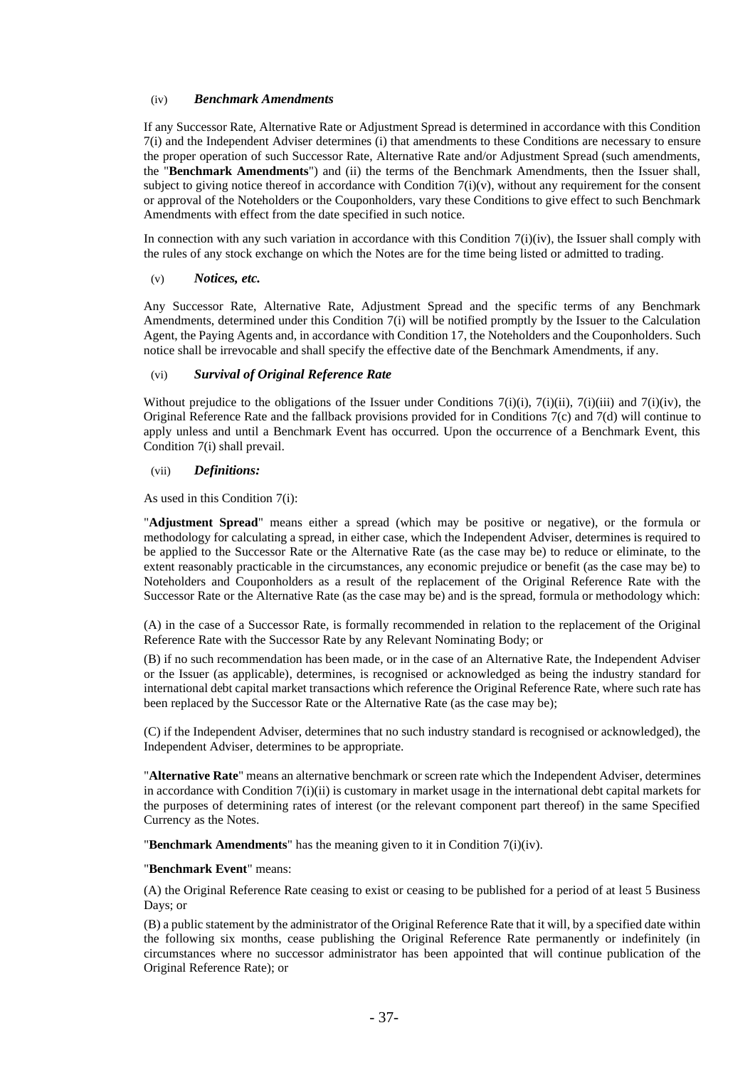#### (iv) *Benchmark Amendments*

If any Successor Rate, Alternative Rate or Adjustment Spread is determined in accordance with this Condition 7(i) and the Independent Adviser determines (i) that amendments to these Conditions are necessary to ensure the proper operation of such Successor Rate, Alternative Rate and/or Adjustment Spread (such amendments, the "**Benchmark Amendments**") and (ii) the terms of the Benchmark Amendments, then the Issuer shall, subject to giving notice thereof in accordance with Condition 7(i)(v), without any requirement for the consent or approval of the Noteholders or the Couponholders, vary these Conditions to give effect to such Benchmark Amendments with effect from the date specified in such notice.

In connection with any such variation in accordance with this Condition 7(i)(iv), the Issuer shall comply with the rules of any stock exchange on which the Notes are for the time being listed or admitted to trading.

#### (v) *Notices, etc.*

Any Successor Rate, Alternative Rate, Adjustment Spread and the specific terms of any Benchmark Amendments, determined under this Condition 7(i) will be notified promptly by the Issuer to the Calculation Agent, the Paying Agents and, in accordance with Condition 17, the Noteholders and the Couponholders. Such notice shall be irrevocable and shall specify the effective date of the Benchmark Amendments, if any.

#### (vi) *Survival of Original Reference Rate*

Without prejudice to the obligations of the Issuer under Conditions 7(i)(i), 7(i)(ii), 7(i)(iii) and 7(i)(iv), the Original Reference Rate and the fallback provisions provided for in Conditions 7(c) and 7(d) will continue to apply unless and until a Benchmark Event has occurred. Upon the occurrence of a Benchmark Event, this Condition 7(i) shall prevail.

#### (vii) *Definitions:*

As used in this Condition 7(i):

"**Adjustment Spread**" means either a spread (which may be positive or negative), or the formula or methodology for calculating a spread, in either case, which the Independent Adviser, determines is required to be applied to the Successor Rate or the Alternative Rate (as the case may be) to reduce or eliminate, to the extent reasonably practicable in the circumstances, any economic prejudice or benefit (as the case may be) to Noteholders and Couponholders as a result of the replacement of the Original Reference Rate with the Successor Rate or the Alternative Rate (as the case may be) and is the spread, formula or methodology which:

(A) in the case of a Successor Rate, is formally recommended in relation to the replacement of the Original Reference Rate with the Successor Rate by any Relevant Nominating Body; or

(B) if no such recommendation has been made, or in the case of an Alternative Rate, the Independent Adviser or the Issuer (as applicable), determines, is recognised or acknowledged as being the industry standard for international debt capital market transactions which reference the Original Reference Rate, where such rate has been replaced by the Successor Rate or the Alternative Rate (as the case may be);

(C) if the Independent Adviser, determines that no such industry standard is recognised or acknowledged), the Independent Adviser, determines to be appropriate.

"**Alternative Rate**" means an alternative benchmark or screen rate which the Independent Adviser, determines in accordance with Condition 7(i)(ii) is customary in market usage in the international debt capital markets for the purposes of determining rates of interest (or the relevant component part thereof) in the same Specified Currency as the Notes.

"**Benchmark Amendments**" has the meaning given to it in Condition 7(i)(iv).

"**Benchmark Event**" means:

(A) the Original Reference Rate ceasing to exist or ceasing to be published for a period of at least 5 Business Days; or

(B) a public statement by the administrator of the Original Reference Rate that it will, by a specified date within the following six months, cease publishing the Original Reference Rate permanently or indefinitely (in circumstances where no successor administrator has been appointed that will continue publication of the Original Reference Rate); or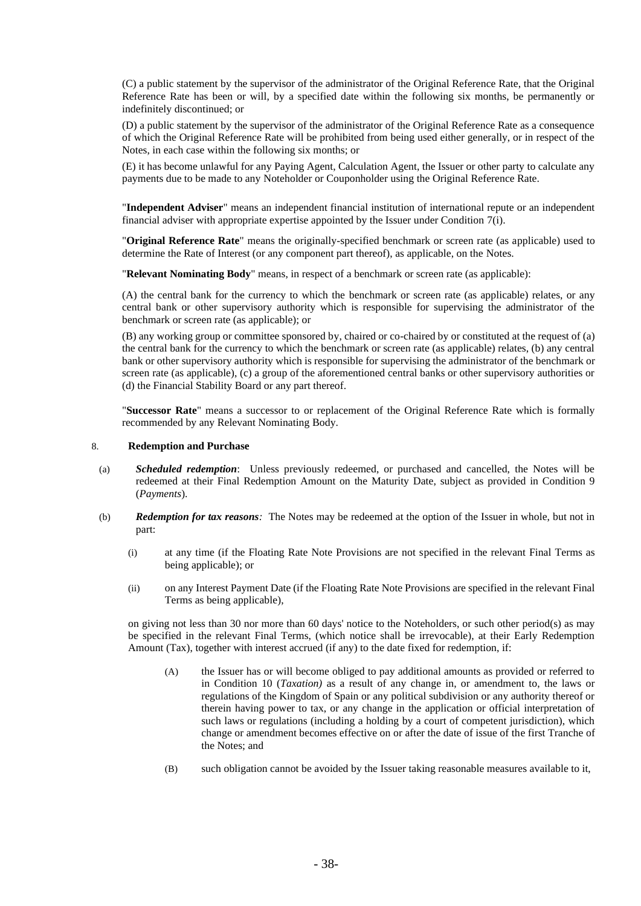(C) a public statement by the supervisor of the administrator of the Original Reference Rate, that the Original Reference Rate has been or will, by a specified date within the following six months, be permanently or indefinitely discontinued; or

(D) a public statement by the supervisor of the administrator of the Original Reference Rate as a consequence of which the Original Reference Rate will be prohibited from being used either generally, or in respect of the Notes, in each case within the following six months; or

(E) it has become unlawful for any Paying Agent, Calculation Agent, the Issuer or other party to calculate any payments due to be made to any Noteholder or Couponholder using the Original Reference Rate.

"**Independent Adviser**" means an independent financial institution of international repute or an independent financial adviser with appropriate expertise appointed by the Issuer under Condition 7(i).

"**Original Reference Rate**" means the originally-specified benchmark or screen rate (as applicable) used to determine the Rate of Interest (or any component part thereof), as applicable, on the Notes.

"**Relevant Nominating Body**" means, in respect of a benchmark or screen rate (as applicable):

(A) the central bank for the currency to which the benchmark or screen rate (as applicable) relates, or any central bank or other supervisory authority which is responsible for supervising the administrator of the benchmark or screen rate (as applicable); or

(B) any working group or committee sponsored by, chaired or co-chaired by or constituted at the request of (a) the central bank for the currency to which the benchmark or screen rate (as applicable) relates, (b) any central bank or other supervisory authority which is responsible for supervising the administrator of the benchmark or screen rate (as applicable), (c) a group of the aforementioned central banks or other supervisory authorities or (d) the Financial Stability Board or any part thereof.

"**Successor Rate**" means a successor to or replacement of the Original Reference Rate which is formally recommended by any Relevant Nominating Body.

## 8. Redemption and Purchase

(a) ***Scheduled redemption***: Unless previously redeemed, or purchased and cancelled, the Notes will be redeemed at their Final Redemption Amount on the Maturity Date, subject as provided in Condition 9 (*Payments*).

(b) ***Redemption for tax reasons:*** The Notes may be redeemed at the option of the Issuer in whole, but not in part:

(i) at any time (if the Floating Rate Note Provisions are not specified in the relevant Final Terms as being applicable); or

(ii) on any Interest Payment Date (if the Floating Rate Note Provisions are specified in the relevant Final Terms as being applicable),

on giving not less than 30 nor more than 60 days' notice to the Noteholders, or such other period(s) as may be specified in the relevant Final Terms, (which notice shall be irrevocable), at their Early Redemption Amount (Tax), together with interest accrued (if any) to the date fixed for redemption, if:

(A) the Issuer has or will become obliged to pay additional amounts as provided or referred to in Condition 10 (*Taxation)* as a result of any change in, or amendment to, the laws or regulations of the Kingdom of Spain or any political subdivision or any authority thereof or therein having power to tax, or any change in the application or official interpretation of such laws or regulations (including a holding by a court of competent jurisdiction), which change or amendment becomes effective on or after the date of issue of the first Tranche of the Notes; and

(B) such obligation cannot be avoided by the Issuer taking reasonable measures available to it,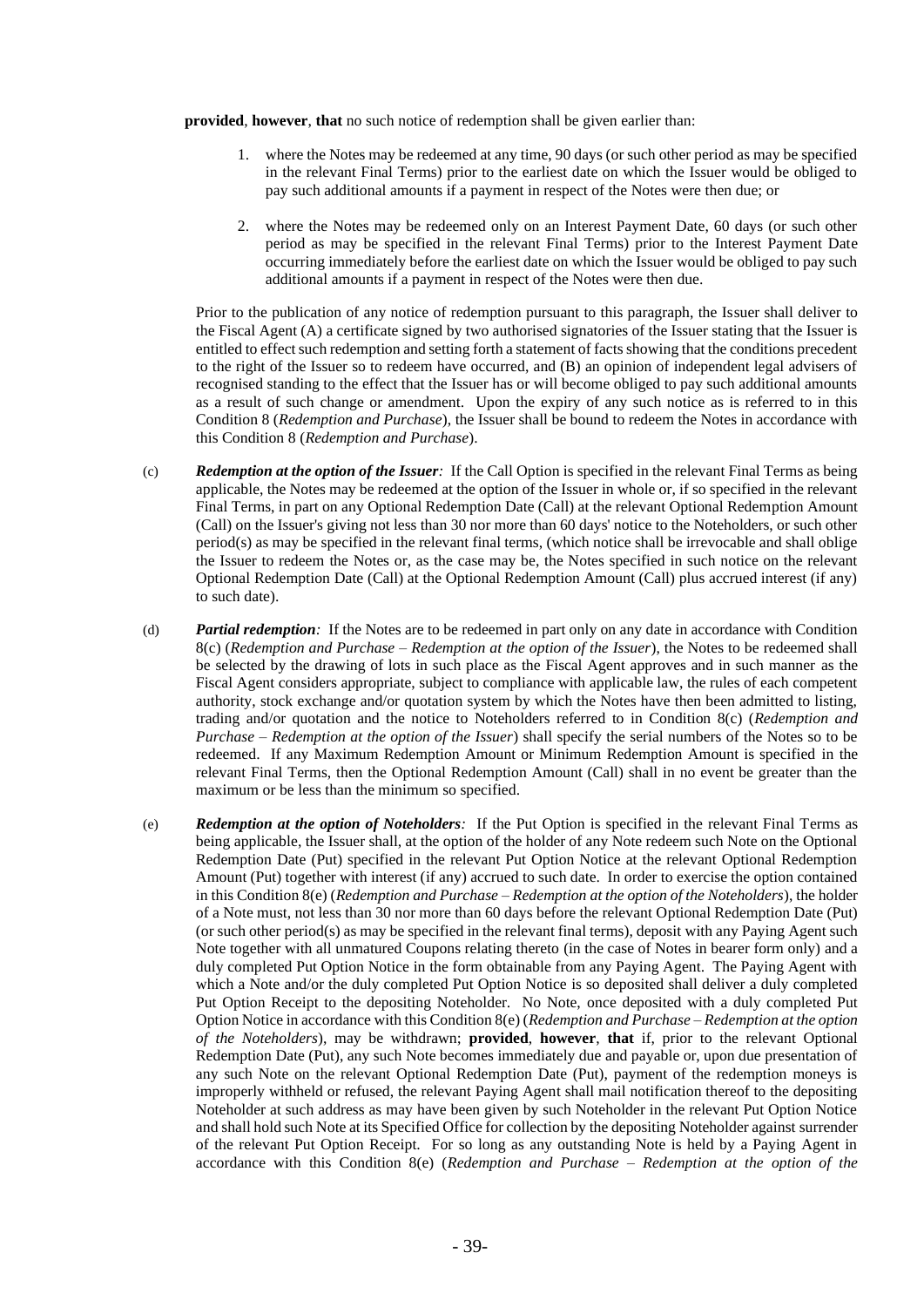**provided**, **however**, **that** no such notice of redemption shall be given earlier than:

1. where the Notes may be redeemed at any time, 90 days (or such other period as may be specified in the relevant Final Terms) prior to the earliest date on which the Issuer would be obliged to pay such additional amounts if a payment in respect of the Notes were then due; or

2. where the Notes may be redeemed only on an Interest Payment Date, 60 days (or such other period as may be specified in the relevant Final Terms) prior to the Interest Payment Date occurring immediately before the earliest date on which the Issuer would be obliged to pay such additional amounts if a payment in respect of the Notes were then due.

Prior to the publication of any notice of redemption pursuant to this paragraph, the Issuer shall deliver to the Fiscal Agent (A) a certificate signed by two authorised signatories of the Issuer stating that the Issuer is entitled to effect such redemption and setting forth a statement of facts showing that the conditions precedent to the right of the Issuer so to redeem have occurred, and (B) an opinion of independent legal advisers of recognised standing to the effect that the Issuer has or will become obliged to pay such additional amounts as a result of such change or amendment. Upon the expiry of any such notice as is referred to in this Condition 8 (*Redemption and Purchase*), the Issuer shall be bound to redeem the Notes in accordance with this Condition 8 (*Redemption and Purchase*).

(c) ***Redemption at the option of the Issuer**:* If the Call Option is specified in the relevant Final Terms as being applicable, the Notes may be redeemed at the option of the Issuer in whole or, if so specified in the relevant Final Terms, in part on any Optional Redemption Date (Call) at the relevant Optional Redemption Amount (Call) on the Issuer's giving not less than 30 nor more than 60 days' notice to the Noteholders, or such other period(s) as may be specified in the relevant final terms, (which notice shall be irrevocable and shall oblige the Issuer to redeem the Notes or, as the case may be, the Notes specified in such notice on the relevant Optional Redemption Date (Call) at the Optional Redemption Amount (Call) plus accrued interest (if any) to such date).

(d) ***Partial redemption**:* If the Notes are to be redeemed in part only on any date in accordance with Condition 8(c) (*Redemption and Purchase – Redemption at the option of the Issuer*), the Notes to be redeemed shall be selected by the drawing of lots in such place as the Fiscal Agent approves and in such manner as the Fiscal Agent considers appropriate, subject to compliance with applicable law, the rules of each competent authority, stock exchange and/or quotation system by which the Notes have then been admitted to listing, trading and/or quotation and the notice to Noteholders referred to in Condition 8(c) (*Redemption and Purchase – Redemption at the option of the Issuer*) shall specify the serial numbers of the Notes so to be redeemed. If any Maximum Redemption Amount or Minimum Redemption Amount is specified in the relevant Final Terms, then the Optional Redemption Amount (Call) shall in no event be greater than the maximum or be less than the minimum so specified.

(e) ***Redemption at the option of Noteholders**:* If the Put Option is specified in the relevant Final Terms as being applicable, the Issuer shall, at the option of the holder of any Note redeem such Note on the Optional Redemption Date (Put) specified in the relevant Put Option Notice at the relevant Optional Redemption Amount (Put) together with interest (if any) accrued to such date. In order to exercise the option contained in this Condition 8(e) (*Redemption and Purchase – Redemption at the option of the Noteholders*), the holder of a Note must, not less than 30 nor more than 60 days before the relevant Optional Redemption Date (Put) (or such other period(s) as may be specified in the relevant final terms), deposit with any Paying Agent such Note together with all unmatured Coupons relating thereto (in the case of Notes in bearer form only) and a duly completed Put Option Notice in the form obtainable from any Paying Agent. The Paying Agent with which a Note and/or the duly completed Put Option Notice is so deposited shall deliver a duly completed Put Option Receipt to the depositing Noteholder. No Note, once deposited with a duly completed Put Option Notice in accordance with this Condition 8(e) (*Redemption and Purchase – Redemption at the option of the Noteholders*), may be withdrawn; **provided**, **however**, **that** if, prior to the relevant Optional Redemption Date (Put), any such Note becomes immediately due and payable or, upon due presentation of any such Note on the relevant Optional Redemption Date (Put), payment of the redemption moneys is improperly withheld or refused, the relevant Paying Agent shall mail notification thereof to the depositing Noteholder at such address as may have been given by such Noteholder in the relevant Put Option Notice and shall hold such Note at its Specified Office for collection by the depositing Noteholder against surrender of the relevant Put Option Receipt. For so long as any outstanding Note is held by a Paying Agent in accordance with this Condition 8(e) (*Redemption and Purchase – Redemption at the option of the*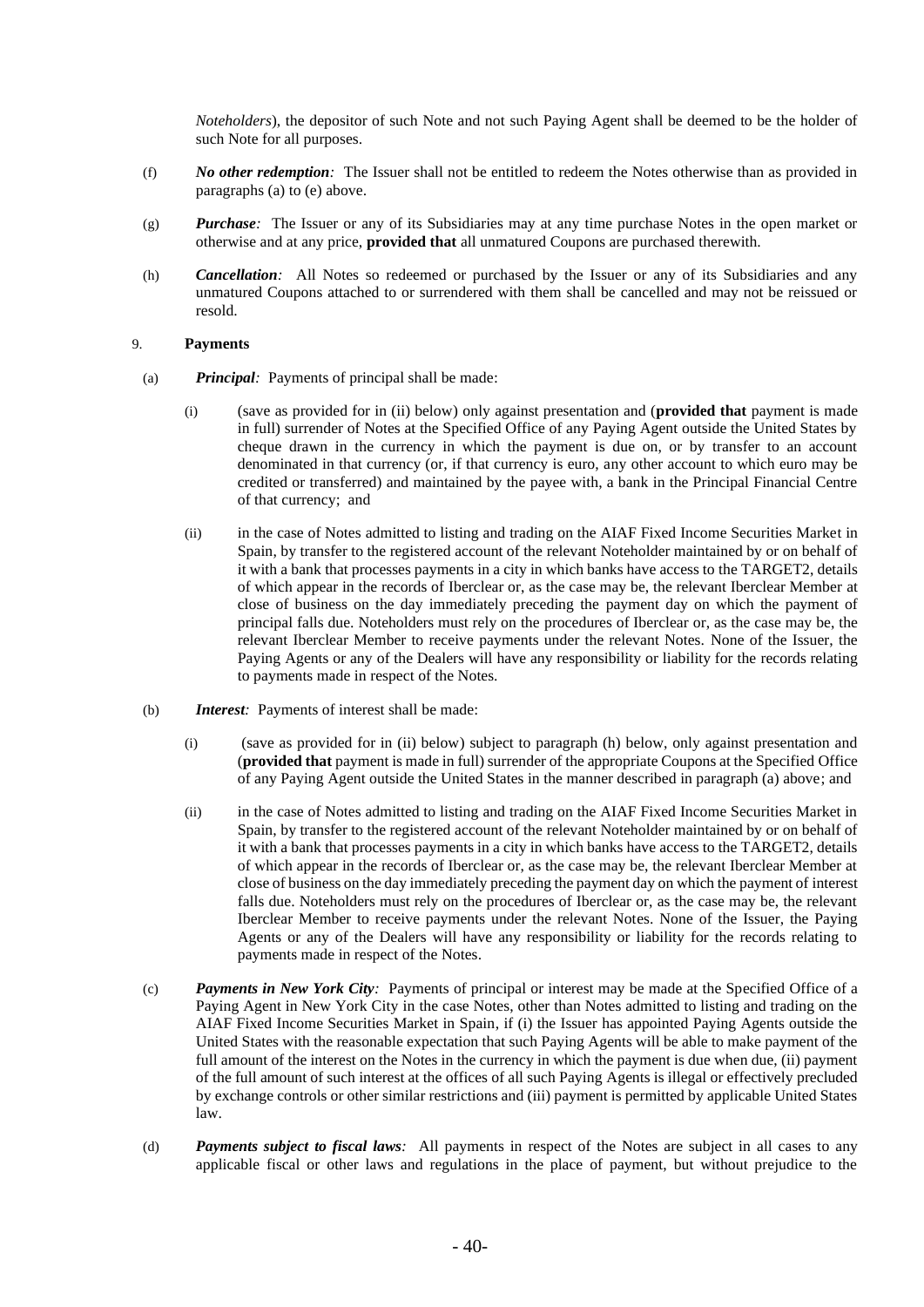*Noteholders*), the depositor of such Note and not such Paying Agent shall be deemed to be the holder of such Note for all purposes.

(f) ***No other redemption:*** The Issuer shall not be entitled to redeem the Notes otherwise than as provided in paragraphs (a) to (e) above.

(g) ***Purchase:*** The Issuer or any of its Subsidiaries may at any time purchase Notes in the open market or otherwise and at any price, **provided that** all unmatured Coupons are purchased therewith.

(h) ***Cancellation:*** All Notes so redeemed or purchased by the Issuer or any of its Subsidiaries and any unmatured Coupons attached to or surrendered with them shall be cancelled and may not be reissued or resold.

## 9. Payments

(a) ***Principal:*** Payments of principal shall be made:

(i) (save as provided for in (ii) below) only against presentation and (**provided that** payment is made in full) surrender of Notes at the Specified Office of any Paying Agent outside the United States by cheque drawn in the currency in which the payment is due on, or by transfer to an account denominated in that currency (or, if that currency is euro, any other account to which euro may be credited or transferred) and maintained by the payee with, a bank in the Principal Financial Centre of that currency; and

(ii) in the case of Notes admitted to listing and trading on the AIAF Fixed Income Securities Market in Spain, by transfer to the registered account of the relevant Noteholder maintained by or on behalf of it with a bank that processes payments in a city in which banks have access to the TARGET2, details of which appear in the records of Iberclear or, as the case may be, the relevant Iberclear Member at close of business on the day immediately preceding the payment day on which the payment of principal falls due. Noteholders must rely on the procedures of Iberclear or, as the case may be, the relevant Iberclear Member to receive payments under the relevant Notes. None of the Issuer, the Paying Agents or any of the Dealers will have any responsibility or liability for the records relating to payments made in respect of the Notes.

(b) ***Interest:*** Payments of interest shall be made:

(i) (save as provided for in (ii) below) subject to paragraph (h) below, only against presentation and (**provided that** payment is made in full) surrender of the appropriate Coupons at the Specified Office of any Paying Agent outside the United States in the manner described in paragraph (a) above; and

(ii) in the case of Notes admitted to listing and trading on the AIAF Fixed Income Securities Market in Spain, by transfer to the registered account of the relevant Noteholder maintained by or on behalf of it with a bank that processes payments in a city in which banks have access to the TARGET2, details of which appear in the records of Iberclear or, as the case may be, the relevant Iberclear Member at close of business on the day immediately preceding the payment day on which the payment of interest falls due. Noteholders must rely on the procedures of Iberclear or, as the case may be, the relevant Iberclear Member to receive payments under the relevant Notes. None of the Issuer, the Paying Agents or any of the Dealers will have any responsibility or liability for the records relating to payments made in respect of the Notes.

(c) ***Payments in New York City:*** Payments of principal or interest may be made at the Specified Office of a Paying Agent in New York City in the case Notes, other than Notes admitted to listing and trading on the AIAF Fixed Income Securities Market in Spain, if (i) the Issuer has appointed Paying Agents outside the United States with the reasonable expectation that such Paying Agents will be able to make payment of the full amount of the interest on the Notes in the currency in which the payment is due when due, (ii) payment of the full amount of such interest at the offices of all such Paying Agents is illegal or effectively precluded by exchange controls or other similar restrictions and (iii) payment is permitted by applicable United States law.

(d) ***Payments subject to fiscal laws:*** All payments in respect of the Notes are subject in all cases to any applicable fiscal or other laws and regulations in the place of payment, but without prejudice to the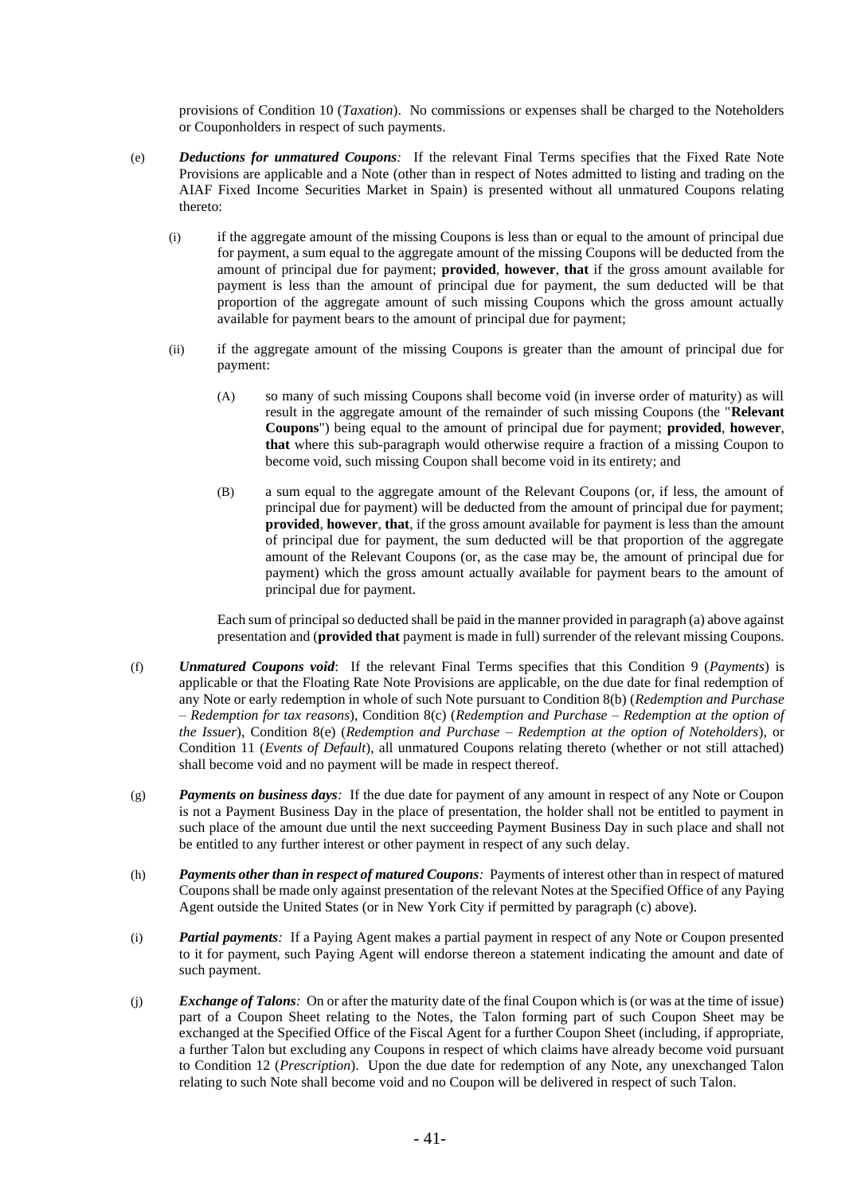provisions of Condition 10 (*Taxation*). No commissions or expenses shall be charged to the Noteholders or Couponholders in respect of such payments.

(e) ***Deductions for unmatured Coupons:*** If the relevant Final Terms specifies that the Fixed Rate Note Provisions are applicable and a Note (other than in respect of Notes admitted to listing and trading on the AIAF Fixed Income Securities Market in Spain) is presented without all unmatured Coupons relating thereto:

   (i) if the aggregate amount of the missing Coupons is less than or equal to the amount of principal due for payment, a sum equal to the aggregate amount of the missing Coupons will be deducted from the amount of principal due for payment; **provided**, **however**, **that** if the gross amount available for payment is less than the amount of principal due for payment, the sum deducted will be that proportion of the aggregate amount of such missing Coupons which the gross amount actually available for payment bears to the amount of principal due for payment;

   (ii) if the aggregate amount of the missing Coupons is greater than the amount of principal due for payment:

      (A) so many of such missing Coupons shall become void (in inverse order of maturity) as will result in the aggregate amount of the remainder of such missing Coupons (the "**Relevant Coupons**") being equal to the amount of principal due for payment; **provided**, **however**, **that** where this sub-paragraph would otherwise require a fraction of a missing Coupon to become void, such missing Coupon shall become void in its entirety; and

      (B) a sum equal to the aggregate amount of the Relevant Coupons (or, if less, the amount of principal due for payment) will be deducted from the amount of principal due for payment; **provided**, **however**, **that**, if the gross amount available for payment is less than the amount of principal due for payment, the sum deducted will be that proportion of the aggregate amount of the Relevant Coupons (or, as the case may be, the amount of principal due for payment) which the gross amount actually available for payment bears to the amount of principal due for payment.

   Each sum of principal so deducted shall be paid in the manner provided in paragraph (a) above against presentation and (**provided that** payment is made in full) surrender of the relevant missing Coupons.

(f) ***Unmatured Coupons void***: If the relevant Final Terms specifies that this Condition 9 (*Payments*) is applicable or that the Floating Rate Note Provisions are applicable, on the due date for final redemption of any Note or early redemption in whole of such Note pursuant to Condition 8(b) (*Redemption and Purchase – Redemption for tax reasons*), Condition 8(c) (*Redemption and Purchase – Redemption at the option of the Issuer*), Condition 8(e) (*Redemption and Purchase – Redemption at the option of Noteholders*), or Condition 11 (*Events of Default*), all unmatured Coupons relating thereto (whether or not still attached) shall become void and no payment will be made in respect thereof.

(g) ***Payments on business days:*** If the due date for payment of any amount in respect of any Note or Coupon is not a Payment Business Day in the place of presentation, the holder shall not be entitled to payment in such place of the amount due until the next succeeding Payment Business Day in such place and shall not be entitled to any further interest or other payment in respect of any such delay.

(h) ***Payments other than in respect of matured Coupons:*** Payments of interest other than in respect of matured Coupons shall be made only against presentation of the relevant Notes at the Specified Office of any Paying Agent outside the United States (or in New York City if permitted by paragraph (c) above).

(i) ***Partial payments:*** If a Paying Agent makes a partial payment in respect of any Note or Coupon presented to it for payment, such Paying Agent will endorse thereon a statement indicating the amount and date of such payment.

(j) ***Exchange of Talons:*** On or after the maturity date of the final Coupon which is (or was at the time of issue) part of a Coupon Sheet relating to the Notes, the Talon forming part of such Coupon Sheet may be exchanged at the Specified Office of the Fiscal Agent for a further Coupon Sheet (including, if appropriate, a further Talon but excluding any Coupons in respect of which claims have already become void pursuant to Condition 12 (*Prescription*). Upon the due date for redemption of any Note, any unexchanged Talon relating to such Note shall become void and no Coupon will be delivered in respect of such Talon.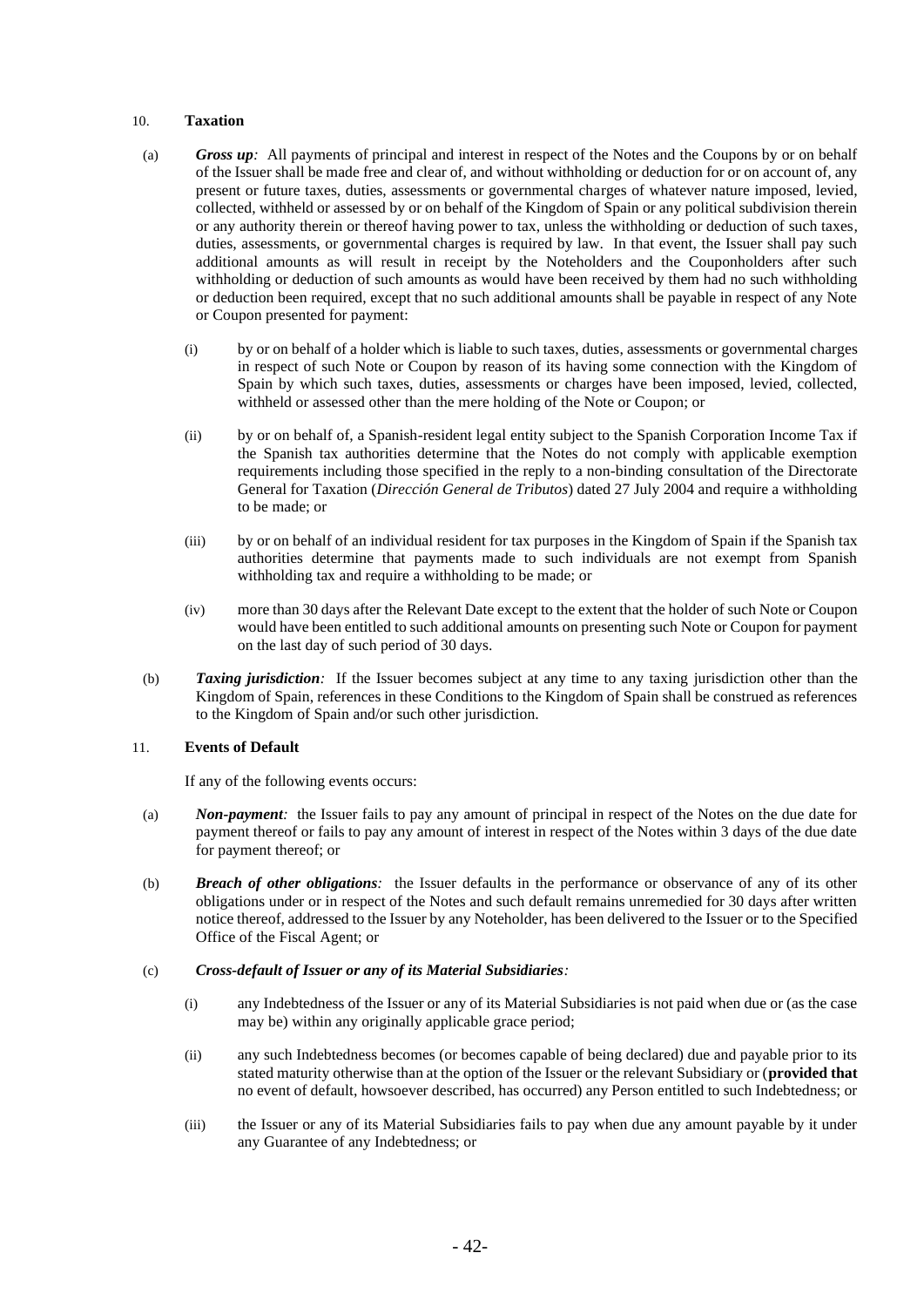## 10. Taxation

(a) ***Gross up:*** All payments of principal and interest in respect of the Notes and the Coupons by or on behalf of the Issuer shall be made free and clear of, and without withholding or deduction for or on account of, any present or future taxes, duties, assessments or governmental charges of whatever nature imposed, levied, collected, withheld or assessed by or on behalf of the Kingdom of Spain or any political subdivision therein or any authority therein or thereof having power to tax, unless the withholding or deduction of such taxes, duties, assessments, or governmental charges is required by law. In that event, the Issuer shall pay such additional amounts as will result in receipt by the Noteholders and the Couponholders after such withholding or deduction of such amounts as would have been received by them had no such withholding or deduction been required, except that no such additional amounts shall be payable in respect of any Note or Coupon presented for payment:

(i) by or on behalf of a holder which is liable to such taxes, duties, assessments or governmental charges in respect of such Note or Coupon by reason of its having some connection with the Kingdom of Spain by which such taxes, duties, assessments or charges have been imposed, levied, collected, withheld or assessed other than the mere holding of the Note or Coupon; or

(ii) by or on behalf of, a Spanish-resident legal entity subject to the Spanish Corporation Income Tax if the Spanish tax authorities determine that the Notes do not comply with applicable exemption requirements including those specified in the reply to a non-binding consultation of the Directorate General for Taxation (*Dirección General de Tributos*) dated 27 July 2004 and require a withholding to be made; or

(iii) by or on behalf of an individual resident for tax purposes in the Kingdom of Spain if the Spanish tax authorities determine that payments made to such individuals are not exempt from Spanish withholding tax and require a withholding to be made; or

(iv) more than 30 days after the Relevant Date except to the extent that the holder of such Note or Coupon would have been entitled to such additional amounts on presenting such Note or Coupon for payment on the last day of such period of 30 days.

(b) ***Taxing jurisdiction:*** If the Issuer becomes subject at any time to any taxing jurisdiction other than the Kingdom of Spain, references in these Conditions to the Kingdom of Spain shall be construed as references to the Kingdom of Spain and/or such other jurisdiction.

## 11. Events of Default

If any of the following events occurs:

(a) ***Non-payment:*** the Issuer fails to pay any amount of principal in respect of the Notes on the due date for payment thereof or fails to pay any amount of interest in respect of the Notes within 3 days of the due date for payment thereof; or

(b) ***Breach of other obligations:*** the Issuer defaults in the performance or observance of any of its other obligations under or in respect of the Notes and such default remains unremedied for 30 days after written notice thereof, addressed to the Issuer by any Noteholder, has been delivered to the Issuer or to the Specified Office of the Fiscal Agent; or

(c) ***Cross-default of Issuer or any of its Material Subsidiaries:***

(i) any Indebtedness of the Issuer or any of its Material Subsidiaries is not paid when due or (as the case may be) within any originally applicable grace period;

(ii) any such Indebtedness becomes (or becomes capable of being declared) due and payable prior to its stated maturity otherwise than at the option of the Issuer or the relevant Subsidiary or (**provided that** no event of default, howsoever described, has occurred) any Person entitled to such Indebtedness; or

(iii) the Issuer or any of its Material Subsidiaries fails to pay when due any amount payable by it under any Guarantee of any Indebtedness; or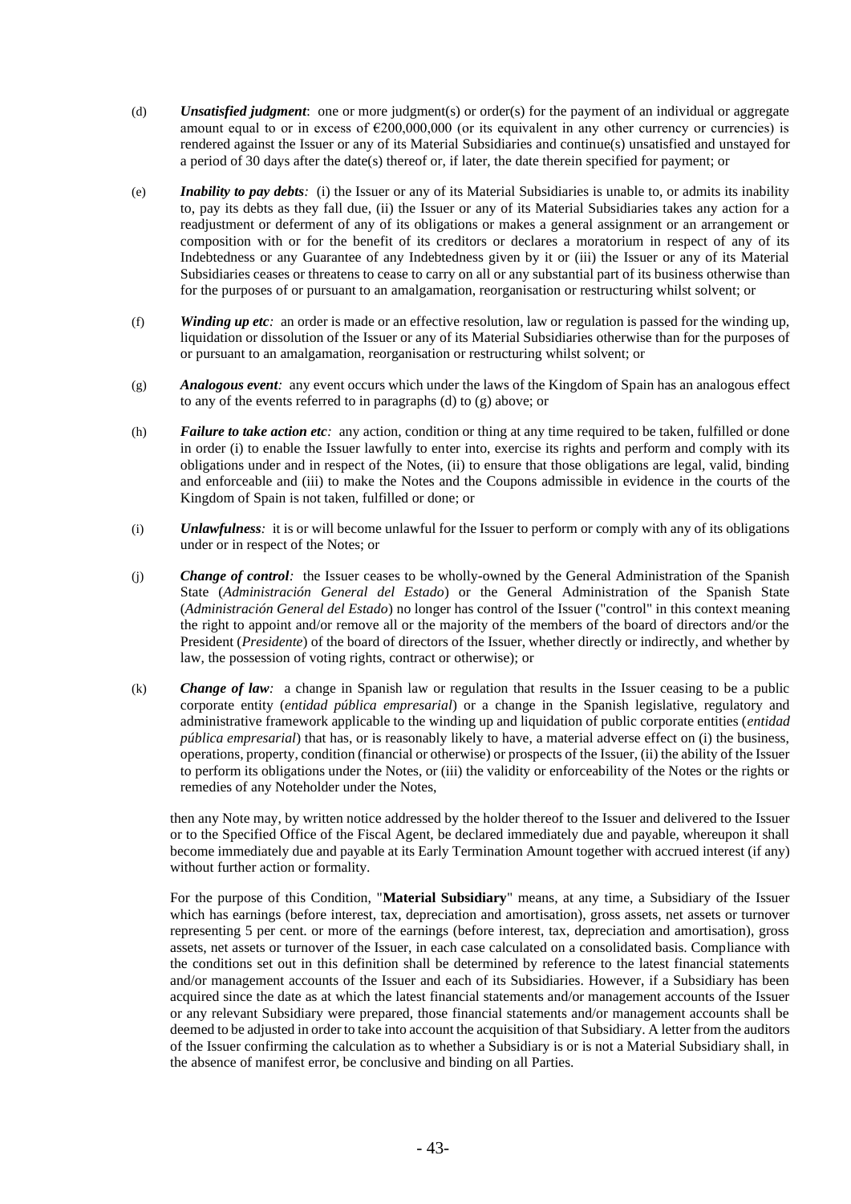(d) ***Unsatisfied judgment***: one or more judgment(s) or order(s) for the payment of an individual or aggregate amount equal to or in excess of €200,000,000 (or its equivalent in any other currency or currencies) is rendered against the Issuer or any of its Material Subsidiaries and continue(s) unsatisfied and unstayed for a period of 30 days after the date(s) thereof or, if later, the date therein specified for payment; or

(e) ***Inability to pay debts:*** (i) the Issuer or any of its Material Subsidiaries is unable to, or admits its inability to, pay its debts as they fall due, (ii) the Issuer or any of its Material Subsidiaries takes any action for a readjustment or deferment of any of its obligations or makes a general assignment or an arrangement or composition with or for the benefit of its creditors or declares a moratorium in respect of any of its Indebtedness or any Guarantee of any Indebtedness given by it or (iii) the Issuer or any of its Material Subsidiaries ceases or threatens to cease to carry on all or any substantial part of its business otherwise than for the purposes of or pursuant to an amalgamation, reorganisation or restructuring whilst solvent; or

(f) ***Winding up etc:*** an order is made or an effective resolution, law or regulation is passed for the winding up, liquidation or dissolution of the Issuer or any of its Material Subsidiaries otherwise than for the purposes of or pursuant to an amalgamation, reorganisation or restructuring whilst solvent; or

(g) ***Analogous event:*** any event occurs which under the laws of the Kingdom of Spain has an analogous effect to any of the events referred to in paragraphs (d) to (g) above; or

(h) ***Failure to take action etc:*** any action, condition or thing at any time required to be taken, fulfilled or done in order (i) to enable the Issuer lawfully to enter into, exercise its rights and perform and comply with its obligations under and in respect of the Notes, (ii) to ensure that those obligations are legal, valid, binding and enforceable and (iii) to make the Notes and the Coupons admissible in evidence in the courts of the Kingdom of Spain is not taken, fulfilled or done; or

(i) ***Unlawfulness:*** it is or will become unlawful for the Issuer to perform or comply with any of its obligations under or in respect of the Notes; or

(j) ***Change of control:*** the Issuer ceases to be wholly-owned by the General Administration of the Spanish State (*Administración General del Estado*) or the General Administration of the Spanish State (*Administración General del Estado*) no longer has control of the Issuer ("control" in this context meaning the right to appoint and/or remove all or the majority of the members of the board of directors and/or the President (*Presidente*) of the board of directors of the Issuer, whether directly or indirectly, and whether by law, the possession of voting rights, contract or otherwise); or

(k) ***Change of law:*** a change in Spanish law or regulation that results in the Issuer ceasing to be a public corporate entity (*entidad pública empresarial*) or a change in the Spanish legislative, regulatory and administrative framework applicable to the winding up and liquidation of public corporate entities (*entidad pública empresarial*) that has, or is reasonably likely to have, a material adverse effect on (i) the business, operations, property, condition (financial or otherwise) or prospects of the Issuer, (ii) the ability of the Issuer to perform its obligations under the Notes, or (iii) the validity or enforceability of the Notes or the rights or remedies of any Noteholder under the Notes,

then any Note may, by written notice addressed by the holder thereof to the Issuer and delivered to the Issuer or to the Specified Office of the Fiscal Agent, be declared immediately due and payable, whereupon it shall become immediately due and payable at its Early Termination Amount together with accrued interest (if any) without further action or formality.

For the purpose of this Condition, "**Material Subsidiary**" means, at any time, a Subsidiary of the Issuer which has earnings (before interest, tax, depreciation and amortisation), gross assets, net assets or turnover representing 5 per cent. or more of the earnings (before interest, tax, depreciation and amortisation), gross assets, net assets or turnover of the Issuer, in each case calculated on a consolidated basis. Compliance with the conditions set out in this definition shall be determined by reference to the latest financial statements and/or management accounts of the Issuer and each of its Subsidiaries. However, if a Subsidiary has been acquired since the date as at which the latest financial statements and/or management accounts of the Issuer or any relevant Subsidiary were prepared, those financial statements and/or management accounts shall be deemed to be adjusted in order to take into account the acquisition of that Subsidiary. A letter from the auditors of the Issuer confirming the calculation as to whether a Subsidiary is or is not a Material Subsidiary shall, in the absence of manifest error, be conclusive and binding on all Parties.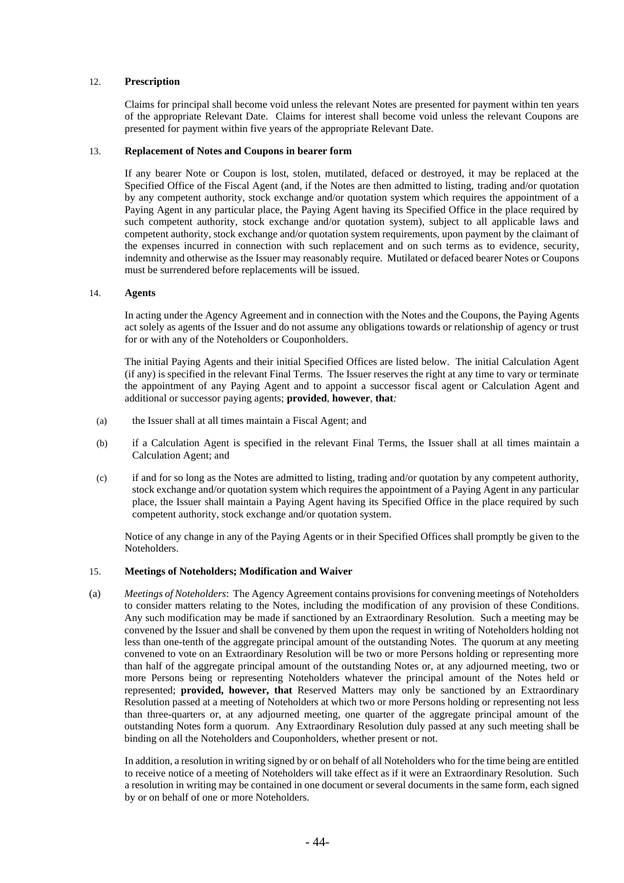## 12. **Prescription**

Claims for principal shall become void unless the relevant Notes are presented for payment within ten years of the appropriate Relevant Date. Claims for interest shall become void unless the relevant Coupons are presented for payment within five years of the appropriate Relevant Date.

## 13. **Replacement of Notes and Coupons in bearer form**

If any bearer Note or Coupon is lost, stolen, mutilated, defaced or destroyed, it may be replaced at the Specified Office of the Fiscal Agent (and, if the Notes are then admitted to listing, trading and/or quotation by any competent authority, stock exchange and/or quotation system which requires the appointment of a Paying Agent in any particular place, the Paying Agent having its Specified Office in the place required by such competent authority, stock exchange and/or quotation system), subject to all applicable laws and competent authority, stock exchange and/or quotation system requirements, upon payment by the claimant of the expenses incurred in connection with such replacement and on such terms as to evidence, security, indemnity and otherwise as the Issuer may reasonably require. Mutilated or defaced bearer Notes or Coupons must be surrendered before replacements will be issued.

## 14. **Agents**

In acting under the Agency Agreement and in connection with the Notes and the Coupons, the Paying Agents act solely as agents of the Issuer and do not assume any obligations towards or relationship of agency or trust for or with any of the Noteholders or Couponholders.

The initial Paying Agents and their initial Specified Offices are listed below. The initial Calculation Agent (if any) is specified in the relevant Final Terms. The Issuer reserves the right at any time to vary or terminate the appointment of any Paying Agent and to appoint a successor fiscal agent or Calculation Agent and additional or successor paying agents; **provided**, **however**, **that**:

(a) the Issuer shall at all times maintain a Fiscal Agent; and

(b) if a Calculation Agent is specified in the relevant Final Terms, the Issuer shall at all times maintain a Calculation Agent; and

(c) if and for so long as the Notes are admitted to listing, trading and/or quotation by any competent authority, stock exchange and/or quotation system which requires the appointment of a Paying Agent in any particular place, the Issuer shall maintain a Paying Agent having its Specified Office in the place required by such competent authority, stock exchange and/or quotation system.

Notice of any change in any of the Paying Agents or in their Specified Offices shall promptly be given to the Noteholders.

## 15. **Meetings of Noteholders; Modification and Waiver**

(a) *Meetings of Noteholders*: The Agency Agreement contains provisions for convening meetings of Noteholders to consider matters relating to the Notes, including the modification of any provision of these Conditions. Any such modification may be made if sanctioned by an Extraordinary Resolution. Such a meeting may be convened by the Issuer and shall be convened by them upon the request in writing of Noteholders holding not less than one-tenth of the aggregate principal amount of the outstanding Notes. The quorum at any meeting convened to vote on an Extraordinary Resolution will be two or more Persons holding or representing more than half of the aggregate principal amount of the outstanding Notes or, at any adjourned meeting, two or more Persons being or representing Noteholders whatever the principal amount of the Notes held or represented; **provided, however, that** Reserved Matters may only be sanctioned by an Extraordinary Resolution passed at a meeting of Noteholders at which two or more Persons holding or representing not less than three-quarters or, at any adjourned meeting, one quarter of the aggregate principal amount of the outstanding Notes form a quorum. Any Extraordinary Resolution duly passed at any such meeting shall be binding on all the Noteholders and Couponholders, whether present or not.

In addition, a resolution in writing signed by or on behalf of all Noteholders who for the time being are entitled to receive notice of a meeting of Noteholders will take effect as if it were an Extraordinary Resolution. Such a resolution in writing may be contained in one document or several documents in the same form, each signed by or on behalf of one or more Noteholders.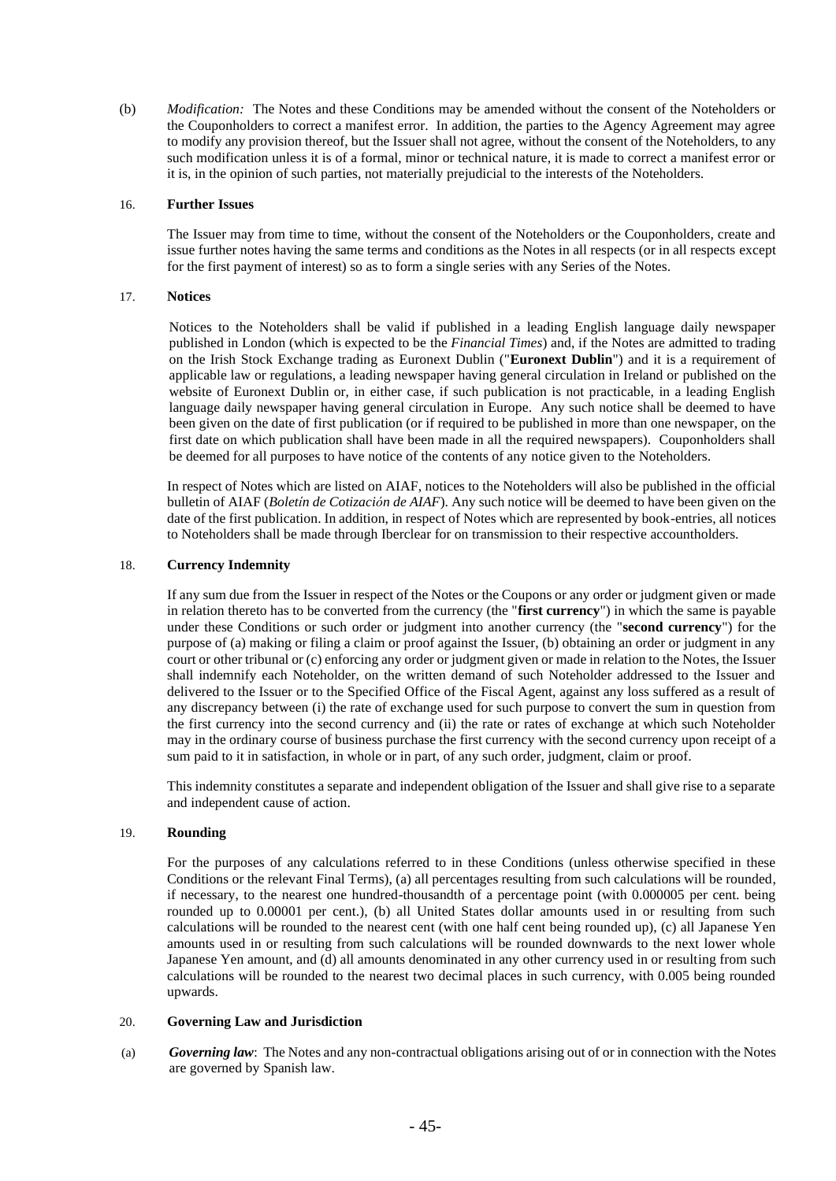(b) *Modification:* The Notes and these Conditions may be amended without the consent of the Noteholders or the Couponholders to correct a manifest error. In addition, the parties to the Agency Agreement may agree to modify any provision thereof, but the Issuer shall not agree, without the consent of the Noteholders, to any such modification unless it is of a formal, minor or technical nature, it is made to correct a manifest error or it is, in the opinion of such parties, not materially prejudicial to the interests of the Noteholders.

## 16. **Further Issues**

The Issuer may from time to time, without the consent of the Noteholders or the Couponholders, create and issue further notes having the same terms and conditions as the Notes in all respects (or in all respects except for the first payment of interest) so as to form a single series with any Series of the Notes.

## 17. **Notices**

Notices to the Noteholders shall be valid if published in a leading English language daily newspaper published in London (which is expected to be the *Financial Times*) and, if the Notes are admitted to trading on the Irish Stock Exchange trading as Euronext Dublin ("**Euronext Dublin**") and it is a requirement of applicable law or regulations, a leading newspaper having general circulation in Ireland or published on the website of Euronext Dublin or, in either case, if such publication is not practicable, in a leading English language daily newspaper having general circulation in Europe. Any such notice shall be deemed to have been given on the date of first publication (or if required to be published in more than one newspaper, on the first date on which publication shall have been made in all the required newspapers). Couponholders shall be deemed for all purposes to have notice of the contents of any notice given to the Noteholders.

In respect of Notes which are listed on AIAF, notices to the Noteholders will also be published in the official bulletin of AIAF (*Boletín de Cotización de AIAF*). Any such notice will be deemed to have been given on the date of the first publication. In addition, in respect of Notes which are represented by book-entries, all notices to Noteholders shall be made through Iberclear for on transmission to their respective accountholders.

## 18. **Currency Indemnity**

If any sum due from the Issuer in respect of the Notes or the Coupons or any order or judgment given or made in relation thereto has to be converted from the currency (the "**first currency**") in which the same is payable under these Conditions or such order or judgment into another currency (the "**second currency**") for the purpose of (a) making or filing a claim or proof against the Issuer, (b) obtaining an order or judgment in any court or other tribunal or (c) enforcing any order or judgment given or made in relation to the Notes, the Issuer shall indemnify each Noteholder, on the written demand of such Noteholder addressed to the Issuer and delivered to the Issuer or to the Specified Office of the Fiscal Agent, against any loss suffered as a result of any discrepancy between (i) the rate of exchange used for such purpose to convert the sum in question from the first currency into the second currency and (ii) the rate or rates of exchange at which such Noteholder may in the ordinary course of business purchase the first currency with the second currency upon receipt of a sum paid to it in satisfaction, in whole or in part, of any such order, judgment, claim or proof.

This indemnity constitutes a separate and independent obligation of the Issuer and shall give rise to a separate and independent cause of action.

## 19. **Rounding**

For the purposes of any calculations referred to in these Conditions (unless otherwise specified in these Conditions or the relevant Final Terms), (a) all percentages resulting from such calculations will be rounded, if necessary, to the nearest one hundred-thousandth of a percentage point (with 0.000005 per cent. being rounded up to 0.00001 per cent.), (b) all United States dollar amounts used in or resulting from such calculations will be rounded to the nearest cent (with one half cent being rounded up), (c) all Japanese Yen amounts used in or resulting from such calculations will be rounded downwards to the next lower whole Japanese Yen amount, and (d) all amounts denominated in any other currency used in or resulting from such calculations will be rounded to the nearest two decimal places in such currency, with 0.005 being rounded upwards.

## 20. **Governing Law and Jurisdiction**

(a) ***Governing law***: The Notes and any non-contractual obligations arising out of or in connection with the Notes are governed by Spanish law.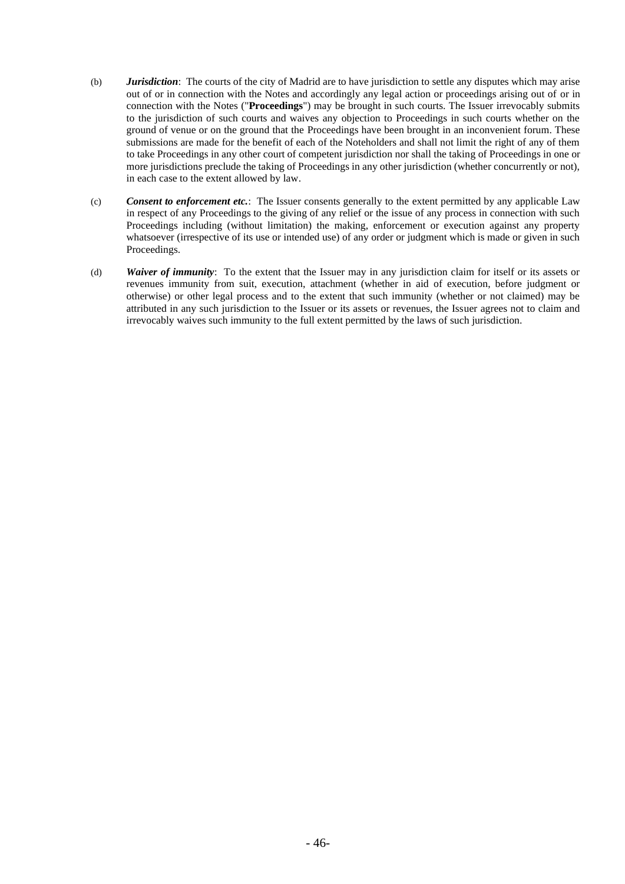(b) ***Jurisdiction***: The courts of the city of Madrid are to have jurisdiction to settle any disputes which may arise out of or in connection with the Notes and accordingly any legal action or proceedings arising out of or in connection with the Notes ("**Proceedings**") may be brought in such courts. The Issuer irrevocably submits to the jurisdiction of such courts and waives any objection to Proceedings in such courts whether on the ground of venue or on the ground that the Proceedings have been brought in an inconvenient forum. These submissions are made for the benefit of each of the Noteholders and shall not limit the right of any of them to take Proceedings in any other court of competent jurisdiction nor shall the taking of Proceedings in one or more jurisdictions preclude the taking of Proceedings in any other jurisdiction (whether concurrently or not), in each case to the extent allowed by law.

(c) ***Consent to enforcement etc.***: The Issuer consents generally to the extent permitted by any applicable Law in respect of any Proceedings to the giving of any relief or the issue of any process in connection with such Proceedings including (without limitation) the making, enforcement or execution against any property whatsoever (irrespective of its use or intended use) of any order or judgment which is made or given in such Proceedings.

(d) ***Waiver of immunity***: To the extent that the Issuer may in any jurisdiction claim for itself or its assets or revenues immunity from suit, execution, attachment (whether in aid of execution, before judgment or otherwise) or other legal process and to the extent that such immunity (whether or not claimed) may be attributed in any such jurisdiction to the Issuer or its assets or revenues, the Issuer agrees not to claim and irrevocably waives such immunity to the full extent permitted by the laws of such jurisdiction.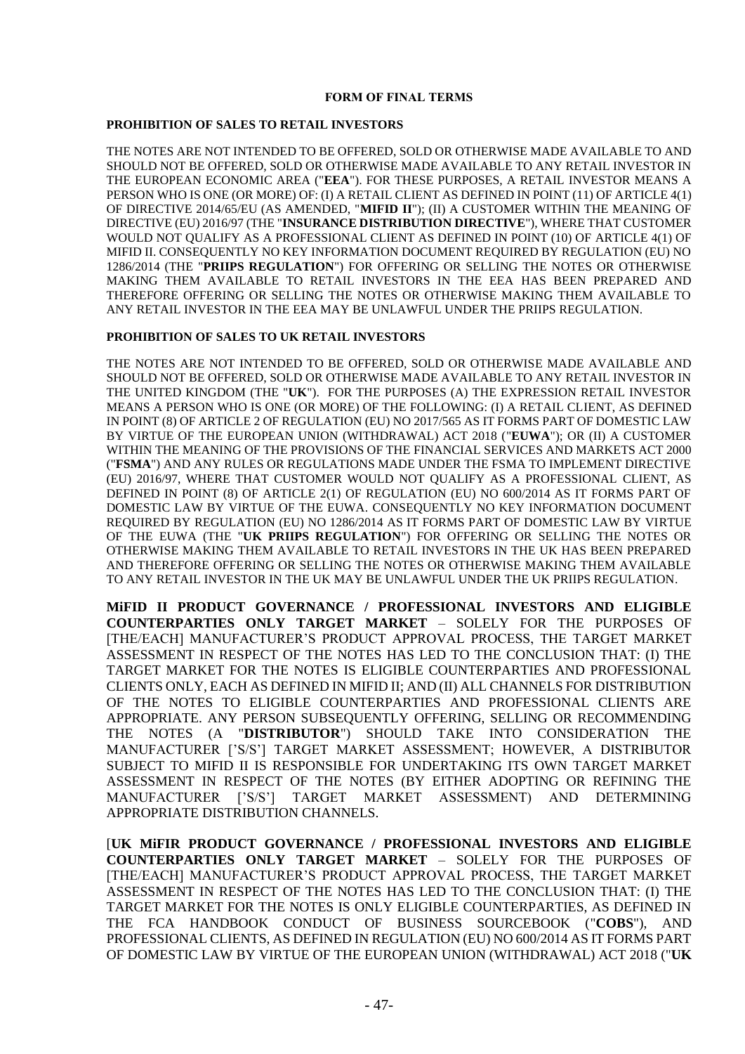**FORM OF FINAL TERMS**

**PROHIBITION OF SALES TO RETAIL INVESTORS**

THE NOTES ARE NOT INTENDED TO BE OFFERED, SOLD OR OTHERWISE MADE AVAILABLE TO AND SHOULD NOT BE OFFERED, SOLD OR OTHERWISE MADE AVAILABLE TO ANY RETAIL INVESTOR IN THE EUROPEAN ECONOMIC AREA ("**EEA**"). FOR THESE PURPOSES, A RETAIL INVESTOR MEANS A PERSON WHO IS ONE (OR MORE) OF: (I) A RETAIL CLIENT AS DEFINED IN POINT (11) OF ARTICLE 4(1) OF DIRECTIVE 2014/65/EU (AS AMENDED, "**MIFID II**"); (II) A CUSTOMER WITHIN THE MEANING OF DIRECTIVE (EU) 2016/97 (THE "**INSURANCE DISTRIBUTION DIRECTIVE**"), WHERE THAT CUSTOMER WOULD NOT QUALIFY AS A PROFESSIONAL CLIENT AS DEFINED IN POINT (10) OF ARTICLE 4(1) OF MIFID II. CONSEQUENTLY NO KEY INFORMATION DOCUMENT REQUIRED BY REGULATION (EU) NO 1286/2014 (THE "**PRIIPS REGULATION**") FOR OFFERING OR SELLING THE NOTES OR OTHERWISE MAKING THEM AVAILABLE TO RETAIL INVESTORS IN THE EEA HAS BEEN PREPARED AND THEREFORE OFFERING OR SELLING THE NOTES OR OTHERWISE MAKING THEM AVAILABLE TO ANY RETAIL INVESTOR IN THE EEA MAY BE UNLAWFUL UNDER THE PRIIPS REGULATION.

**PROHIBITION OF SALES TO UK RETAIL INVESTORS**

THE NOTES ARE NOT INTENDED TO BE OFFERED, SOLD OR OTHERWISE MADE AVAILABLE AND SHOULD NOT BE OFFERED, SOLD OR OTHERWISE MADE AVAILABLE TO ANY RETAIL INVESTOR IN THE UNITED KINGDOM (THE "**UK**"). FOR THE PURPOSES (A) THE EXPRESSION RETAIL INVESTOR MEANS A PERSON WHO IS ONE (OR MORE) OF THE FOLLOWING: (I) A RETAIL CLIENT, AS DEFINED IN POINT (8) OF ARTICLE 2 OF REGULATION (EU) NO 2017/565 AS IT FORMS PART OF DOMESTIC LAW BY VIRTUE OF THE EUROPEAN UNION (WITHDRAWAL) ACT 2018 ("**EUWA**"); OR (II) A CUSTOMER WITHIN THE MEANING OF THE PROVISIONS OF THE FINANCIAL SERVICES AND MARKETS ACT 2000 ("**FSMA**") AND ANY RULES OR REGULATIONS MADE UNDER THE FSMA TO IMPLEMENT DIRECTIVE (EU) 2016/97, WHERE THAT CUSTOMER WOULD NOT QUALIFY AS A PROFESSIONAL CLIENT, AS DEFINED IN POINT (8) OF ARTICLE 2(1) OF REGULATION (EU) NO 600/2014 AS IT FORMS PART OF DOMESTIC LAW BY VIRTUE OF THE EUWA. CONSEQUENTLY NO KEY INFORMATION DOCUMENT REQUIRED BY REGULATION (EU) NO 1286/2014 AS IT FORMS PART OF DOMESTIC LAW BY VIRTUE OF THE EUWA (THE "**UK PRIIPS REGULATION**") FOR OFFERING OR SELLING THE NOTES OR OTHERWISE MAKING THEM AVAILABLE TO RETAIL INVESTORS IN THE UK HAS BEEN PREPARED AND THEREFORE OFFERING OR SELLING THE NOTES OR OTHERWISE MAKING THEM AVAILABLE TO ANY RETAIL INVESTOR IN THE UK MAY BE UNLAWFUL UNDER THE UK PRIIPS REGULATION.

**MiFID II PRODUCT GOVERNANCE / PROFESSIONAL INVESTORS AND ELIGIBLE COUNTERPARTIES ONLY TARGET MARKET** – SOLELY FOR THE PURPOSES OF [THE/EACH] MANUFACTURER'S PRODUCT APPROVAL PROCESS, THE TARGET MARKET ASSESSMENT IN RESPECT OF THE NOTES HAS LED TO THE CONCLUSION THAT: (I) THE TARGET MARKET FOR THE NOTES IS ELIGIBLE COUNTERPARTIES AND PROFESSIONAL CLIENTS ONLY, EACH AS DEFINED IN MIFID II; AND (II) ALL CHANNELS FOR DISTRIBUTION OF THE NOTES TO ELIGIBLE COUNTERPARTIES AND PROFESSIONAL CLIENTS ARE APPROPRIATE. ANY PERSON SUBSEQUENTLY OFFERING, SELLING OR RECOMMENDING THE NOTES (A "**DISTRIBUTOR**") SHOULD TAKE INTO CONSIDERATION THE MANUFACTURER ['S/S'] TARGET MARKET ASSESSMENT; HOWEVER, A DISTRIBUTOR SUBJECT TO MIFID II IS RESPONSIBLE FOR UNDERTAKING ITS OWN TARGET MARKET ASSESSMENT IN RESPECT OF THE NOTES (BY EITHER ADOPTING OR REFINING THE MANUFACTURER ['S/S'] TARGET MARKET ASSESSMENT) AND DETERMINING APPROPRIATE DISTRIBUTION CHANNELS.

[**UK MiFIR PRODUCT GOVERNANCE / PROFESSIONAL INVESTORS AND ELIGIBLE COUNTERPARTIES ONLY TARGET MARKET** – SOLELY FOR THE PURPOSES OF [THE/EACH] MANUFACTURER'S PRODUCT APPROVAL PROCESS, THE TARGET MARKET ASSESSMENT IN RESPECT OF THE NOTES HAS LED TO THE CONCLUSION THAT: (I) THE TARGET MARKET FOR THE NOTES IS ONLY ELIGIBLE COUNTERPARTIES, AS DEFINED IN THE FCA HANDBOOK CONDUCT OF BUSINESS SOURCEBOOK ("**COBS**"), AND PROFESSIONAL CLIENTS, AS DEFINED IN REGULATION (EU) NO 600/2014 AS IT FORMS PART OF DOMESTIC LAW BY VIRTUE OF THE EUROPEAN UNION (WITHDRAWAL) ACT 2018 ("**UK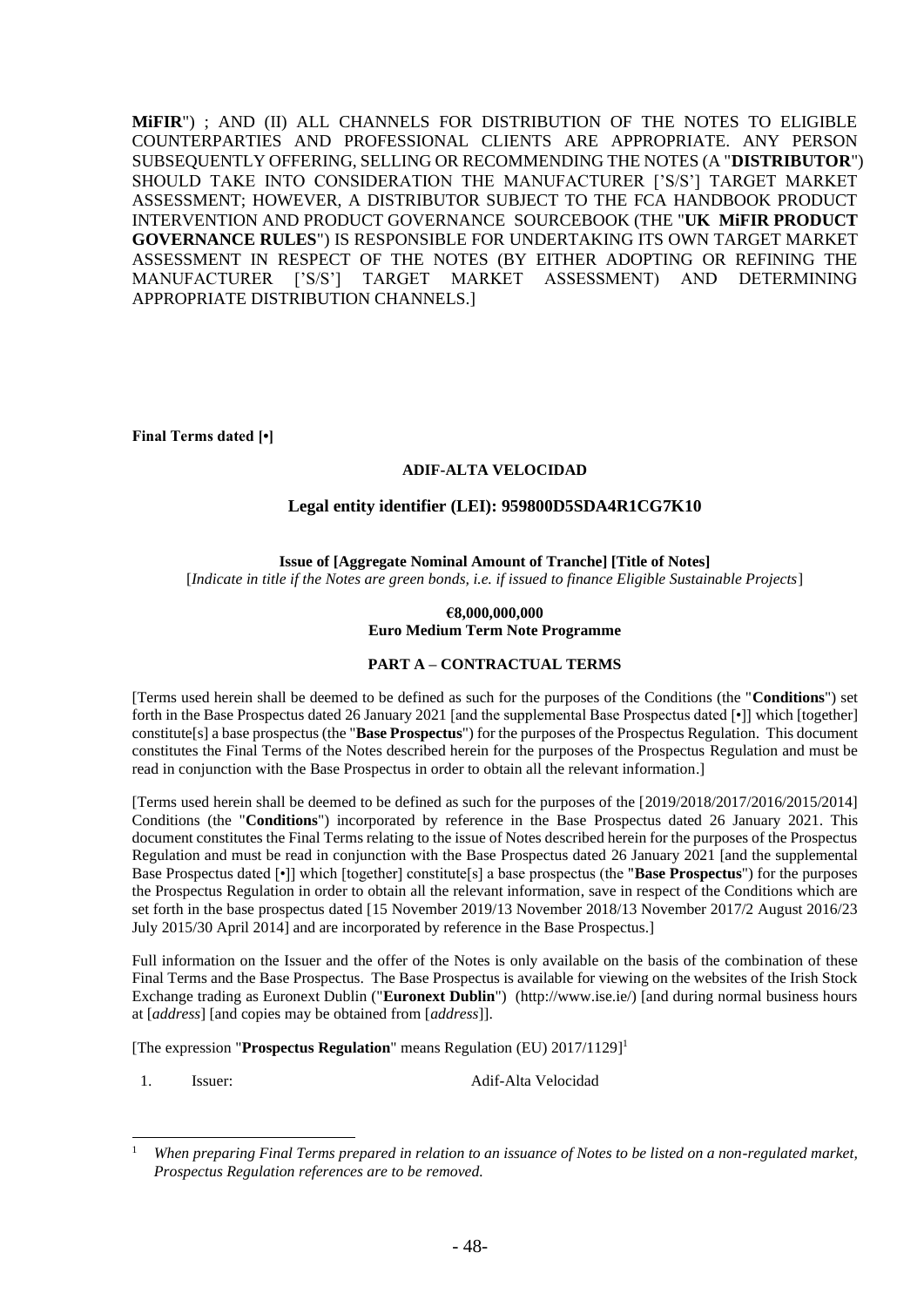**MiFIR**") ; AND (II) ALL CHANNELS FOR DISTRIBUTION OF THE NOTES TO ELIGIBLE COUNTERPARTIES AND PROFESSIONAL CLIENTS ARE APPROPRIATE. ANY PERSON SUBSEQUENTLY OFFERING, SELLING OR RECOMMENDING THE NOTES (A "**DISTRIBUTOR**") SHOULD TAKE INTO CONSIDERATION THE MANUFACTURER ['S/S'] TARGET MARKET ASSESSMENT; HOWEVER, A DISTRIBUTOR SUBJECT TO THE FCA HANDBOOK PRODUCT INTERVENTION AND PRODUCT GOVERNANCE SOURCEBOOK (THE "**UK MiFIR PRODUCT GOVERNANCE RULES**") IS RESPONSIBLE FOR UNDERTAKING ITS OWN TARGET MARKET ASSESSMENT IN RESPECT OF THE NOTES (BY EITHER ADOPTING OR REFINING THE MANUFACTURER ['S/S'] TARGET MARKET ASSESSMENT) AND DETERMINING APPROPRIATE DISTRIBUTION CHANNELS.]

**Final Terms dated [•]**

**ADIF-ALTA VELOCIDAD**

**Legal entity identifier (LEI): 959800D5SDA4R1CG7K10**

**Issue of [Aggregate Nominal Amount of Tranche] [Title of Notes]**

[*Indicate in title if the Notes are green bonds, i.e. if issued to finance Eligible Sustainable Projects*]

**€8,000,000,000**
**Euro Medium Term Note Programme**

**PART A – CONTRACTUAL TERMS**

[Terms used herein shall be deemed to be defined as such for the purposes of the Conditions (the "**Conditions**") set forth in the Base Prospectus dated 26 January 2021 [and the supplemental Base Prospectus dated [•]] which [together] constitute[s] a base prospectus (the "**Base Prospectus**") for the purposes of the Prospectus Regulation. This document constitutes the Final Terms of the Notes described herein for the purposes of the Prospectus Regulation and must be read in conjunction with the Base Prospectus in order to obtain all the relevant information.]

[Terms used herein shall be deemed to be defined as such for the purposes of the [2019/2018/2017/2016/2015/2014] Conditions (the "**Conditions**") incorporated by reference in the Base Prospectus dated 26 January 2021. This document constitutes the Final Terms relating to the issue of Notes described herein for the purposes of the Prospectus Regulation and must be read in conjunction with the Base Prospectus dated 26 January 2021 [and the supplemental Base Prospectus dated [•]] which [together] constitute[s] a base prospectus (the "**Base Prospectus**") for the purposes the Prospectus Regulation in order to obtain all the relevant information, save in respect of the Conditions which are set forth in the base prospectus dated [15 November 2019/13 November 2018/13 November 2017/2 August 2016/23 July 2015/30 April 2014] and are incorporated by reference in the Base Prospectus.]

Full information on the Issuer and the offer of the Notes is only available on the basis of the combination of these Final Terms and the Base Prospectus. The Base Prospectus is available for viewing on the websites of the Irish Stock Exchange trading as Euronext Dublin ("**Euronext Dublin**") (http://www.ise.ie/) [and during normal business hours at [*address*] [and copies may be obtained from [*address*]].

[The expression "**Prospectus Regulation**" means Regulation (EU) 2017/1129][1]

| 1. | Issuer: | Adif-Alta Velocidad |
|---|---|---|

[1] *When preparing Final Terms prepared in relation to an issuance of Notes to be listed on a non-regulated market, Prospectus Regulation references are to be removed.*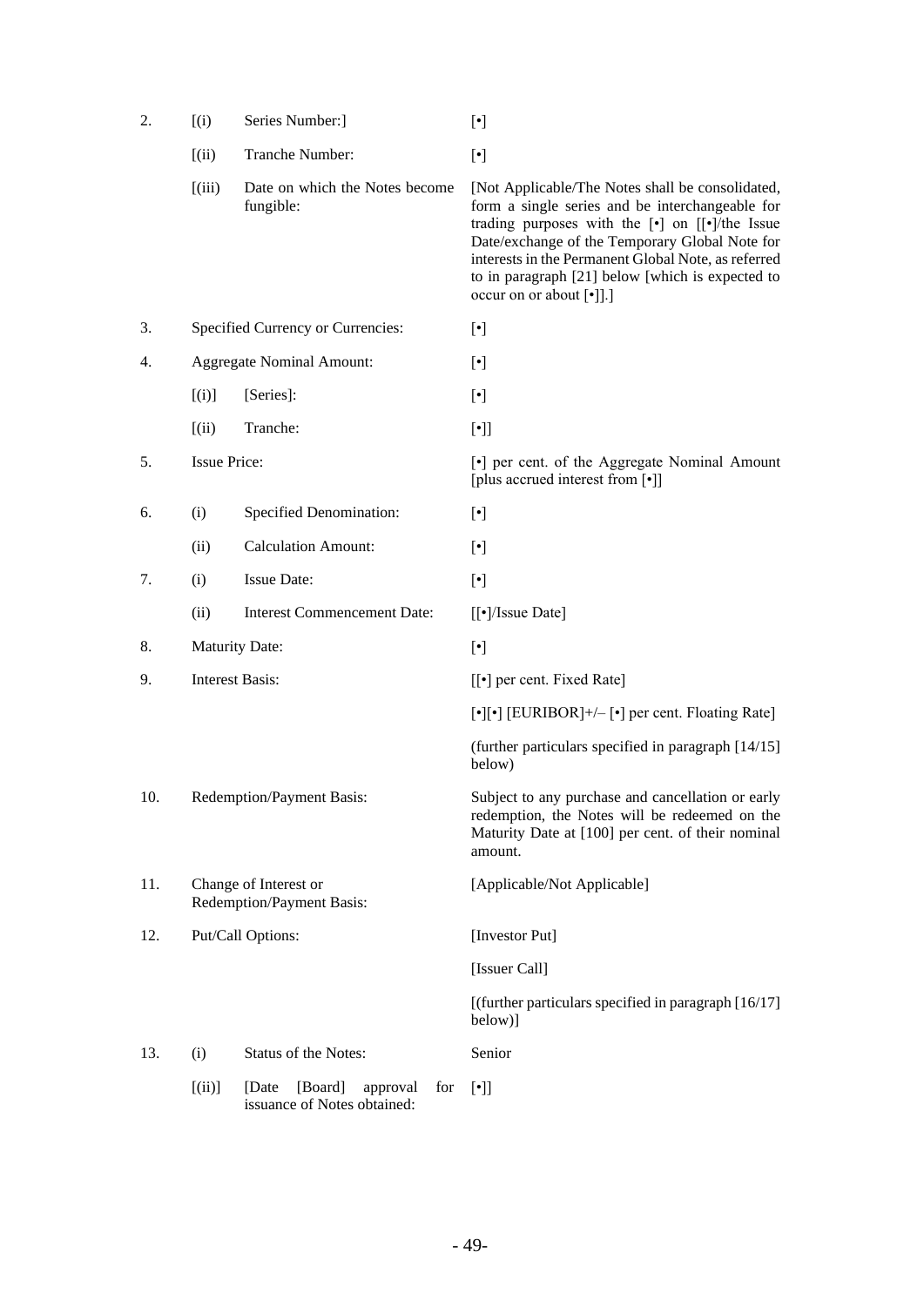| | | | |
|---|---|---|---|
| 2. | [(i) | Series Number:] | [•] |
| | [(ii) | Tranche Number: | [•] |
| | [(iii) | Date on which the Notes become fungible: | [Not Applicable/The Notes shall be consolidated, form a single series and be interchangeable for trading purposes with the [•] on [[•]/the Issue Date/exchange of the Temporary Global Note for interests in the Permanent Global Note, as referred to in paragraph [21] below [which is expected to occur on or about [•]].] |
| 3. | Specified Currency or Currencies: | | [•] |
| 4. | Aggregate Nominal Amount: | | [•] |
| | [(i)] | [Series]: | [•] |
| | [(ii) | Tranche: | [•]] |
| 5. | Issue Price: | | [•] per cent. of the Aggregate Nominal Amount [plus accrued interest from [•]] |
| 6. | (i) | Specified Denomination: | [•] |
| | (ii) | Calculation Amount: | [•] |
| 7. | (i) | Issue Date: | [•] |
| | (ii) | Interest Commencement Date: | [[•]/Issue Date] |
| 8. | Maturity Date: | | [•] |
| 9. | Interest Basis: | | [[•] per cent. Fixed Rate]<br><br>[•][•] [EURIBOR]+/– [•] per cent. Floating Rate]<br><br>(further particulars specified in paragraph [14/15] below) |
| 10. | Redemption/Payment Basis: | | Subject to any purchase and cancellation or early redemption, the Notes will be redeemed on the Maturity Date at [100] per cent. of their nominal amount. |
| 11. | Change of Interest or Redemption/Payment Basis: | | [Applicable/Not Applicable] |
| 12. | Put/Call Options: | | [Investor Put]<br><br>[Issuer Call]<br><br>[(further particulars specified in paragraph [16/17] below)] |
| 13. | (i) | Status of the Notes: | Senior |
| | [(ii)] | [Date [Board] approval for issuance of Notes obtained: | [•]] |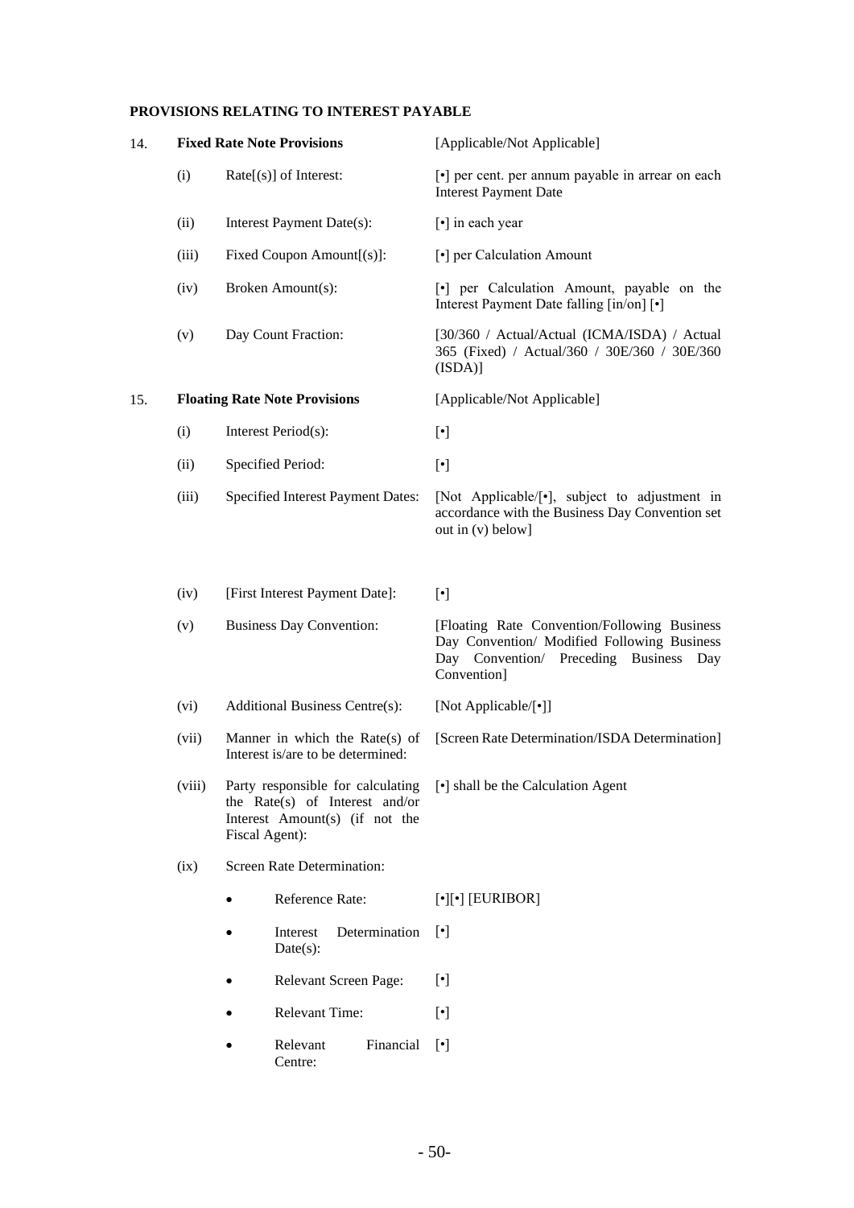**PROVISIONS RELATING TO INTEREST PAYABLE**

| | | | |
|---|---|---|---|
| 14. | **Fixed Rate Note Provisions** | | [Applicable/Not Applicable] |
| | (i) | Rate[(s)] of Interest: | [•] per cent. per annum payable in arrear on each Interest Payment Date |
| | (ii) | Interest Payment Date(s): | [•] in each year |
| | (iii) | Fixed Coupon Amount[(s)]: | [•] per Calculation Amount |
| | (iv) | Broken Amount(s): | [•] per Calculation Amount, payable on the Interest Payment Date falling [in/on] [•] |
| | (v) | Day Count Fraction: | [30/360 / Actual/Actual (ICMA/ISDA) / Actual 365 (Fixed) / Actual/360 / 30E/360 / 30E/360 (ISDA)] |
| 15. | **Floating Rate Note Provisions** | | [Applicable/Not Applicable] |
| | (i) | Interest Period(s): | [•] |
| | (ii) | Specified Period: | [•] |
| | (iii) | Specified Interest Payment Dates: | [Not Applicable/[•], subject to adjustment in accordance with the Business Day Convention set out in (v) below] |
| | (iv) | [First Interest Payment Date]: | [•] |
| | (v) | Business Day Convention: | [Floating Rate Convention/Following Business Day Convention/ Modified Following Business Day Convention/ Preceding Business Day Convention] |
| | (vi) | Additional Business Centre(s): | [Not Applicable/[•]] |
| | (vii) | Manner in which the Rate(s) of Interest is/are to be determined: | [Screen Rate Determination/ISDA Determination] |
| | (viii) | Party responsible for calculating the Rate(s) of Interest and/or Interest Amount(s) (if not the Fiscal Agent): | [•] shall be the Calculation Agent |
| | (ix) | Screen Rate Determination: | |
| | | • Reference Rate: | [•][•] [EURIBOR] |
| | | • Interest Determination Date(s): | [•] |
| | | • Relevant Screen Page: | [•] |
| | | • Relevant Time: | [•] |
| | | • Relevant Financial Centre: | [•] |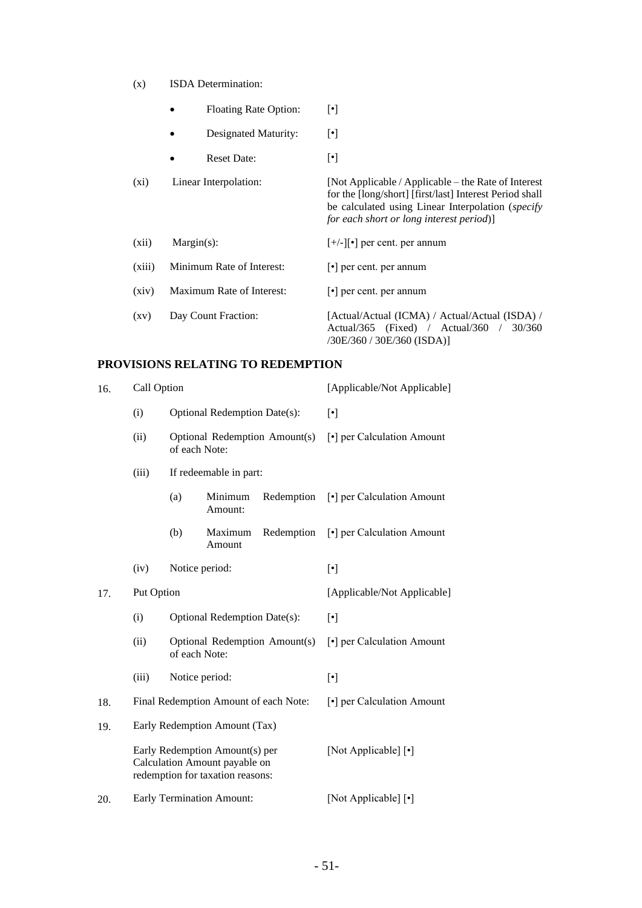| | | | |
|---|---|---|---|
| (x) | ISDA Determination: | | |
| | • Floating Rate Option: | [•] | |
| | • Designated Maturity: | [•] | |
| | • Reset Date: | [•] | |
| (xi) | Linear Interpolation: | [Not Applicable / Applicable – the Rate of Interest for the [long/short] [first/last] Interest Period shall be calculated using Linear Interpolation (*specify for each short or long interest period*)] | |
| (xii) | Margin(s): | [+/-][•] per cent. per annum | |
| (xiii) | Minimum Rate of Interest: | [•] per cent. per annum | |
| (xiv) | Maximum Rate of Interest: | [•] per cent. per annum | |
| (xv) | Day Count Fraction: | [Actual/Actual (ICMA) / Actual/Actual (ISDA) / Actual/365 (Fixed) / Actual/360 / 30/360 /30E/360 / 30E/360 (ISDA)] | |

## PROVISIONS RELATING TO REDEMPTION

| | | | |
|---|---|---|---|
| 16. | Call Option | | [Applicable/Not Applicable] |
| | (i) | Optional Redemption Date(s): | [•] |
| | (ii) | Optional Redemption Amount(s) of each Note: | [•] per Calculation Amount |
| | (iii) | If redeemable in part: | |
| | | (a) Minimum Redemption Amount: | [•] per Calculation Amount |
| | | (b) Maximum Redemption Amount | [•] per Calculation Amount |
| | (iv) | Notice period: | [•] |
| 17. | Put Option | | [Applicable/Not Applicable] |
| | (i) | Optional Redemption Date(s): | [•] |
| | (ii) | Optional Redemption Amount(s) of each Note: | [•] per Calculation Amount |
| | (iii) | Notice period: | [•] |
| 18. | Final Redemption Amount of each Note: | | [•] per Calculation Amount |
| 19. | Early Redemption Amount (Tax) | | |
| | Early Redemption Amount(s) per Calculation Amount payable on redemption for taxation reasons: | | [Not Applicable] [•] |
| 20. | Early Termination Amount: | | [Not Applicable] [•] |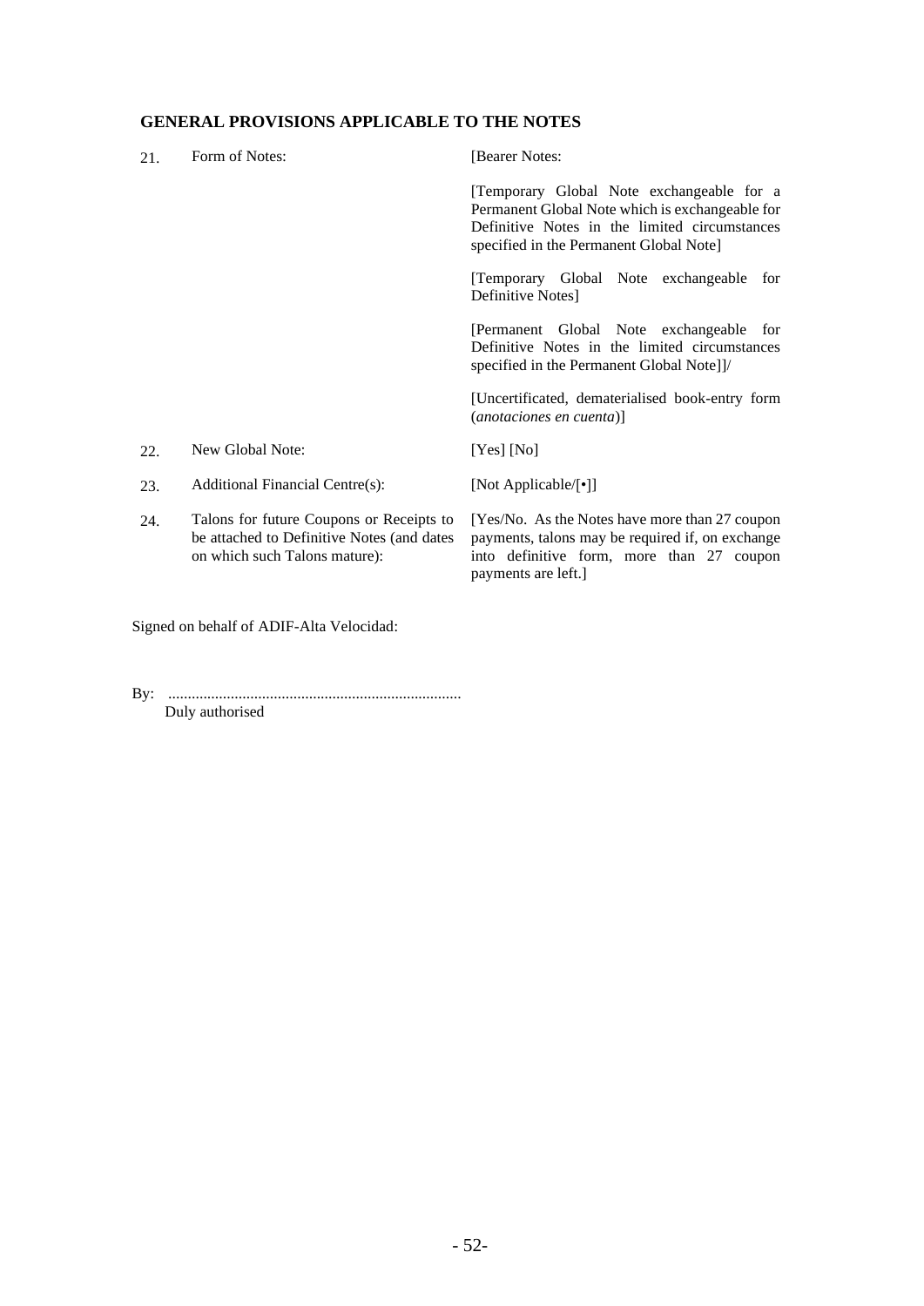## GENERAL PROVISIONS APPLICABLE TO THE NOTES

| | | |
|---|---|---|
| 21. | Form of Notes: | [Bearer Notes:<br><br>[Temporary Global Note exchangeable for a Permanent Global Note which is exchangeable for Definitive Notes in the limited circumstances specified in the Permanent Global Note]<br><br>[Temporary Global Note exchangeable for Definitive Notes]<br><br>[Permanent Global Note exchangeable for Definitive Notes in the limited circumstances specified in the Permanent Global Note]]/<br><br>[Uncertificated, dematerialised book-entry form (*anotaciones en cuenta*)] |
| 22. | New Global Note: | [Yes] [No] |
| 23. | Additional Financial Centre(s): | [Not Applicable/[•]] |
| 24. | Talons for future Coupons or Receipts to be attached to Definitive Notes (and dates on which such Talons mature): | [Yes/No. As the Notes have more than 27 coupon payments, talons may be required if, on exchange into definitive form, more than 27 coupon payments are left.] |

Signed on behalf of ADIF-Alta Velocidad:

By: ..........................................................................
Duly authorised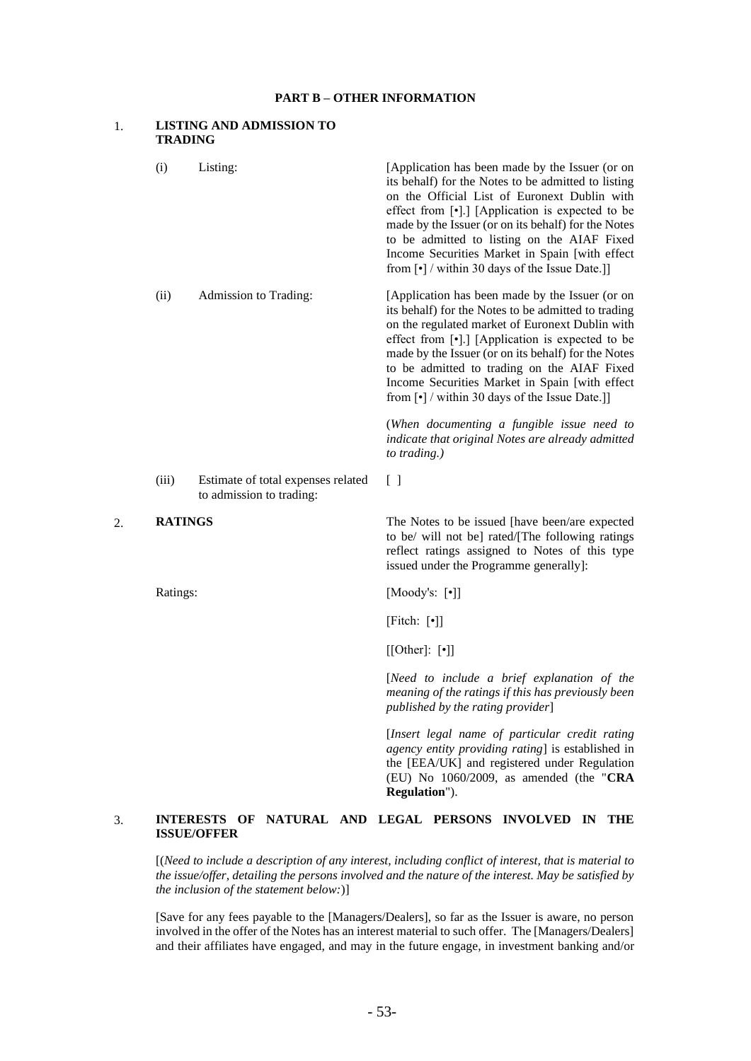## PART B – OTHER INFORMATION

### 1. LISTING AND ADMISSION TO TRADING

| | | |
|---|---|---|
| (i) | Listing: | [Application has been made by the Issuer (or on its behalf) for the Notes to be admitted to listing on the Official List of Euronext Dublin with effect from [•].] [Application is expected to be made by the Issuer (or on its behalf) for the Notes to be admitted to listing on the AIAF Fixed Income Securities Market in Spain [with effect from [•] / within 30 days of the Issue Date.]] |
| (ii) | Admission to Trading: | [Application has been made by the Issuer (or on its behalf) for the Notes to be admitted to trading on the regulated market of Euronext Dublin with effect from [•].] [Application is expected to be made by the Issuer (or on its behalf) for the Notes to be admitted to trading on the AIAF Fixed Income Securities Market in Spain [with effect from [•] / within 30 days of the Issue Date.]]<br><br>(*When documenting a fungible issue need to indicate that original Notes are already admitted to trading.)* |
| (iii) | Estimate of total expenses related to admission to trading: | [ ] |

### 2. RATINGS

The Notes to be issued [have been/are expected to be/ will not be] rated/[The following ratings reflect ratings assigned to Notes of this type issued under the Programme generally]:

Ratings:

[Moody's: [•]]

[Fitch: [•]]

[[Other]: [•]]

[*Need to include a brief explanation of the meaning of the ratings if this has previously been published by the rating provider*]

[*Insert legal name of particular credit rating agency entity providing rating*] is established in the [EEA/UK] and registered under Regulation (EU) No 1060/2009, as amended (the "**CRA Regulation**").

### 3. INTERESTS OF NATURAL AND LEGAL PERSONS INVOLVED IN THE ISSUE/OFFER

[(*Need to include a description of any interest, including conflict of interest, that is material to the issue/offer, detailing the persons involved and the nature of the interest. May be satisfied by the inclusion of the statement below:*)]

[Save for any fees payable to the [Managers/Dealers], so far as the Issuer is aware, no person involved in the offer of the Notes has an interest material to such offer. The [Managers/Dealers] and their affiliates have engaged, and may in the future engage, in investment banking and/or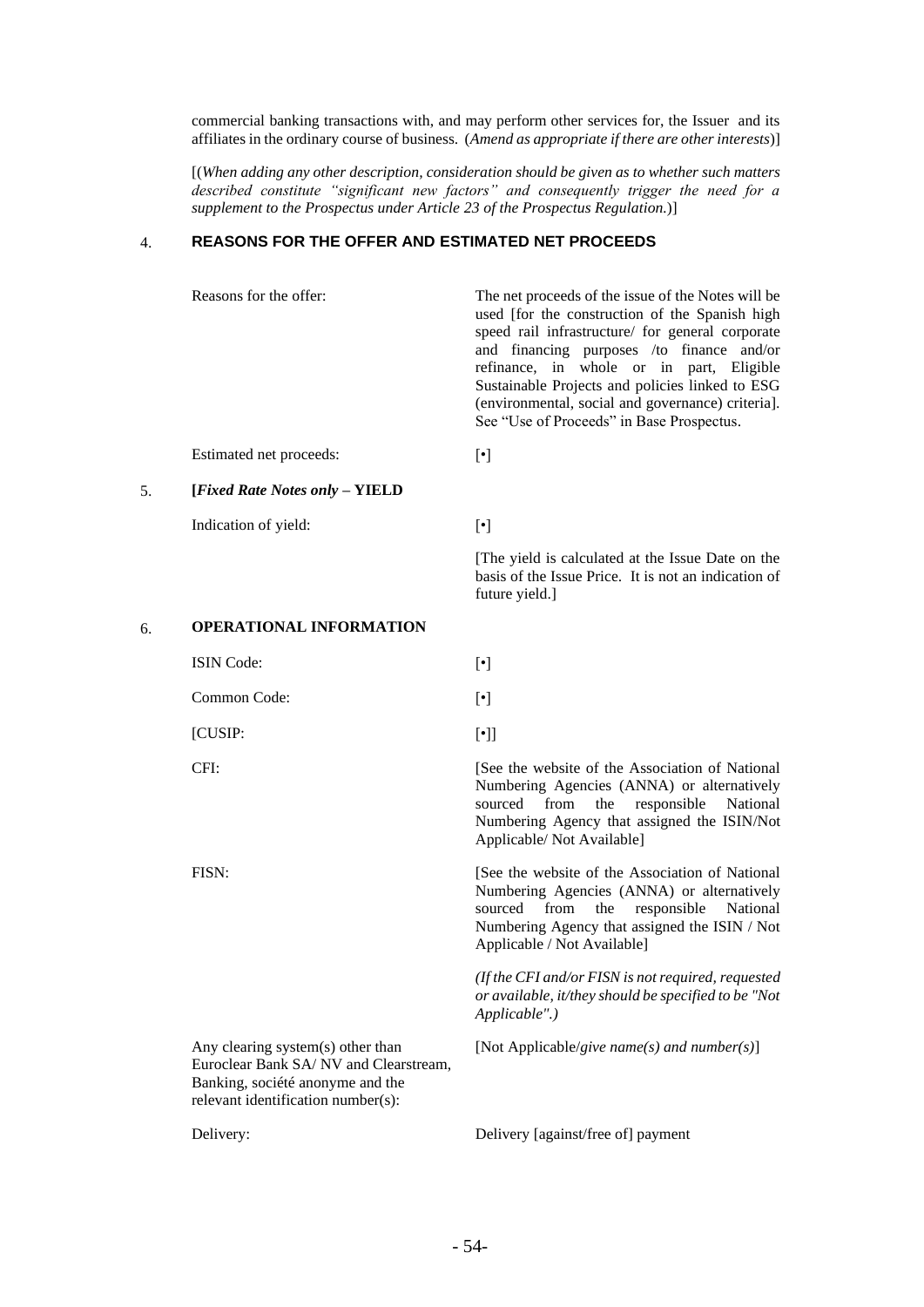commercial banking transactions with, and may perform other services for, the Issuer and its affiliates in the ordinary course of business. (*Amend as appropriate if there are other interests*)]

[(*When adding any other description, consideration should be given as to whether such matters described constitute "significant new factors" and consequently trigger the need for a supplement to the Prospectus under Article 23 of the Prospectus Regulation.*)]

## 4. REASONS FOR THE OFFER AND ESTIMATED NET PROCEEDS

| | |
|---|---|
| Reasons for the offer: | The net proceeds of the issue of the Notes will be used [for the construction of the Spanish high speed rail infrastructure/ for general corporate and financing purposes /to finance and/or refinance, in whole or in part, Eligible Sustainable Projects and policies linked to ESG (environmental, social and governance) criteria]. See "Use of Proceeds" in Base Prospectus. |
| Estimated net proceeds: | [•] |

## 5. [*Fixed Rate Notes only* – YIELD

| | |
|---|---|
| Indication of yield: | [•] |
| | [The yield is calculated at the Issue Date on the basis of the Issue Price. It is not an indication of future yield.] |

## 6. OPERATIONAL INFORMATION

| | |
|---|---|
| ISIN Code: | [•] |
| Common Code: | [•] |
| [CUSIP: | [•]] |
| CFI: | [See the website of the Association of National Numbering Agencies (ANNA) or alternatively sourced from the responsible National Numbering Agency that assigned the ISIN/Not Applicable/ Not Available] |
| FISN: | [See the website of the Association of National Numbering Agencies (ANNA) or alternatively sourced from the responsible National Numbering Agency that assigned the ISIN / Not Applicable / Not Available] |
| | *(If the CFI and/or FISN is not required, requested or available, it/they should be specified to be "Not Applicable".)* |
| Any clearing system(s) other than Euroclear Bank SA/ NV and Clearstream, Banking, société anonyme and the relevant identification number(s): | [Not Applicable/*give name(s) and number(s)*] |
| Delivery: | Delivery [against/free of] payment |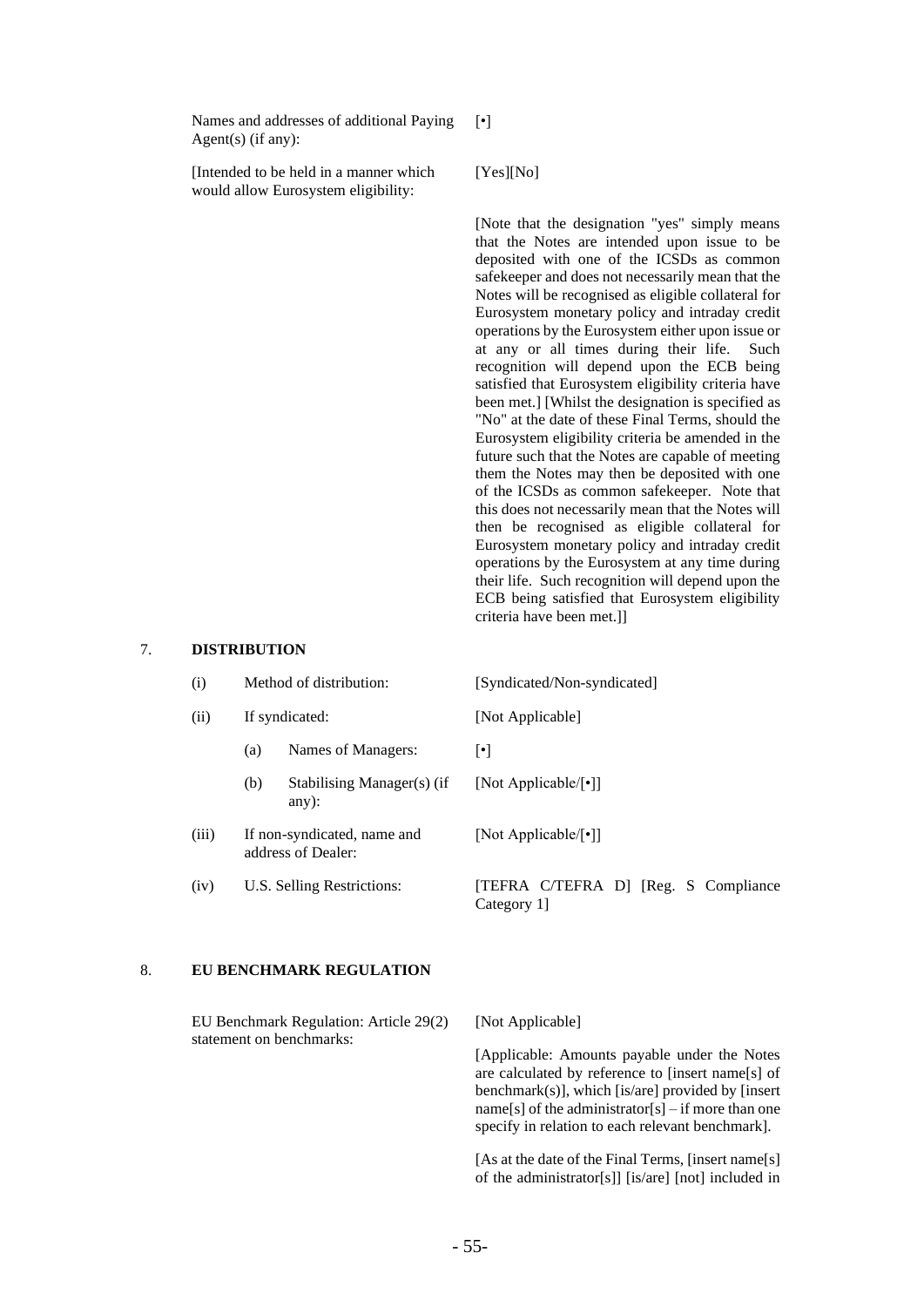| | |
|---|---|
| Names and addresses of additional Paying Agent(s) (if any): | [•] |
| [Intended to be held in a manner which would allow Eurosystem eligibility: | [Yes][No] |
| | [Note that the designation "yes" simply means that the Notes are intended upon issue to be deposited with one of the ICSDs as common safekeeper and does not necessarily mean that the Notes will be recognised as eligible collateral for Eurosystem monetary policy and intraday credit operations by the Eurosystem either upon issue or at any or all times during their life. Such recognition will depend upon the ECB being satisfied that Eurosystem eligibility criteria have been met.] [Whilst the designation is specified as "No" at the date of these Final Terms, should the Eurosystem eligibility criteria be amended in the future such that the Notes are capable of meeting them the Notes may then be deposited with one of the ICSDs as common safekeeper. Note that this does not necessarily mean that the Notes will then be recognised as eligible collateral for Eurosystem monetary policy and intraday credit operations by the Eurosystem at any time during their life. Such recognition will depend upon the ECB being satisfied that Eurosystem eligibility criteria have been met.]] |

## 7. DISTRIBUTION

| | | |
|---|---|---|
| (i) | Method of distribution: | [Syndicated/Non-syndicated] |
| (ii) | If syndicated: | [Not Applicable] |
| | (a) Names of Managers: | [•] |
| | (b) Stabilising Manager(s) (if any): | [Not Applicable/[•]] |
| (iii) | If non-syndicated, name and address of Dealer: | [Not Applicable/[•]] |
| (iv) | U.S. Selling Restrictions: | [TEFRA C/TEFRA D] [Reg. S Compliance Category 1] |

## 8. EU BENCHMARK REGULATION

| | |
|---|---|
| EU Benchmark Regulation: Article 29(2) statement on benchmarks: | [Not Applicable] |
| | [Applicable: Amounts payable under the Notes are calculated by reference to [insert name[s] of benchmark(s)], which [is/are] provided by [insert name[s] of the administrator[s] – if more than one specify in relation to each relevant benchmark]. |
| | [As at the date of the Final Terms, [insert name[s] of the administrator[s]] [is/are] [not] included in |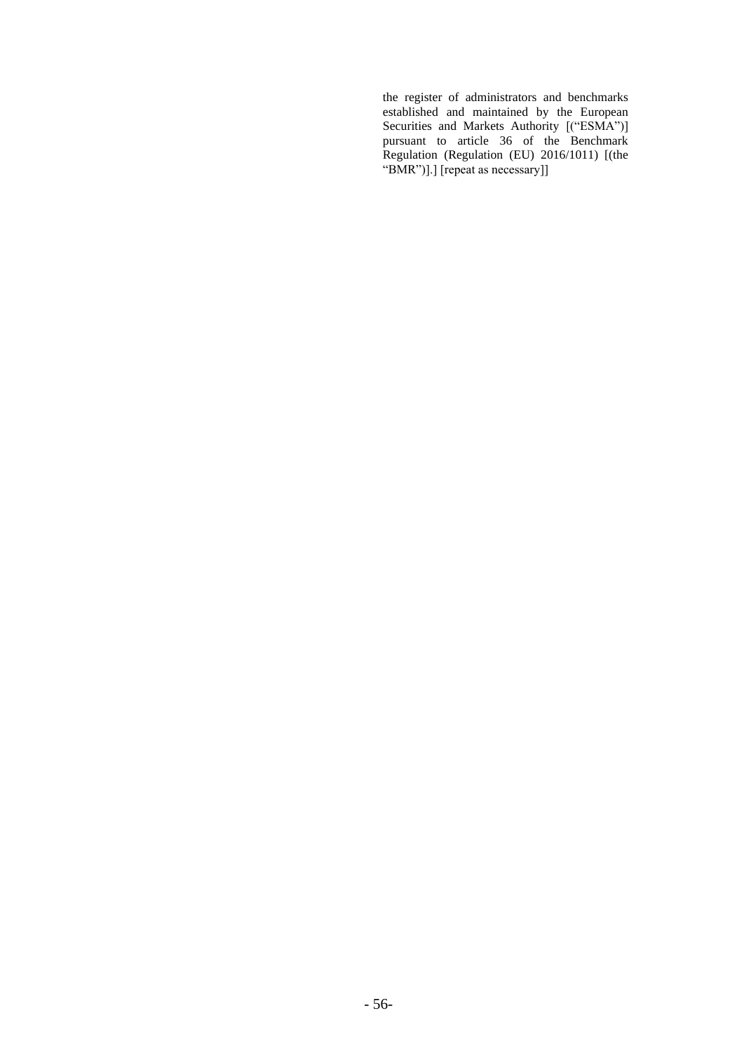the register of administrators and benchmarks established and maintained by the European Securities and Markets Authority [("ESMA")] pursuant to article 36 of the Benchmark Regulation (Regulation (EU) 2016/1011) [(the "BMR")].] [repeat as necessary]]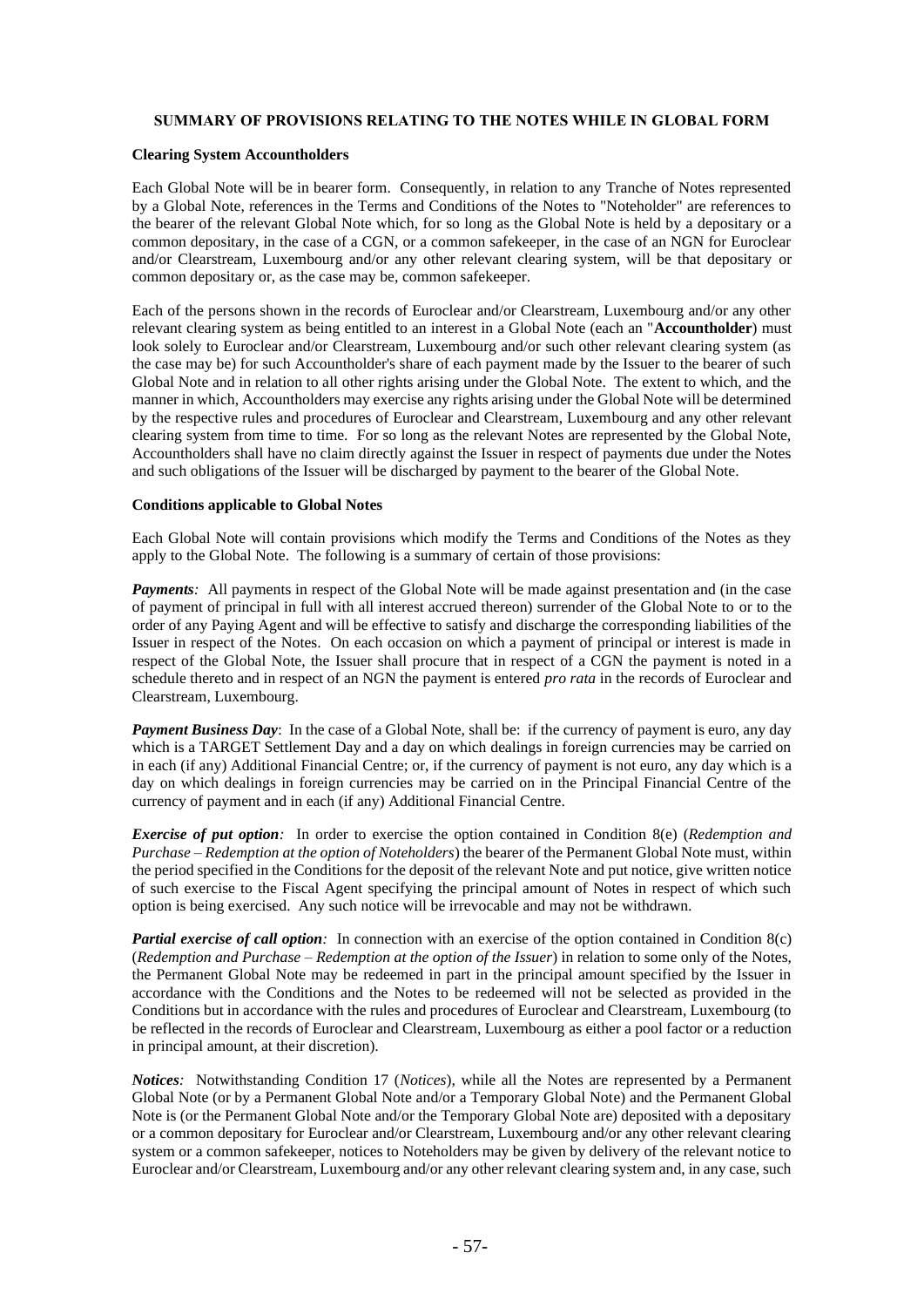## SUMMARY OF PROVISIONS RELATING TO THE NOTES WHILE IN GLOBAL FORM

### Clearing System Accountholders

Each Global Note will be in bearer form. Consequently, in relation to any Tranche of Notes represented by a Global Note, references in the Terms and Conditions of the Notes to "Noteholder" are references to the bearer of the relevant Global Note which, for so long as the Global Note is held by a depositary or a common depositary, in the case of a CGN, or a common safekeeper, in the case of an NGN for Euroclear and/or Clearstream, Luxembourg and/or any other relevant clearing system, will be that depositary or common depositary or, as the case may be, common safekeeper.

Each of the persons shown in the records of Euroclear and/or Clearstream, Luxembourg and/or any other relevant clearing system as being entitled to an interest in a Global Note (each an "**Accountholder**") must look solely to Euroclear and/or Clearstream, Luxembourg and/or such other relevant clearing system (as the case may be) for such Accountholder's share of each payment made by the Issuer to the bearer of such Global Note and in relation to all other rights arising under the Global Note. The extent to which, and the manner in which, Accountholders may exercise any rights arising under the Global Note will be determined by the respective rules and procedures of Euroclear and Clearstream, Luxembourg and any other relevant clearing system from time to time. For so long as the relevant Notes are represented by the Global Note, Accountholders shall have no claim directly against the Issuer in respect of payments due under the Notes and such obligations of the Issuer will be discharged by payment to the bearer of the Global Note.

### Conditions applicable to Global Notes

Each Global Note will contain provisions which modify the Terms and Conditions of the Notes as they apply to the Global Note. The following is a summary of certain of those provisions:

***Payments:*** All payments in respect of the Global Note will be made against presentation and (in the case of payment of principal in full with all interest accrued thereon) surrender of the Global Note to or to the order of any Paying Agent and will be effective to satisfy and discharge the corresponding liabilities of the Issuer in respect of the Notes. On each occasion on which a payment of principal or interest is made in respect of the Global Note, the Issuer shall procure that in respect of a CGN the payment is noted in a schedule thereto and in respect of an NGN the payment is entered *pro rata* in the records of Euroclear and Clearstream, Luxembourg.

***Payment Business Day***: In the case of a Global Note, shall be: if the currency of payment is euro, any day which is a TARGET Settlement Day and a day on which dealings in foreign currencies may be carried on in each (if any) Additional Financial Centre; or, if the currency of payment is not euro, any day which is a day on which dealings in foreign currencies may be carried on in the Principal Financial Centre of the currency of payment and in each (if any) Additional Financial Centre.

***Exercise of put option:*** In order to exercise the option contained in Condition 8(e) (*Redemption and Purchase – Redemption at the option of Noteholders*) the bearer of the Permanent Global Note must, within the period specified in the Conditions for the deposit of the relevant Note and put notice, give written notice of such exercise to the Fiscal Agent specifying the principal amount of Notes in respect of which such option is being exercised. Any such notice will be irrevocable and may not be withdrawn.

***Partial exercise of call option:*** In connection with an exercise of the option contained in Condition 8(c) (*Redemption and Purchase – Redemption at the option of the Issuer*) in relation to some only of the Notes, the Permanent Global Note may be redeemed in part in the principal amount specified by the Issuer in accordance with the Conditions and the Notes to be redeemed will not be selected as provided in the Conditions but in accordance with the rules and procedures of Euroclear and Clearstream, Luxembourg (to be reflected in the records of Euroclear and Clearstream, Luxembourg as either a pool factor or a reduction in principal amount, at their discretion).

***Notices:*** Notwithstanding Condition 17 (*Notices*), while all the Notes are represented by a Permanent Global Note (or by a Permanent Global Note and/or a Temporary Global Note) and the Permanent Global Note is (or the Permanent Global Note and/or the Temporary Global Note are) deposited with a depositary or a common depositary for Euroclear and/or Clearstream, Luxembourg and/or any other relevant clearing system or a common safekeeper, notices to Noteholders may be given by delivery of the relevant notice to Euroclear and/or Clearstream, Luxembourg and/or any other relevant clearing system and, in any case, such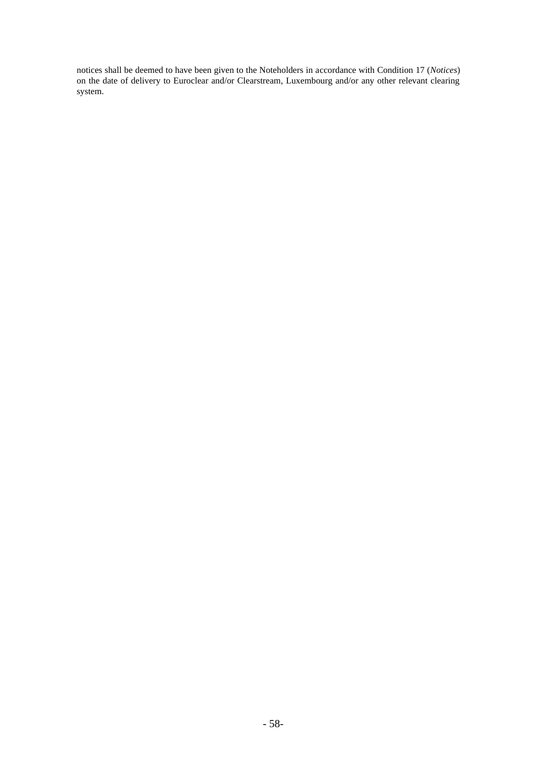notices shall be deemed to have been given to the Noteholders in accordance with Condition 17 (*Notices*) on the date of delivery to Euroclear and/or Clearstream, Luxembourg and/or any other relevant clearing system.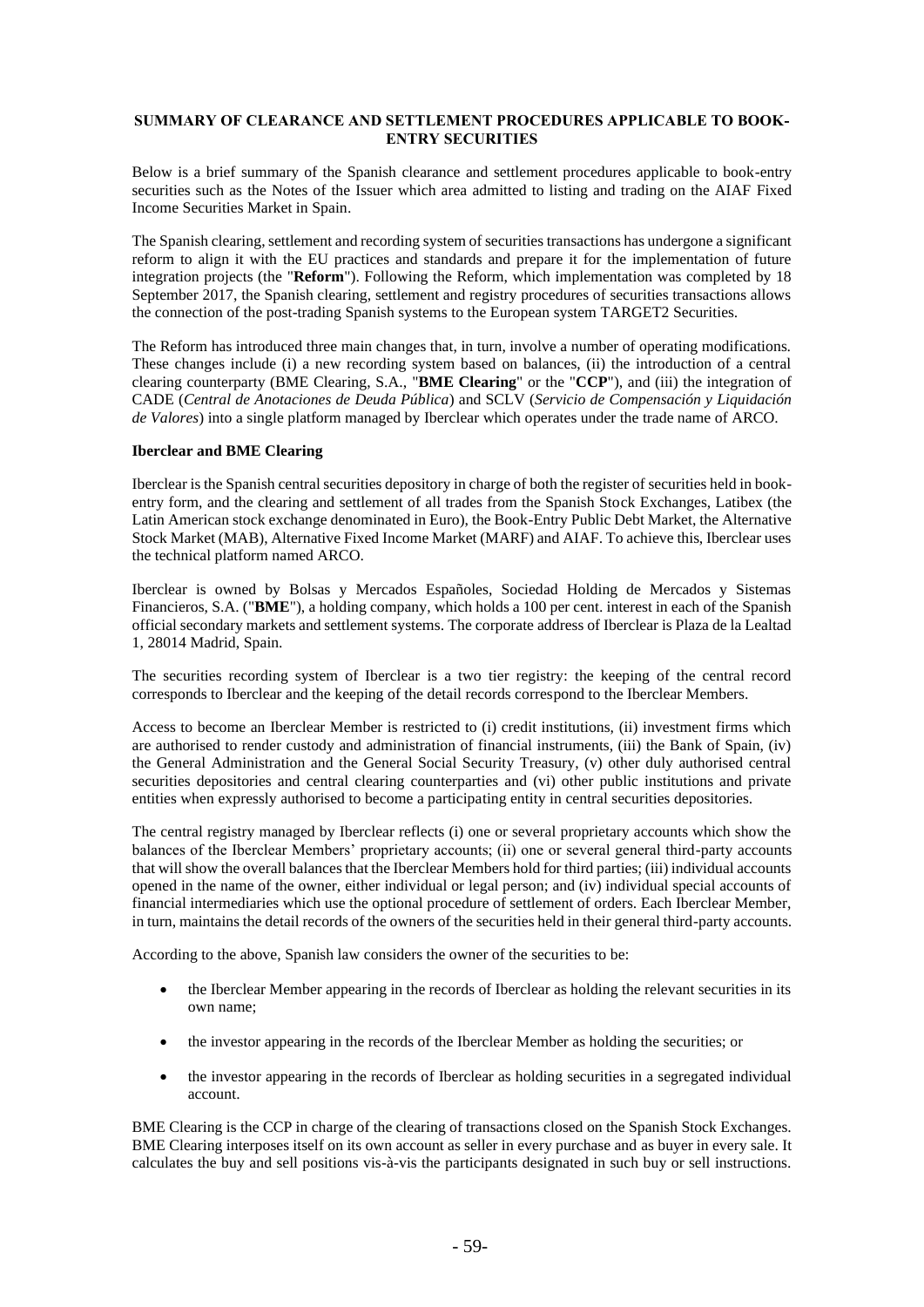## SUMMARY OF CLEARANCE AND SETTLEMENT PROCEDURES APPLICABLE TO BOOK-ENTRY SECURITIES

Below is a brief summary of the Spanish clearance and settlement procedures applicable to book-entry securities such as the Notes of the Issuer which area admitted to listing and trading on the AIAF Fixed Income Securities Market in Spain.

The Spanish clearing, settlement and recording system of securities transactions has undergone a significant reform to align it with the EU practices and standards and prepare it for the implementation of future integration projects (the "**Reform**"). Following the Reform, which implementation was completed by 18 September 2017, the Spanish clearing, settlement and registry procedures of securities transactions allows the connection of the post-trading Spanish systems to the European system TARGET2 Securities.

The Reform has introduced three main changes that, in turn, involve a number of operating modifications. These changes include (i) a new recording system based on balances, (ii) the introduction of a central clearing counterparty (BME Clearing, S.A., "**BME Clearing**" or the "**CCP**"), and (iii) the integration of CADE (*Central de Anotaciones de Deuda Pública*) and SCLV (*Servicio de Compensación y Liquidación de Valores*) into a single platform managed by Iberclear which operates under the trade name of ARCO.

**Iberclear and BME Clearing**

Iberclear is the Spanish central securities depository in charge of both the register of securities held in book-entry form, and the clearing and settlement of all trades from the Spanish Stock Exchanges, Latibex (the Latin American stock exchange denominated in Euro), the Book-Entry Public Debt Market, the Alternative Stock Market (MAB), Alternative Fixed Income Market (MARF) and AIAF. To achieve this, Iberclear uses the technical platform named ARCO.

Iberclear is owned by Bolsas y Mercados Españoles, Sociedad Holding de Mercados y Sistemas Financieros, S.A. ("**BME**"), a holding company, which holds a 100 per cent. interest in each of the Spanish official secondary markets and settlement systems. The corporate address of Iberclear is Plaza de la Lealtad 1, 28014 Madrid, Spain.

The securities recording system of Iberclear is a two tier registry: the keeping of the central record corresponds to Iberclear and the keeping of the detail records correspond to the Iberclear Members.

Access to become an Iberclear Member is restricted to (i) credit institutions, (ii) investment firms which are authorised to render custody and administration of financial instruments, (iii) the Bank of Spain, (iv) the General Administration and the General Social Security Treasury, (v) other duly authorised central securities depositories and central clearing counterparties and (vi) other public institutions and private entities when expressly authorised to become a participating entity in central securities depositories.

The central registry managed by Iberclear reflects (i) one or several proprietary accounts which show the balances of the Iberclear Members' proprietary accounts; (ii) one or several general third-party accounts that will show the overall balances that the Iberclear Members hold for third parties; (iii) individual accounts opened in the name of the owner, either individual or legal person; and (iv) individual special accounts of financial intermediaries which use the optional procedure of settlement of orders. Each Iberclear Member, in turn, maintains the detail records of the owners of the securities held in their general third-party accounts.

According to the above, Spanish law considers the owner of the securities to be:

- the Iberclear Member appearing in the records of Iberclear as holding the relevant securities in its own name;
- the investor appearing in the records of the Iberclear Member as holding the securities; or
- the investor appearing in the records of Iberclear as holding securities in a segregated individual account.

BME Clearing is the CCP in charge of the clearing of transactions closed on the Spanish Stock Exchanges. BME Clearing interposes itself on its own account as seller in every purchase and as buyer in every sale. It calculates the buy and sell positions vis-à-vis the participants designated in such buy or sell instructions.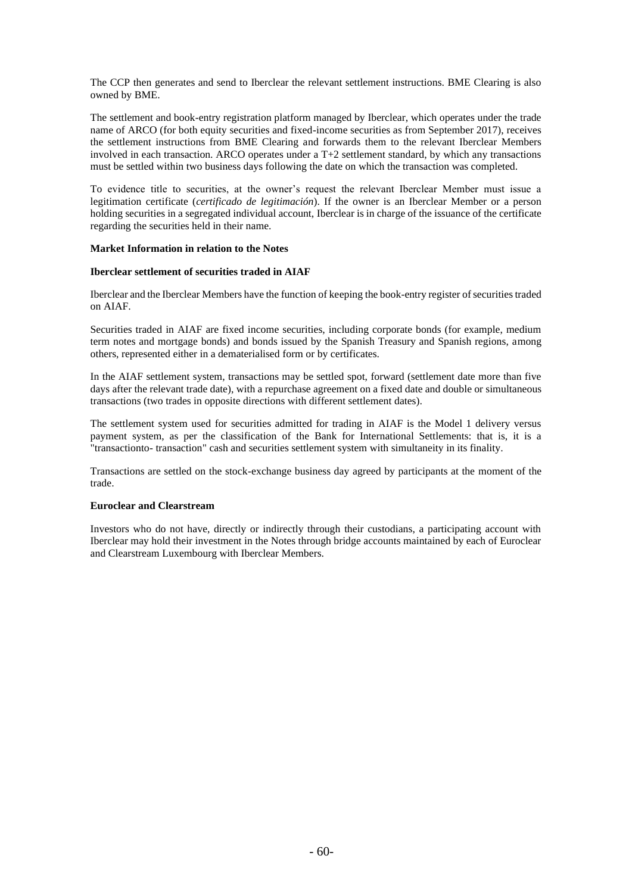The CCP then generates and send to Iberclear the relevant settlement instructions. BME Clearing is also owned by BME.

The settlement and book-entry registration platform managed by Iberclear, which operates under the trade name of ARCO (for both equity securities and fixed-income securities as from September 2017), receives the settlement instructions from BME Clearing and forwards them to the relevant Iberclear Members involved in each transaction. ARCO operates under a T+2 settlement standard, by which any transactions must be settled within two business days following the date on which the transaction was completed.

To evidence title to securities, at the owner's request the relevant Iberclear Member must issue a legitimation certificate (*certificado de legitimación*). If the owner is an Iberclear Member or a person holding securities in a segregated individual account, Iberclear is in charge of the issuance of the certificate regarding the securities held in their name.

**Market Information in relation to the Notes**

**Iberclear settlement of securities traded in AIAF**

Iberclear and the Iberclear Members have the function of keeping the book-entry register of securities traded on AIAF.

Securities traded in AIAF are fixed income securities, including corporate bonds (for example, medium term notes and mortgage bonds) and bonds issued by the Spanish Treasury and Spanish regions, among others, represented either in a dematerialised form or by certificates.

In the AIAF settlement system, transactions may be settled spot, forward (settlement date more than five days after the relevant trade date), with a repurchase agreement on a fixed date and double or simultaneous transactions (two trades in opposite directions with different settlement dates).

The settlement system used for securities admitted for trading in AIAF is the Model 1 delivery versus payment system, as per the classification of the Bank for International Settlements: that is, it is a "transactionto- transaction" cash and securities settlement system with simultaneity in its finality.

Transactions are settled on the stock-exchange business day agreed by participants at the moment of the trade.

**Euroclear and Clearstream**

Investors who do not have, directly or indirectly through their custodians, a participating account with Iberclear may hold their investment in the Notes through bridge accounts maintained by each of Euroclear and Clearstream Luxembourg with Iberclear Members.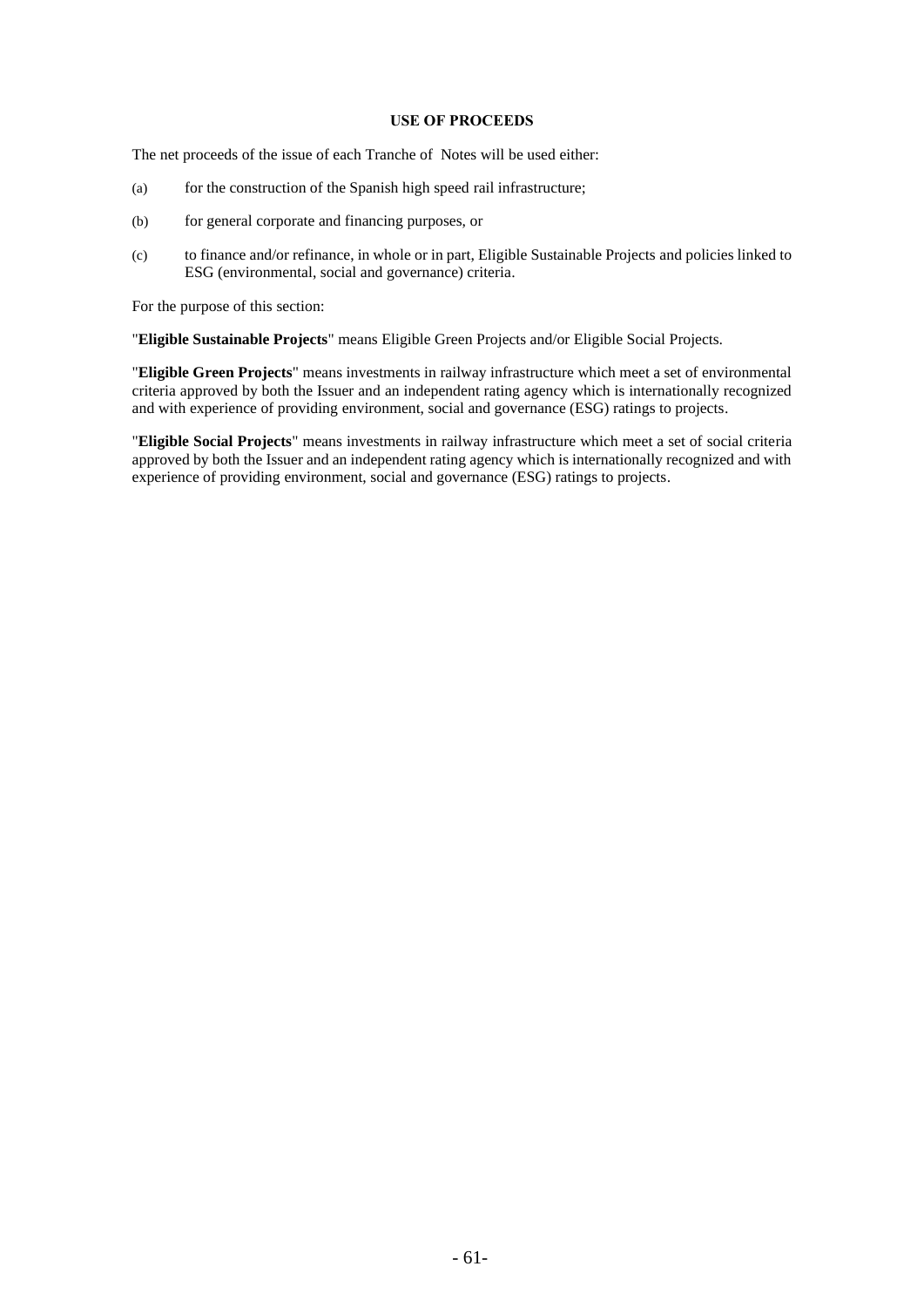## USE OF PROCEEDS

The net proceeds of the issue of each Tranche of Notes will be used either:

(a) for the construction of the Spanish high speed rail infrastructure;

(b) for general corporate and financing purposes, or

(c) to finance and/or refinance, in whole or in part, Eligible Sustainable Projects and policies linked to ESG (environmental, social and governance) criteria.

For the purpose of this section:

"**Eligible Sustainable Projects**" means Eligible Green Projects and/or Eligible Social Projects.

"**Eligible Green Projects**" means investments in railway infrastructure which meet a set of environmental criteria approved by both the Issuer and an independent rating agency which is internationally recognized and with experience of providing environment, social and governance (ESG) ratings to projects.

"**Eligible Social Projects**" means investments in railway infrastructure which meet a set of social criteria approved by both the Issuer and an independent rating agency which is internationally recognized and with experience of providing environment, social and governance (ESG) ratings to projects.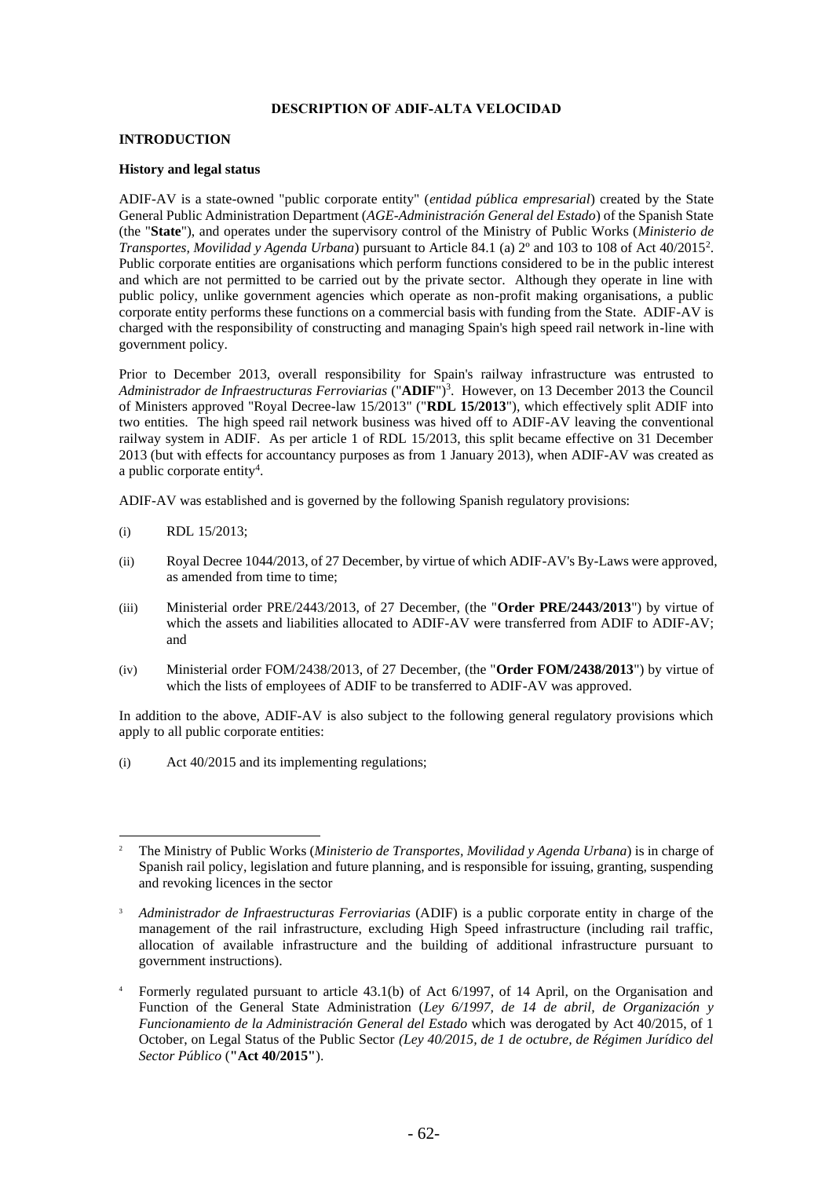## DESCRIPTION OF ADIF-ALTA VELOCIDAD

### INTRODUCTION

#### History and legal status

ADIF-AV is a state-owned "public corporate entity" (*entidad pública empresarial*) created by the State General Public Administration Department (*AGE-Administración General del Estado*) of the Spanish State (the "**State**"), and operates under the supervisory control of the Ministry of Public Works (*Ministerio de Transportes, Movilidad y Agenda Urbana*) pursuant to Article 84.1 (a) 2º and 103 to 108 of Act 40/2015[2]. Public corporate entities are organisations which perform functions considered to be in the public interest and which are not permitted to be carried out by the private sector. Although they operate in line with public policy, unlike government agencies which operate as non-profit making organisations, a public corporate entity performs these functions on a commercial basis with funding from the State. ADIF-AV is charged with the responsibility of constructing and managing Spain's high speed rail network in-line with government policy.

Prior to December 2013, overall responsibility for Spain's railway infrastructure was entrusted to *Administrador de Infraestructuras Ferroviarias* ("**ADIF**")[3]. However, on 13 December 2013 the Council of Ministers approved "Royal Decree-law 15/2013" ("**RDL 15/2013**"), which effectively split ADIF into two entities. The high speed rail network business was hived off to ADIF-AV leaving the conventional railway system in ADIF. As per article 1 of RDL 15/2013, this split became effective on 31 December 2013 (but with effects for accountancy purposes as from 1 January 2013), when ADIF-AV was created as a public corporate entity[4].

ADIF-AV was established and is governed by the following Spanish regulatory provisions:

(i) RDL 15/2013;

(ii) Royal Decree 1044/2013, of 27 December, by virtue of which ADIF-AV's By-Laws were approved, as amended from time to time;

(iii) Ministerial order PRE/2443/2013, of 27 December, (the "**Order PRE/2443/2013**") by virtue of which the assets and liabilities allocated to ADIF-AV were transferred from ADIF to ADIF-AV; and

(iv) Ministerial order FOM/2438/2013, of 27 December, (the "**Order FOM/2438/2013**") by virtue of which the lists of employees of ADIF to be transferred to ADIF-AV was approved.

In addition to the above, ADIF-AV is also subject to the following general regulatory provisions which apply to all public corporate entities:

(i) Act 40/2015 and its implementing regulations;

---

[2] The Ministry of Public Works (*Ministerio de Transportes, Movilidad y Agenda Urbana*) is in charge of Spanish rail policy, legislation and future planning, and is responsible for issuing, granting, suspending and revoking licences in the sector

[3] *Administrador de Infraestructuras Ferroviarias* (ADIF) is a public corporate entity in charge of the management of the rail infrastructure, excluding High Speed infrastructure (including rail traffic, allocation of available infrastructure and the building of additional infrastructure pursuant to government instructions).

[4] Formerly regulated pursuant to article 43.1(b) of Act 6/1997, of 14 April, on the Organisation and Function of the General State Administration (*Ley 6/1997, de 14 de abril, de Organización y Funcionamiento de la Administración General del Estado* which was derogated by Act 40/2015, of 1 October, on Legal Status of the Public Sector *(Ley 40/2015, de 1 de octubre, de Régimen Jurídico del Sector Público* (**"Act 40/2015"**).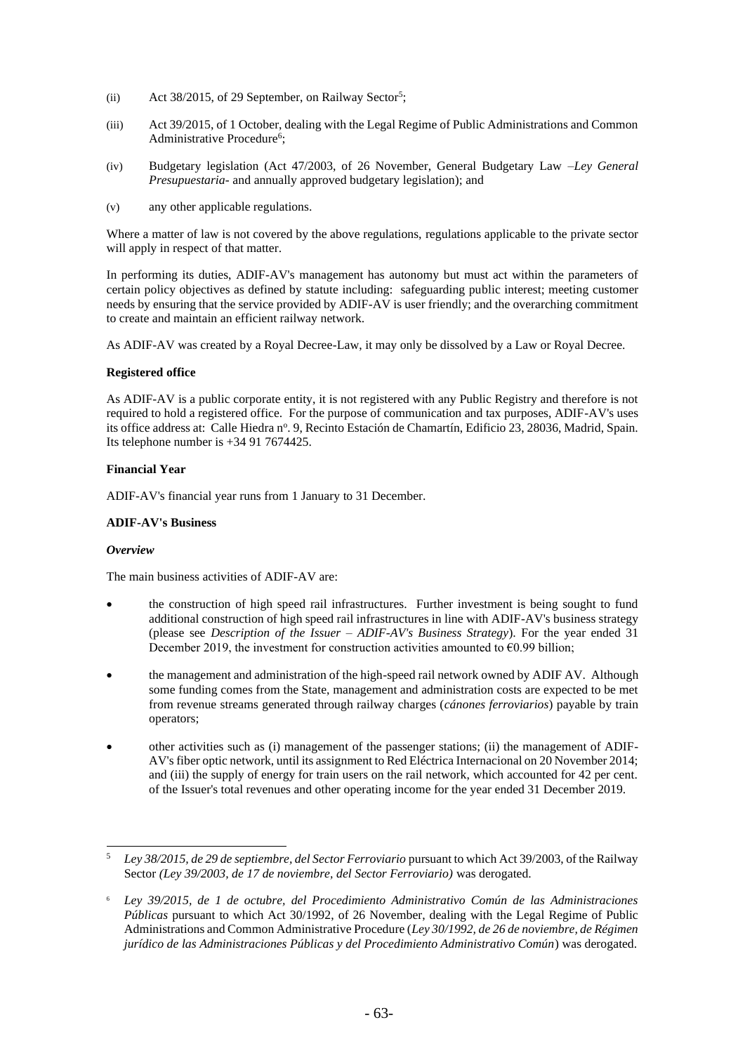(ii) Act 38/2015, of 29 September, on Railway Sector[5];

(iii) Act 39/2015, of 1 October, dealing with the Legal Regime of Public Administrations and Common Administrative Procedure[6];

(iv) Budgetary legislation (Act 47/2003, of 26 November, General Budgetary Law –*Ley General Presupuestaria*- and annually approved budgetary legislation); and

(v) any other applicable regulations.

Where a matter of law is not covered by the above regulations, regulations applicable to the private sector will apply in respect of that matter.

In performing its duties, ADIF-AV's management has autonomy but must act within the parameters of certain policy objectives as defined by statute including: safeguarding public interest; meeting customer needs by ensuring that the service provided by ADIF-AV is user friendly; and the overarching commitment to create and maintain an efficient railway network.

As ADIF-AV was created by a Royal Decree-Law, it may only be dissolved by a Law or Royal Decree.

**Registered office**

As ADIF-AV is a public corporate entity, it is not registered with any Public Registry and therefore is not required to hold a registered office. For the purpose of communication and tax purposes, ADIF-AV's uses its office address at: Calle Hiedra nº. 9, Recinto Estación de Chamartín, Edificio 23, 28036, Madrid, Spain. Its telephone number is +34 91 7674425.

**Financial Year**

ADIF-AV's financial year runs from 1 January to 31 December.

**ADIF-AV's Business**

***Overview***

The main business activities of ADIF-AV are:

- the construction of high speed rail infrastructures. Further investment is being sought to fund additional construction of high speed rail infrastructures in line with ADIF-AV's business strategy (please see *Description of the Issuer – ADIF-AV's Business Strategy*). For the year ended 31 December 2019, the investment for construction activities amounted to €0.99 billion;
- the management and administration of the high-speed rail network owned by ADIF AV. Although some funding comes from the State, management and administration costs are expected to be met from revenue streams generated through railway charges (*cánones ferroviarios*) payable by train operators;
- other activities such as (i) management of the passenger stations; (ii) the management of ADIF-AV's fiber optic network, until its assignment to Red Eléctrica Internacional on 20 November 2014; and (iii) the supply of energy for train users on the rail network, which accounted for 42 per cent. of the Issuer's total revenues and other operating income for the year ended 31 December 2019.

---

[5] *Ley 38/2015, de 29 de septiembre, del Sector Ferroviario* pursuant to which Act 39/2003, of the Railway Sector *(Ley 39/2003, de 17 de noviembre, del Sector Ferroviario)* was derogated.

[6] *Ley 39/2015, de 1 de octubre, del Procedimiento Administrativo Común de las Administraciones Públicas* pursuant to which Act 30/1992, of 26 November, dealing with the Legal Regime of Public Administrations and Common Administrative Procedure (*Ley 30/1992, de 26 de noviembre, de Régimen jurídico de las Administraciones Públicas y del Procedimiento Administrativo Común*) was derogated.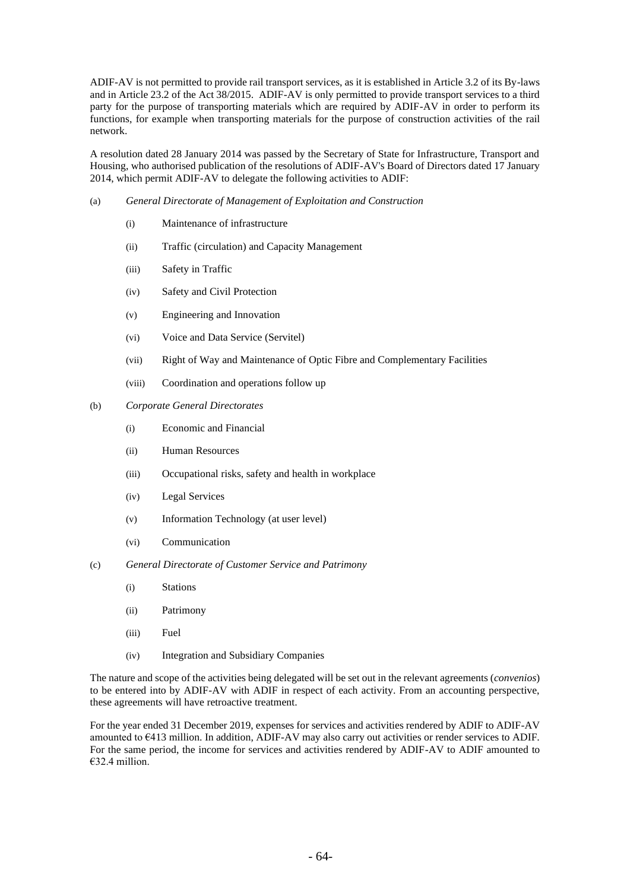ADIF-AV is not permitted to provide rail transport services, as it is established in Article 3.2 of its By-laws and in Article 23.2 of the Act 38/2015. ADIF-AV is only permitted to provide transport services to a third party for the purpose of transporting materials which are required by ADIF-AV in order to perform its functions, for example when transporting materials for the purpose of construction activities of the rail network.

A resolution dated 28 January 2014 was passed by the Secretary of State for Infrastructure, Transport and Housing, who authorised publication of the resolutions of ADIF-AV's Board of Directors dated 17 January 2014, which permit ADIF-AV to delegate the following activities to ADIF:

(a) *General Directorate of Management of Exploitation and Construction*

  (i) Maintenance of infrastructure

  (ii) Traffic (circulation) and Capacity Management

  (iii) Safety in Traffic

  (iv) Safety and Civil Protection

  (v) Engineering and Innovation

  (vi) Voice and Data Service (Servitel)

  (vii) Right of Way and Maintenance of Optic Fibre and Complementary Facilities

  (viii) Coordination and operations follow up

(b) *Corporate General Directorates*

  (i) Economic and Financial

  (ii) Human Resources

  (iii) Occupational risks, safety and health in workplace

  (iv) Legal Services

  (v) Information Technology (at user level)

  (vi) Communication

(c) *General Directorate of Customer Service and Patrimony*

  (i) Stations

  (ii) Patrimony

  (iii) Fuel

  (iv) Integration and Subsidiary Companies

The nature and scope of the activities being delegated will be set out in the relevant agreements (*convenios*) to be entered into by ADIF-AV with ADIF in respect of each activity. From an accounting perspective, these agreements will have retroactive treatment.

For the year ended 31 December 2019, expenses for services and activities rendered by ADIF to ADIF-AV amounted to €413 million. In addition, ADIF-AV may also carry out activities or render services to ADIF. For the same period, the income for services and activities rendered by ADIF-AV to ADIF amounted to €32.4 million.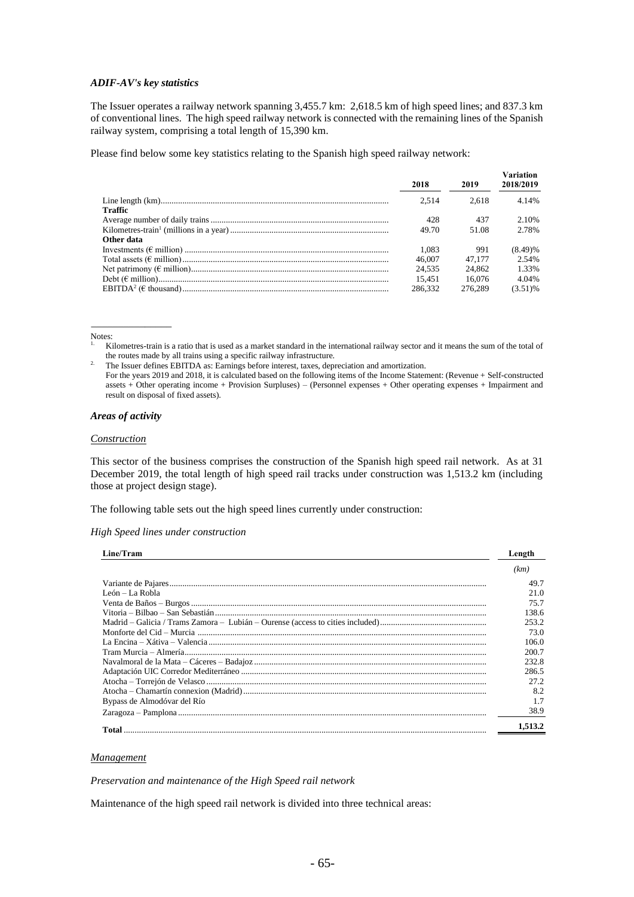*ADIF-AV's key statistics*

The Issuer operates a railway network spanning 3,455.7 km: 2,618.5 km of high speed lines; and 837.3 km of conventional lines. The high speed railway network is connected with the remaining lines of the Spanish railway system, comprising a total length of 15,390 km.

Please find below some key statistics relating to the Spanish high speed railway network:

| | 2018 | 2019 | Variation 2018/2019 |
|---|---|---|---|
| Line length (km) | 2,514 | 2,618 | 4.14% |
| **Traffic** | | | |
| Average number of daily trains | 428 | 437 | 2.10% |
| Kilometres-train[1] (millions in a year) | 49.70 | 51.08 | 2.78% |
| **Other data** | | | |
| Investments (€ million) | 1,083 | 991 | (8.49)% |
| Total assets (€ million) | 46,007 | 47,177 | 2.54% |
| Net patrimony (€ million) | 24,535 | 24,862 | 1.33% |
| Debt (€ million) | 15,451 | 16,076 | 4.04% |
| EBITDA[2] (€ thousand) | 286,332 | 276,289 | (3.51)% |

Notes:

1. Kilometres-train is a ratio that is used as a market standard in the international railway sector and it means the sum of the total of the routes made by all trains using a specific railway infrastructure.
2. The Issuer defines EBITDA as: Earnings before interest, taxes, depreciation and amortization.
   For the years 2019 and 2018, it is calculated based on the following items of the Income Statement: (Revenue + Self-constructed assets + Other operating income + Provision Surpluses) – (Personnel expenses + Other operating expenses + Impairment and result on disposal of fixed assets).

*Areas of activity*

*Construction*

This sector of the business comprises the construction of the Spanish high speed rail network. As at 31 December 2019, the total length of high speed rail tracks under construction was 1,513.2 km (including those at project design stage).

The following table sets out the high speed lines currently under construction:

*High Speed lines under construction*

| Line/Tram | Length |
|---|---|
| | *(km)* |
| Variante de Pajares | 49.7 |
| León – La Robla | 21.0 |
| Venta de Baños – Burgos | 75.7 |
| Vitoria – Bilbao – San Sebastián | 138.6 |
| Madrid – Galicia / Trams Zamora – Lubián – Ourense (access to cities included) | 253.2 |
| Monforte del Cid – Murcia | 73.0 |
| La Encina – Xátiva – Valencia | 106.0 |
| Tram Murcia – Almería | 200.7 |
| Navalmoral de la Mata – Cáceres – Badajoz | 232.8 |
| Adaptación UIC Corredor Mediterráneo | 286.5 |
| Atocha – Torrejón de Velasco | 27.2 |
| Atocha – Chamartín connexion (Madrid) | 8.2 |
| Bypass de Almodóvar del Río | 1.7 |
| Zaragoza – Pamplona | 38.9 |
| **Total** | **1,513.2** |

*Management*

*Preservation and maintenance of the High Speed rail network*

Maintenance of the high speed rail network is divided into three technical areas: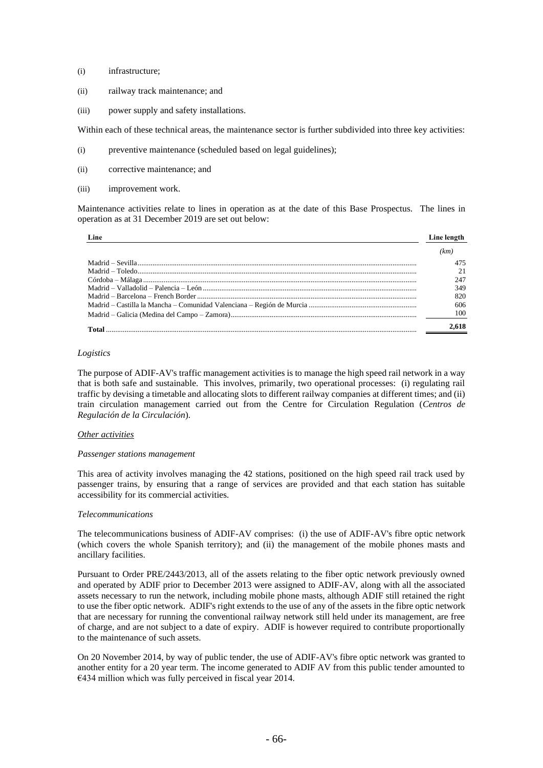(i) infrastructure;

(ii) railway track maintenance; and

(iii) power supply and safety installations.

Within each of these technical areas, the maintenance sector is further subdivided into three key activities:

(i) preventive maintenance (scheduled based on legal guidelines);

(ii) corrective maintenance; and

(iii) improvement work.

Maintenance activities relate to lines in operation as at the date of this Base Prospectus. The lines in operation as at 31 December 2019 are set out below:

| Line | Line length |
|---|---|
| | *(km)* |
| Madrid – Sevilla | 475 |
| Madrid – Toledo | 21 |
| Córdoba – Málaga | 247 |
| Madrid – Valladolid – Palencia – León | 349 |
| Madrid – Barcelona – French Border | 820 |
| Madrid – Castilla la Mancha – Comunidad Valenciana – Región de Murcia | 606 |
| Madrid – Galicia (Medina del Campo – Zamora) | 100 |
| **Total** | **2,618** |

*Logistics*

The purpose of ADIF-AV's traffic management activities is to manage the high speed rail network in a way that is both safe and sustainable. This involves, primarily, two operational processes: (i) regulating rail traffic by devising a timetable and allocating slots to different railway companies at different times; and (ii) train circulation management carried out from the Centre for Circulation Regulation (*Centros de Regulación de la Circulación*).

*Other activities*

*Passenger stations management*

This area of activity involves managing the 42 stations, positioned on the high speed rail track used by passenger trains, by ensuring that a range of services are provided and that each station has suitable accessibility for its commercial activities.

*Telecommunications*

The telecommunications business of ADIF-AV comprises: (i) the use of ADIF-AV's fibre optic network (which covers the whole Spanish territory); and (ii) the management of the mobile phones masts and ancillary facilities.

Pursuant to Order PRE/2443/2013, all of the assets relating to the fiber optic network previously owned and operated by ADIF prior to December 2013 were assigned to ADIF-AV, along with all the associated assets necessary to run the network, including mobile phone masts, although ADIF still retained the right to use the fiber optic network. ADIF's right extends to the use of any of the assets in the fibre optic network that are necessary for running the conventional railway network still held under its management, are free of charge, and are not subject to a date of expiry. ADIF is however required to contribute proportionally to the maintenance of such assets.

On 20 November 2014, by way of public tender, the use of ADIF-AV's fibre optic network was granted to another entity for a 20 year term. The income generated to ADIF AV from this public tender amounted to €434 million which was fully perceived in fiscal year 2014.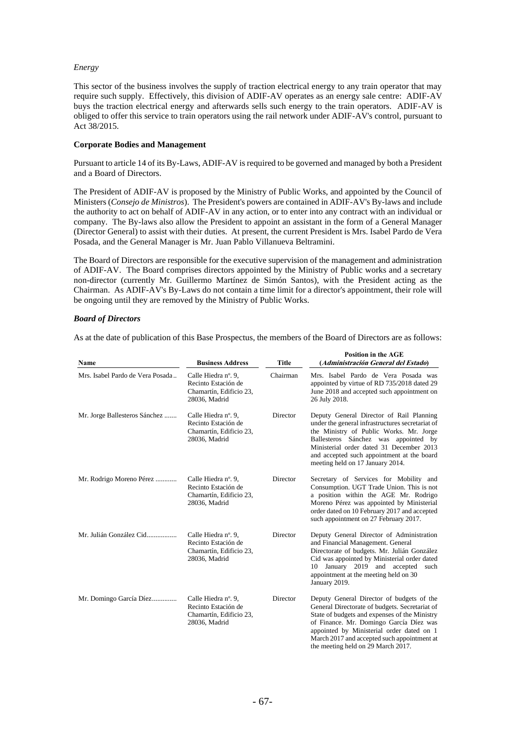*Energy*

This sector of the business involves the supply of traction electrical energy to any train operator that may require such supply. Effectively, this division of ADIF-AV operates as an energy sale centre: ADIF-AV buys the traction electrical energy and afterwards sells such energy to the train operators. ADIF-AV is obliged to offer this service to train operators using the rail network under ADIF-AV's control, pursuant to Act 38/2015.

**Corporate Bodies and Management**

Pursuant to article 14 of its By-Laws, ADIF-AV is required to be governed and managed by both a President and a Board of Directors.

The President of ADIF-AV is proposed by the Ministry of Public Works, and appointed by the Council of Ministers (*Consejo de Ministros*). The President's powers are contained in ADIF-AV's By-laws and include the authority to act on behalf of ADIF-AV in any action, or to enter into any contract with an individual or company. The By-laws also allow the President to appoint an assistant in the form of a General Manager (Director General) to assist with their duties. At present, the current President is Mrs. Isabel Pardo de Vera Posada, and the General Manager is Mr. Juan Pablo Villanueva Beltramini.

The Board of Directors are responsible for the executive supervision of the management and administration of ADIF-AV. The Board comprises directors appointed by the Ministry of Public works and a secretary non-director (currently Mr. Guillermo Martínez de Simón Santos), with the President acting as the Chairman. As ADIF-AV's By-Laws do not contain a time limit for a director's appointment, their role will be ongoing until they are removed by the Ministry of Public Works.

***Board of Directors***

As at the date of publication of this Base Prospectus, the members of the Board of Directors are as follows:

| Name | Business Address | Title | Position in the AGE (*Administración General del Estado*) |
|---|---|---|---|
| Mrs. Isabel Pardo de Vera Posada | Calle Hiedra nº. 9, Recinto Estación de Chamartín, Edificio 23, 28036, Madrid | Chairman | Mrs. Isabel Pardo de Vera Posada was appointed by virtue of RD 735/2018 dated 29 June 2018 and accepted such appointment on 26 July 2018. |
| Mr. Jorge Ballesteros Sánchez | Calle Hiedra nº. 9, Recinto Estación de Chamartín, Edificio 23, 28036, Madrid | Director | Deputy General Director of Rail Planning under the general infrastructures secretariat of the Ministry of Public Works. Mr. Jorge Ballesteros Sánchez was appointed by Ministerial order dated 31 December 2013 and accepted such appointment at the board meeting held on 17 January 2014. |
| Mr. Rodrigo Moreno Pérez | Calle Hiedra nº. 9, Recinto Estación de Chamartín, Edificio 23, 28036, Madrid | Director | Secretary of Services for Mobility and Consumption. UGT Trade Union. This is not a position within the AGE Mr. Rodrigo Moreno Pérez was appointed by Ministerial order dated on 10 February 2017 and accepted such appointment on 27 February 2017. |
| Mr. Julián González Cid | Calle Hiedra nº. 9, Recinto Estación de Chamartín, Edificio 23, 28036, Madrid | Director | Deputy General Director of Administration and Financial Management. General Directorate of budgets. Mr. Julián González Cid was appointed by Ministerial order dated 10 January 2019 and accepted such appointment at the meeting held on 30 January 2019. |
| Mr. Domingo García Díez | Calle Hiedra nº. 9, Recinto Estación de Chamartín, Edificio 23, 28036, Madrid | Director | Deputy General Director of budgets of the General Directorate of budgets. Secretariat of State of budgets and expenses of the Ministry of Finance. Mr. Domingo García Díez was appointed by Ministerial order dated on 1 March 2017 and accepted such appointment at the meeting held on 29 March 2017. |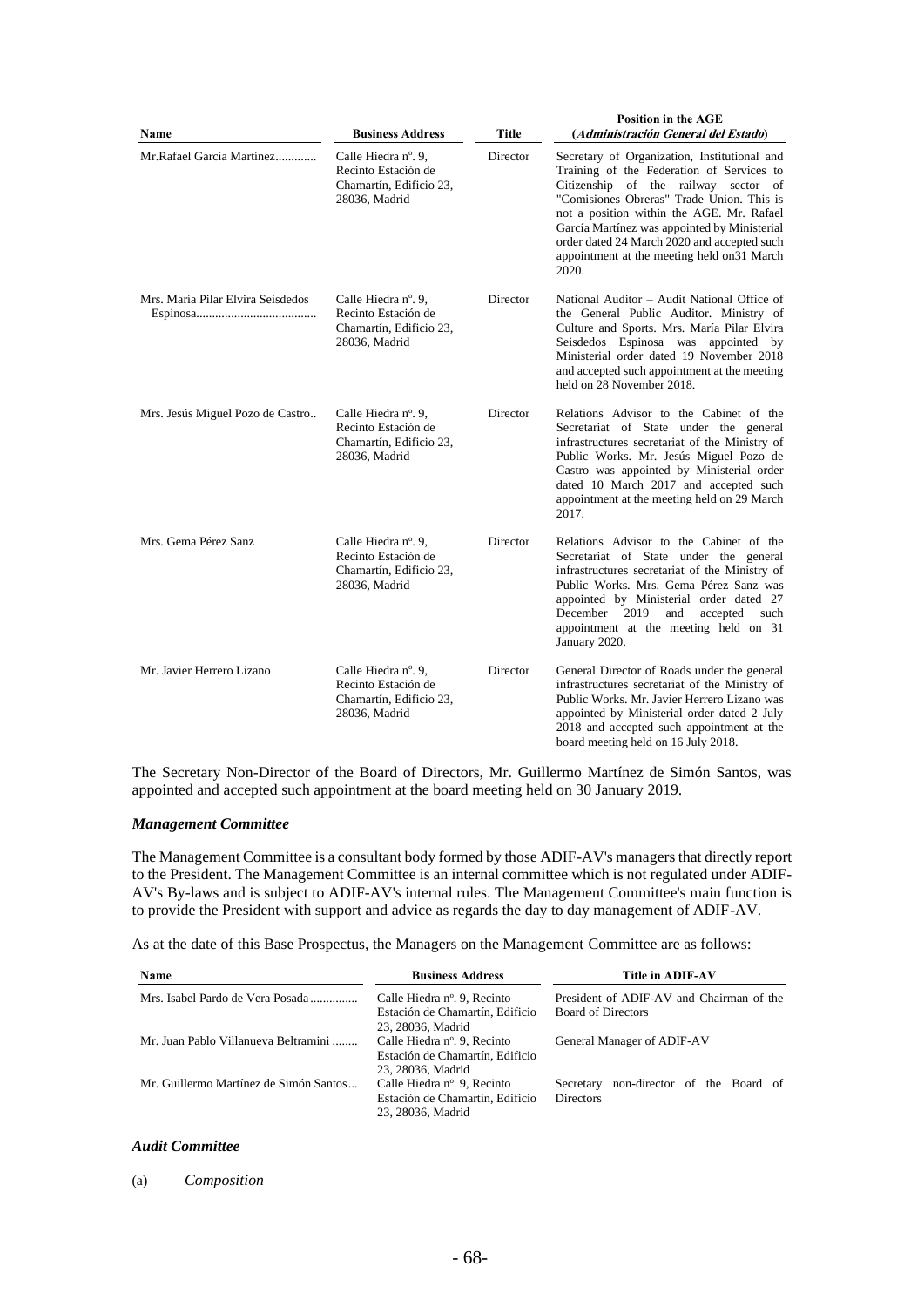| Name | Business Address | Title | Position in the AGE (*Administración General del Estado*) |
|---|---|---|---|
| Mr.Rafael García Martínez............. | Calle Hiedra nº. 9, Recinto Estación de Chamartín, Edificio 23, 28036, Madrid | Director | Secretary of Organization, Institutional and Training of the Federation of Services to Citizenship of the railway sector of "Comisiones Obreras" Trade Union. This is not a position within the AGE. Mr. Rafael García Martínez was appointed by Ministerial order dated 24 March 2020 and accepted such appointment at the meeting held on31 March 2020. |
| Mrs. María Pilar Elvira Seisdedos Espinosa...................................... | Calle Hiedra nº. 9, Recinto Estación de Chamartín, Edificio 23, 28036, Madrid | Director | National Auditor – Audit National Office of the General Public Auditor. Ministry of Culture and Sports. Mrs. María Pilar Elvira Seisdedos Espinosa was appointed by Ministerial order dated 19 November 2018 and accepted such appointment at the meeting held on 28 November 2018. |
| Mrs. Jesús Miguel Pozo de Castro.. | Calle Hiedra nº. 9, Recinto Estación de Chamartín, Edificio 23, 28036, Madrid | Director | Relations Advisor to the Cabinet of the Secretariat of State under the general infrastructures secretariat of the Ministry of Public Works. Mr. Jesús Miguel Pozo de Castro was appointed by Ministerial order dated 10 March 2017 and accepted such appointment at the meeting held on 29 March 2017. |
| Mrs. Gema Pérez Sanz | Calle Hiedra nº. 9, Recinto Estación de Chamartín, Edificio 23, 28036, Madrid | Director | Relations Advisor to the Cabinet of the Secretariat of State under the general infrastructures secretariat of the Ministry of Public Works. Mrs. Gema Pérez Sanz was appointed by Ministerial order dated 27 December 2019 and accepted such appointment at the meeting held on 31 January 2020. |
| Mr. Javier Herrero Lizano | Calle Hiedra nº. 9, Recinto Estación de Chamartín, Edificio 23, 28036, Madrid | Director | General Director of Roads under the general infrastructures secretariat of the Ministry of Public Works. Mr. Javier Herrero Lizano was appointed by Ministerial order dated 2 July 2018 and accepted such appointment at the board meeting held on 16 July 2018. |

The Secretary Non-Director of the Board of Directors, Mr. Guillermo Martínez de Simón Santos, was appointed and accepted such appointment at the board meeting held on 30 January 2019.

### *Management Committee*

The Management Committee is a consultant body formed by those ADIF-AV's managers that directly report to the President. The Management Committee is an internal committee which is not regulated under ADIF-AV's By-laws and is subject to ADIF-AV's internal rules. The Management Committee's main function is to provide the President with support and advice as regards the day to day management of ADIF-AV.

As at the date of this Base Prospectus, the Managers on the Management Committee are as follows:

| Name | Business Address | Title in ADIF-AV |
|---|---|---|
| Mrs. Isabel Pardo de Vera Posada............... | Calle Hiedra nº. 9, Recinto Estación de Chamartín, Edificio 23, 28036, Madrid | President of ADIF-AV and Chairman of the Board of Directors |
| Mr. Juan Pablo Villanueva Beltramini ........ | Calle Hiedra nº. 9, Recinto Estación de Chamartín, Edificio 23, 28036, Madrid | General Manager of ADIF-AV |
| Mr. Guillermo Martínez de Simón Santos... | Calle Hiedra nº. 9, Recinto Estación de Chamartín, Edificio 23, 28036, Madrid | Secretary non-director of the Board of Directors |

### *Audit Committee*

(a) *Composition*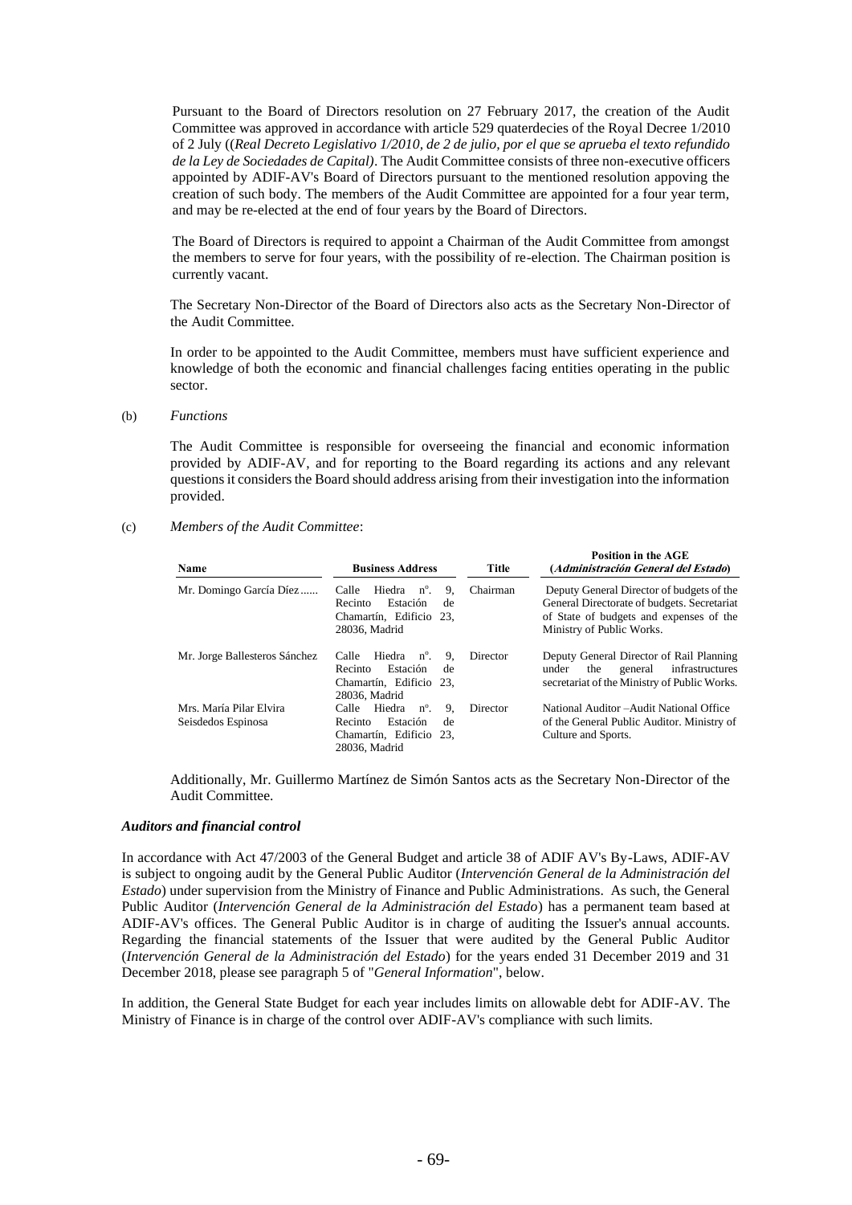Pursuant to the Board of Directors resolution on 27 February 2017, the creation of the Audit Committee was approved in accordance with article 529 quaterdecies of the Royal Decree 1/2010 of 2 July ((*Real Decreto Legislativo 1/2010, de 2 de julio, por el que se aprueba el texto refundido de la Ley de Sociedades de Capital)*. The Audit Committee consists of three non-executive officers appointed by ADIF-AV's Board of Directors pursuant to the mentioned resolution appoving the creation of such body. The members of the Audit Committee are appointed for a four year term, and may be re-elected at the end of four years by the Board of Directors.

The Board of Directors is required to appoint a Chairman of the Audit Committee from amongst the members to serve for four years, with the possibility of re-election. The Chairman position is currently vacant.

The Secretary Non-Director of the Board of Directors also acts as the Secretary Non-Director of the Audit Committee.

In order to be appointed to the Audit Committee, members must have sufficient experience and knowledge of both the economic and financial challenges facing entities operating in the public sector.

(b) *Functions*

The Audit Committee is responsible for overseeing the financial and economic information provided by ADIF-AV, and for reporting to the Board regarding its actions and any relevant questions it considers the Board should address arising from their investigation into the information provided.

(c) *Members of the Audit Committee*:

| Name | Business Address | Title | Position in the AGE (*Administración General del Estado*) |
|---|---|---|---|
| Mr. Domingo García Díez ...... | Calle Hiedra nº. 9, Recinto Estación de Chamartín, Edificio 23, 28036, Madrid | Chairman | Deputy General Director of budgets of the General Directorate of budgets. Secretariat of State of budgets and expenses of the Ministry of Public Works. |
| Mr. Jorge Ballesteros Sánchez | Calle Hiedra nº. 9, Recinto Estación de Chamartín, Edificio 23, 28036, Madrid | Director | Deputy General Director of Rail Planning under the general infrastructures secretariat of the Ministry of Public Works. |
| Mrs. María Pilar Elvira Seisdedos Espinosa | Calle Hiedra nº. 9, Recinto Estación de Chamartín, Edificio 23, 28036, Madrid | Director | National Auditor –Audit National Office of the General Public Auditor. Ministry of Culture and Sports. |

Additionally, Mr. Guillermo Martínez de Simón Santos acts as the Secretary Non-Director of the Audit Committee.

***Auditors and financial control***

In accordance with Act 47/2003 of the General Budget and article 38 of ADIF AV's By-Laws, ADIF-AV is subject to ongoing audit by the General Public Auditor (*Intervención General de la Administración del Estado*) under supervision from the Ministry of Finance and Public Administrations. As such, the General Public Auditor (*Intervención General de la Administración del Estado*) has a permanent team based at ADIF-AV's offices. The General Public Auditor is in charge of auditing the Issuer's annual accounts. Regarding the financial statements of the Issuer that were audited by the General Public Auditor (*Intervención General de la Administración del Estado*) for the years ended 31 December 2019 and 31 December 2018, please see paragraph 5 of "*General Information*", below.

In addition, the General State Budget for each year includes limits on allowable debt for ADIF-AV. The Ministry of Finance is in charge of the control over ADIF-AV's compliance with such limits.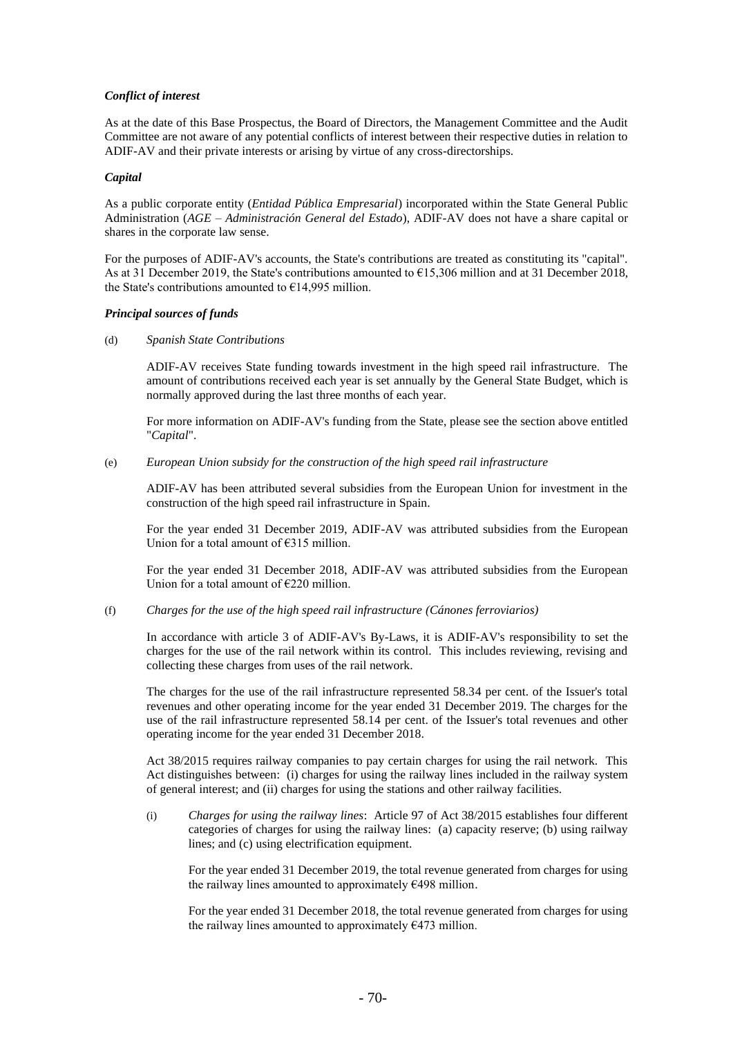***Conflict of interest***

As at the date of this Base Prospectus, the Board of Directors, the Management Committee and the Audit Committee are not aware of any potential conflicts of interest between their respective duties in relation to ADIF-AV and their private interests or arising by virtue of any cross-directorships.

***Capital***

As a public corporate entity (*Entidad Pública Empresarial*) incorporated within the State General Public Administration (*AGE – Administración General del Estado*), ADIF-AV does not have a share capital or shares in the corporate law sense.

For the purposes of ADIF-AV's accounts, the State's contributions are treated as constituting its "capital". As at 31 December 2019, the State's contributions amounted to €15,306 million and at 31 December 2018, the State's contributions amounted to €14,995 million.

***Principal sources of funds***

(d) *Spanish State Contributions*

ADIF-AV receives State funding towards investment in the high speed rail infrastructure. The amount of contributions received each year is set annually by the General State Budget, which is normally approved during the last three months of each year.

For more information on ADIF-AV's funding from the State, please see the section above entitled "*Capital*".

(e) *European Union subsidy for the construction of the high speed rail infrastructure*

ADIF-AV has been attributed several subsidies from the European Union for investment in the construction of the high speed rail infrastructure in Spain.

For the year ended 31 December 2019, ADIF-AV was attributed subsidies from the European Union for a total amount of €315 million.

For the year ended 31 December 2018, ADIF-AV was attributed subsidies from the European Union for a total amount of €220 million.

(f) *Charges for the use of the high speed rail infrastructure (Cánones ferroviarios)*

In accordance with article 3 of ADIF-AV's By-Laws, it is ADIF-AV's responsibility to set the charges for the use of the rail network within its control. This includes reviewing, revising and collecting these charges from uses of the rail network.

The charges for the use of the rail infrastructure represented 58.34 per cent. of the Issuer's total revenues and other operating income for the year ended 31 December 2019. The charges for the use of the rail infrastructure represented 58.14 per cent. of the Issuer's total revenues and other operating income for the year ended 31 December 2018.

Act 38/2015 requires railway companies to pay certain charges for using the rail network. This Act distinguishes between: (i) charges for using the railway lines included in the railway system of general interest; and (ii) charges for using the stations and other railway facilities.

(i) *Charges for using the railway lines*: Article 97 of Act 38/2015 establishes four different categories of charges for using the railway lines: (a) capacity reserve; (b) using railway lines; and (c) using electrification equipment.

For the year ended 31 December 2019, the total revenue generated from charges for using the railway lines amounted to approximately €498 million.

For the year ended 31 December 2018, the total revenue generated from charges for using the railway lines amounted to approximately €473 million.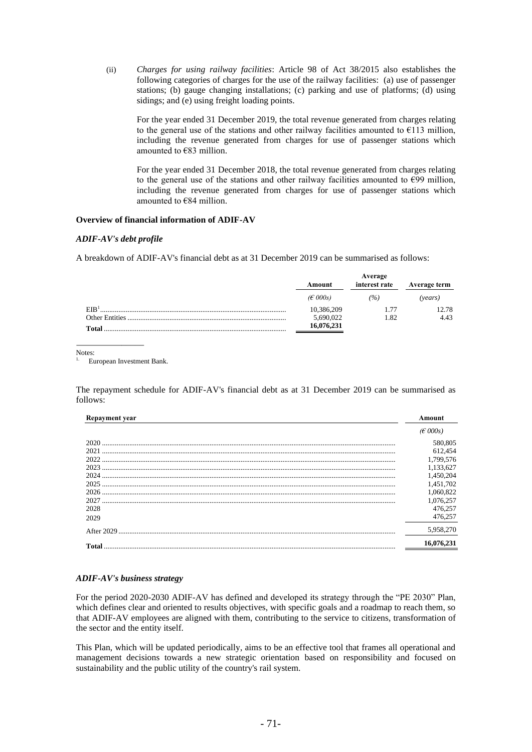(ii) *Charges for using railway facilities*: Article 98 of Act 38/2015 also establishes the following categories of charges for the use of the railway facilities: (a) use of passenger stations; (b) gauge changing installations; (c) parking and use of platforms; (d) using sidings; and (e) using freight loading points.

For the year ended 31 December 2019, the total revenue generated from charges relating to the general use of the stations and other railway facilities amounted to €113 million, including the revenue generated from charges for use of passenger stations which amounted to €83 million.

For the year ended 31 December 2018, the total revenue generated from charges relating to the general use of the stations and other railway facilities amounted to €99 million, including the revenue generated from charges for use of passenger stations which amounted to €84 million.

**Overview of financial information of ADIF-AV**

***ADIF-AV's debt profile***

A breakdown of ADIF-AV's financial debt as at 31 December 2019 can be summarised as follows:

| | Amount | Average interest rate | Average term |
|---|---|---|---|
| | *(€ 000s)* | *(%)* | *(years)* |
| EIB[1] | 10,386,209 | 1.77 | 12.78 |
| Other Entities | 5,690,022 | 1.82 | 4.43 |
| **Total** | **16,076,231** | | |

Notes:
1. European Investment Bank.

The repayment schedule for ADIF-AV's financial debt as at 31 December 2019 can be summarised as follows:

| Repayment year | Amount |
|---|---|
| | *(€ 000s)* |
| 2020 | 580,805 |
| 2021 | 612,454 |
| 2022 | 1,799,576 |
| 2023 | 1,133,627 |
| 2024 | 1,450,204 |
| 2025 | 1,451,702 |
| 2026 | 1,060,822 |
| 2027 | 1,076,257 |
| 2028 | 476,257 |
| 2029 | 476,257 |
| After 2029 | 5,958,270 |
| **Total** | **16,076,231** |

***ADIF-AV's business strategy***

For the period 2020-2030 ADIF-AV has defined and developed its strategy through the "PE 2030" Plan, which defines clear and oriented to results objectives, with specific goals and a roadmap to reach them, so that ADIF-AV employees are aligned with them, contributing to the service to citizens, transformation of the sector and the entity itself.

This Plan, which will be updated periodically, aims to be an effective tool that frames all operational and management decisions towards a new strategic orientation based on responsibility and focused on sustainability and the public utility of the country's rail system.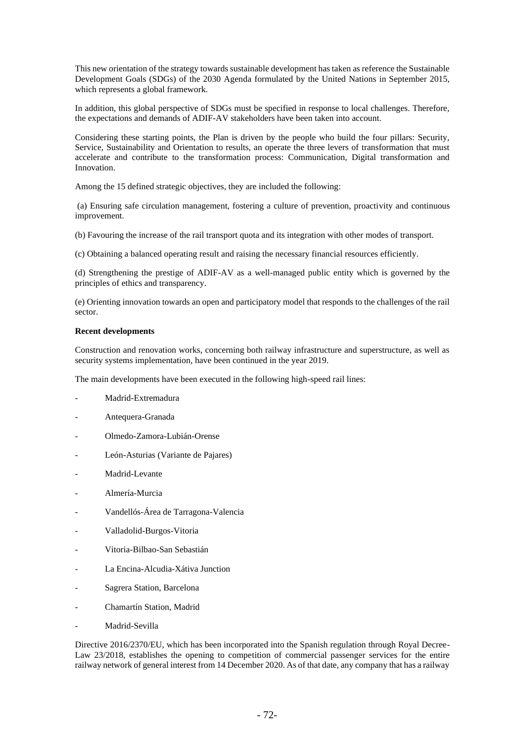This new orientation of the strategy towards sustainable development has taken as reference the Sustainable Development Goals (SDGs) of the 2030 Agenda formulated by the United Nations in September 2015, which represents a global framework.

In addition, this global perspective of SDGs must be specified in response to local challenges. Therefore, the expectations and demands of ADIF-AV stakeholders have been taken into account.

Considering these starting points, the Plan is driven by the people who build the four pillars: Security, Service, Sustainability and Orientation to results, an operate the three levers of transformation that must accelerate and contribute to the transformation process: Communication, Digital transformation and Innovation.

Among the 15 defined strategic objectives, they are included the following:

(a) Ensuring safe circulation management, fostering a culture of prevention, proactivity and continuous improvement.

(b) Favouring the increase of the rail transport quota and its integration with other modes of transport.

(c) Obtaining a balanced operating result and raising the necessary financial resources efficiently.

(d) Strengthening the prestige of ADIF-AV as a well-managed public entity which is governed by the principles of ethics and transparency.

(e) Orienting innovation towards an open and participatory model that responds to the challenges of the rail sector.

**Recent developments**

Construction and renovation works, concerning both railway infrastructure and superstructure, as well as security systems implementation, have been continued in the year 2019.

The main developments have been executed in the following high-speed rail lines:

- Madrid-Extremadura
- Antequera-Granada
- Olmedo-Zamora-Lubián-Orense
- León-Asturias (Variante de Pajares)
- Madrid-Levante
- Almería-Murcia
- Vandellós-Área de Tarragona-Valencia
- Valladolid-Burgos-Vitoria
- Vitoria-Bilbao-San Sebastián
- La Encina-Alcudia-Xátiva Junction
- Sagrera Station, Barcelona
- Chamartín Station, Madrid
- Madrid-Sevilla

Directive 2016/2370/EU, which has been incorporated into the Spanish regulation through Royal Decree-Law 23/2018, establishes the opening to competition of commercial passenger services for the entire railway network of general interest from 14 December 2020. As of that date, any company that has a railway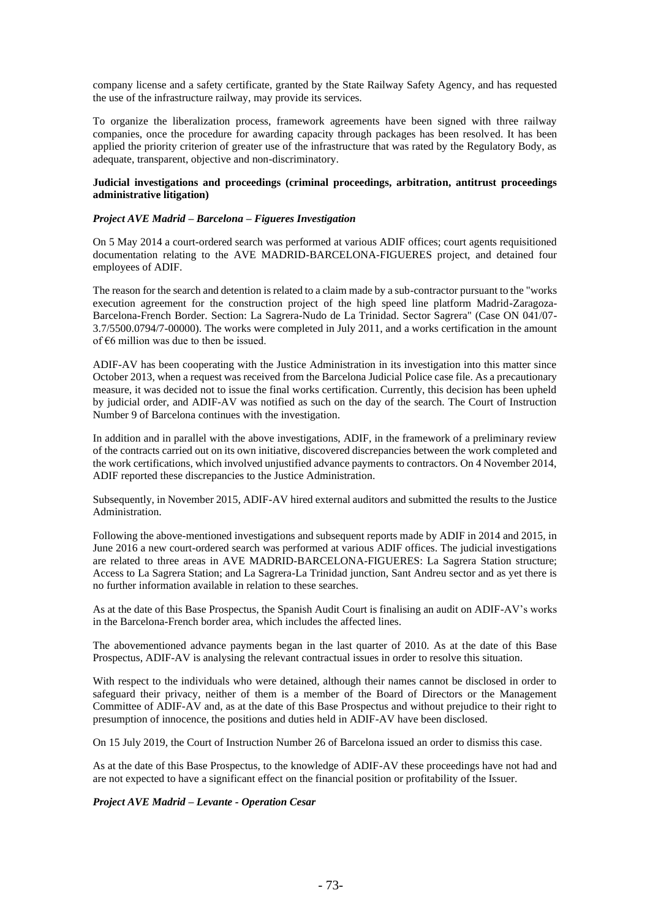company license and a safety certificate, granted by the State Railway Safety Agency, and has requested the use of the infrastructure railway, may provide its services.

To organize the liberalization process, framework agreements have been signed with three railway companies, once the procedure for awarding capacity through packages has been resolved. It has been applied the priority criterion of greater use of the infrastructure that was rated by the Regulatory Body, as adequate, transparent, objective and non-discriminatory.

**Judicial investigations and proceedings (criminal proceedings, arbitration, antitrust proceedings administrative litigation)**

***Project AVE Madrid – Barcelona – Figueres Investigation***

On 5 May 2014 a court-ordered search was performed at various ADIF offices; court agents requisitioned documentation relating to the AVE MADRID-BARCELONA-FIGUERES project, and detained four employees of ADIF.

The reason for the search and detention is related to a claim made by a sub-contractor pursuant to the "works execution agreement for the construction project of the high speed line platform Madrid-Zaragoza-Barcelona-French Border. Section: La Sagrera-Nudo de La Trinidad. Sector Sagrera" (Case ON 041/07-3.7/5500.0794/7-00000). The works were completed in July 2011, and a works certification in the amount of €6 million was due to then be issued.

ADIF-AV has been cooperating with the Justice Administration in its investigation into this matter since October 2013, when a request was received from the Barcelona Judicial Police case file. As a precautionary measure, it was decided not to issue the final works certification. Currently, this decision has been upheld by judicial order, and ADIF-AV was notified as such on the day of the search. The Court of Instruction Number 9 of Barcelona continues with the investigation.

In addition and in parallel with the above investigations, ADIF, in the framework of a preliminary review of the contracts carried out on its own initiative, discovered discrepancies between the work completed and the work certifications, which involved unjustified advance payments to contractors. On 4 November 2014, ADIF reported these discrepancies to the Justice Administration.

Subsequently, in November 2015, ADIF-AV hired external auditors and submitted the results to the Justice Administration.

Following the above-mentioned investigations and subsequent reports made by ADIF in 2014 and 2015, in June 2016 a new court-ordered search was performed at various ADIF offices. The judicial investigations are related to three areas in AVE MADRID-BARCELONA-FIGUERES: La Sagrera Station structure; Access to La Sagrera Station; and La Sagrera-La Trinidad junction, Sant Andreu sector and as yet there is no further information available in relation to these searches.

As at the date of this Base Prospectus, the Spanish Audit Court is finalising an audit on ADIF-AV's works in the Barcelona-French border area, which includes the affected lines.

The abovementioned advance payments began in the last quarter of 2010. As at the date of this Base Prospectus, ADIF-AV is analysing the relevant contractual issues in order to resolve this situation.

With respect to the individuals who were detained, although their names cannot be disclosed in order to safeguard their privacy, neither of them is a member of the Board of Directors or the Management Committee of ADIF-AV and, as at the date of this Base Prospectus and without prejudice to their right to presumption of innocence, the positions and duties held in ADIF-AV have been disclosed.

On 15 July 2019, the Court of Instruction Number 26 of Barcelona issued an order to dismiss this case.

As at the date of this Base Prospectus, to the knowledge of ADIF-AV these proceedings have not had and are not expected to have a significant effect on the financial position or profitability of the Issuer.

***Project AVE Madrid – Levante - Operation Cesar***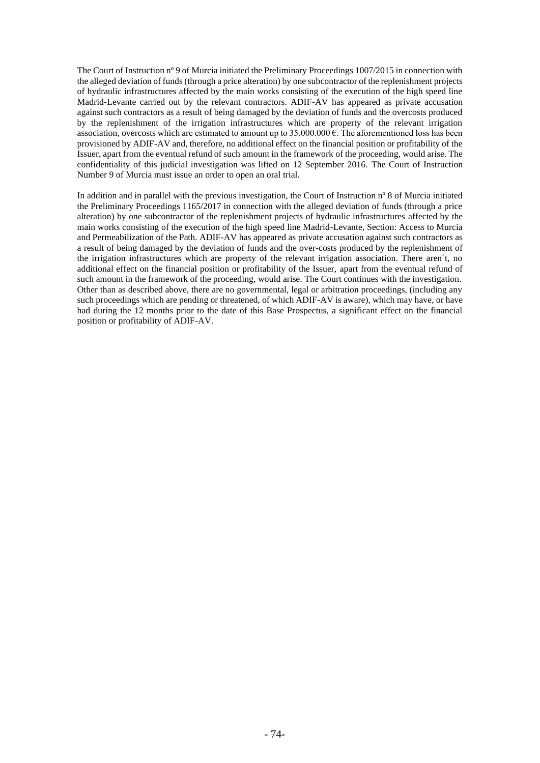The Court of Instruction nº 9 of Murcia initiated the Preliminary Proceedings 1007/2015 in connection with the alleged deviation of funds (through a price alteration) by one subcontractor of the replenishment projects of hydraulic infrastructures affected by the main works consisting of the execution of the high speed line Madrid-Levante carried out by the relevant contractors. ADIF-AV has appeared as private accusation against such contractors as a result of being damaged by the deviation of funds and the overcosts produced by the replenishment of the irrigation infrastructures which are property of the relevant irrigation association, overcosts which are estimated to amount up to 35.000.000 €. The aforementioned loss has been provisioned by ADIF-AV and, therefore, no additional effect on the financial position or profitability of the Issuer, apart from the eventual refund of such amount in the framework of the proceeding, would arise. The confidentiality of this judicial investigation was lifted on 12 September 2016. The Court of Instruction Number 9 of Murcia must issue an order to open an oral trial.

In addition and in parallel with the previous investigation, the Court of Instruction nº 8 of Murcia initiated the Preliminary Proceedings 1165/2017 in connection with the alleged deviation of funds (through a price alteration) by one subcontractor of the replenishment projects of hydraulic infrastructures affected by the main works consisting of the execution of the high speed line Madrid-Levante, Section: Access to Murcia and Permeabilization of the Path. ADIF-AV has appeared as private accusation against such contractors as a result of being damaged by the deviation of funds and the over-costs produced by the replenishment of the irrigation infrastructures which are property of the relevant irrigation association. There aren´t, no additional effect on the financial position or profitability of the Issuer, apart from the eventual refund of such amount in the framework of the proceeding, would arise. The Court continues with the investigation. Other than as described above, there are no governmental, legal or arbitration proceedings, (including any such proceedings which are pending or threatened, of which ADIF-AV is aware), which may have, or have had during the 12 months prior to the date of this Base Prospectus, a significant effect on the financial position or profitability of ADIF-AV.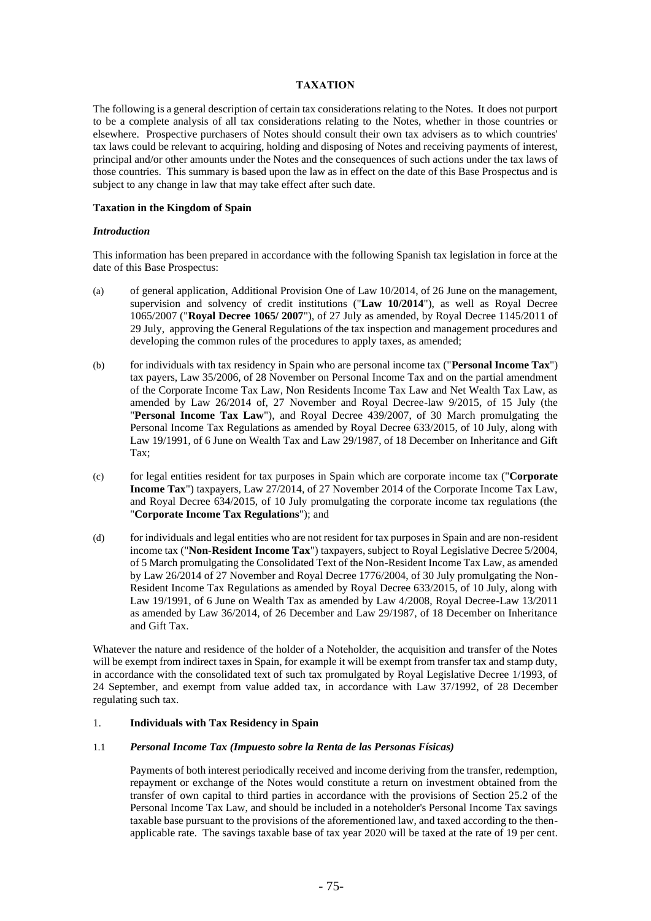# TAXATION

The following is a general description of certain tax considerations relating to the Notes. It does not purport to be a complete analysis of all tax considerations relating to the Notes, whether in those countries or elsewhere. Prospective purchasers of Notes should consult their own tax advisers as to which countries' tax laws could be relevant to acquiring, holding and disposing of Notes and receiving payments of interest, principal and/or other amounts under the Notes and the consequences of such actions under the tax laws of those countries. This summary is based upon the law as in effect on the date of this Base Prospectus and is subject to any change in law that may take effect after such date.

## Taxation in the Kingdom of Spain

### *Introduction*

This information has been prepared in accordance with the following Spanish tax legislation in force at the date of this Base Prospectus:

(a) of general application, Additional Provision One of Law 10/2014, of 26 June on the management, supervision and solvency of credit institutions ("**Law 10/2014**"), as well as Royal Decree 1065/2007 ("**Royal Decree 1065/ 2007**"), of 27 July as amended, by Royal Decree 1145/2011 of 29 July, approving the General Regulations of the tax inspection and management procedures and developing the common rules of the procedures to apply taxes, as amended;

(b) for individuals with tax residency in Spain who are personal income tax ("**Personal Income Tax**") tax payers, Law 35/2006, of 28 November on Personal Income Tax and on the partial amendment of the Corporate Income Tax Law, Non Residents Income Tax Law and Net Wealth Tax Law, as amended by Law 26/2014 of, 27 November and Royal Decree-law 9/2015, of 15 July (the "**Personal Income Tax Law**"), and Royal Decree 439/2007, of 30 March promulgating the Personal Income Tax Regulations as amended by Royal Decree 633/2015, of 10 July, along with Law 19/1991, of 6 June on Wealth Tax and Law 29/1987, of 18 December on Inheritance and Gift Tax;

(c) for legal entities resident for tax purposes in Spain which are corporate income tax ("**Corporate Income Tax**") taxpayers, Law 27/2014, of 27 November 2014 of the Corporate Income Tax Law, and Royal Decree 634/2015, of 10 July promulgating the corporate income tax regulations (the "**Corporate Income Tax Regulations**"); and

(d) for individuals and legal entities who are not resident for tax purposes in Spain and are non-resident income tax ("**Non-Resident Income Tax**") taxpayers, subject to Royal Legislative Decree 5/2004, of 5 March promulgating the Consolidated Text of the Non-Resident Income Tax Law, as amended by Law 26/2014 of 27 November and Royal Decree 1776/2004, of 30 July promulgating the Non-Resident Income Tax Regulations as amended by Royal Decree 633/2015, of 10 July, along with Law 19/1991, of 6 June on Wealth Tax as amended by Law 4/2008, Royal Decree-Law 13/2011 as amended by Law 36/2014, of 26 December and Law 29/1987, of 18 December on Inheritance and Gift Tax.

Whatever the nature and residence of the holder of a Noteholder, the acquisition and transfer of the Notes will be exempt from indirect taxes in Spain, for example it will be exempt from transfer tax and stamp duty, in accordance with the consolidated text of such tax promulgated by Royal Legislative Decree 1/1993, of 24 September, and exempt from value added tax, in accordance with Law 37/1992, of 28 December regulating such tax.

### 1. Individuals with Tax Residency in Spain

#### 1.1 *Personal Income Tax (Impuesto sobre la Renta de las Personas Físicas)*

Payments of both interest periodically received and income deriving from the transfer, redemption, repayment or exchange of the Notes would constitute a return on investment obtained from the transfer of own capital to third parties in accordance with the provisions of Section 25.2 of the Personal Income Tax Law, and should be included in a noteholder's Personal Income Tax savings taxable base pursuant to the provisions of the aforementioned law, and taxed according to the then-applicable rate. The savings taxable base of tax year 2020 will be taxed at the rate of 19 per cent.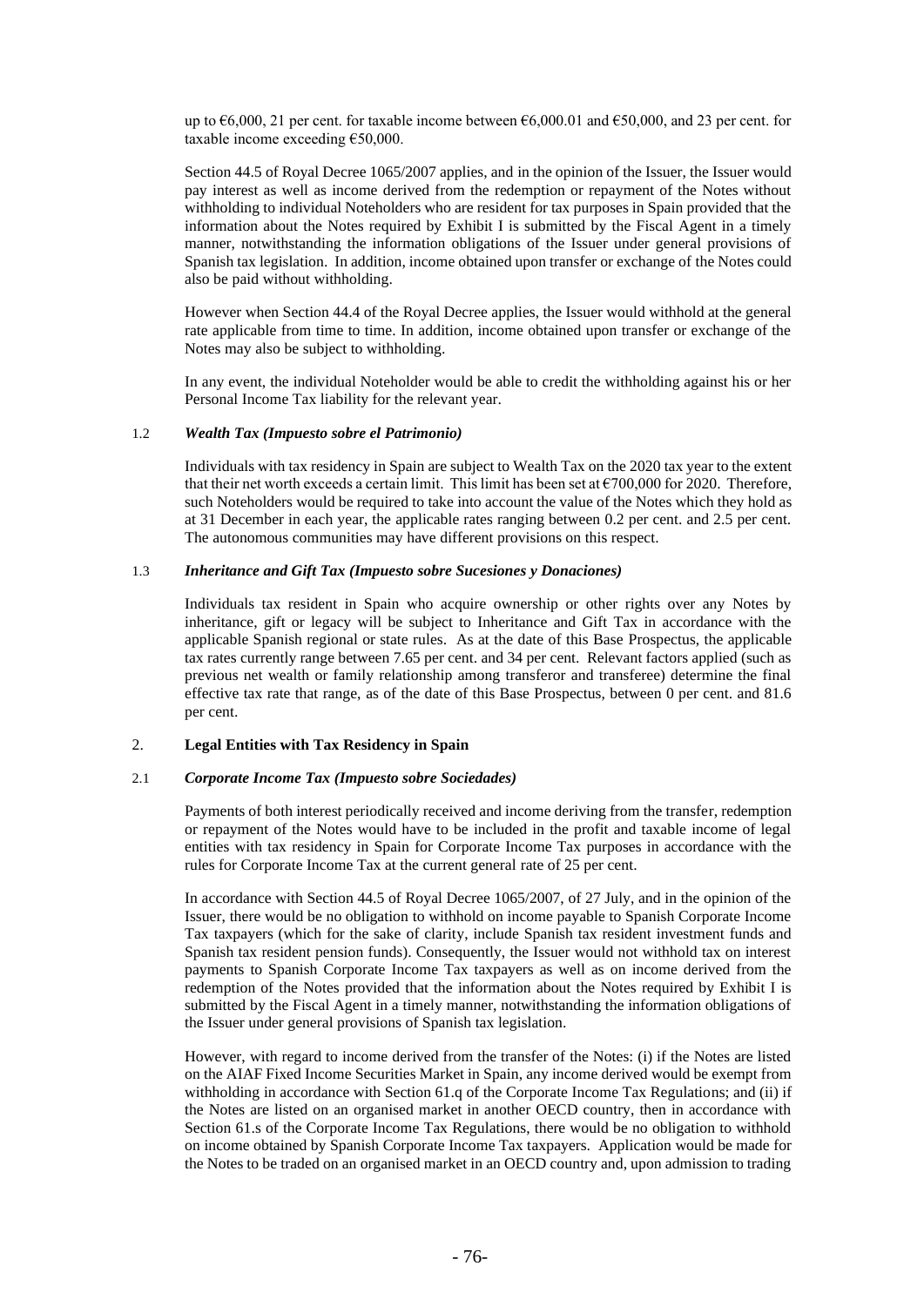up to €6,000, 21 per cent. for taxable income between €6,000.01 and €50,000, and 23 per cent. for taxable income exceeding €50,000.

Section 44.5 of Royal Decree 1065/2007 applies, and in the opinion of the Issuer, the Issuer would pay interest as well as income derived from the redemption or repayment of the Notes without withholding to individual Noteholders who are resident for tax purposes in Spain provided that the information about the Notes required by Exhibit I is submitted by the Fiscal Agent in a timely manner, notwithstanding the information obligations of the Issuer under general provisions of Spanish tax legislation. In addition, income obtained upon transfer or exchange of the Notes could also be paid without withholding.

However when Section 44.4 of the Royal Decree applies, the Issuer would withhold at the general rate applicable from time to time. In addition, income obtained upon transfer or exchange of the Notes may also be subject to withholding.

In any event, the individual Noteholder would be able to credit the withholding against his or her Personal Income Tax liability for the relevant year.

### 1.2 *Wealth Tax (Impuesto sobre el Patrimonio)*

Individuals with tax residency in Spain are subject to Wealth Tax on the 2020 tax year to the extent that their net worth exceeds a certain limit. This limit has been set at €700,000 for 2020. Therefore, such Noteholders would be required to take into account the value of the Notes which they hold as at 31 December in each year, the applicable rates ranging between 0.2 per cent. and 2.5 per cent. The autonomous communities may have different provisions on this respect.

### 1.3 *Inheritance and Gift Tax (Impuesto sobre Sucesiones y Donaciones)*

Individuals tax resident in Spain who acquire ownership or other rights over any Notes by inheritance, gift or legacy will be subject to Inheritance and Gift Tax in accordance with the applicable Spanish regional or state rules. As at the date of this Base Prospectus, the applicable tax rates currently range between 7.65 per cent. and 34 per cent. Relevant factors applied (such as previous net wealth or family relationship among transferor and transferee) determine the final effective tax rate that range, as of the date of this Base Prospectus, between 0 per cent. and 81.6 per cent.

## 2. **Legal Entities with Tax Residency in Spain**

### 2.1 *Corporate Income Tax (Impuesto sobre Sociedades)*

Payments of both interest periodically received and income deriving from the transfer, redemption or repayment of the Notes would have to be included in the profit and taxable income of legal entities with tax residency in Spain for Corporate Income Tax purposes in accordance with the rules for Corporate Income Tax at the current general rate of 25 per cent.

In accordance with Section 44.5 of Royal Decree 1065/2007, of 27 July, and in the opinion of the Issuer, there would be no obligation to withhold on income payable to Spanish Corporate Income Tax taxpayers (which for the sake of clarity, include Spanish tax resident investment funds and Spanish tax resident pension funds). Consequently, the Issuer would not withhold tax on interest payments to Spanish Corporate Income Tax taxpayers as well as on income derived from the redemption of the Notes provided that the information about the Notes required by Exhibit I is submitted by the Fiscal Agent in a timely manner, notwithstanding the information obligations of the Issuer under general provisions of Spanish tax legislation.

However, with regard to income derived from the transfer of the Notes: (i) if the Notes are listed on the AIAF Fixed Income Securities Market in Spain, any income derived would be exempt from withholding in accordance with Section 61.q of the Corporate Income Tax Regulations; and (ii) if the Notes are listed on an organised market in another OECD country, then in accordance with Section 61.s of the Corporate Income Tax Regulations, there would be no obligation to withhold on income obtained by Spanish Corporate Income Tax taxpayers. Application would be made for the Notes to be traded on an organised market in an OECD country and, upon admission to trading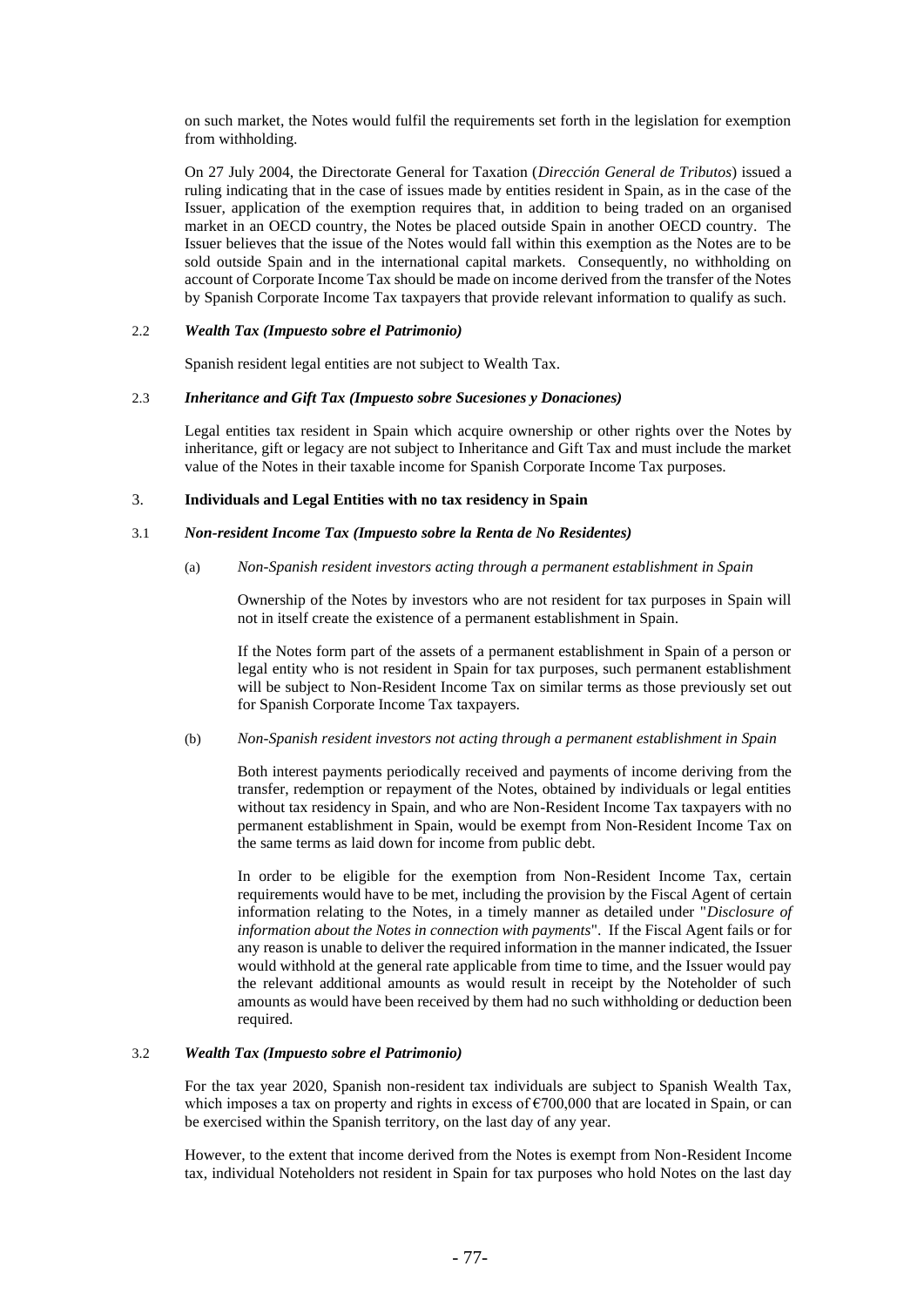on such market, the Notes would fulfil the requirements set forth in the legislation for exemption from withholding.

On 27 July 2004, the Directorate General for Taxation (*Dirección General de Tributos*) issued a ruling indicating that in the case of issues made by entities resident in Spain, as in the case of the Issuer, application of the exemption requires that, in addition to being traded on an organised market in an OECD country, the Notes be placed outside Spain in another OECD country. The Issuer believes that the issue of the Notes would fall within this exemption as the Notes are to be sold outside Spain and in the international capital markets. Consequently, no withholding on account of Corporate Income Tax should be made on income derived from the transfer of the Notes by Spanish Corporate Income Tax taxpayers that provide relevant information to qualify as such.

### 2.2 *Wealth Tax (Impuesto sobre el Patrimonio)*

Spanish resident legal entities are not subject to Wealth Tax.

### 2.3 *Inheritance and Gift Tax (Impuesto sobre Sucesiones y Donaciones)*

Legal entities tax resident in Spain which acquire ownership or other rights over the Notes by inheritance, gift or legacy are not subject to Inheritance and Gift Tax and must include the market value of the Notes in their taxable income for Spanish Corporate Income Tax purposes.

## 3. **Individuals and Legal Entities with no tax residency in Spain**

### 3.1 *Non-resident Income Tax (Impuesto sobre la Renta de No Residentes)*

(a) *Non-Spanish resident investors acting through a permanent establishment in Spain*

Ownership of the Notes by investors who are not resident for tax purposes in Spain will not in itself create the existence of a permanent establishment in Spain.

If the Notes form part of the assets of a permanent establishment in Spain of a person or legal entity who is not resident in Spain for tax purposes, such permanent establishment will be subject to Non-Resident Income Tax on similar terms as those previously set out for Spanish Corporate Income Tax taxpayers.

(b) *Non-Spanish resident investors not acting through a permanent establishment in Spain*

Both interest payments periodically received and payments of income deriving from the transfer, redemption or repayment of the Notes, obtained by individuals or legal entities without tax residency in Spain, and who are Non-Resident Income Tax taxpayers with no permanent establishment in Spain, would be exempt from Non-Resident Income Tax on the same terms as laid down for income from public debt.

In order to be eligible for the exemption from Non-Resident Income Tax, certain requirements would have to be met, including the provision by the Fiscal Agent of certain information relating to the Notes, in a timely manner as detailed under "*Disclosure of information about the Notes in connection with payments*". If the Fiscal Agent fails or for any reason is unable to deliver the required information in the manner indicated, the Issuer would withhold at the general rate applicable from time to time, and the Issuer would pay the relevant additional amounts as would result in receipt by the Noteholder of such amounts as would have been received by them had no such withholding or deduction been required.

### 3.2 *Wealth Tax (Impuesto sobre el Patrimonio)*

For the tax year 2020, Spanish non-resident tax individuals are subject to Spanish Wealth Tax, which imposes a tax on property and rights in excess of €700,000 that are located in Spain, or can be exercised within the Spanish territory, on the last day of any year.

However, to the extent that income derived from the Notes is exempt from Non-Resident Income tax, individual Noteholders not resident in Spain for tax purposes who hold Notes on the last day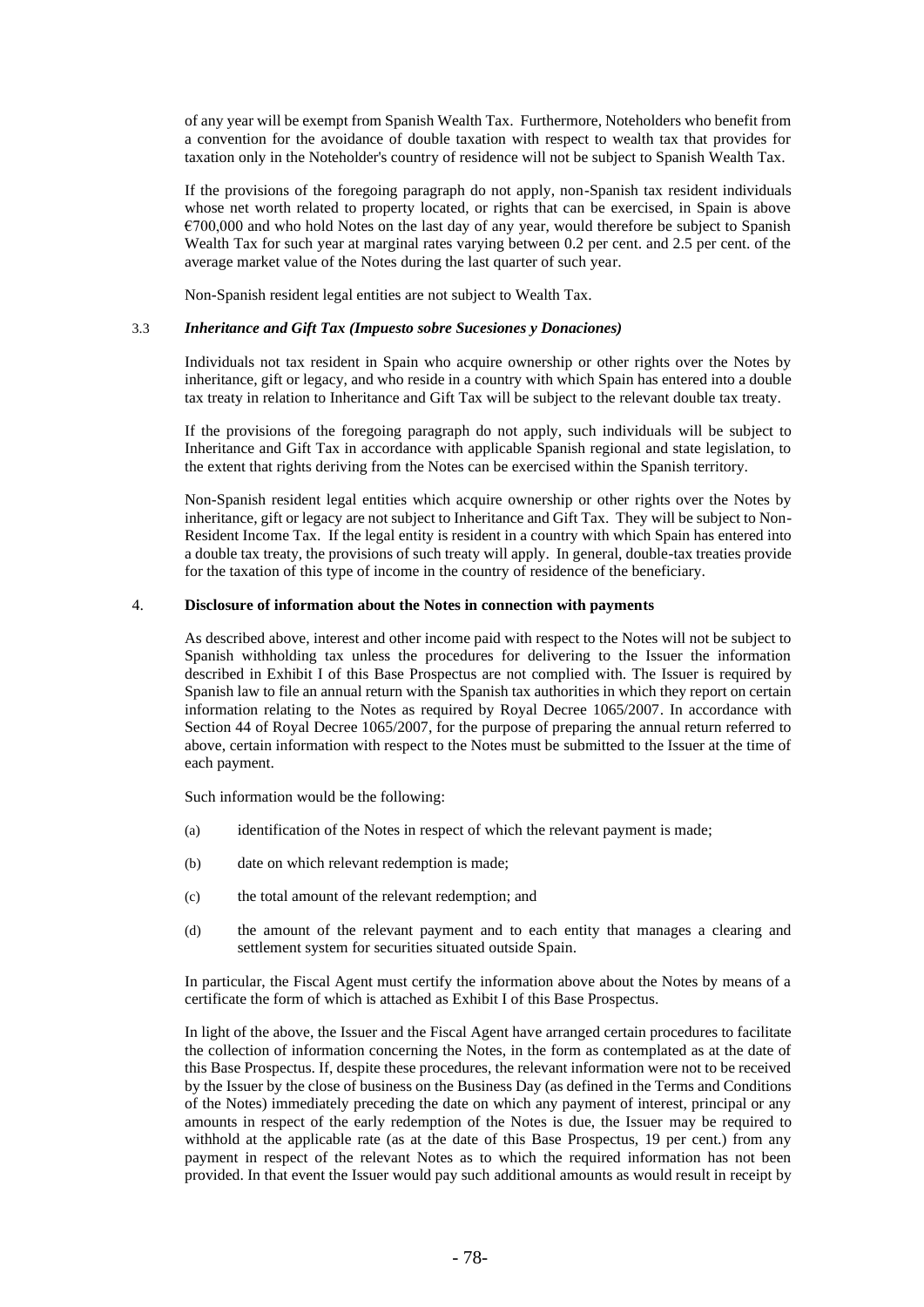of any year will be exempt from Spanish Wealth Tax. Furthermore, Noteholders who benefit from a convention for the avoidance of double taxation with respect to wealth tax that provides for taxation only in the Noteholder's country of residence will not be subject to Spanish Wealth Tax.

If the provisions of the foregoing paragraph do not apply, non-Spanish tax resident individuals whose net worth related to property located, or rights that can be exercised, in Spain is above €700,000 and who hold Notes on the last day of any year, would therefore be subject to Spanish Wealth Tax for such year at marginal rates varying between 0.2 per cent. and 2.5 per cent. of the average market value of the Notes during the last quarter of such year.

Non-Spanish resident legal entities are not subject to Wealth Tax.

### 3.3 *Inheritance and Gift Tax (Impuesto sobre Sucesiones y Donaciones)*

Individuals not tax resident in Spain who acquire ownership or other rights over the Notes by inheritance, gift or legacy, and who reside in a country with which Spain has entered into a double tax treaty in relation to Inheritance and Gift Tax will be subject to the relevant double tax treaty.

If the provisions of the foregoing paragraph do not apply, such individuals will be subject to Inheritance and Gift Tax in accordance with applicable Spanish regional and state legislation, to the extent that rights deriving from the Notes can be exercised within the Spanish territory.

Non-Spanish resident legal entities which acquire ownership or other rights over the Notes by inheritance, gift or legacy are not subject to Inheritance and Gift Tax. They will be subject to Non-Resident Income Tax. If the legal entity is resident in a country with which Spain has entered into a double tax treaty, the provisions of such treaty will apply. In general, double-tax treaties provide for the taxation of this type of income in the country of residence of the beneficiary.

## 4. **Disclosure of information about the Notes in connection with payments**

As described above, interest and other income paid with respect to the Notes will not be subject to Spanish withholding tax unless the procedures for delivering to the Issuer the information described in Exhibit I of this Base Prospectus are not complied with. The Issuer is required by Spanish law to file an annual return with the Spanish tax authorities in which they report on certain information relating to the Notes as required by Royal Decree 1065/2007. In accordance with Section 44 of Royal Decree 1065/2007, for the purpose of preparing the annual return referred to above, certain information with respect to the Notes must be submitted to the Issuer at the time of each payment.

Such information would be the following:

(a) identification of the Notes in respect of which the relevant payment is made;

(b) date on which relevant redemption is made;

(c) the total amount of the relevant redemption; and

(d) the amount of the relevant payment and to each entity that manages a clearing and settlement system for securities situated outside Spain.

In particular, the Fiscal Agent must certify the information above about the Notes by means of a certificate the form of which is attached as Exhibit I of this Base Prospectus.

In light of the above, the Issuer and the Fiscal Agent have arranged certain procedures to facilitate the collection of information concerning the Notes, in the form as contemplated as at the date of this Base Prospectus. If, despite these procedures, the relevant information were not to be received by the Issuer by the close of business on the Business Day (as defined in the Terms and Conditions of the Notes) immediately preceding the date on which any payment of interest, principal or any amounts in respect of the early redemption of the Notes is due, the Issuer may be required to withhold at the applicable rate (as at the date of this Base Prospectus, 19 per cent.) from any payment in respect of the relevant Notes as to which the required information has not been provided. In that event the Issuer would pay such additional amounts as would result in receipt by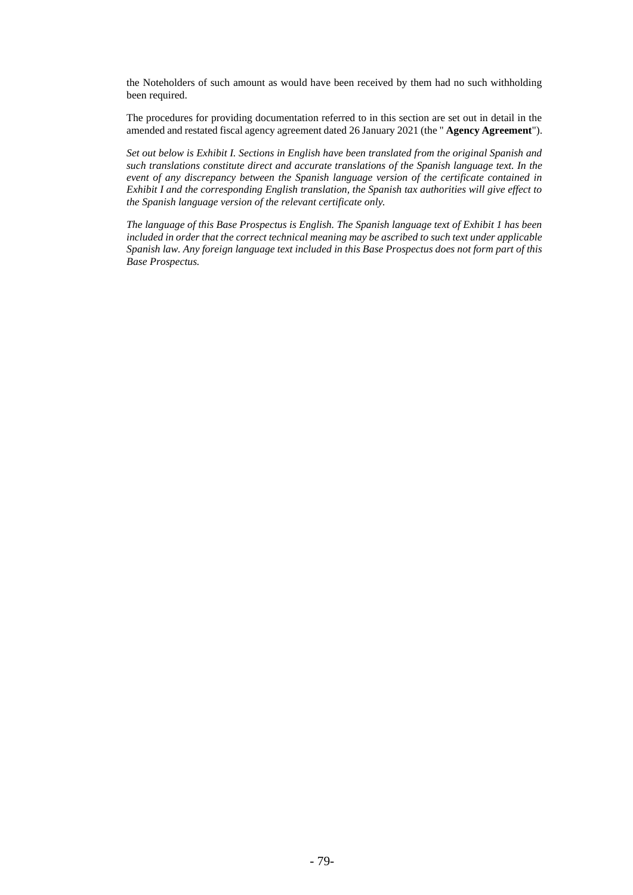the Noteholders of such amount as would have been received by them had no such withholding been required.

The procedures for providing documentation referred to in this section are set out in detail in the amended and restated fiscal agency agreement dated 26 January 2021 (the " **Agency Agreement**").

*Set out below is Exhibit I. Sections in English have been translated from the original Spanish and such translations constitute direct and accurate translations of the Spanish language text. In the event of any discrepancy between the Spanish language version of the certificate contained in Exhibit I and the corresponding English translation, the Spanish tax authorities will give effect to the Spanish language version of the relevant certificate only.*

*The language of this Base Prospectus is English. The Spanish language text of Exhibit 1 has been included in order that the correct technical meaning may be ascribed to such text under applicable Spanish law. Any foreign language text included in this Base Prospectus does not form part of this Base Prospectus.*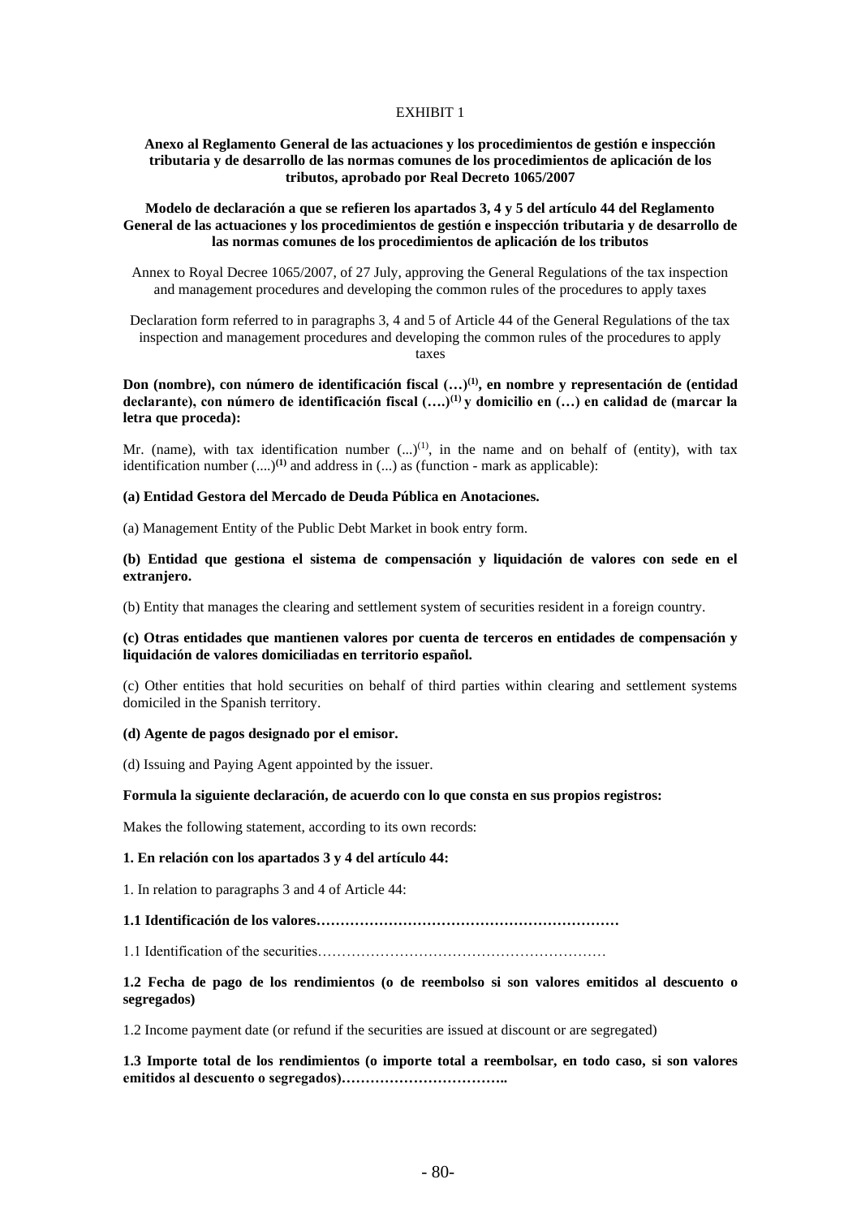EXHIBIT 1

**Anexo al Reglamento General de las actuaciones y los procedimientos de gestión e inspección tributaria y de desarrollo de las normas comunes de los procedimientos de aplicación de los tributos, aprobado por Real Decreto 1065/2007**

**Modelo de declaración a que se refieren los apartados 3, 4 y 5 del artículo 44 del Reglamento General de las actuaciones y los procedimientos de gestión e inspección tributaria y de desarrollo de las normas comunes de los procedimientos de aplicación de los tributos**

Annex to Royal Decree 1065/2007, of 27 July, approving the General Regulations of the tax inspection and management procedures and developing the common rules of the procedures to apply taxes

Declaration form referred to in paragraphs 3, 4 and 5 of Article 44 of the General Regulations of the tax inspection and management procedures and developing the common rules of the procedures to apply taxes

**Don (nombre), con número de identificación fiscal (…)[(1)], en nombre y representación de (entidad declarante), con número de identificación fiscal (….)[(1)] y domicilio en (…) en calidad de (marcar la letra que proceda):**

Mr. (name), with tax identification number (...)[(1)], in the name and on behalf of (entity), with tax identification number (....)[(1)] and address in (...) as (function - mark as applicable):

**(a) Entidad Gestora del Mercado de Deuda Pública en Anotaciones.**

(a) Management Entity of the Public Debt Market in book entry form.

**(b) Entidad que gestiona el sistema de compensación y liquidación de valores con sede en el extranjero.**

(b) Entity that manages the clearing and settlement system of securities resident in a foreign country.

**(c) Otras entidades que mantienen valores por cuenta de terceros en entidades de compensación y liquidación de valores domiciliadas en territorio español.**

(c) Other entities that hold securities on behalf of third parties within clearing and settlement systems domiciled in the Spanish territory.

**(d) Agente de pagos designado por el emisor.**

(d) Issuing and Paying Agent appointed by the issuer.

**Formula la siguiente declaración, de acuerdo con lo que consta en sus propios registros:**

Makes the following statement, according to its own records:

**1. En relación con los apartados 3 y 4 del artículo 44:**

1. In relation to paragraphs 3 and 4 of Article 44:

**1.1 Identificación de los valores………………………………………………………**

1.1 Identification of the securities……………………………………………………

**1.2 Fecha de pago de los rendimientos (o de reembolso si son valores emitidos al descuento o segregados)**

1.2 Income payment date (or refund if the securities are issued at discount or are segregated)

**1.3 Importe total de los rendimientos (o importe total a reembolsar, en todo caso, si son valores emitidos al descuento o segregados)……………………………..**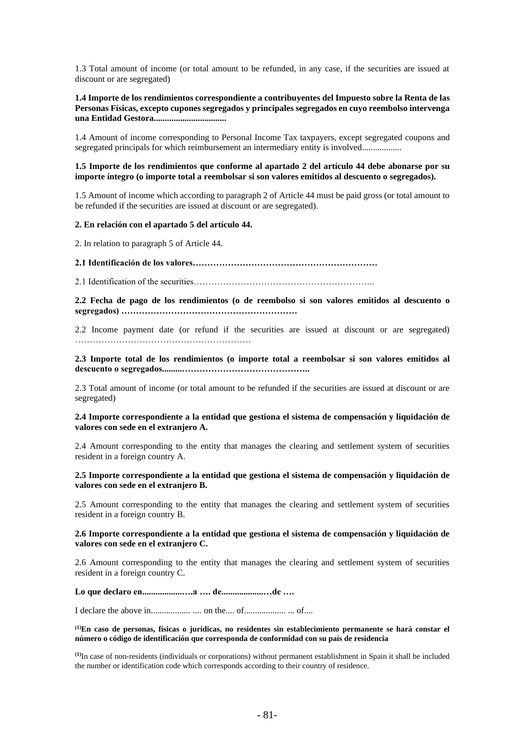1.3 Total amount of income (or total amount to be refunded, in any case, if the securities are issued at discount or are segregated)

**1.4 Importe de los rendimientos correspondiente a contribuyentes del Impuesto sobre la Renta de las Personas Físicas, excepto cupones segregados y principales segregados en cuyo reembolso intervenga una Entidad Gestora.................................**

1.4 Amount of income corresponding to Personal Income Tax taxpayers, except segregated coupons and segregated principals for which reimbursement an intermediary entity is involved.................

**1.5 Importe de los rendimientos que conforme al apartado 2 del artículo 44 debe abonarse por su importe íntegro (o importe total a reembolsar si son valores emitidos al descuento o segregados).**

1.5 Amount of income which according to paragraph 2 of Article 44 must be paid gross (or total amount to be refunded if the securities are issued at discount or are segregated).

**2. En relación con el apartado 5 del artículo 44.**

2. In relation to paragraph 5 of Article 44.

**2.1 Identificación de los valores………………………………………………………**

2.1 Identification of the securities……………………………………………………..

**2.2 Fecha de pago de los rendimientos (o de reembolso si son valores emitidos al descuento o segregados) ……………………………………………………**

2.2 Income payment date (or refund if the securities are issued at discount or are segregated) ……………………………………………………

**2.3 Importe total de los rendimientos (o importe total a reembolsar si son valores emitidos al descuento o segregados.........……………………………………..**

2.3 Total amount of income (or total amount to be refunded if the securities are issued at discount or are segregated)

**2.4 Importe correspondiente a la entidad que gestiona el sistema de compensación y liquidación de valores con sede en el extranjero A.**

2.4 Amount corresponding to the entity that manages the clearing and settlement system of securities resident in a foreign country A.

**2.5 Importe correspondiente a la entidad que gestiona el sistema de compensación y liquidación de valores con sede en el extranjero B.**

2.5 Amount corresponding to the entity that manages the clearing and settlement system of securities resident in a foreign country B.

**2.6 Importe correspondiente a la entidad que gestiona el sistema de compensación y liquidación de valores con sede en el extranjero C.**

2.6 Amount corresponding to the entity that manages the clearing and settlement system of securities resident in a foreign country C.

**Lo que declaro en...................….a …. de...................…de ….**

I declare the above in.................. .... on the.... of................... ... of....

**[(1)]En caso de personas, físicas o jurídicas, no residentes sin establecimiento permanente se hará constar el número o código de identificación que corresponda de conformidad con su país de residencia**

[(1)]In case of non-residents (individuals or corporations) without permanent establishment in Spain it shall be included the number or identification code which corresponds according to their country of residence.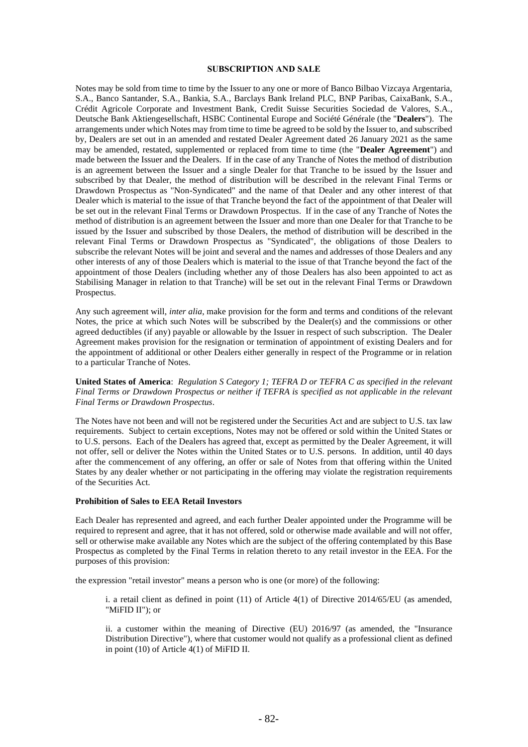## SUBSCRIPTION AND SALE

Notes may be sold from time to time by the Issuer to any one or more of Banco Bilbao Vizcaya Argentaria, S.A., Banco Santander, S.A., Bankia, S.A., Barclays Bank Ireland PLC, BNP Paribas, CaixaBank, S.A., Crédit Agricole Corporate and Investment Bank, Credit Suisse Securities Sociedad de Valores, S.A., Deutsche Bank Aktiengesellschaft, HSBC Continental Europe and Société Générale (the "**Dealers**"). The arrangements under which Notes may from time to time be agreed to be sold by the Issuer to, and subscribed by, Dealers are set out in an amended and restated Dealer Agreement dated 26 January 2021 as the same may be amended, restated, supplemented or replaced from time to time (the "**Dealer Agreement**") and made between the Issuer and the Dealers. If in the case of any Tranche of Notes the method of distribution is an agreement between the Issuer and a single Dealer for that Tranche to be issued by the Issuer and subscribed by that Dealer, the method of distribution will be described in the relevant Final Terms or Drawdown Prospectus as "Non-Syndicated" and the name of that Dealer and any other interest of that Dealer which is material to the issue of that Tranche beyond the fact of the appointment of that Dealer will be set out in the relevant Final Terms or Drawdown Prospectus. If in the case of any Tranche of Notes the method of distribution is an agreement between the Issuer and more than one Dealer for that Tranche to be issued by the Issuer and subscribed by those Dealers, the method of distribution will be described in the relevant Final Terms or Drawdown Prospectus as "Syndicated", the obligations of those Dealers to subscribe the relevant Notes will be joint and several and the names and addresses of those Dealers and any other interests of any of those Dealers which is material to the issue of that Tranche beyond the fact of the appointment of those Dealers (including whether any of those Dealers has also been appointed to act as Stabilising Manager in relation to that Tranche) will be set out in the relevant Final Terms or Drawdown Prospectus.

Any such agreement will, *inter alia*, make provision for the form and terms and conditions of the relevant Notes, the price at which such Notes will be subscribed by the Dealer(s) and the commissions or other agreed deductibles (if any) payable or allowable by the Issuer in respect of such subscription. The Dealer Agreement makes provision for the resignation or termination of appointment of existing Dealers and for the appointment of additional or other Dealers either generally in respect of the Programme or in relation to a particular Tranche of Notes.

**United States of America**: *Regulation S Category 1; TEFRA D or TEFRA C as specified in the relevant Final Terms or Drawdown Prospectus or neither if TEFRA is specified as not applicable in the relevant Final Terms or Drawdown Prospectus*.

The Notes have not been and will not be registered under the Securities Act and are subject to U.S. tax law requirements. Subject to certain exceptions, Notes may not be offered or sold within the United States or to U.S. persons. Each of the Dealers has agreed that, except as permitted by the Dealer Agreement, it will not offer, sell or deliver the Notes within the United States or to U.S. persons. In addition, until 40 days after the commencement of any offering, an offer or sale of Notes from that offering within the United States by any dealer whether or not participating in the offering may violate the registration requirements of the Securities Act.

**Prohibition of Sales to EEA Retail Investors**

Each Dealer has represented and agreed, and each further Dealer appointed under the Programme will be required to represent and agree, that it has not offered, sold or otherwise made available and will not offer, sell or otherwise make available any Notes which are the subject of the offering contemplated by this Base Prospectus as completed by the Final Terms in relation thereto to any retail investor in the EEA. For the purposes of this provision:

the expression "retail investor" means a person who is one (or more) of the following:

i. a retail client as defined in point (11) of Article 4(1) of Directive 2014/65/EU (as amended, "MiFID II"); or

ii. a customer within the meaning of Directive (EU) 2016/97 (as amended, the "Insurance Distribution Directive"), where that customer would not qualify as a professional client as defined in point (10) of Article 4(1) of MiFID II.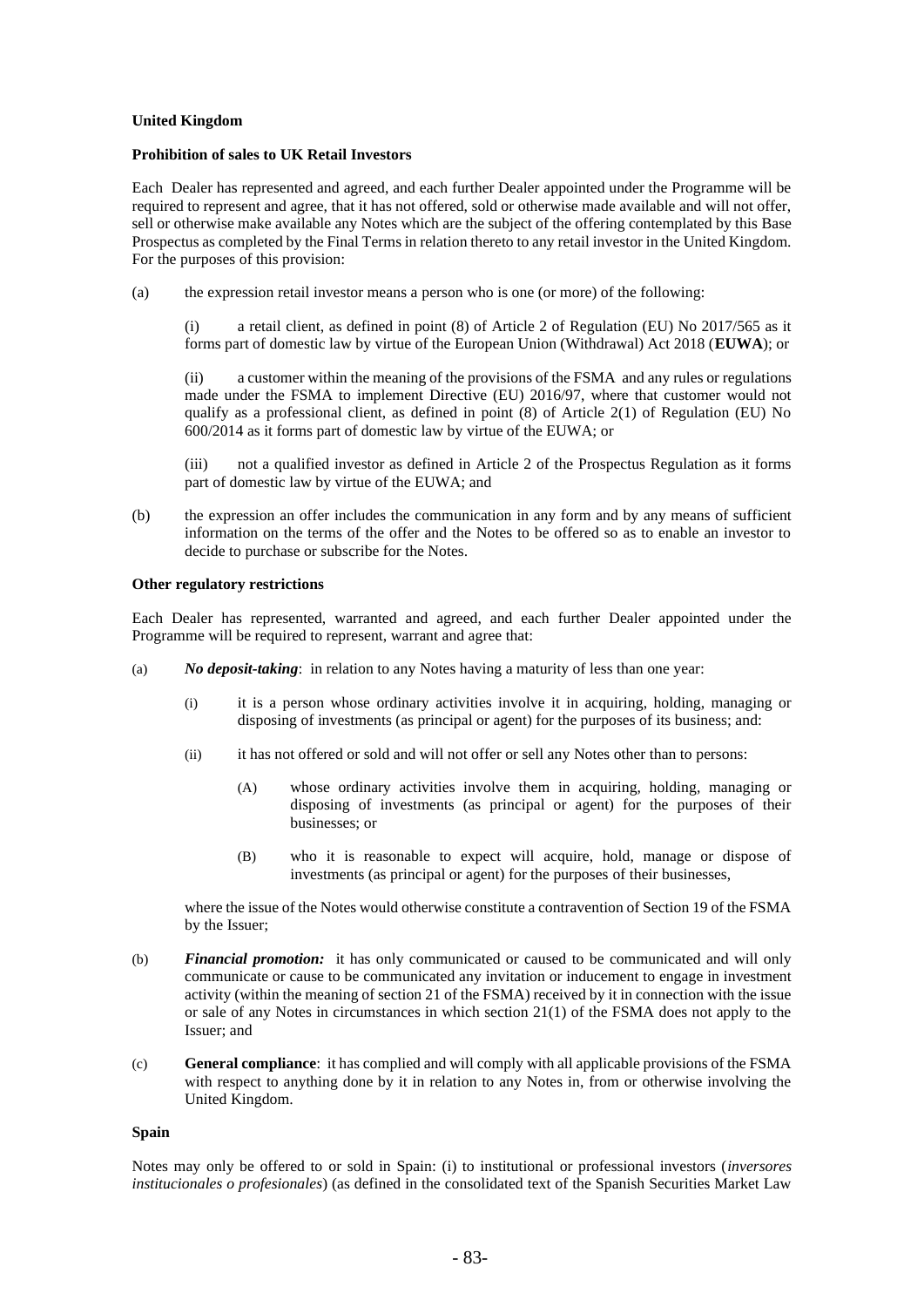**United Kingdom**

**Prohibition of sales to UK Retail Investors**

Each Dealer has represented and agreed, and each further Dealer appointed under the Programme will be required to represent and agree, that it has not offered, sold or otherwise made available and will not offer, sell or otherwise make available any Notes which are the subject of the offering contemplated by this Base Prospectus as completed by the Final Terms in relation thereto to any retail investor in the United Kingdom. For the purposes of this provision:

(a) the expression retail investor means a person who is one (or more) of the following:

(i) a retail client, as defined in point (8) of Article 2 of Regulation (EU) No 2017/565 as it forms part of domestic law by virtue of the European Union (Withdrawal) Act 2018 (**EUWA**); or

(ii) a customer within the meaning of the provisions of the FSMA and any rules or regulations made under the FSMA to implement Directive (EU) 2016/97, where that customer would not qualify as a professional client, as defined in point (8) of Article 2(1) of Regulation (EU) No 600/2014 as it forms part of domestic law by virtue of the EUWA; or

(iii) not a qualified investor as defined in Article 2 of the Prospectus Regulation as it forms part of domestic law by virtue of the EUWA; and

(b) the expression an offer includes the communication in any form and by any means of sufficient information on the terms of the offer and the Notes to be offered so as to enable an investor to decide to purchase or subscribe for the Notes.

**Other regulatory restrictions**

Each Dealer has represented, warranted and agreed, and each further Dealer appointed under the Programme will be required to represent, warrant and agree that:

(a) ***No deposit-taking***: in relation to any Notes having a maturity of less than one year:

(i) it is a person whose ordinary activities involve it in acquiring, holding, managing or disposing of investments (as principal or agent) for the purposes of its business; and:

(ii) it has not offered or sold and will not offer or sell any Notes other than to persons:

(A) whose ordinary activities involve them in acquiring, holding, managing or disposing of investments (as principal or agent) for the purposes of their businesses; or

(B) who it is reasonable to expect will acquire, hold, manage or dispose of investments (as principal or agent) for the purposes of their businesses,

where the issue of the Notes would otherwise constitute a contravention of Section 19 of the FSMA by the Issuer;

(b) ***Financial promotion:*** it has only communicated or caused to be communicated and will only communicate or cause to be communicated any invitation or inducement to engage in investment activity (within the meaning of section 21 of the FSMA) received by it in connection with the issue or sale of any Notes in circumstances in which section 21(1) of the FSMA does not apply to the Issuer; and

(c) **General compliance**: it has complied and will comply with all applicable provisions of the FSMA with respect to anything done by it in relation to any Notes in, from or otherwise involving the United Kingdom.

**Spain**

Notes may only be offered to or sold in Spain: (i) to institutional or professional investors (*inversores institucionales o profesionales*) (as defined in the consolidated text of the Spanish Securities Market Law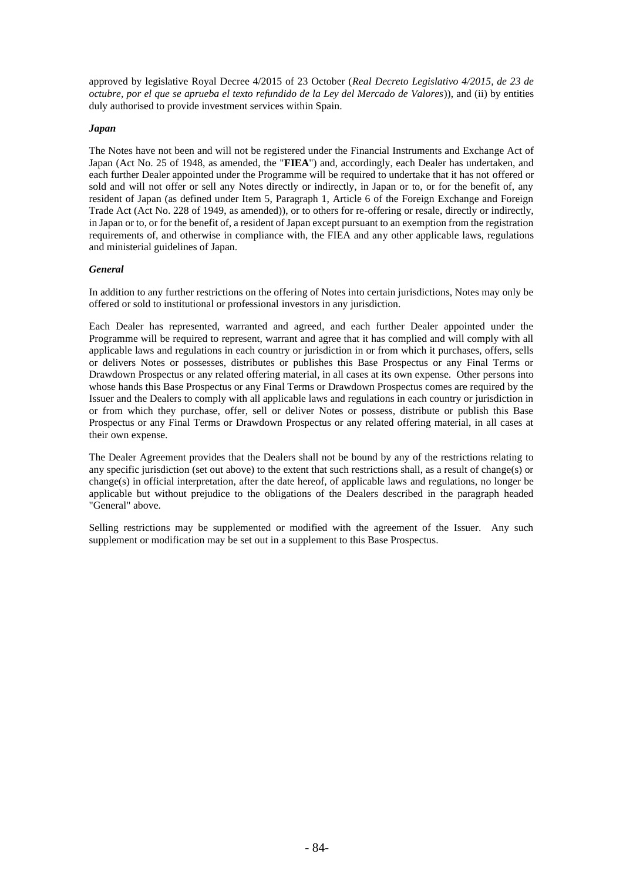approved by legislative Royal Decree 4/2015 of 23 October (*Real Decreto Legislativo 4/2015, de 23 de octubre, por el que se aprueba el texto refundido de la Ley del Mercado de Valores*)), and (ii) by entities duly authorised to provide investment services within Spain.

***Japan***

The Notes have not been and will not be registered under the Financial Instruments and Exchange Act of Japan (Act No. 25 of 1948, as amended, the "**FIEA**") and, accordingly, each Dealer has undertaken, and each further Dealer appointed under the Programme will be required to undertake that it has not offered or sold and will not offer or sell any Notes directly or indirectly, in Japan or to, or for the benefit of, any resident of Japan (as defined under Item 5, Paragraph 1, Article 6 of the Foreign Exchange and Foreign Trade Act (Act No. 228 of 1949, as amended)), or to others for re-offering or resale, directly or indirectly, in Japan or to, or for the benefit of, a resident of Japan except pursuant to an exemption from the registration requirements of, and otherwise in compliance with, the FIEA and any other applicable laws, regulations and ministerial guidelines of Japan.

***General***

In addition to any further restrictions on the offering of Notes into certain jurisdictions, Notes may only be offered or sold to institutional or professional investors in any jurisdiction.

Each Dealer has represented, warranted and agreed, and each further Dealer appointed under the Programme will be required to represent, warrant and agree that it has complied and will comply with all applicable laws and regulations in each country or jurisdiction in or from which it purchases, offers, sells or delivers Notes or possesses, distributes or publishes this Base Prospectus or any Final Terms or Drawdown Prospectus or any related offering material, in all cases at its own expense. Other persons into whose hands this Base Prospectus or any Final Terms or Drawdown Prospectus comes are required by the Issuer and the Dealers to comply with all applicable laws and regulations in each country or jurisdiction in or from which they purchase, offer, sell or deliver Notes or possess, distribute or publish this Base Prospectus or any Final Terms or Drawdown Prospectus or any related offering material, in all cases at their own expense.

The Dealer Agreement provides that the Dealers shall not be bound by any of the restrictions relating to any specific jurisdiction (set out above) to the extent that such restrictions shall, as a result of change(s) or change(s) in official interpretation, after the date hereof, of applicable laws and regulations, no longer be applicable but without prejudice to the obligations of the Dealers described in the paragraph headed "General" above.

Selling restrictions may be supplemented or modified with the agreement of the Issuer. Any such supplement or modification may be set out in a supplement to this Base Prospectus.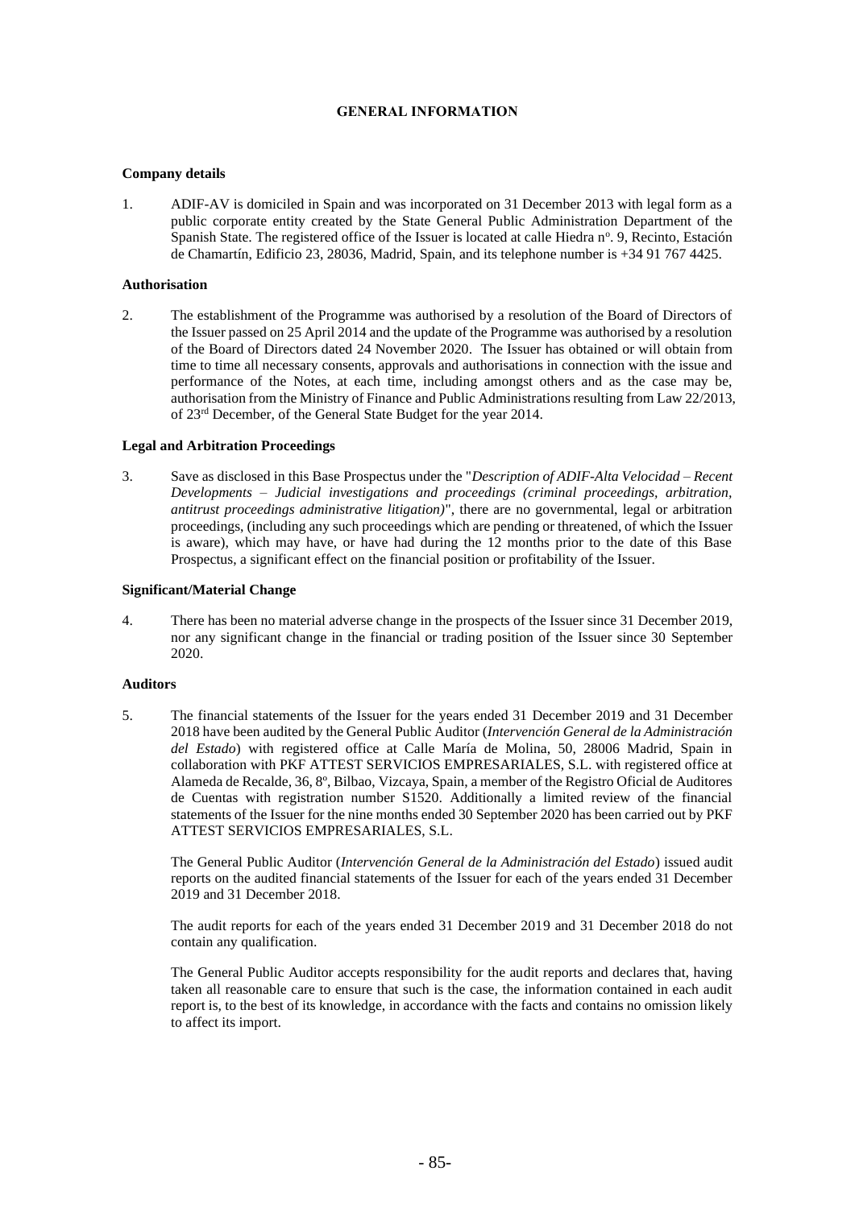# GENERAL INFORMATION

**Company details**

1. ADIF-AV is domiciled in Spain and was incorporated on 31 December 2013 with legal form as a public corporate entity created by the State General Public Administration Department of the Spanish State. The registered office of the Issuer is located at calle Hiedra nº. 9, Recinto, Estación de Chamartín, Edificio 23, 28036, Madrid, Spain, and its telephone number is +34 91 767 4425.

**Authorisation**

2. The establishment of the Programme was authorised by a resolution of the Board of Directors of the Issuer passed on 25 April 2014 and the update of the Programme was authorised by a resolution of the Board of Directors dated 24 November 2020. The Issuer has obtained or will obtain from time to time all necessary consents, approvals and authorisations in connection with the issue and performance of the Notes, at each time, including amongst others and as the case may be, authorisation from the Ministry of Finance and Public Administrations resulting from Law 22/2013, of 23rd December, of the General State Budget for the year 2014.

**Legal and Arbitration Proceedings**

3. Save as disclosed in this Base Prospectus under the "*Description of ADIF-Alta Velocidad – Recent Developments – Judicial investigations and proceedings (criminal proceedings, arbitration, antitrust proceedings administrative litigation)*", there are no governmental, legal or arbitration proceedings, (including any such proceedings which are pending or threatened, of which the Issuer is aware), which may have, or have had during the 12 months prior to the date of this Base Prospectus, a significant effect on the financial position or profitability of the Issuer.

**Significant/Material Change**

4. There has been no material adverse change in the prospects of the Issuer since 31 December 2019, nor any significant change in the financial or trading position of the Issuer since 30 September 2020.

**Auditors**

5. The financial statements of the Issuer for the years ended 31 December 2019 and 31 December 2018 have been audited by the General Public Auditor (*Intervención General de la Administración del Estado*) with registered office at Calle María de Molina, 50, 28006 Madrid, Spain in collaboration with PKF ATTEST SERVICIOS EMPRESARIALES, S.L. with registered office at Alameda de Recalde, 36, 8º, Bilbao, Vizcaya, Spain, a member of the Registro Oficial de Auditores de Cuentas with registration number S1520. Additionally a limited review of the financial statements of the Issuer for the nine months ended 30 September 2020 has been carried out by PKF ATTEST SERVICIOS EMPRESARIALES, S.L.

   The General Public Auditor (*Intervención General de la Administración del Estado*) issued audit reports on the audited financial statements of the Issuer for each of the years ended 31 December 2019 and 31 December 2018.

   The audit reports for each of the years ended 31 December 2019 and 31 December 2018 do not contain any qualification.

   The General Public Auditor accepts responsibility for the audit reports and declares that, having taken all reasonable care to ensure that such is the case, the information contained in each audit report is, to the best of its knowledge, in accordance with the facts and contains no omission likely to affect its import.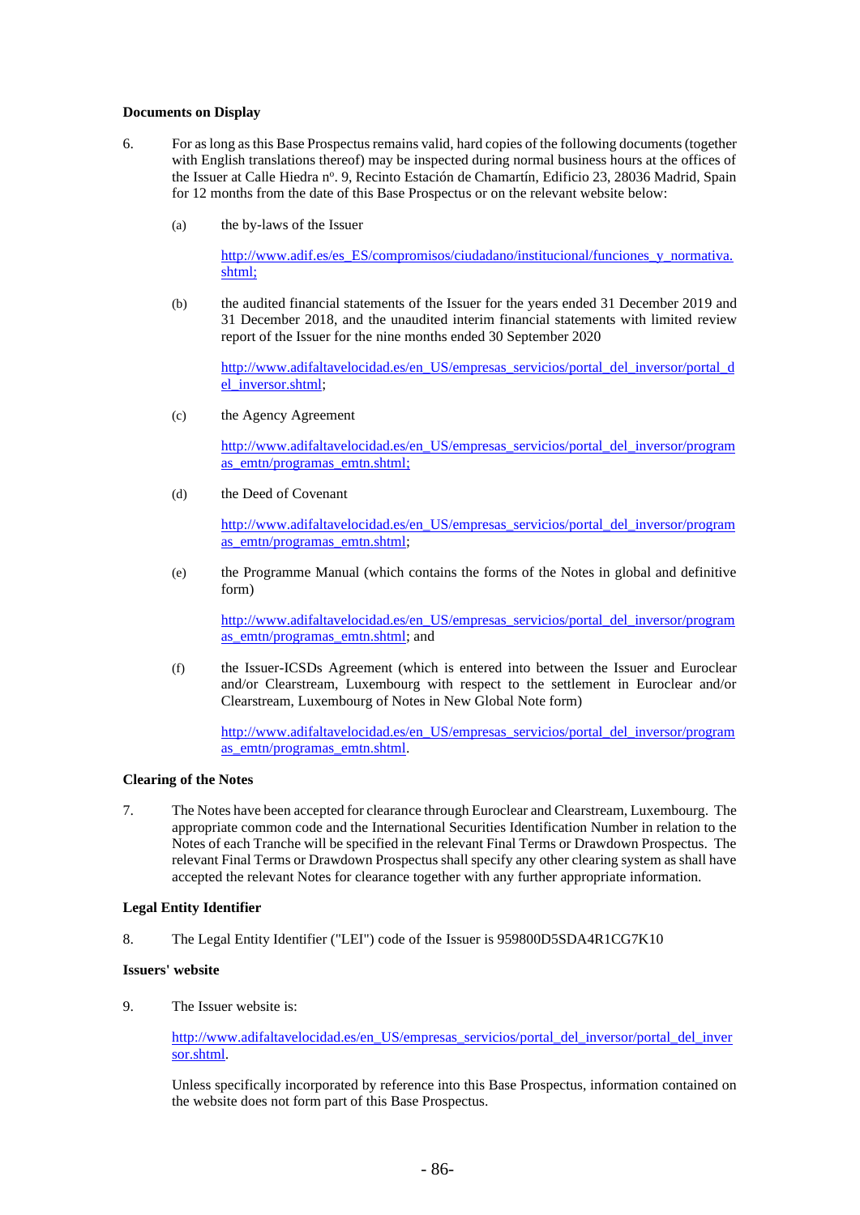**Documents on Display**

6. For as long as this Base Prospectus remains valid, hard copies of the following documents (together with English translations thereof) may be inspected during normal business hours at the offices of the Issuer at Calle Hiedra nº. 9, Recinto Estación de Chamartín, Edificio 23, 28036 Madrid, Spain for 12 months from the date of this Base Prospectus or on the relevant website below:

   (a) the by-laws of the Issuer

   http://www.adif.es/es_ES/compromisos/ciudadano/institucional/funciones_y_normativa.shtml;

   (b) the audited financial statements of the Issuer for the years ended 31 December 2019 and 31 December 2018, and the unaudited interim financial statements with limited review report of the Issuer for the nine months ended 30 September 2020

   http://www.adifaltavelocidad.es/en_US/empresas_servicios/portal_del_inversor/portal_del_inversor.shtml;

   (c) the Agency Agreement

   http://www.adifaltavelocidad.es/en_US/empresas_servicios/portal_del_inversor/programas_emtn/programas_emtn.shtml;

   (d) the Deed of Covenant

   http://www.adifaltavelocidad.es/en_US/empresas_servicios/portal_del_inversor/programas_emtn/programas_emtn.shtml;

   (e) the Programme Manual (which contains the forms of the Notes in global and definitive form)

   http://www.adifaltavelocidad.es/en_US/empresas_servicios/portal_del_inversor/programas_emtn/programas_emtn.shtml; and

   (f) the Issuer-ICSDs Agreement (which is entered into between the Issuer and Euroclear and/or Clearstream, Luxembourg with respect to the settlement in Euroclear and/or Clearstream, Luxembourg of Notes in New Global Note form)

   http://www.adifaltavelocidad.es/en_US/empresas_servicios/portal_del_inversor/programas_emtn/programas_emtn.shtml.

**Clearing of the Notes**

7. The Notes have been accepted for clearance through Euroclear and Clearstream, Luxembourg. The appropriate common code and the International Securities Identification Number in relation to the Notes of each Tranche will be specified in the relevant Final Terms or Drawdown Prospectus. The relevant Final Terms or Drawdown Prospectus shall specify any other clearing system as shall have accepted the relevant Notes for clearance together with any further appropriate information.

**Legal Entity Identifier**

8. The Legal Entity Identifier ("LEI") code of the Issuer is 959800D5SDA4R1CG7K10

**Issuers' website**

9. The Issuer website is:

   http://www.adifaltavelocidad.es/en_US/empresas_servicios/portal_del_inversor/portal_del_inversor.shtml.

   Unless specifically incorporated by reference into this Base Prospectus, information contained on the website does not form part of this Base Prospectus.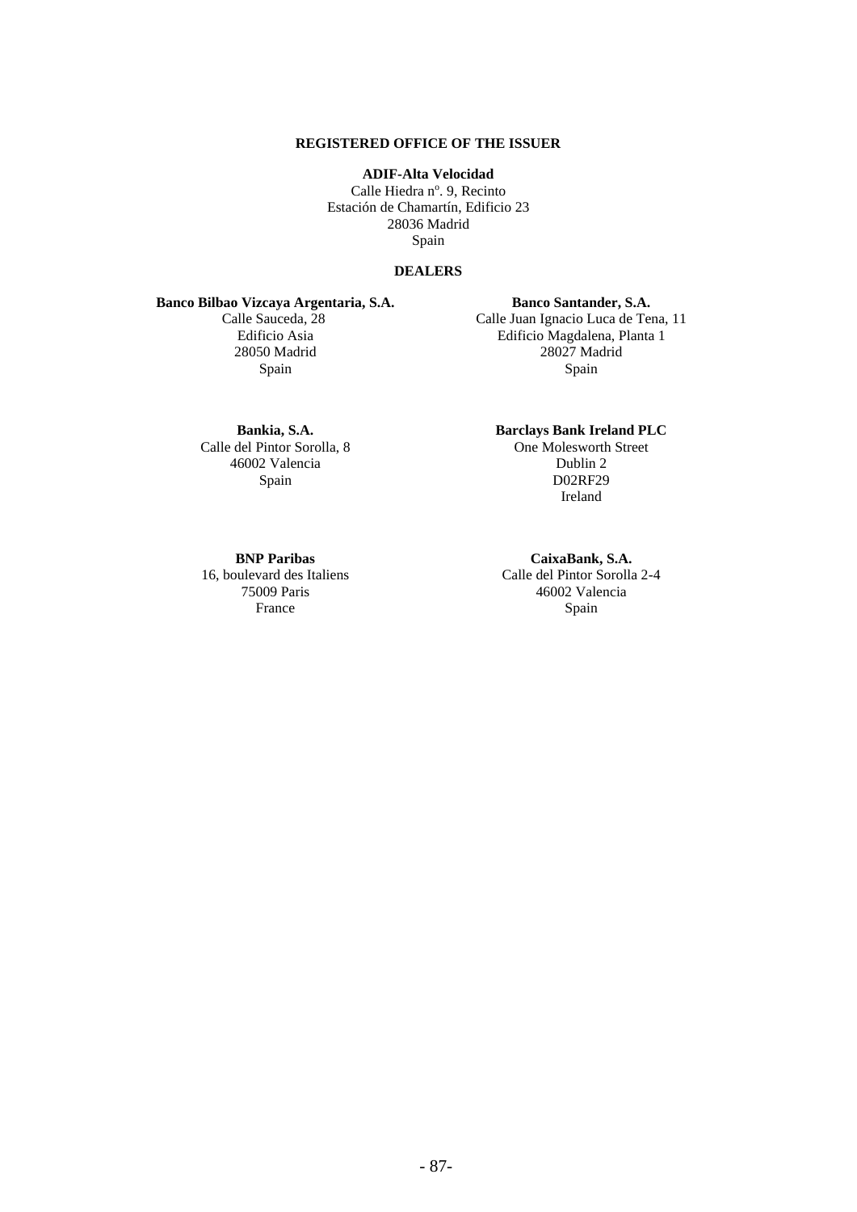**REGISTERED OFFICE OF THE ISSUER**

**ADIF-Alta Velocidad**
Calle Hiedra nº. 9, Recinto
Estación de Chamartín, Edificio 23
28036 Madrid
Spain

**DEALERS**

**Banco Bilbao Vizcaya Argentaria, S.A.**
Calle Sauceda, 28
Edificio Asia
28050 Madrid
Spain

**Banco Santander, S.A.**
Calle Juan Ignacio Luca de Tena, 11
Edificio Magdalena, Planta 1
28027 Madrid
Spain

**Bankia, S.A.**
Calle del Pintor Sorolla, 8
46002 Valencia
Spain

**Barclays Bank Ireland PLC**
One Molesworth Street
Dublin 2
D02RF29
Ireland

**BNP Paribas**
16, boulevard des Italiens
75009 Paris
France

**CaixaBank, S.A.**
Calle del Pintor Sorolla 2-4
46002 Valencia
Spain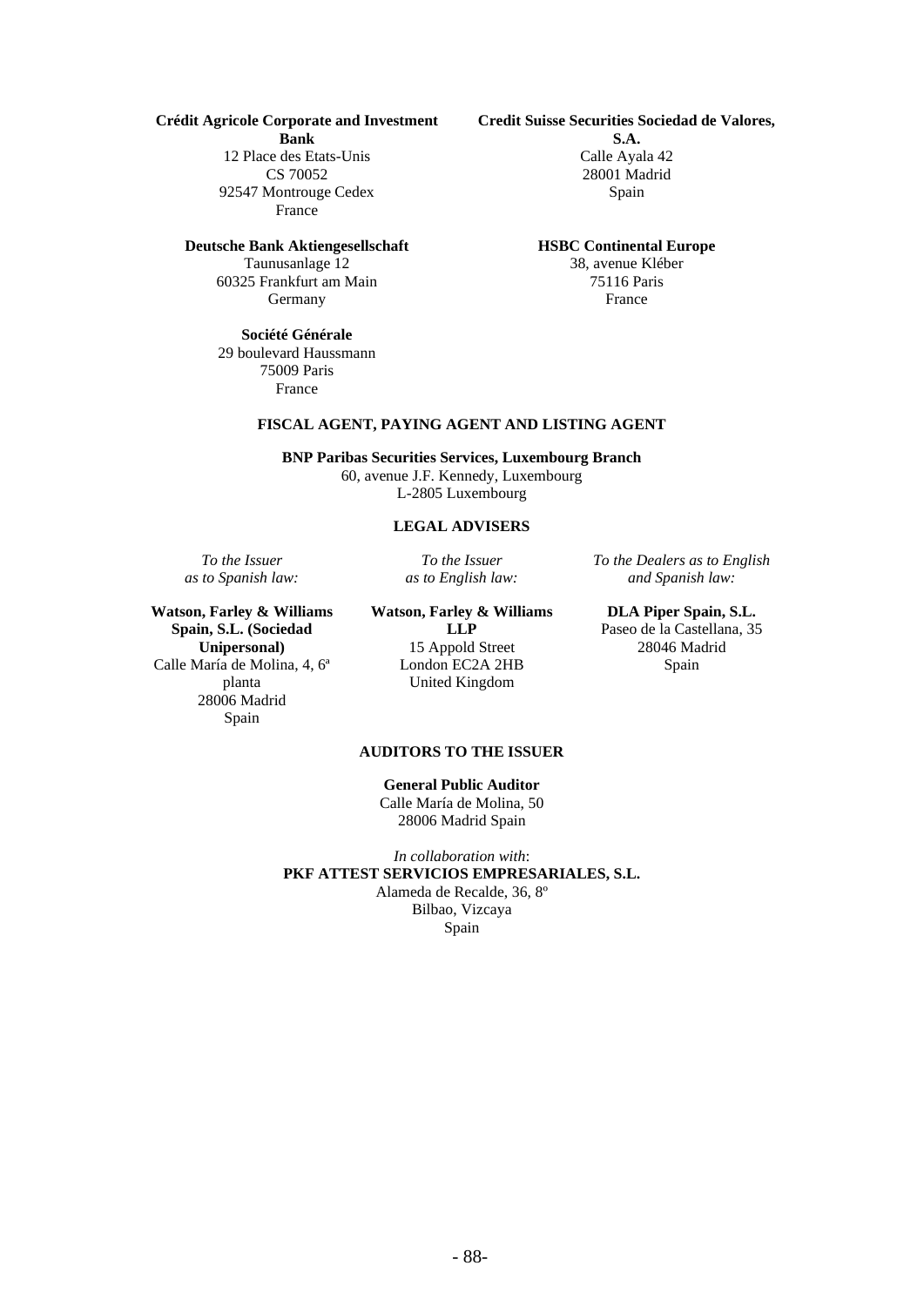**Crédit Agricole Corporate and Investment Bank**
12 Place des Etats-Unis
CS 70052
92547 Montrouge Cedex
France

**Credit Suisse Securities Sociedad de Valores, S.A.**
Calle Ayala 42
28001 Madrid
Spain

**Deutsche Bank Aktiengesellschaft**
Taunusanlage 12
60325 Frankfurt am Main
Germany

**HSBC Continental Europe**
38, avenue Kléber
75116 Paris
France

**Société Générale**
29 boulevard Haussmann
75009 Paris
France

## FISCAL AGENT, PAYING AGENT AND LISTING AGENT

**BNP Paribas Securities Services, Luxembourg Branch**
60, avenue J.F. Kennedy, Luxembourg
L-2805 Luxembourg

## LEGAL ADVISERS

*To the Issuer as to Spanish law:*

**Watson, Farley & Williams Spain, S.L. (Sociedad Unipersonal)**
Calle María de Molina, 4, 6ª planta
28006 Madrid
Spain

*To the Issuer as to English law:*

**Watson, Farley & Williams LLP**
15 Appold Street
London EC2A 2HB
United Kingdom

*To the Dealers as to English and Spanish law:*

**DLA Piper Spain, S.L.**
Paseo de la Castellana, 35
28046 Madrid
Spain

## AUDITORS TO THE ISSUER

**General Public Auditor**
Calle María de Molina, 50
28006 Madrid Spain

*In collaboration with*:
**PKF ATTEST SERVICIOS EMPRESARIALES, S.L.**
Alameda de Recalde, 36, 8º
Bilbao, Vizcaya
Spain